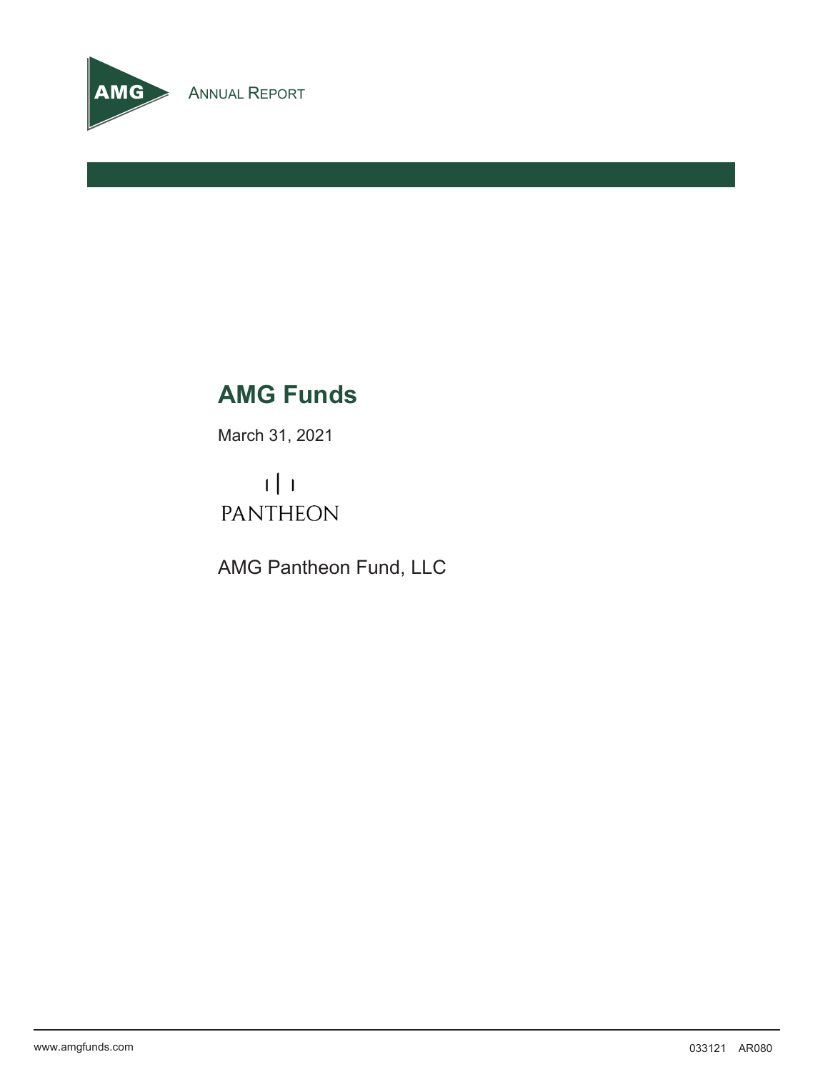AMG

ANNUAL REPORT

# AMG Funds

March 31, 2021

PANTHEON

AMG Pantheon Fund, LLC

www.amgfunds.com

033121 AR080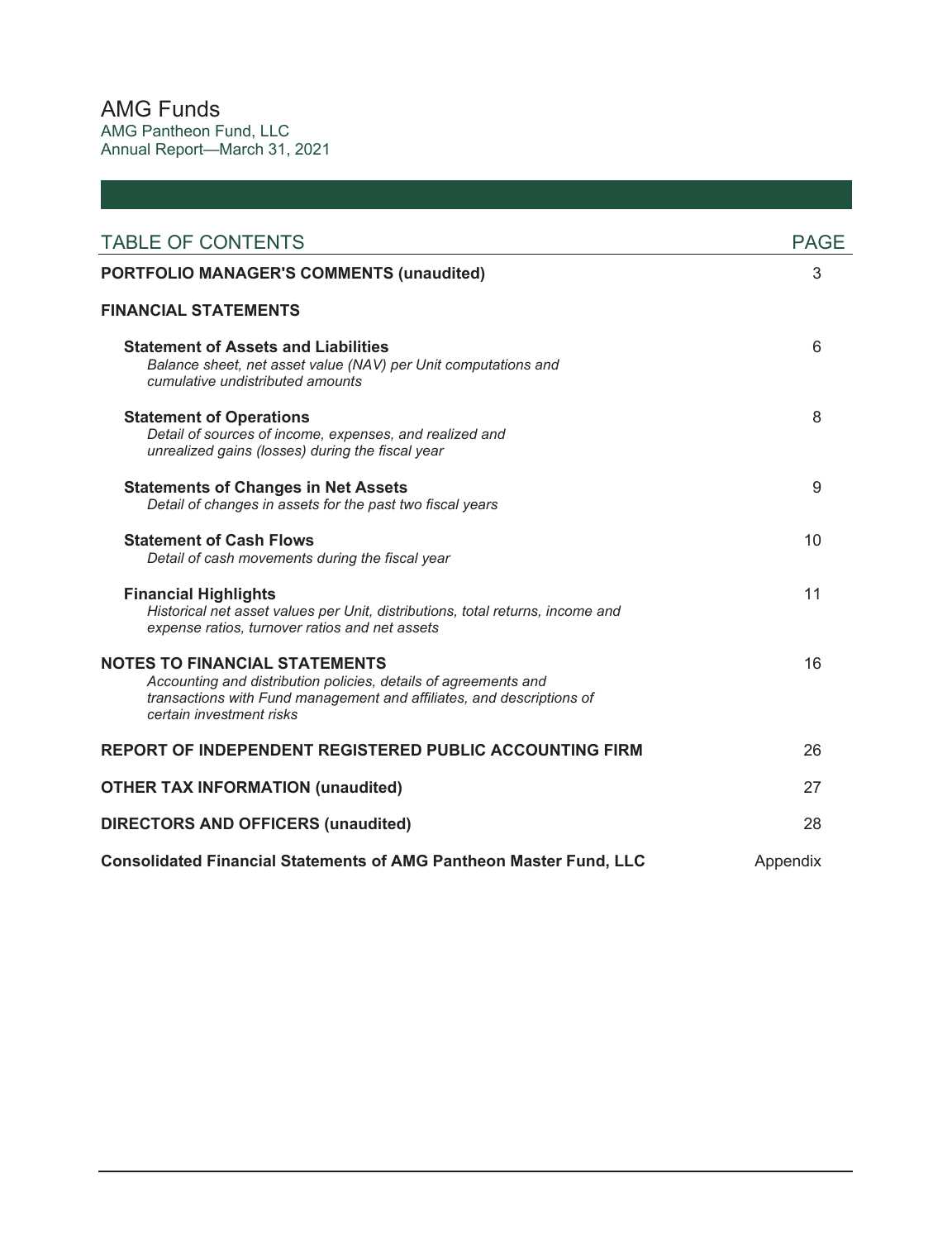# AMG Funds

AMG Pantheon Fund, LLC
Annual Report—March 31, 2021

| TABLE OF CONTENTS | PAGE |
|---|---|
| **PORTFOLIO MANAGER'S COMMENTS (unaudited)** | 3 |
| **FINANCIAL STATEMENTS** | |
| **Statement of Assets and Liabilities**<br>*Balance sheet, net asset value (NAV) per Unit computations and cumulative undistributed amounts* | 6 |
| **Statement of Operations**<br>*Detail of sources of income, expenses, and realized and unrealized gains (losses) during the fiscal year* | 8 |
| **Statements of Changes in Net Assets**<br>*Detail of changes in assets for the past two fiscal years* | 9 |
| **Statement of Cash Flows**<br>*Detail of cash movements during the fiscal year* | 10 |
| **Financial Highlights**<br>*Historical net asset values per Unit, distributions, total returns, income and expense ratios, turnover ratios and net assets* | 11 |
| **NOTES TO FINANCIAL STATEMENTS**<br>*Accounting and distribution policies, details of agreements and transactions with Fund management and affiliates, and descriptions of certain investment risks* | 16 |
| **REPORT OF INDEPENDENT REGISTERED PUBLIC ACCOUNTING FIRM** | 26 |
| **OTHER TAX INFORMATION (unaudited)** | 27 |
| **DIRECTORS AND OFFICERS (unaudited)** | 28 |
| **Consolidated Financial Statements of AMG Pantheon Master Fund, LLC** | Appendix |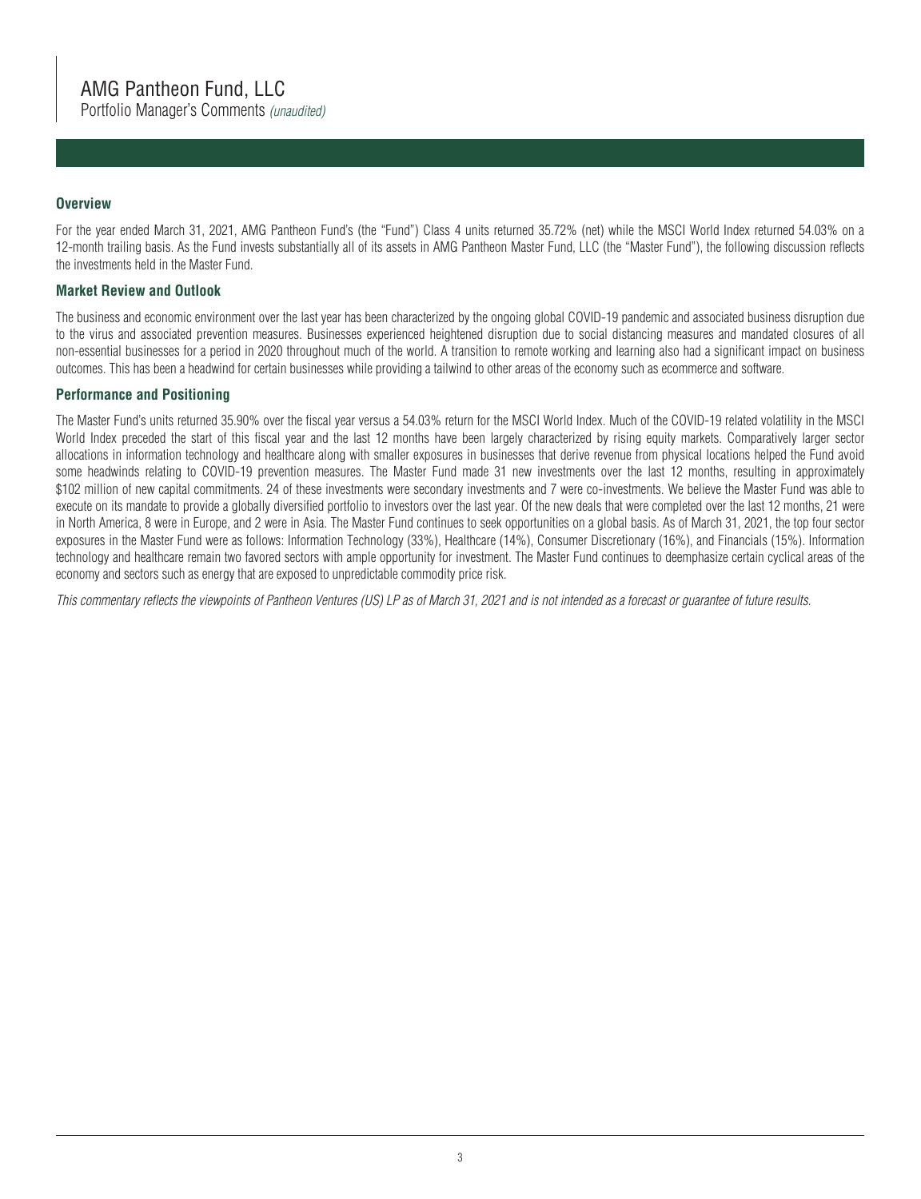# AMG Pantheon Fund, LLC

Portfolio Manager's Comments *(unaudited)*

## Overview

For the year ended March 31, 2021, AMG Pantheon Fund's (the "Fund") Class 4 units returned 35.72% (net) while the MSCI World Index returned 54.03% on a 12-month trailing basis. As the Fund invests substantially all of its assets in AMG Pantheon Master Fund, LLC (the "Master Fund"), the following discussion reflects the investments held in the Master Fund.

## Market Review and Outlook

The business and economic environment over the last year has been characterized by the ongoing global COVID-19 pandemic and associated business disruption due to the virus and associated prevention measures. Businesses experienced heightened disruption due to social distancing measures and mandated closures of all non-essential businesses for a period in 2020 throughout much of the world. A transition to remote working and learning also had a significant impact on business outcomes. This has been a headwind for certain businesses while providing a tailwind to other areas of the economy such as ecommerce and software.

## Performance and Positioning

The Master Fund's units returned 35.90% over the fiscal year versus a 54.03% return for the MSCI World Index. Much of the COVID-19 related volatility in the MSCI World Index preceded the start of this fiscal year and the last 12 months have been largely characterized by rising equity markets. Comparatively larger sector allocations in information technology and healthcare along with smaller exposures in businesses that derive revenue from physical locations helped the Fund avoid some headwinds relating to COVID-19 prevention measures. The Master Fund made 31 new investments over the last 12 months, resulting in approximately $102 million of new capital commitments. 24 of these investments were secondary investments and 7 were co-investments. We believe the Master Fund was able to execute on its mandate to provide a globally diversified portfolio to investors over the last year. Of the new deals that were completed over the last 12 months, 21 were in North America, 8 were in Europe, and 2 were in Asia. The Master Fund continues to seek opportunities on a global basis. As of March 31, 2021, the top four sector exposures in the Master Fund were as follows: Information Technology (33%), Healthcare (14%), Consumer Discretionary (16%), and Financials (15%). Information technology and healthcare remain two favored sectors with ample opportunity for investment. The Master Fund continues to deemphasize certain cyclical areas of the economy and sectors such as energy that are exposed to unpredictable commodity price risk.

*This commentary reflects the viewpoints of Pantheon Ventures (US) LP as of March 31, 2021 and is not intended as a forecast or guarantee of future results.*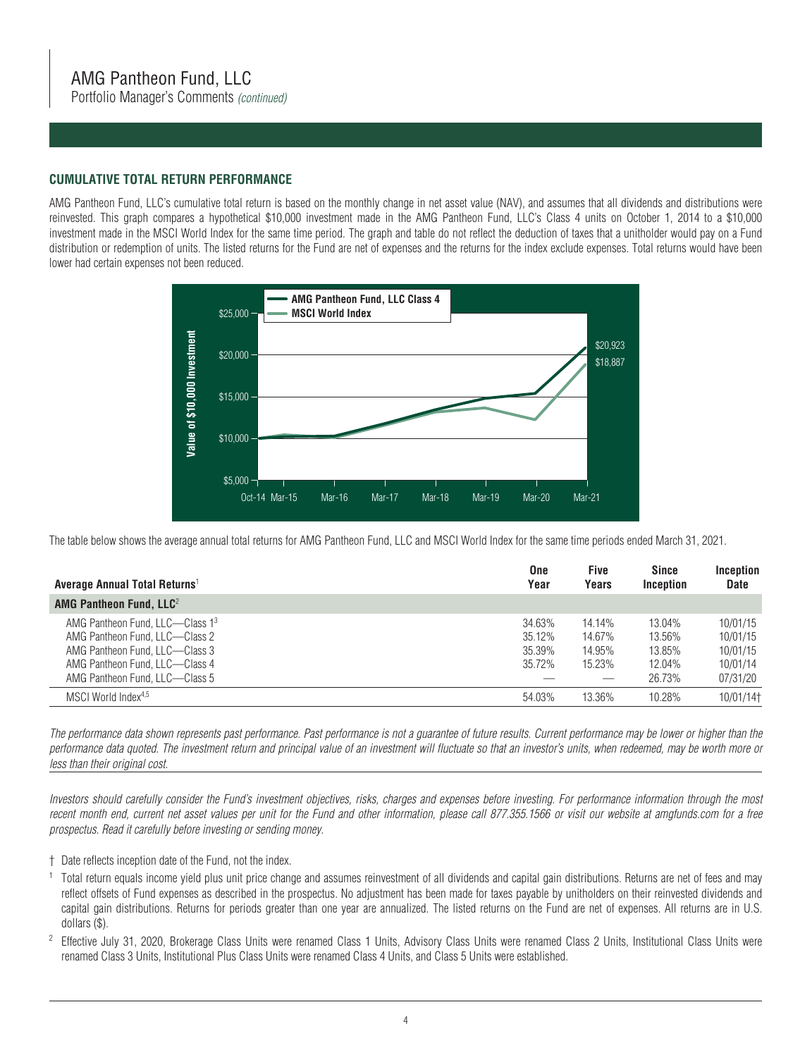# AMG Pantheon Fund, LLC

Portfolio Manager's Comments *(continued)*

## CUMULATIVE TOTAL RETURN PERFORMANCE

AMG Pantheon Fund, LLC's cumulative total return is based on the monthly change in net asset value (NAV), and assumes that all dividends and distributions were reinvested. This graph compares a hypothetical $10,000 investment made in the AMG Pantheon Fund, LLC's Class 4 units on October 1, 2014 to a $10,000 investment made in the MSCI World Index for the same time period. The graph and table do not reflect the deduction of taxes that a unitholder would pay on a Fund distribution or redemption of units. The listed returns for the Fund are net of expenses and the returns for the index exclude expenses. Total returns would have been lower had certain expenses not been reduced.

The table below shows the average annual total returns for AMG Pantheon Fund, LLC and MSCI World Index for the same time periods ended March 31, 2021.

| Average Annual Total Returns[1] | One Year | Five Years | Since Inception | Inception Date |
|---|---|---|---|---|
| **AMG Pantheon Fund, LLC**[2] | | | | |
| AMG Pantheon Fund, LLC—Class 1[3] | 34.63% | 14.14% | 13.04% | 10/01/15 |
| AMG Pantheon Fund, LLC—Class 2 | 35.12% | 14.67% | 13.56% | 10/01/15 |
| AMG Pantheon Fund, LLC—Class 3 | 35.39% | 14.95% | 13.85% | 10/01/15 |
| AMG Pantheon Fund, LLC—Class 4 | 35.72% | 15.23% | 12.04% | 10/01/14 |
| AMG Pantheon Fund, LLC—Class 5 | — | — | 26.73% | 07/31/20 |
| MSCI World Index[4,5] | 54.03% | 13.36% | 10.28% | 10/01/14† |

*The performance data shown represents past performance. Past performance is not a guarantee of future results. Current performance may be lower or higher than the performance data quoted. The investment return and principal value of an investment will fluctuate so that an investor's units, when redeemed, may be worth more or less than their original cost.*

*Investors should carefully consider the Fund's investment objectives, risks, charges and expenses before investing. For performance information through the most recent month end, current net asset values per unit for the Fund and other information, please call 877.355.1566 or visit our website at amgfunds.com for a free prospectus. Read it carefully before investing or sending money.*

† Date reflects inception date of the Fund, not the index.

[1] Total return equals income yield plus unit price change and assumes reinvestment of all dividends and capital gain distributions. Returns are net of fees and may reflect offsets of Fund expenses as described in the prospectus. No adjustment has been made for taxes payable by unitholders on their reinvested dividends and capital gain distributions. Returns for periods greater than one year are annualized. The listed returns on the Fund are net of expenses. All returns are in U.S. dollars ($).

[2] Effective July 31, 2020, Brokerage Class Units were renamed Class 1 Units, Advisory Class Units were renamed Class 2 Units, Institutional Class Units were renamed Class 3 Units, Institutional Plus Class Units were renamed Class 4 Units, and Class 5 Units were established.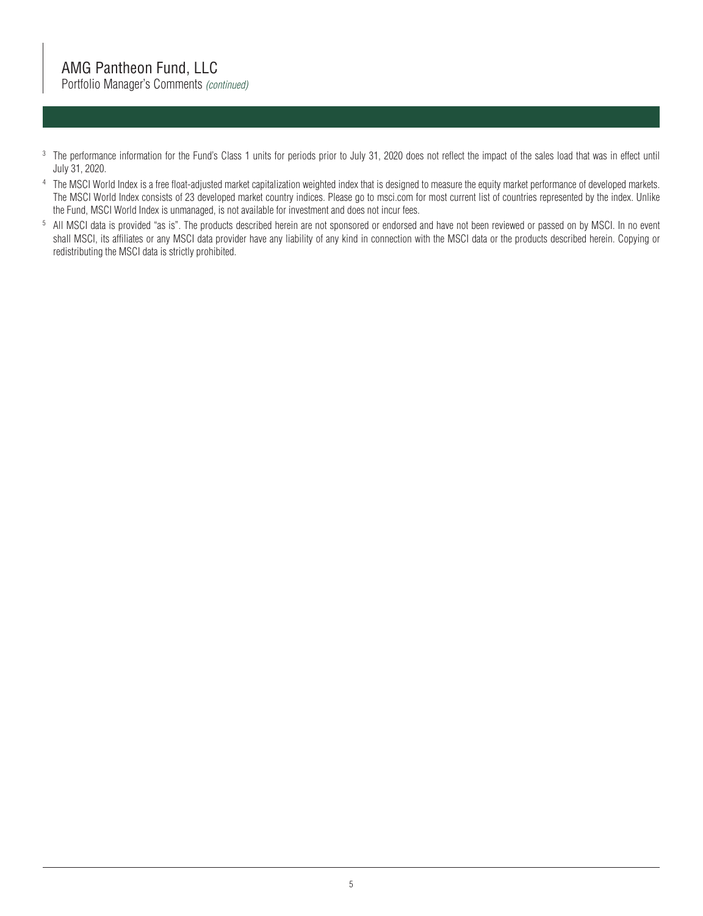[3] The performance information for the Fund's Class 1 units for periods prior to July 31, 2020 does not reflect the impact of the sales load that was in effect until July 31, 2020.

[4] The MSCI World Index is a free float-adjusted market capitalization weighted index that is designed to measure the equity market performance of developed markets. The MSCI World Index consists of 23 developed market country indices. Please go to msci.com for most current list of countries represented by the index. Unlike the Fund, MSCI World Index is unmanaged, is not available for investment and does not incur fees.

[5] All MSCI data is provided "as is". The products described herein are not sponsored or endorsed and have not been reviewed or passed on by MSCI. In no event shall MSCI, its affiliates or any MSCI data provider have any liability of any kind in connection with the MSCI data or the products described herein. Copying or redistributing the MSCI data is strictly prohibited.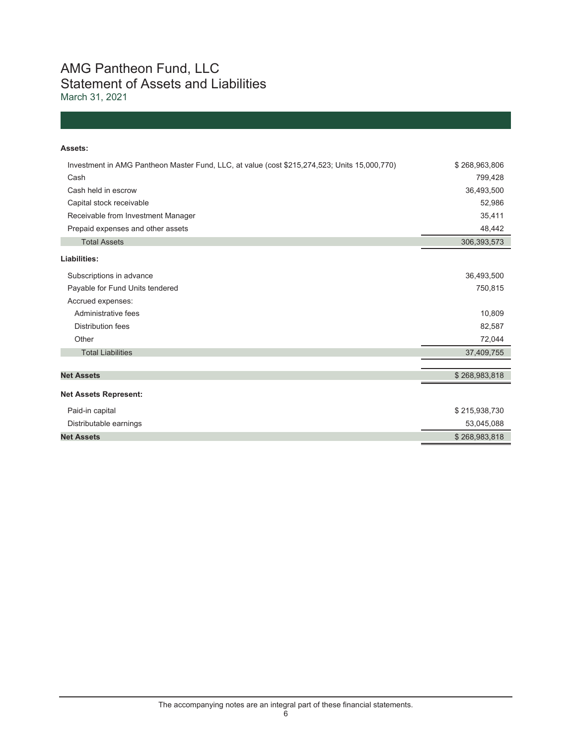# AMG Pantheon Fund, LLC
## Statement of Assets and Liabilities
March 31, 2021

| | |
|---|---|
| **Assets:** | |
| Investment in AMG Pantheon Master Fund, LLC, at value (cost $215,274,523; Units 15,000,770) | $ 268,963,806 |
| Cash | 799,428 |
| Cash held in escrow | 36,493,500 |
| Capital stock receivable | 52,986 |
| Receivable from Investment Manager | 35,411 |
| Prepaid expenses and other assets | 48,442 |
| Total Assets | 306,393,573 |
| **Liabilities:** | |
| Subscriptions in advance | 36,493,500 |
| Payable for Fund Units tendered | 750,815 |
| Accrued expenses: | |
| Administrative fees | 10,809 |
| Distribution fees | 82,587 |
| Other | 72,044 |
| Total Liabilities | 37,409,755 |
| **Net Assets** | $ 268,983,818 |
| **Net Assets Represent:** | |
| Paid-in capital | $ 215,938,730 |
| Distributable earnings | 53,045,088 |
| **Net Assets** | $ 268,983,818 |

The accompanying notes are an integral part of these financial statements.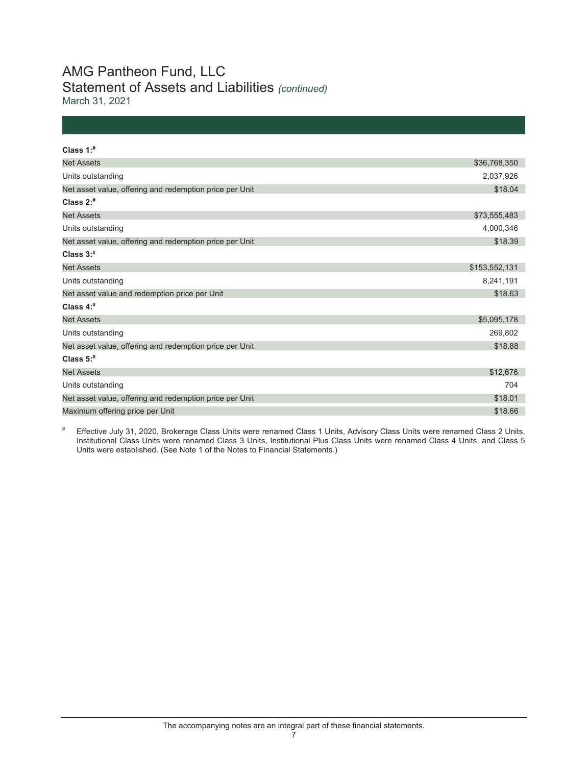# AMG Pantheon Fund, LLC
## Statement of Assets and Liabilities *(continued)*
March 31, 2021

| | |
|---|---|
| **Class 1:**[#] | |
| Net Assets | $36,768,350 |
| Units outstanding | 2,037,926 |
| Net asset value, offering and redemption price per Unit | $18.04 |
| **Class 2:**[#] | |
| Net Assets | $73,555,483 |
| Units outstanding | 4,000,346 |
| Net asset value, offering and redemption price per Unit | $18.39 |
| **Class 3:**[#] | |
| Net Assets | $153,552,131 |
| Units outstanding | 8,241,191 |
| Net asset value and redemption price per Unit | $18.63 |
| **Class 4:**[#] | |
| Net Assets | $5,095,178 |
| Units outstanding | 269,802 |
| Net asset value, offering and redemption price per Unit | $18.88 |
| **Class 5:**[#] | |
| Net Assets | $12,676 |
| Units outstanding | 704 |
| Net asset value, offering and redemption price per Unit | $18.01 |
| Maximum offering price per Unit | $18.66 |

[#] Effective July 31, 2020, Brokerage Class Units were renamed Class 1 Units, Advisory Class Units were renamed Class 2 Units, Institutional Class Units were renamed Class 3 Units, Institutional Plus Class Units were renamed Class 4 Units, and Class 5 Units were established. (See Note 1 of the Notes to Financial Statements.)

The accompanying notes are an integral part of these financial statements.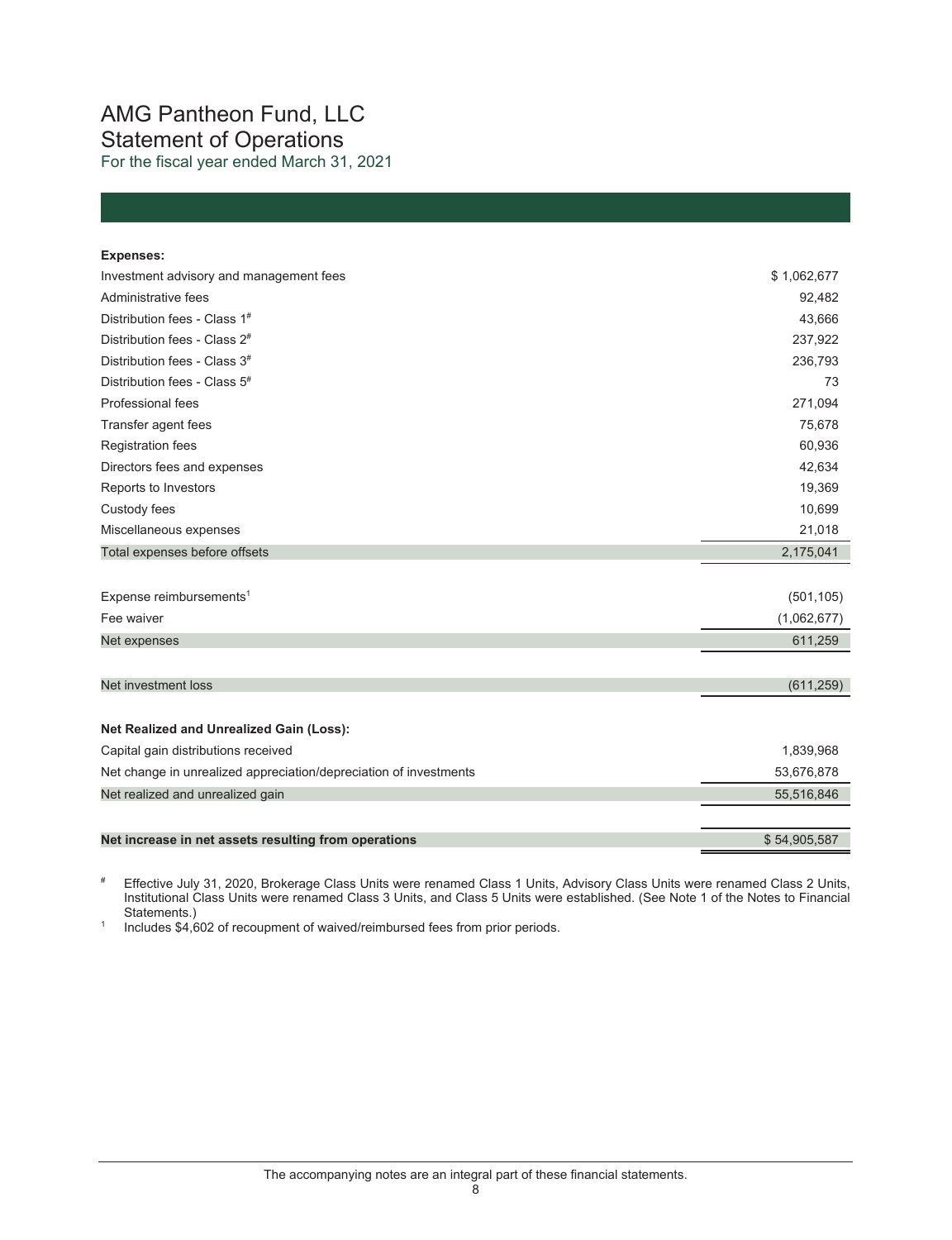# AMG Pantheon Fund, LLC
## Statement of Operations
For the fiscal year ended March 31, 2021

| | |
|---|---|
| **Expenses:** | |
| Investment advisory and management fees | $ 1,062,677 |
| Administrative fees | 92,482 |
| Distribution fees - Class 1[#] | 43,666 |
| Distribution fees - Class 2[#] | 237,922 |
| Distribution fees - Class 3[#] | 236,793 |
| Distribution fees - Class 5[#] | 73 |
| Professional fees | 271,094 |
| Transfer agent fees | 75,678 |
| Registration fees | 60,936 |
| Directors fees and expenses | 42,634 |
| Reports to Investors | 19,369 |
| Custody fees | 10,699 |
| Miscellaneous expenses | 21,018 |
| Total expenses before offsets | 2,175,041 |
| Expense reimbursements[1] | (501,105) |
| Fee waiver | (1,062,677) |
| Net expenses | 611,259 |
| Net investment loss | (611,259) |
| **Net Realized and Unrealized Gain (Loss):** | |
| Capital gain distributions received | 1,839,968 |
| Net change in unrealized appreciation/depreciation of investments | 53,676,878 |
| Net realized and unrealized gain | 55,516,846 |
| **Net increase in net assets resulting from operations** | $ 54,905,587 |

[#] Effective July 31, 2020, Brokerage Class Units were renamed Class 1 Units, Advisory Class Units were renamed Class 2 Units, Institutional Class Units were renamed Class 3 Units, and Class 5 Units were established. (See Note 1 of the Notes to Financial Statements.)

[1] Includes $4,602 of recoupment of waived/reimbursed fees from prior periods.

The accompanying notes are an integral part of these financial statements.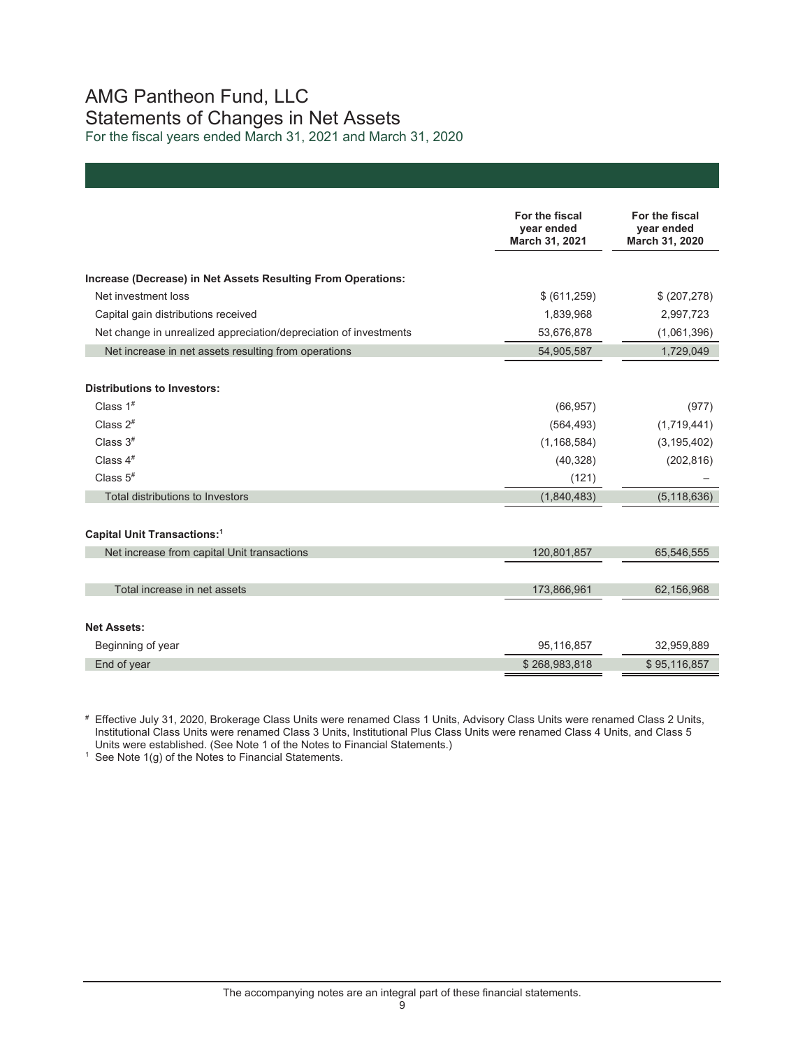# AMG Pantheon Fund, LLC
## Statements of Changes in Net Assets
For the fiscal years ended March 31, 2021 and March 31, 2020

| | For the fiscal year ended March 31, 2021 | For the fiscal year ended March 31, 2020 |
|---|---|---|
| **Increase (Decrease) in Net Assets Resulting From Operations:** | | |
| Net investment loss | $ (611,259) | $ (207,278) |
| Capital gain distributions received | 1,839,968 | 2,997,723 |
| Net change in unrealized appreciation/depreciation of investments | 53,676,878 | (1,061,396) |
| Net increase in net assets resulting from operations | 54,905,587 | 1,729,049 |
| **Distributions to Investors:** | | |
| Class 1# | (66,957) | (977) |
| Class 2# | (564,493) | (1,719,441) |
| Class 3# | (1,168,584) | (3,195,402) |
| Class 4# | (40,328) | (202,816) |
| Class 5# | (121) | – |
| Total distributions to Investors | (1,840,483) | (5,118,636) |
| **Capital Unit Transactions:**[1] | | |
| Net increase from capital Unit transactions | 120,801,857 | 65,546,555 |
| Total increase in net assets | 173,866,961 | 62,156,968 |
| **Net Assets:** | | |
| Beginning of year | 95,116,857 | 32,959,889 |
| End of year | $ 268,983,818 | $ 95,116,857 |

# Effective July 31, 2020, Brokerage Class Units were renamed Class 1 Units, Advisory Class Units were renamed Class 2 Units, Institutional Class Units were renamed Class 3 Units, Institutional Plus Class Units were renamed Class 4 Units, and Class 5 Units were established. (See Note 1 of the Notes to Financial Statements.)

[1] See Note 1(g) of the Notes to Financial Statements.

The accompanying notes are an integral part of these financial statements.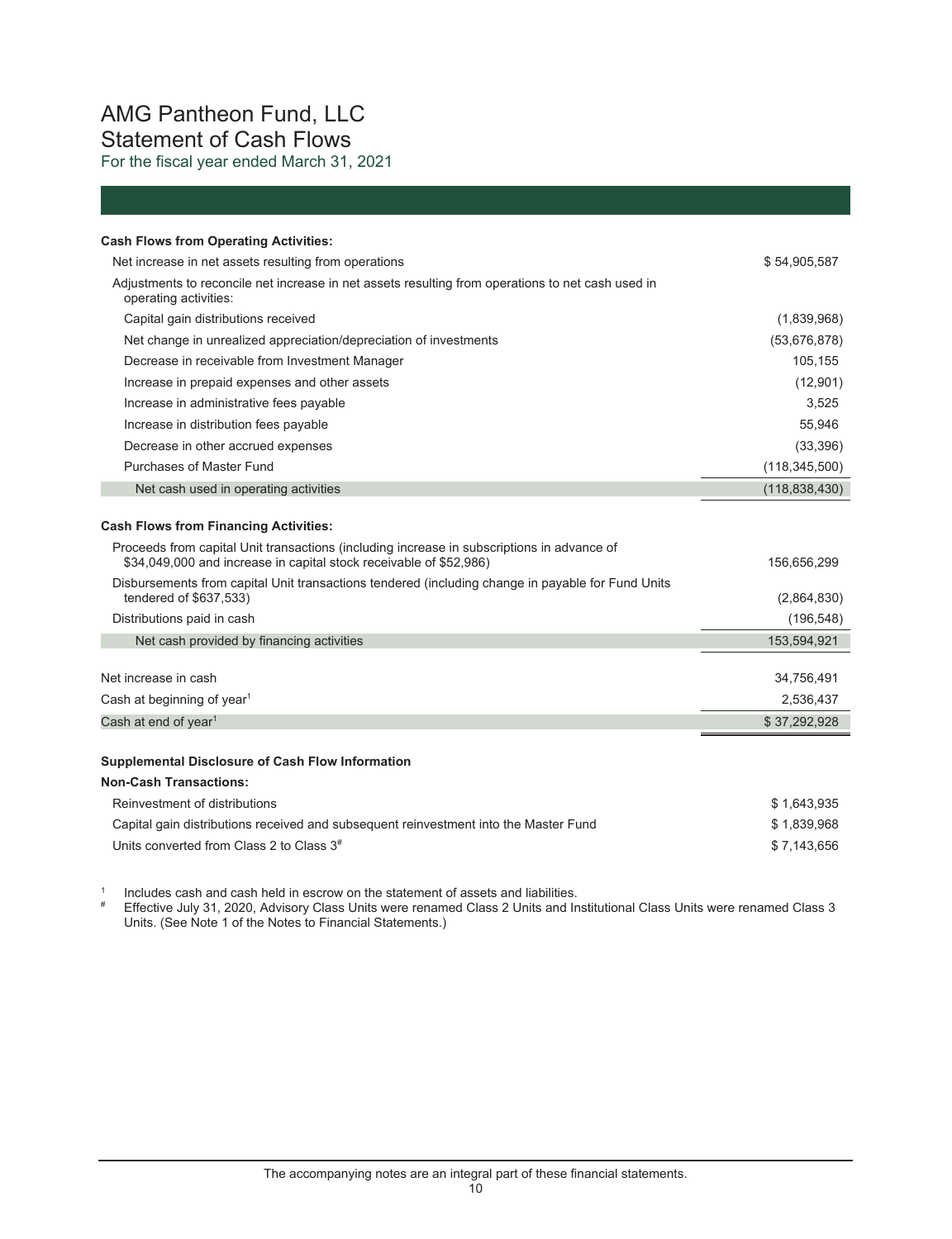# AMG Pantheon Fund, LLC
## Statement of Cash Flows
For the fiscal year ended March 31, 2021

| | |
|---|---|
| **Cash Flows from Operating Activities:** | |
| Net increase in net assets resulting from operations | $ 54,905,587 |
| Adjustments to reconcile net increase in net assets resulting from operations to net cash used in operating activities: | |
| Capital gain distributions received | (1,839,968) |
| Net change in unrealized appreciation/depreciation of investments | (53,676,878) |
| Decrease in receivable from Investment Manager | 105,155 |
| Increase in prepaid expenses and other assets | (12,901) |
| Increase in administrative fees payable | 3,525 |
| Increase in distribution fees payable | 55,946 |
| Decrease in other accrued expenses | (33,396) |
| Purchases of Master Fund | (118,345,500) |
| Net cash used in operating activities | (118,838,430) |
| **Cash Flows from Financing Activities:** | |
| Proceeds from capital Unit transactions (including increase in subscriptions in advance of $34,049,000 and increase in capital stock receivable of $52,986) | 156,656,299 |
| Disbursements from capital Unit transactions tendered (including change in payable for Fund Units tendered of $637,533) | (2,864,830) |
| Distributions paid in cash | (196,548) |
| Net cash provided by financing activities | 153,594,921 |
| Net increase in cash | 34,756,491 |
| Cash at beginning of year[1] | 2,536,437 |
| Cash at end of year[1] | $ 37,292,928 |
| **Supplemental Disclosure of Cash Flow Information** | |
| **Non-Cash Transactions:** | |
| Reinvestment of distributions | $ 1,643,935 |
| Capital gain distributions received and subsequent reinvestment into the Master Fund | $ 1,839,968 |
| Units converted from Class 2 to Class 3[#] | $ 7,143,656 |

[1] Includes cash and cash held in escrow on the statement of assets and liabilities.

[#] Effective July 31, 2020, Advisory Class Units were renamed Class 2 Units and Institutional Class Units were renamed Class 3 Units. (See Note 1 of the Notes to Financial Statements.)

The accompanying notes are an integral part of these financial statements.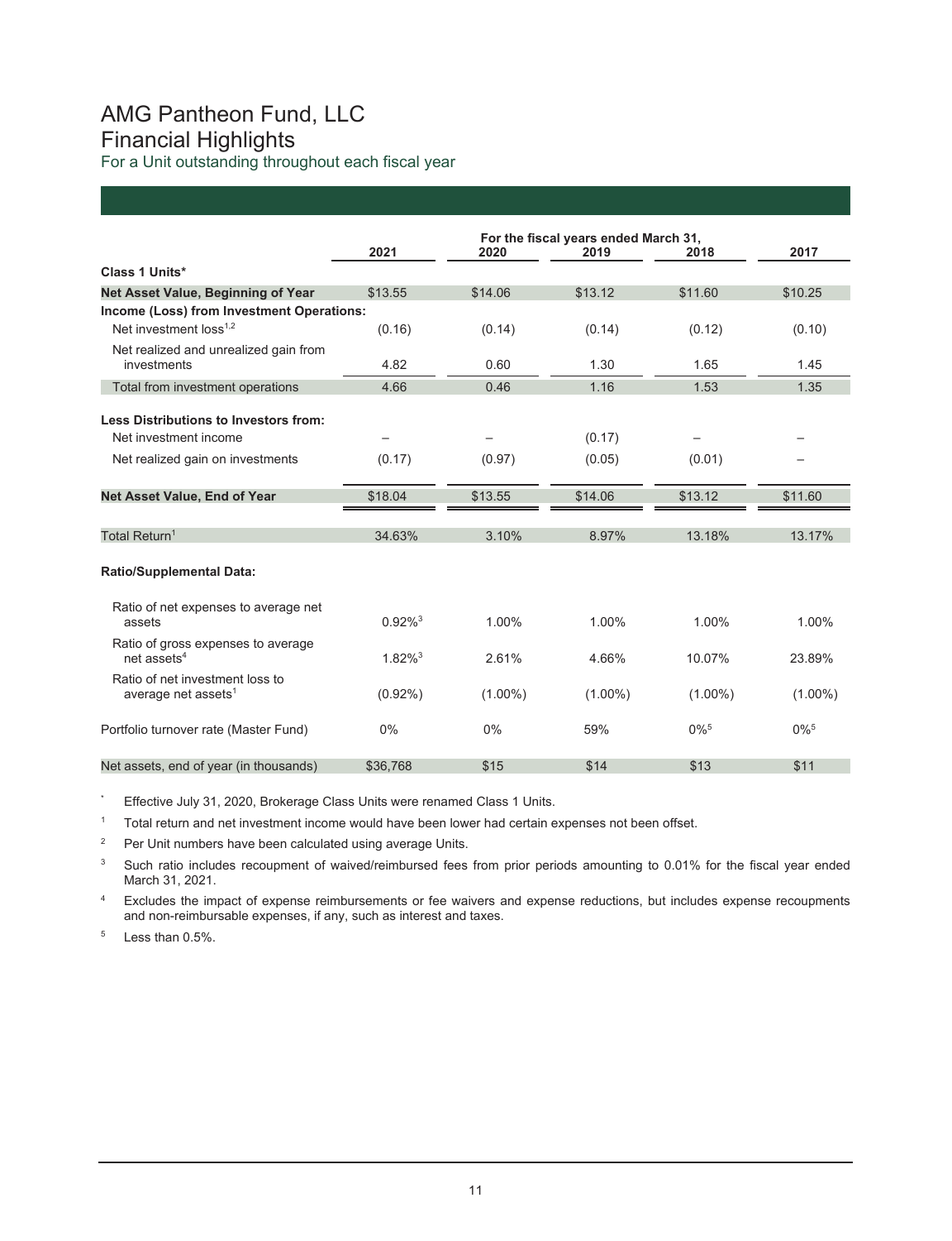# AMG Pantheon Fund, LLC
## Financial Highlights
### For a Unit outstanding throughout each fiscal year

| | For the fiscal years ended March 31, | | | | |
|---|---|---|---|---|---|
| | 2021 | 2020 | 2019 | 2018 | 2017 |
| **Class 1 Units*** | | | | | |
| **Net Asset Value, Beginning of Year** | $13.55 | $14.06 | $13.12 | $11.60 | $10.25 |
| **Income (Loss) from Investment Operations:** | | | | | |
| Net investment loss[1,2] | (0.16) | (0.14) | (0.14) | (0.12) | (0.10) |
| Net realized and unrealized gain from investments | 4.82 | 0.60 | 1.30 | 1.65 | 1.45 |
| Total from investment operations | 4.66 | 0.46 | 1.16 | 1.53 | 1.35 |
| **Less Distributions to Investors from:** | | | | | |
| Net investment income | – | – | (0.17) | – | – |
| Net realized gain on investments | (0.17) | (0.97) | (0.05) | (0.01) | – |
| **Net Asset Value, End of Year** | $18.04 | $13.55 | $14.06 | $13.12 | $11.60 |
| Total Return[1] | 34.63% | 3.10% | 8.97% | 13.18% | 13.17% |
| **Ratio/Supplemental Data:** | | | | | |
| Ratio of net expenses to average net assets | 0.92%[3] | 1.00% | 1.00% | 1.00% | 1.00% |
| Ratio of gross expenses to average net assets[4] | 1.82%[3] | 2.61% | 4.66% | 10.07% | 23.89% |
| Ratio of net investment loss to average net assets[1] | (0.92%) | (1.00%) | (1.00%) | (1.00%) | (1.00%) |
| Portfolio turnover rate (Master Fund) | 0% | 0% | 59% | 0%[5] | 0%[5] |
| Net assets, end of year (in thousands) | $36,768 | $15 | $14 | $13 | $11 |

\* Effective July 31, 2020, Brokerage Class Units were renamed Class 1 Units.

[1] Total return and net investment income would have been lower had certain expenses not been offset.

[2] Per Unit numbers have been calculated using average Units.

[3] Such ratio includes recoupment of waived/reimbursed fees from prior periods amounting to 0.01% for the fiscal year ended March 31, 2021.

[4] Excludes the impact of expense reimbursements or fee waivers and expense reductions, but includes expense recoupments and non-reimbursable expenses, if any, such as interest and taxes.

[5] Less than 0.5%.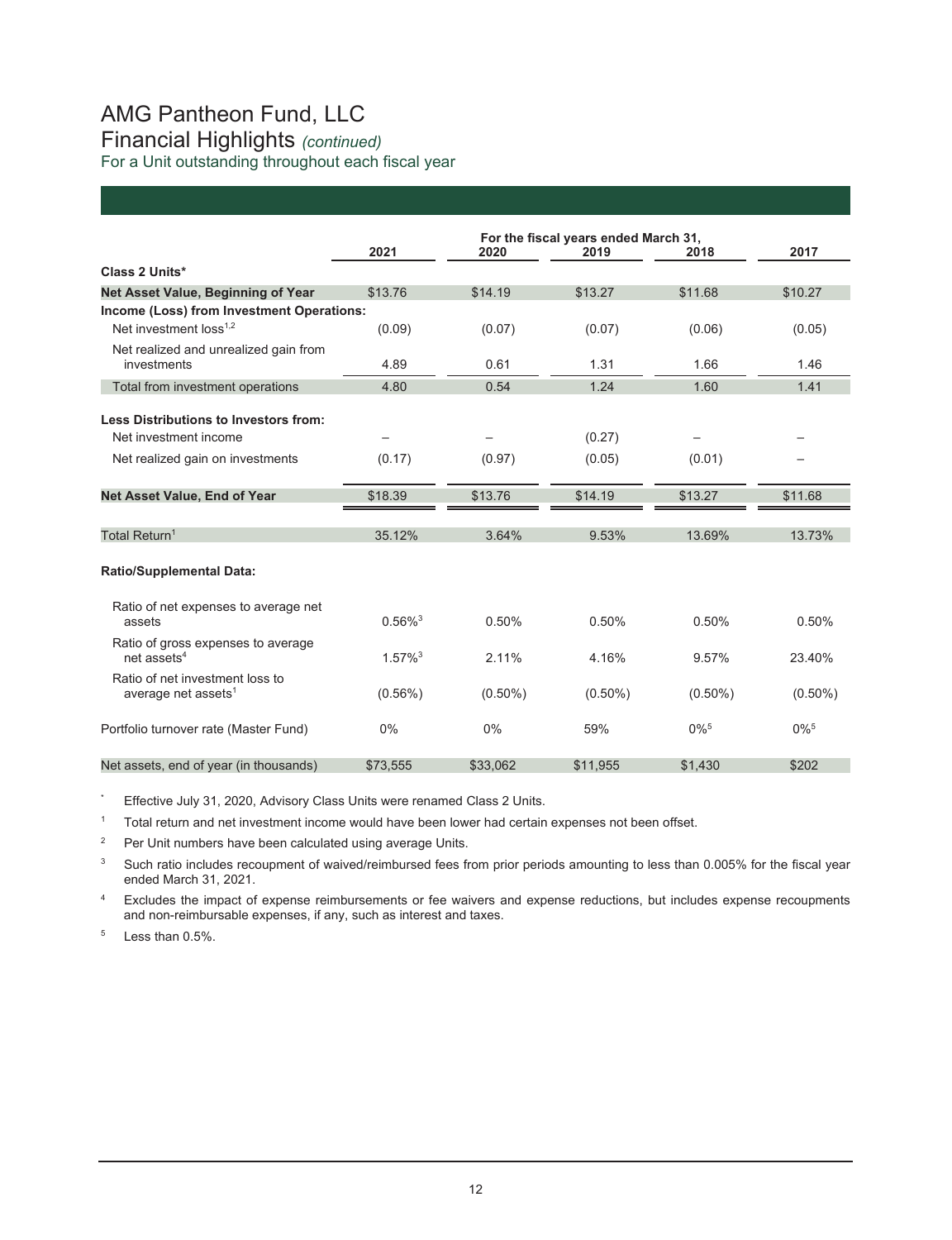# AMG Pantheon Fund, LLC

## Financial Highlights *(continued)*

For a Unit outstanding throughout each fiscal year

| | For the fiscal years ended March 31, | | | | |
|---|---|---|---|---|---|
| | 2021 | 2020 | 2019 | 2018 | 2017 |
| **Class 2 Units*** | | | | | |
| **Net Asset Value, Beginning of Year** | $13.76 | $14.19 | $13.27 | $11.68 | $10.27 |
| **Income (Loss) from Investment Operations:** | | | | | |
| Net investment loss[1,2] | (0.09) | (0.07) | (0.07) | (0.06) | (0.05) |
| Net realized and unrealized gain from investments | 4.89 | 0.61 | 1.31 | 1.66 | 1.46 |
| Total from investment operations | 4.80 | 0.54 | 1.24 | 1.60 | 1.41 |
| **Less Distributions to Investors from:** | | | | | |
| Net investment income | – | – | (0.27) | – | – |
| Net realized gain on investments | (0.17) | (0.97) | (0.05) | (0.01) | – |
| **Net Asset Value, End of Year** | $18.39 | $13.76 | $14.19 | $13.27 | $11.68 |
| Total Return[1] | 35.12% | 3.64% | 9.53% | 13.69% | 13.73% |
| **Ratio/Supplemental Data:** | | | | | |
| Ratio of net expenses to average net assets | 0.56%[3] | 0.50% | 0.50% | 0.50% | 0.50% |
| Ratio of gross expenses to average net assets[4] | 1.57%[3] | 2.11% | 4.16% | 9.57% | 23.40% |
| Ratio of net investment loss to average net assets[1] | (0.56%) | (0.50%) | (0.50%) | (0.50%) | (0.50%) |
| Portfolio turnover rate (Master Fund) | 0% | 0% | 59% | 0%[5] | 0%[5] |
| Net assets, end of year (in thousands) | $73,555 | $33,062 | $11,955 | $1,430 | $202 |

\* Effective July 31, 2020, Advisory Class Units were renamed Class 2 Units.

[1] Total return and net investment income would have been lower had certain expenses not been offset.

[2] Per Unit numbers have been calculated using average Units.

[3] Such ratio includes recoupment of waived/reimbursed fees from prior periods amounting to less than 0.005% for the fiscal year ended March 31, 2021.

[4] Excludes the impact of expense reimbursements or fee waivers and expense reductions, but includes expense recoupments and non-reimbursable expenses, if any, such as interest and taxes.

[5] Less than 0.5%.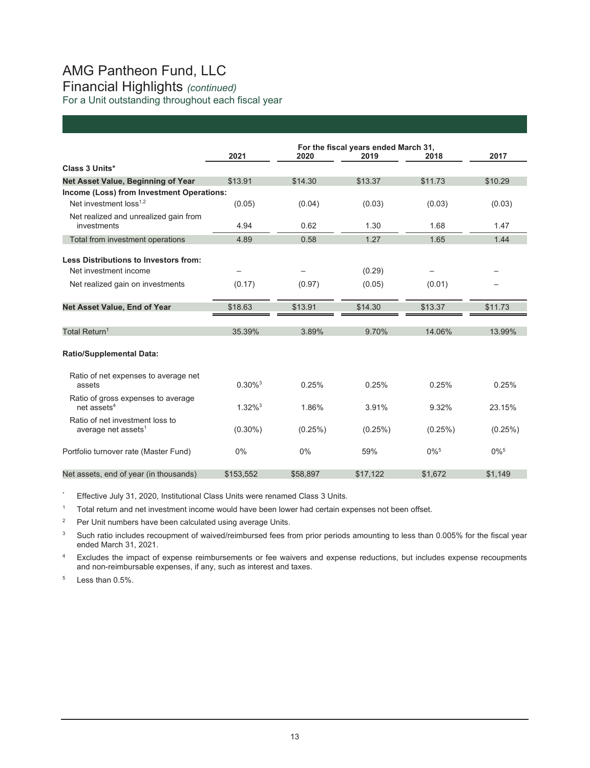# AMG Pantheon Fund, LLC

## Financial Highlights *(continued)*

For a Unit outstanding throughout each fiscal year

| | For the fiscal years ended March 31, | | | | |
|---|---|---|---|---|---|
| | 2021 | 2020 | 2019 | 2018 | 2017 |
| **Class 3 Units*** | | | | | |
| **Net Asset Value, Beginning of Year** | $13.91 | $14.30 | $13.37 | $11.73 | $10.29 |
| **Income (Loss) from Investment Operations:** | | | | | |
| Net investment loss[1,2] | (0.05) | (0.04) | (0.03) | (0.03) | (0.03) |
| Net realized and unrealized gain from investments | 4.94 | 0.62 | 1.30 | 1.68 | 1.47 |
| Total from investment operations | 4.89 | 0.58 | 1.27 | 1.65 | 1.44 |
| **Less Distributions to Investors from:** | | | | | |
| Net investment income | – | – | (0.29) | – | – |
| Net realized gain on investments | (0.17) | (0.97) | (0.05) | (0.01) | – |
| **Net Asset Value, End of Year** | $18.63 | $13.91 | $14.30 | $13.37 | $11.73 |
| Total Return[1] | 35.39% | 3.89% | 9.70% | 14.06% | 13.99% |
| **Ratio/Supplemental Data:** | | | | | |
| Ratio of net expenses to average net assets | 0.30%[3] | 0.25% | 0.25% | 0.25% | 0.25% |
| Ratio of gross expenses to average net assets[4] | 1.32%[3] | 1.86% | 3.91% | 9.32% | 23.15% |
| Ratio of net investment loss to average net assets[1] | (0.30%) | (0.25%) | (0.25%) | (0.25%) | (0.25%) |
| Portfolio turnover rate (Master Fund) | 0% | 0% | 59% | 0%[5] | 0%[5] |
| Net assets, end of year (in thousands) | $153,552 | $58,897 | $17,122 | $1,672 | $1,149 |

* Effective July 31, 2020, Institutional Class Units were renamed Class 3 Units.

[1] Total return and net investment income would have been lower had certain expenses not been offset.

[2] Per Unit numbers have been calculated using average Units.

[3] Such ratio includes recoupment of waived/reimbursed fees from prior periods amounting to less than 0.005% for the fiscal year ended March 31, 2021.

[4] Excludes the impact of expense reimbursements or fee waivers and expense reductions, but includes expense recoupments and non-reimbursable expenses, if any, such as interest and taxes.

[5] Less than 0.5%.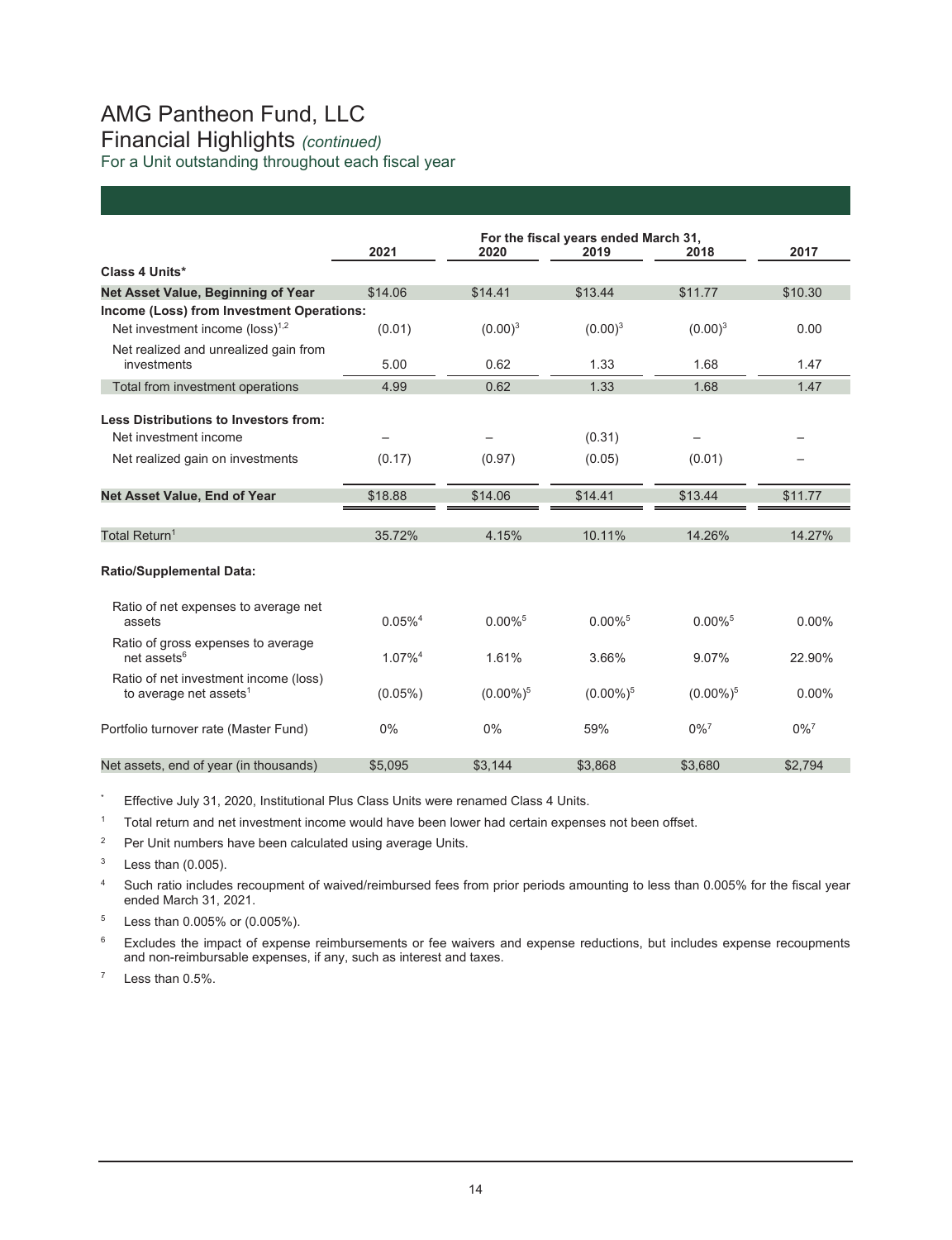# AMG Pantheon Fund, LLC
## Financial Highlights *(continued)*
### For a Unit outstanding throughout each fiscal year

| | For the fiscal years ended March 31, | | | | |
|---|---|---|---|---|---|
| | 2021 | 2020 | 2019 | 2018 | 2017 |
| **Class 4 Units*** | | | | | |
| **Net Asset Value, Beginning of Year** | $14.06 | $14.41 | $13.44 | $11.77 | $10.30 |
| **Income (Loss) from Investment Operations:** | | | | | |
| Net investment income (loss)[1,2] | (0.01) | (0.00)[3] | (0.00)[3] | (0.00)[3] | 0.00 |
| Net realized and unrealized gain from investments | 5.00 | 0.62 | 1.33 | 1.68 | 1.47 |
| Total from investment operations | 4.99 | 0.62 | 1.33 | 1.68 | 1.47 |
| **Less Distributions to Investors from:** | | | | | |
| Net investment income | – | – | (0.31) | – | – |
| Net realized gain on investments | (0.17) | (0.97) | (0.05) | (0.01) | – |
| **Net Asset Value, End of Year** | $18.88 | $14.06 | $14.41 | $13.44 | $11.77 |
| Total Return[1] | 35.72% | 4.15% | 10.11% | 14.26% | 14.27% |
| **Ratio/Supplemental Data:** | | | | | |
| Ratio of net expenses to average net assets | 0.05%[4] | 0.00%[5] | 0.00%[5] | 0.00%[5] | 0.00% |
| Ratio of gross expenses to average net assets[6] | 1.07%[4] | 1.61% | 3.66% | 9.07% | 22.90% |
| Ratio of net investment income (loss) to average net assets[1] | (0.05%) | (0.00%)[5] | (0.00%)[5] | (0.00%)[5] | 0.00% |
| Portfolio turnover rate (Master Fund) | 0% | 0% | 59% | 0%[7] | 0%[7] |
| Net assets, end of year (in thousands) | $5,095 | $3,144 | $3,868 | $3,680 | $2,794 |

\* Effective July 31, 2020, Institutional Plus Class Units were renamed Class 4 Units.

1 Total return and net investment income would have been lower had certain expenses not been offset.

2 Per Unit numbers have been calculated using average Units.

3 Less than (0.005).

4 Such ratio includes recoupment of waived/reimbursed fees from prior periods amounting to less than 0.005% for the fiscal year ended March 31, 2021.

5 Less than 0.005% or (0.005%).

6 Excludes the impact of expense reimbursements or fee waivers and expense reductions, but includes expense recoupments and non-reimbursable expenses, if any, such as interest and taxes.

7 Less than 0.5%.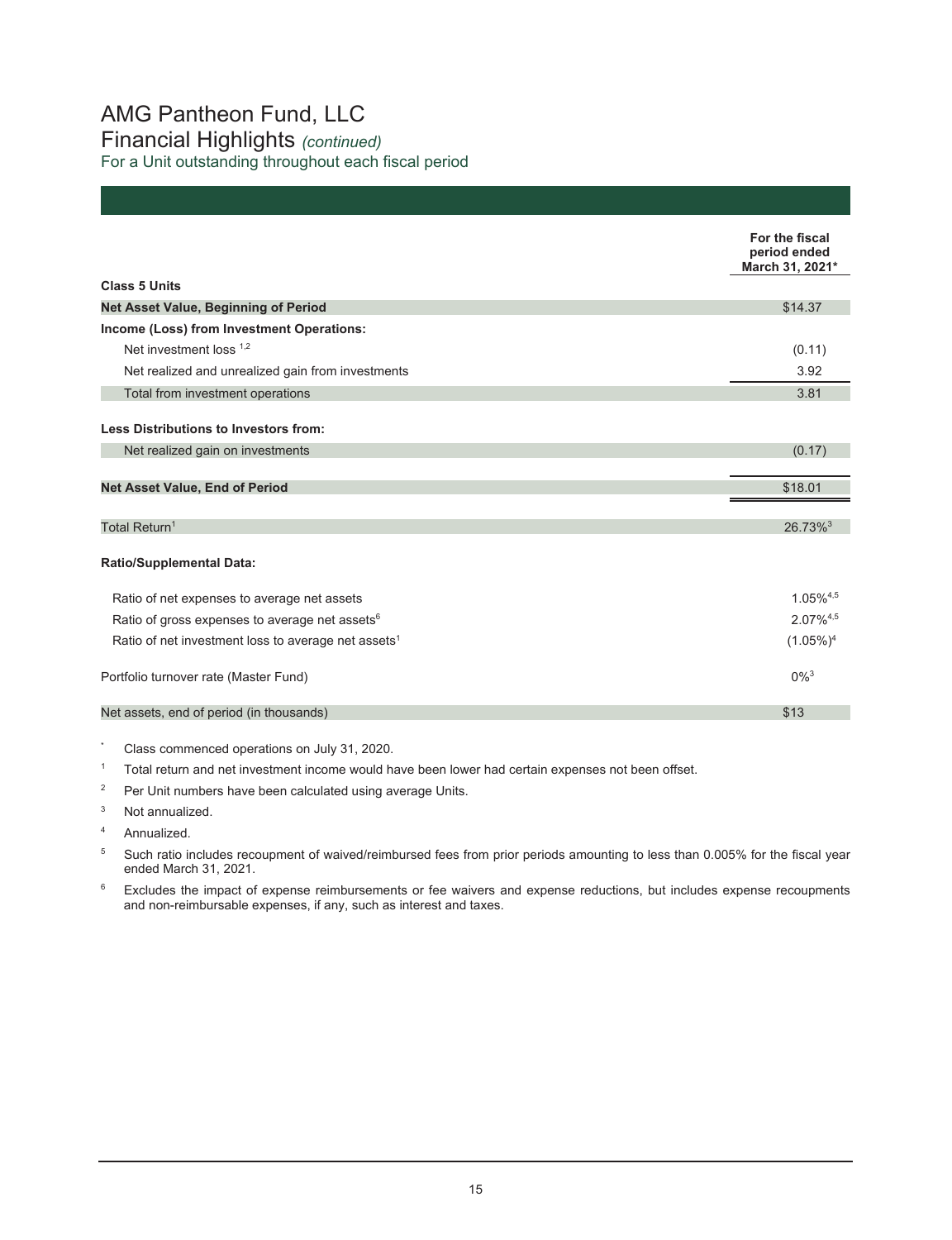# AMG Pantheon Fund, LLC
## Financial Highlights *(continued)*
### For a Unit outstanding throughout each fiscal period

| | For the fiscal period ended March 31, 2021* |
|---|---|
| **Class 5 Units** | |
| **Net Asset Value, Beginning of Period** | $14.37 |
| **Income (Loss) from Investment Operations:** | |
| Net investment loss [1,2] | (0.11) |
| Net realized and unrealized gain from investments | 3.92 |
| Total from investment operations | 3.81 |
| **Less Distributions to Investors from:** | |
| Net realized gain on investments | (0.17) |
| **Net Asset Value, End of Period** | $18.01 |
| Total Return[1] | 26.73%[3] |
| **Ratio/Supplemental Data:** | |
| Ratio of net expenses to average net assets | 1.05%[4,5] |
| Ratio of gross expenses to average net assets[6] | 2.07%[4,5] |
| Ratio of net investment loss to average net assets[1] | (1.05%)[4] |
| Portfolio turnover rate (Master Fund) | 0%[3] |
| Net assets, end of period (in thousands) | $13 |

\* Class commenced operations on July 31, 2020.

[1] Total return and net investment income would have been lower had certain expenses not been offset.

[2] Per Unit numbers have been calculated using average Units.

[3] Not annualized.

[4] Annualized.

[5] Such ratio includes recoupment of waived/reimbursed fees from prior periods amounting to less than 0.005% for the fiscal year ended March 31, 2021.

[6] Excludes the impact of expense reimbursements or fee waivers and expense reductions, but includes expense recoupments and non-reimbursable expenses, if any, such as interest and taxes.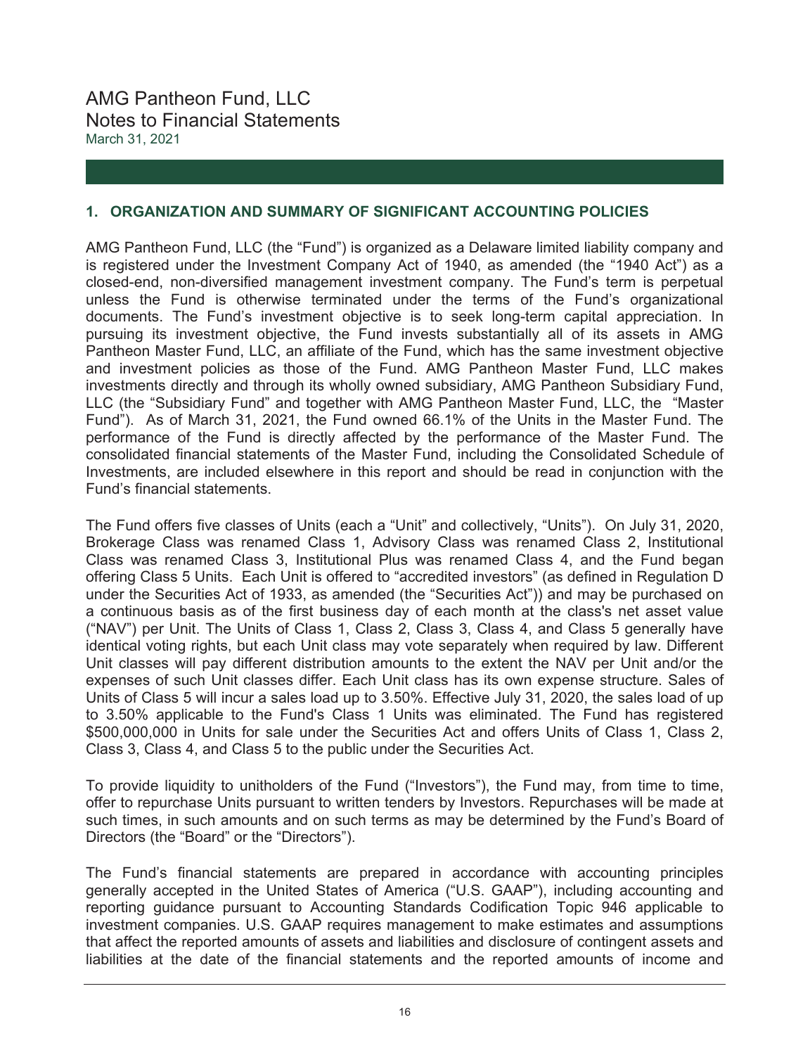# AMG Pantheon Fund, LLC
## Notes to Financial Statements
March 31, 2021

### 1. ORGANIZATION AND SUMMARY OF SIGNIFICANT ACCOUNTING POLICIES

AMG Pantheon Fund, LLC (the "Fund") is organized as a Delaware limited liability company and is registered under the Investment Company Act of 1940, as amended (the "1940 Act") as a closed-end, non-diversified management investment company. The Fund's term is perpetual unless the Fund is otherwise terminated under the terms of the Fund's organizational documents. The Fund's investment objective is to seek long-term capital appreciation. In pursuing its investment objective, the Fund invests substantially all of its assets in AMG Pantheon Master Fund, LLC, an affiliate of the Fund, which has the same investment objective and investment policies as those of the Fund. AMG Pantheon Master Fund, LLC makes investments directly and through its wholly owned subsidiary, AMG Pantheon Subsidiary Fund, LLC (the "Subsidiary Fund" and together with AMG Pantheon Master Fund, LLC, the "Master Fund"). As of March 31, 2021, the Fund owned 66.1% of the Units in the Master Fund. The performance of the Fund is directly affected by the performance of the Master Fund. The consolidated financial statements of the Master Fund, including the Consolidated Schedule of Investments, are included elsewhere in this report and should be read in conjunction with the Fund's financial statements.

The Fund offers five classes of Units (each a "Unit" and collectively, "Units"). On July 31, 2020, Brokerage Class was renamed Class 1, Advisory Class was renamed Class 2, Institutional Class was renamed Class 3, Institutional Plus was renamed Class 4, and the Fund began offering Class 5 Units. Each Unit is offered to "accredited investors" (as defined in Regulation D under the Securities Act of 1933, as amended (the "Securities Act")) and may be purchased on a continuous basis as of the first business day of each month at the class's net asset value ("NAV") per Unit. The Units of Class 1, Class 2, Class 3, Class 4, and Class 5 generally have identical voting rights, but each Unit class may vote separately when required by law. Different Unit classes will pay different distribution amounts to the extent the NAV per Unit and/or the expenses of such Unit classes differ. Each Unit class has its own expense structure. Sales of Units of Class 5 will incur a sales load up to 3.50%. Effective July 31, 2020, the sales load of up to 3.50% applicable to the Fund's Class 1 Units was eliminated. The Fund has registered $500,000,000 in Units for sale under the Securities Act and offers Units of Class 1, Class 2, Class 3, Class 4, and Class 5 to the public under the Securities Act.

To provide liquidity to unitholders of the Fund ("Investors"), the Fund may, from time to time, offer to repurchase Units pursuant to written tenders by Investors. Repurchases will be made at such times, in such amounts and on such terms as may be determined by the Fund's Board of Directors (the "Board" or the "Directors").

The Fund's financial statements are prepared in accordance with accounting principles generally accepted in the United States of America ("U.S. GAAP"), including accounting and reporting guidance pursuant to Accounting Standards Codification Topic 946 applicable to investment companies. U.S. GAAP requires management to make estimates and assumptions that affect the reported amounts of assets and liabilities and disclosure of contingent assets and liabilities at the date of the financial statements and the reported amounts of income and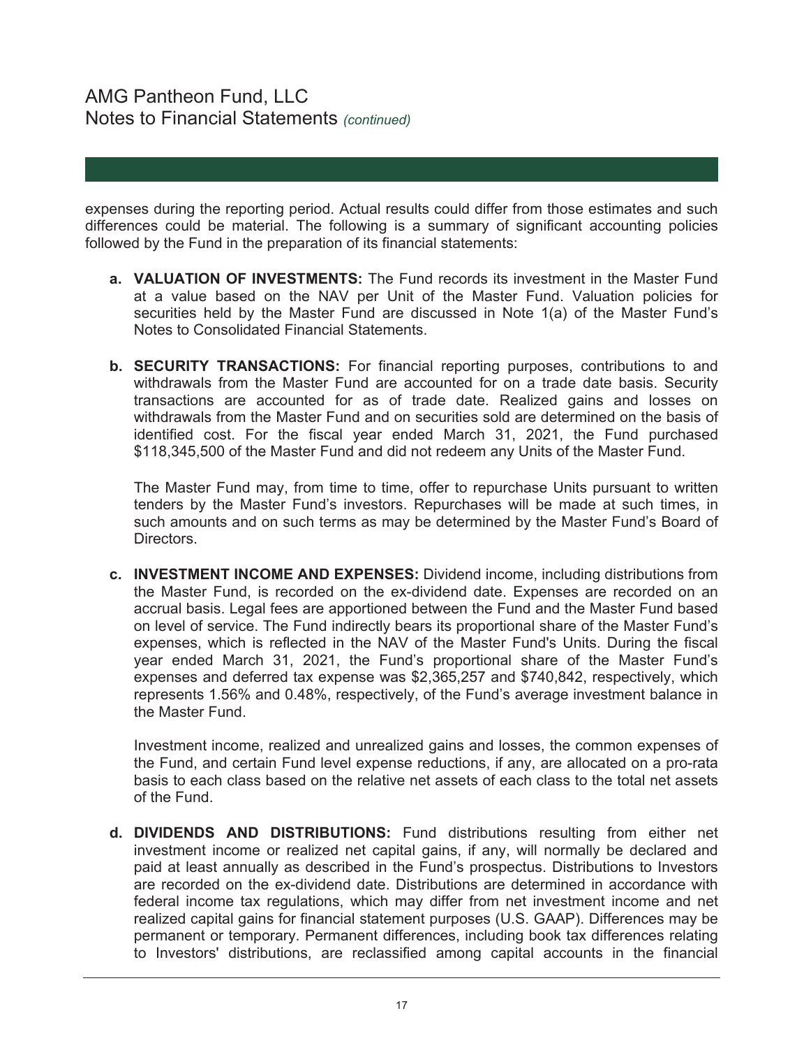expenses during the reporting period. Actual results could differ from those estimates and such differences could be material. The following is a summary of significant accounting policies followed by the Fund in the preparation of its financial statements:

a. **VALUATION OF INVESTMENTS:** The Fund records its investment in the Master Fund at a value based on the NAV per Unit of the Master Fund. Valuation policies for securities held by the Master Fund are discussed in Note 1(a) of the Master Fund's Notes to Consolidated Financial Statements.

b. **SECURITY TRANSACTIONS:** For financial reporting purposes, contributions to and withdrawals from the Master Fund are accounted for on a trade date basis. Security transactions are accounted for as of trade date. Realized gains and losses on withdrawals from the Master Fund and on securities sold are determined on the basis of identified cost. For the fiscal year ended March 31, 2021, the Fund purchased $118,345,500 of the Master Fund and did not redeem any Units of the Master Fund.

   The Master Fund may, from time to time, offer to repurchase Units pursuant to written tenders by the Master Fund's investors. Repurchases will be made at such times, in such amounts and on such terms as may be determined by the Master Fund's Board of Directors.

c. **INVESTMENT INCOME AND EXPENSES:** Dividend income, including distributions from the Master Fund, is recorded on the ex-dividend date. Expenses are recorded on an accrual basis. Legal fees are apportioned between the Fund and the Master Fund based on level of service. The Fund indirectly bears its proportional share of the Master Fund's expenses, which is reflected in the NAV of the Master Fund's Units. During the fiscal year ended March 31, 2021, the Fund's proportional share of the Master Fund's expenses and deferred tax expense was $2,365,257 and $740,842, respectively, which represents 1.56% and 0.48%, respectively, of the Fund's average investment balance in the Master Fund.

   Investment income, realized and unrealized gains and losses, the common expenses of the Fund, and certain Fund level expense reductions, if any, are allocated on a pro-rata basis to each class based on the relative net assets of each class to the total net assets of the Fund.

d. **DIVIDENDS AND DISTRIBUTIONS:** Fund distributions resulting from either net investment income or realized net capital gains, if any, will normally be declared and paid at least annually as described in the Fund's prospectus. Distributions to Investors are recorded on the ex-dividend date. Distributions are determined in accordance with federal income tax regulations, which may differ from net investment income and net realized capital gains for financial statement purposes (U.S. GAAP). Differences may be permanent or temporary. Permanent differences, including book tax differences relating to Investors' distributions, are reclassified among capital accounts in the financial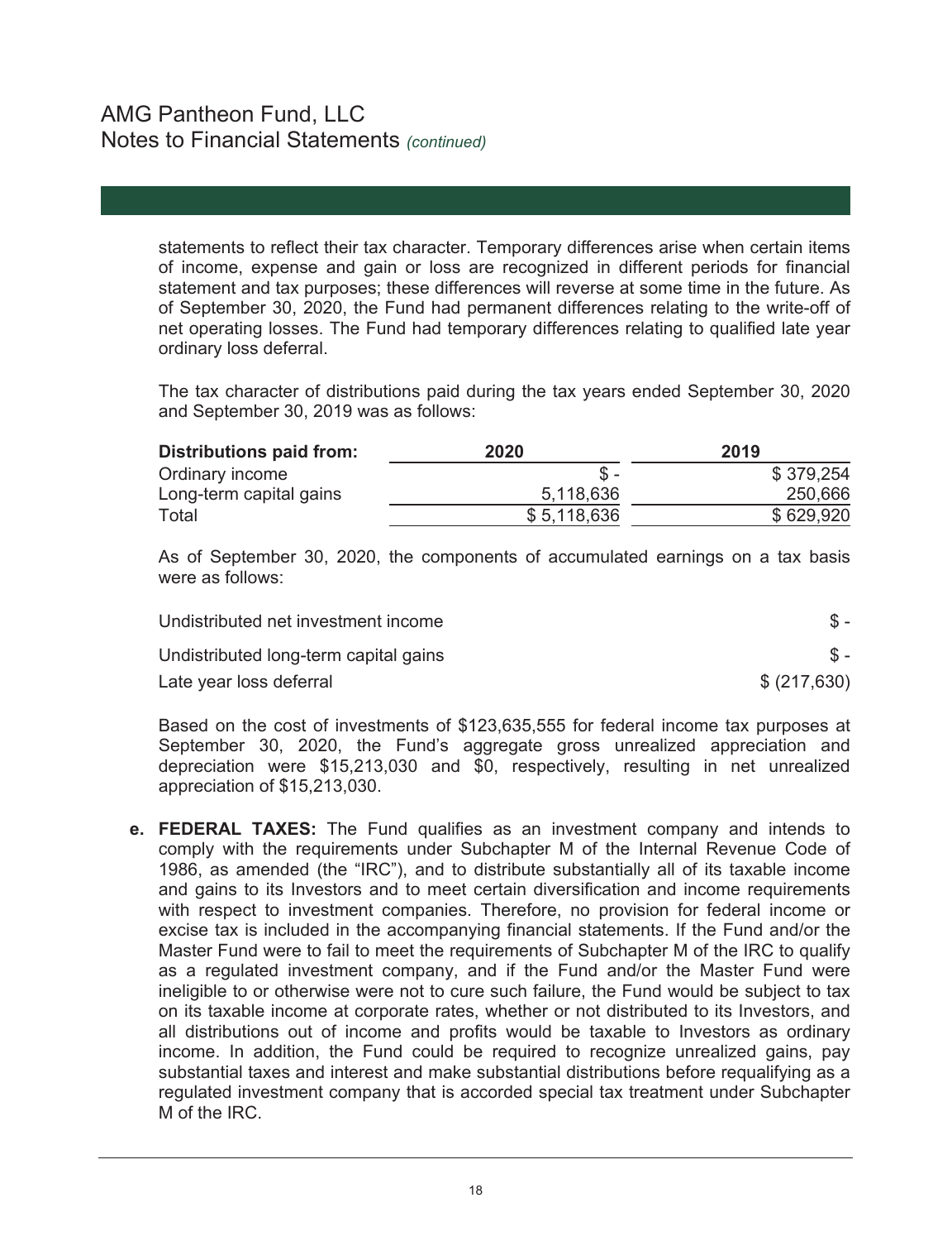statements to reflect their tax character. Temporary differences arise when certain items of income, expense and gain or loss are recognized in different periods for financial statement and tax purposes; these differences will reverse at some time in the future. As of September 30, 2020, the Fund had permanent differences relating to the write-off of net operating losses. The Fund had temporary differences relating to qualified late year ordinary loss deferral.

The tax character of distributions paid during the tax years ended September 30, 2020 and September 30, 2019 was as follows:

| **Distributions paid from:** | **2020** | **2019** |
|---|---|---|
| Ordinary income | $ - | $ 379,254 |
| Long-term capital gains | 5,118,636 | 250,666 |
| Total | $ 5,118,636 | $ 629,920 |

As of September 30, 2020, the components of accumulated earnings on a tax basis were as follows:

| | |
|---|---|
| Undistributed net investment income | $ - |
| Undistributed long-term capital gains | $ - |
| Late year loss deferral | $ (217,630) |

Based on the cost of investments of $123,635,555 for federal income tax purposes at September 30, 2020, the Fund's aggregate gross unrealized appreciation and depreciation were $15,213,030 and $0, respectively, resulting in net unrealized appreciation of $15,213,030.

**e. FEDERAL TAXES:** The Fund qualifies as an investment company and intends to comply with the requirements under Subchapter M of the Internal Revenue Code of 1986, as amended (the "IRC"), and to distribute substantially all of its taxable income and gains to its Investors and to meet certain diversification and income requirements with respect to investment companies. Therefore, no provision for federal income or excise tax is included in the accompanying financial statements. If the Fund and/or the Master Fund were to fail to meet the requirements of Subchapter M of the IRC to qualify as a regulated investment company, and if the Fund and/or the Master Fund were ineligible to or otherwise were not to cure such failure, the Fund would be subject to tax on its taxable income at corporate rates, whether or not distributed to its Investors, and all distributions out of income and profits would be taxable to Investors as ordinary income. In addition, the Fund could be required to recognize unrealized gains, pay substantial taxes and interest and make substantial distributions before requalifying as a regulated investment company that is accorded special tax treatment under Subchapter M of the IRC.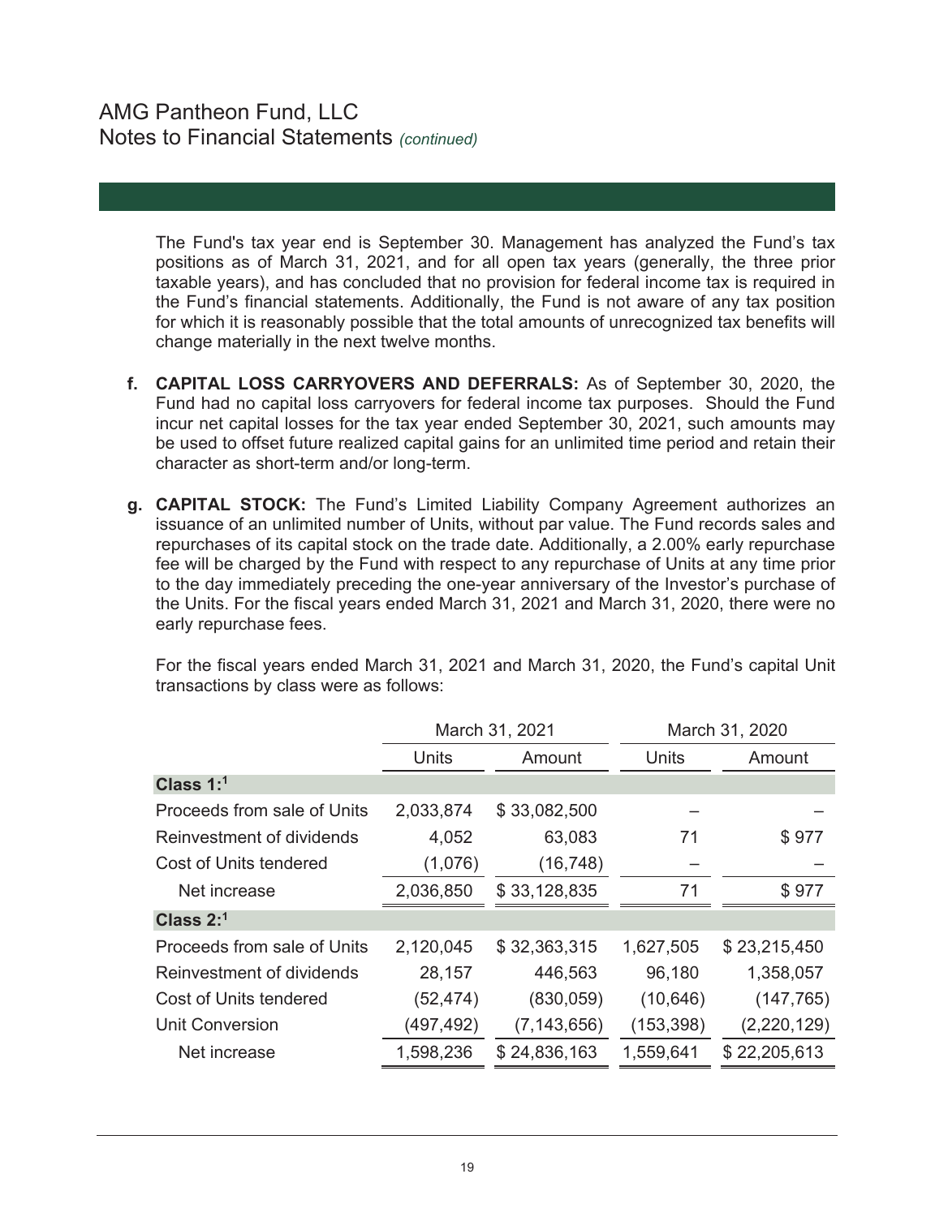The Fund's tax year end is September 30. Management has analyzed the Fund's tax positions as of March 31, 2021, and for all open tax years (generally, the three prior taxable years), and has concluded that no provision for federal income tax is required in the Fund's financial statements. Additionally, the Fund is not aware of any tax position for which it is reasonably possible that the total amounts of unrecognized tax benefits will change materially in the next twelve months.

**f. CAPITAL LOSS CARRYOVERS AND DEFERRALS:** As of September 30, 2020, the Fund had no capital loss carryovers for federal income tax purposes. Should the Fund incur net capital losses for the tax year ended September 30, 2021, such amounts may be used to offset future realized capital gains for an unlimited time period and retain their character as short-term and/or long-term.

**g. CAPITAL STOCK:** The Fund's Limited Liability Company Agreement authorizes an issuance of an unlimited number of Units, without par value. The Fund records sales and repurchases of its capital stock on the trade date. Additionally, a 2.00% early repurchase fee will be charged by the Fund with respect to any repurchase of Units at any time prior to the day immediately preceding the one-year anniversary of the Investor's purchase of the Units. For the fiscal years ended March 31, 2021 and March 31, 2020, there were no early repurchase fees.

For the fiscal years ended March 31, 2021 and March 31, 2020, the Fund's capital Unit transactions by class were as follows:

| | March 31, 2021 | | March 31, 2020 | |
|---|---|---|---|---|
| | Units | Amount | Units | Amount |
| **Class 1:**[1] | | | | |
| Proceeds from sale of Units | 2,033,874 | $ 33,082,500 | – | – |
| Reinvestment of dividends | 4,052 | 63,083 | 71 | $ 977 |
| Cost of Units tendered | (1,076) | (16,748) | – | – |
| Net increase | 2,036,850 | $ 33,128,835 | 71 | $ 977 |
| **Class 2:**[1] | | | | |
| Proceeds from sale of Units | 2,120,045 | $ 32,363,315 | 1,627,505 | $ 23,215,450 |
| Reinvestment of dividends | 28,157 | 446,563 | 96,180 | 1,358,057 |
| Cost of Units tendered | (52,474) | (830,059) | (10,646) | (147,765) |
| Unit Conversion | (497,492) | (7,143,656) | (153,398) | (2,220,129) |
| Net increase | 1,598,236 | $ 24,836,163 | 1,559,641 | $ 22,205,613 |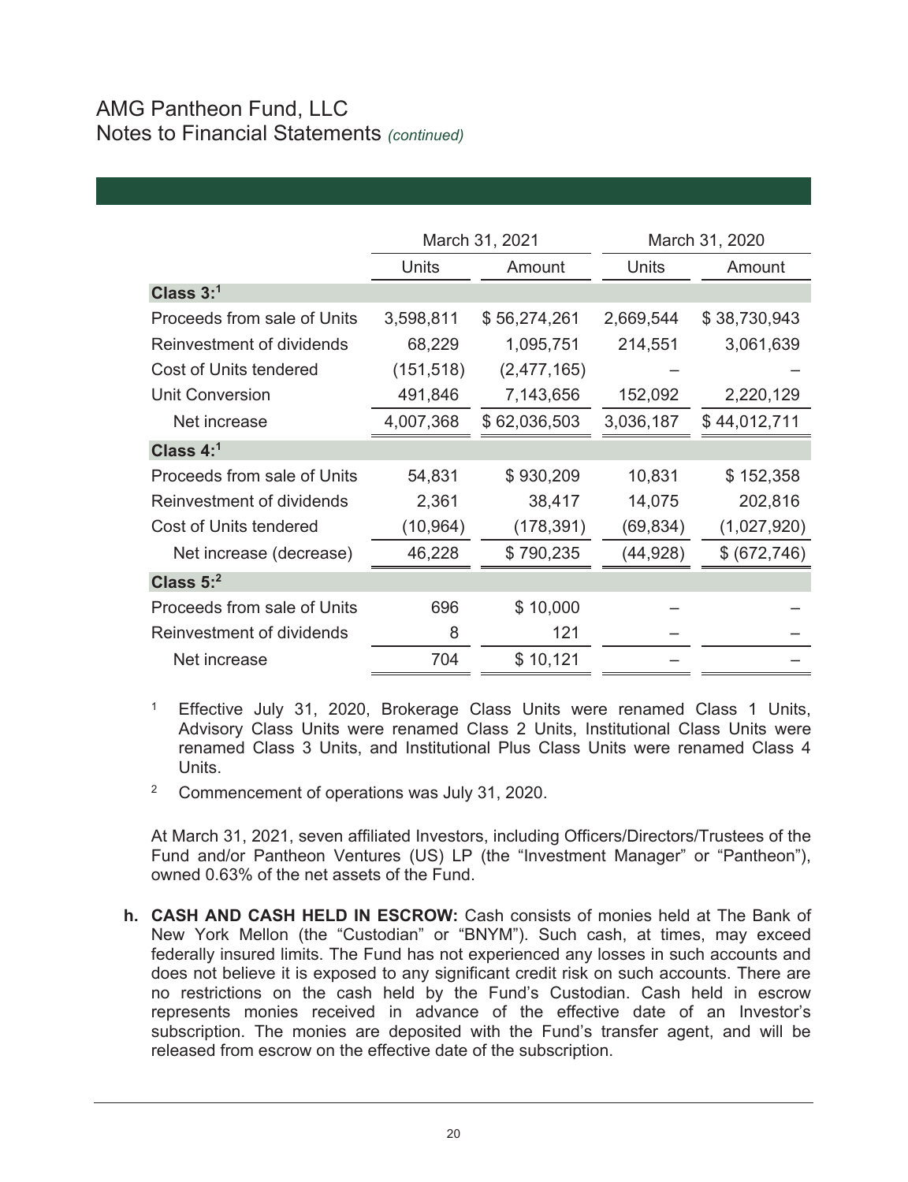# AMG Pantheon Fund, LLC
## Notes to Financial Statements *(continued)*

| | March 31, 2021 | | March 31, 2020 | |
|---|---|---|---|---|
| | Units | Amount | Units | Amount |
| **Class 3:**[1] | | | | |
| Proceeds from sale of Units | 3,598,811 | $ 56,274,261 | 2,669,544 | $ 38,730,943 |
| Reinvestment of dividends | 68,229 | 1,095,751 | 214,551 | 3,061,639 |
| Cost of Units tendered | (151,518) | (2,477,165) | – | – |
| Unit Conversion | 491,846 | 7,143,656 | 152,092 | 2,220,129 |
| Net increase | 4,007,368 | $ 62,036,503 | 3,036,187 | $ 44,012,711 |
| **Class 4:**[1] | | | | |
| Proceeds from sale of Units | 54,831 | $ 930,209 | 10,831 | $ 152,358 |
| Reinvestment of dividends | 2,361 | 38,417 | 14,075 | 202,816 |
| Cost of Units tendered | (10,964) | (178,391) | (69,834) | (1,027,920) |
| Net increase (decrease) | 46,228 | $ 790,235 | (44,928) | $ (672,746) |
| **Class 5:**[2] | | | | |
| Proceeds from sale of Units | 696 | $ 10,000 | – | – |
| Reinvestment of dividends | 8 | 121 | – | – |
| Net increase | 704 | $ 10,121 | – | – |

[1] Effective July 31, 2020, Brokerage Class Units were renamed Class 1 Units, Advisory Class Units were renamed Class 2 Units, Institutional Class Units were renamed Class 3 Units, and Institutional Plus Class Units were renamed Class 4 Units.

[2] Commencement of operations was July 31, 2020.

At March 31, 2021, seven affiliated Investors, including Officers/Directors/Trustees of the Fund and/or Pantheon Ventures (US) LP (the "Investment Manager" or "Pantheon"), owned 0.63% of the net assets of the Fund.

**h. CASH AND CASH HELD IN ESCROW:** Cash consists of monies held at The Bank of New York Mellon (the "Custodian" or "BNYM"). Such cash, at times, may exceed federally insured limits. The Fund has not experienced any losses in such accounts and does not believe it is exposed to any significant credit risk on such accounts. There are no restrictions on the cash held by the Fund's Custodian. Cash held in escrow represents monies received in advance of the effective date of an Investor's subscription. The monies are deposited with the Fund's transfer agent, and will be released from escrow on the effective date of the subscription.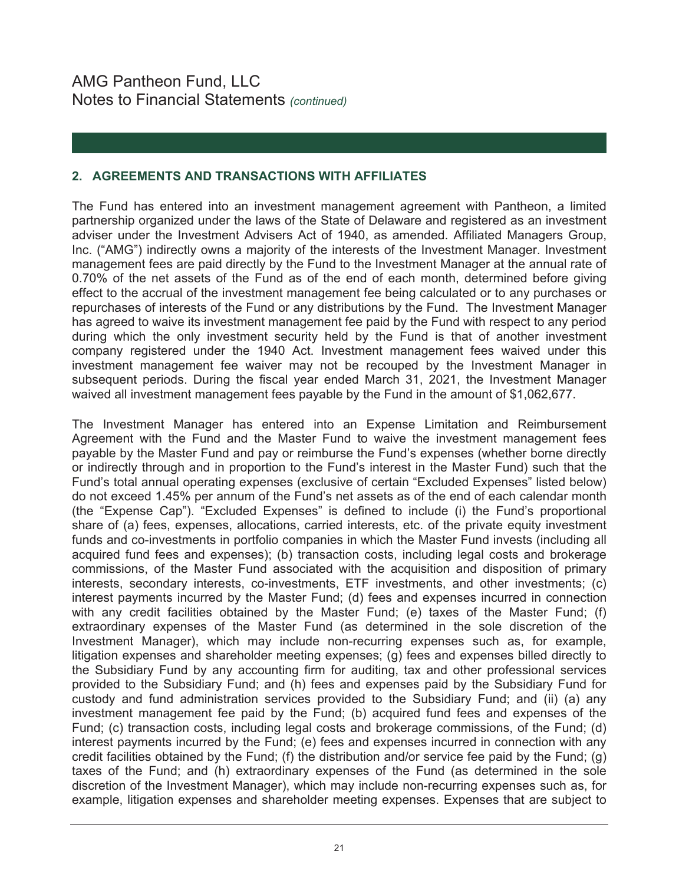# AMG Pantheon Fund, LLC
## Notes to Financial Statements *(continued)*

### 2. AGREEMENTS AND TRANSACTIONS WITH AFFILIATES

The Fund has entered into an investment management agreement with Pantheon, a limited partnership organized under the laws of the State of Delaware and registered as an investment adviser under the Investment Advisers Act of 1940, as amended. Affiliated Managers Group, Inc. ("AMG") indirectly owns a majority of the interests of the Investment Manager. Investment management fees are paid directly by the Fund to the Investment Manager at the annual rate of 0.70% of the net assets of the Fund as of the end of each month, determined before giving effect to the accrual of the investment management fee being calculated or to any purchases or repurchases of interests of the Fund or any distributions by the Fund. The Investment Manager has agreed to waive its investment management fee paid by the Fund with respect to any period during which the only investment security held by the Fund is that of another investment company registered under the 1940 Act. Investment management fees waived under this investment management fee waiver may not be recouped by the Investment Manager in subsequent periods. During the fiscal year ended March 31, 2021, the Investment Manager waived all investment management fees payable by the Fund in the amount of $1,062,677.

The Investment Manager has entered into an Expense Limitation and Reimbursement Agreement with the Fund and the Master Fund to waive the investment management fees payable by the Master Fund and pay or reimburse the Fund's expenses (whether borne directly or indirectly through and in proportion to the Fund's interest in the Master Fund) such that the Fund's total annual operating expenses (exclusive of certain "Excluded Expenses" listed below) do not exceed 1.45% per annum of the Fund's net assets as of the end of each calendar month (the "Expense Cap"). "Excluded Expenses" is defined to include (i) the Fund's proportional share of (a) fees, expenses, allocations, carried interests, etc. of the private equity investment funds and co-investments in portfolio companies in which the Master Fund invests (including all acquired fund fees and expenses); (b) transaction costs, including legal costs and brokerage commissions, of the Master Fund associated with the acquisition and disposition of primary interests, secondary interests, co-investments, ETF investments, and other investments; (c) interest payments incurred by the Master Fund; (d) fees and expenses incurred in connection with any credit facilities obtained by the Master Fund; (e) taxes of the Master Fund; (f) extraordinary expenses of the Master Fund (as determined in the sole discretion of the Investment Manager), which may include non-recurring expenses such as, for example, litigation expenses and shareholder meeting expenses; (g) fees and expenses billed directly to the Subsidiary Fund by any accounting firm for auditing, tax and other professional services provided to the Subsidiary Fund; and (h) fees and expenses paid by the Subsidiary Fund for custody and fund administration services provided to the Subsidiary Fund; and (ii) (a) any investment management fee paid by the Fund; (b) acquired fund fees and expenses of the Fund; (c) transaction costs, including legal costs and brokerage commissions, of the Fund; (d) interest payments incurred by the Fund; (e) fees and expenses incurred in connection with any credit facilities obtained by the Fund; (f) the distribution and/or service fee paid by the Fund; (g) taxes of the Fund; and (h) extraordinary expenses of the Fund (as determined in the sole discretion of the Investment Manager), which may include non-recurring expenses such as, for example, litigation expenses and shareholder meeting expenses. Expenses that are subject to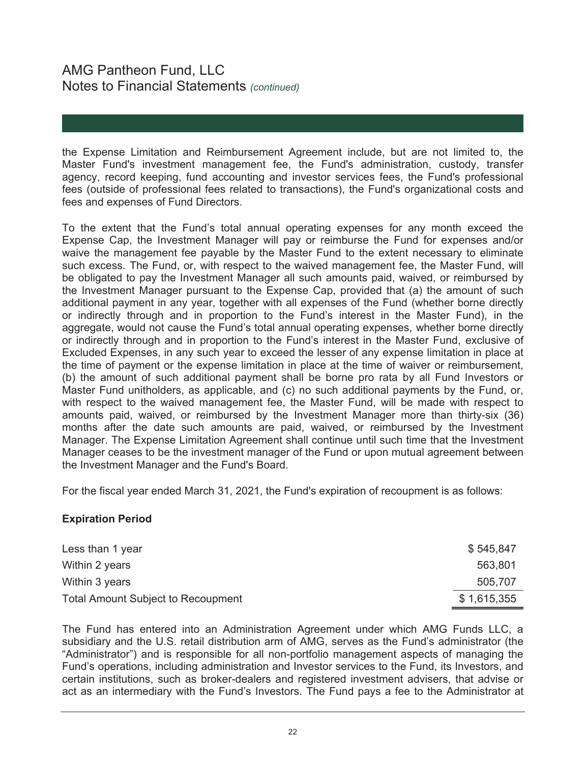the Expense Limitation and Reimbursement Agreement include, but are not limited to, the Master Fund's investment management fee, the Fund's administration, custody, transfer agency, record keeping, fund accounting and investor services fees, the Fund's professional fees (outside of professional fees related to transactions), the Fund's organizational costs and fees and expenses of Fund Directors.

To the extent that the Fund’s total annual operating expenses for any month exceed the Expense Cap, the Investment Manager will pay or reimburse the Fund for expenses and/or waive the management fee payable by the Master Fund to the extent necessary to eliminate such excess. The Fund, or, with respect to the waived management fee, the Master Fund, will be obligated to pay the Investment Manager all such amounts paid, waived, or reimbursed by the Investment Manager pursuant to the Expense Cap, provided that (a) the amount of such additional payment in any year, together with all expenses of the Fund (whether borne directly or indirectly through and in proportion to the Fund’s interest in the Master Fund), in the aggregate, would not cause the Fund’s total annual operating expenses, whether borne directly or indirectly through and in proportion to the Fund’s interest in the Master Fund, exclusive of Excluded Expenses, in any such year to exceed the lesser of any expense limitation in place at the time of payment or the expense limitation in place at the time of waiver or reimbursement, (b) the amount of such additional payment shall be borne pro rata by all Fund Investors or Master Fund unitholders, as applicable, and (c) no such additional payments by the Fund, or, with respect to the waived management fee, the Master Fund, will be made with respect to amounts paid, waived, or reimbursed by the Investment Manager more than thirty-six (36) months after the date such amounts are paid, waived, or reimbursed by the Investment Manager. The Expense Limitation Agreement shall continue until such time that the Investment Manager ceases to be the investment manager of the Fund or upon mutual agreement between the Investment Manager and the Fund's Board.

For the fiscal year ended March 31, 2021, the Fund's expiration of recoupment is as follows:

**Expiration Period**

| | |
|---|---|
| Less than 1 year | $ 545,847 |
| Within 2 years | 563,801 |
| Within 3 years | 505,707 |
| Total Amount Subject to Recoupment | $ 1,615,355 |

The Fund has entered into an Administration Agreement under which AMG Funds LLC, a subsidiary and the U.S. retail distribution arm of AMG, serves as the Fund’s administrator (the “Administrator”) and is responsible for all non-portfolio management aspects of managing the Fund’s operations, including administration and Investor services to the Fund, its Investors, and certain institutions, such as broker-dealers and registered investment advisers, that advise or act as an intermediary with the Fund’s Investors. The Fund pays a fee to the Administrator at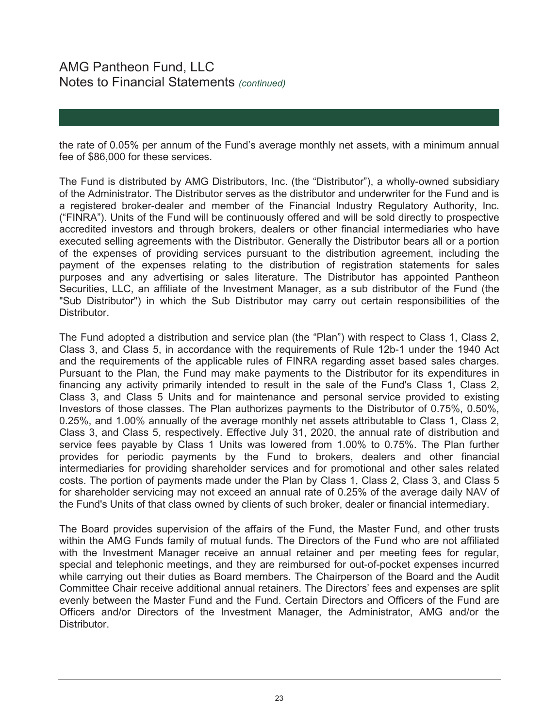the rate of 0.05% per annum of the Fund's average monthly net assets, with a minimum annual fee of $86,000 for these services.

The Fund is distributed by AMG Distributors, Inc. (the "Distributor"), a wholly-owned subsidiary of the Administrator. The Distributor serves as the distributor and underwriter for the Fund and is a registered broker-dealer and member of the Financial Industry Regulatory Authority, Inc. ("FINRA"). Units of the Fund will be continuously offered and will be sold directly to prospective accredited investors and through brokers, dealers or other financial intermediaries who have executed selling agreements with the Distributor. Generally the Distributor bears all or a portion of the expenses of providing services pursuant to the distribution agreement, including the payment of the expenses relating to the distribution of registration statements for sales purposes and any advertising or sales literature. The Distributor has appointed Pantheon Securities, LLC, an affiliate of the Investment Manager, as a sub distributor of the Fund (the "Sub Distributor") in which the Sub Distributor may carry out certain responsibilities of the Distributor.

The Fund adopted a distribution and service plan (the "Plan") with respect to Class 1, Class 2, Class 3, and Class 5, in accordance with the requirements of Rule 12b-1 under the 1940 Act and the requirements of the applicable rules of FINRA regarding asset based sales charges. Pursuant to the Plan, the Fund may make payments to the Distributor for its expenditures in financing any activity primarily intended to result in the sale of the Fund's Class 1, Class 2, Class 3, and Class 5 Units and for maintenance and personal service provided to existing Investors of those classes. The Plan authorizes payments to the Distributor of 0.75%, 0.50%, 0.25%, and 1.00% annually of the average monthly net assets attributable to Class 1, Class 2, Class 3, and Class 5, respectively. Effective July 31, 2020, the annual rate of distribution and service fees payable by Class 1 Units was lowered from 1.00% to 0.75%. The Plan further provides for periodic payments by the Fund to brokers, dealers and other financial intermediaries for providing shareholder services and for promotional and other sales related costs. The portion of payments made under the Plan by Class 1, Class 2, Class 3, and Class 5 for shareholder servicing may not exceed an annual rate of 0.25% of the average daily NAV of the Fund's Units of that class owned by clients of such broker, dealer or financial intermediary.

The Board provides supervision of the affairs of the Fund, the Master Fund, and other trusts within the AMG Funds family of mutual funds. The Directors of the Fund who are not affiliated with the Investment Manager receive an annual retainer and per meeting fees for regular, special and telephonic meetings, and they are reimbursed for out-of-pocket expenses incurred while carrying out their duties as Board members. The Chairperson of the Board and the Audit Committee Chair receive additional annual retainers. The Directors' fees and expenses are split evenly between the Master Fund and the Fund. Certain Directors and Officers of the Fund are Officers and/or Directors of the Investment Manager, the Administrator, AMG and/or the Distributor.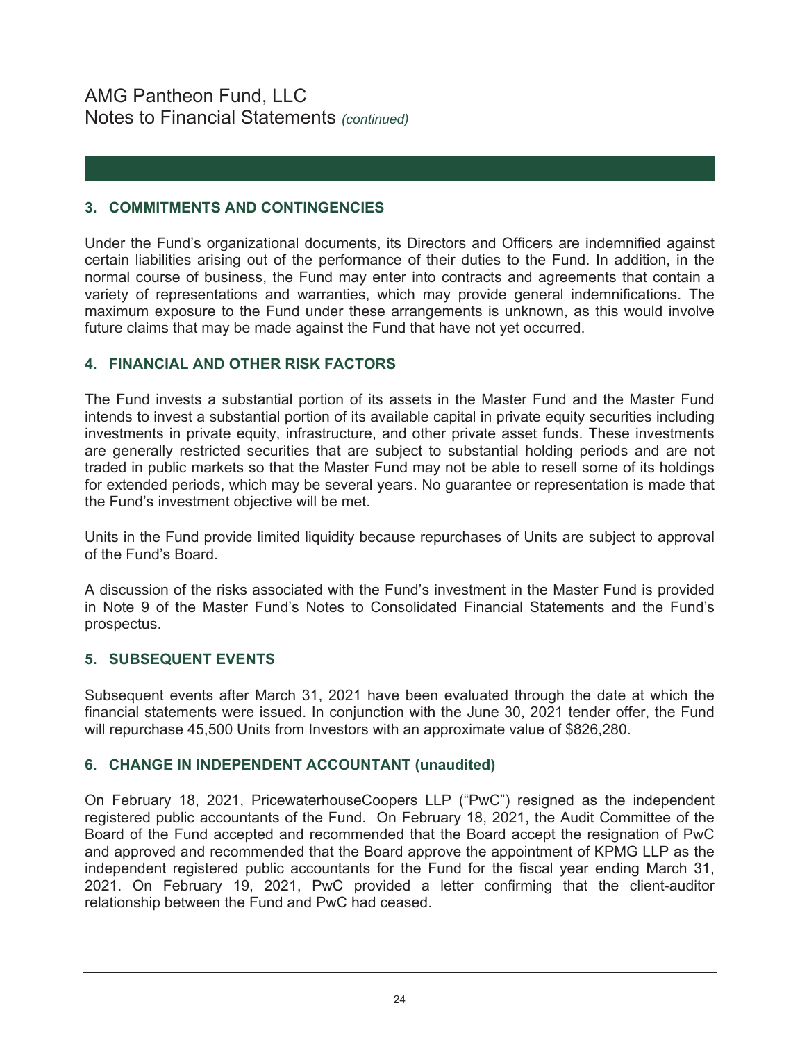# AMG Pantheon Fund, LLC
## Notes to Financial Statements *(continued)*

### 3. COMMITMENTS AND CONTINGENCIES

Under the Fund's organizational documents, its Directors and Officers are indemnified against certain liabilities arising out of the performance of their duties to the Fund. In addition, in the normal course of business, the Fund may enter into contracts and agreements that contain a variety of representations and warranties, which may provide general indemnifications. The maximum exposure to the Fund under these arrangements is unknown, as this would involve future claims that may be made against the Fund that have not yet occurred.

### 4. FINANCIAL AND OTHER RISK FACTORS

The Fund invests a substantial portion of its assets in the Master Fund and the Master Fund intends to invest a substantial portion of its available capital in private equity securities including investments in private equity, infrastructure, and other private asset funds. These investments are generally restricted securities that are subject to substantial holding periods and are not traded in public markets so that the Master Fund may not be able to resell some of its holdings for extended periods, which may be several years. No guarantee or representation is made that the Fund's investment objective will be met.

Units in the Fund provide limited liquidity because repurchases of Units are subject to approval of the Fund's Board.

A discussion of the risks associated with the Fund's investment in the Master Fund is provided in Note 9 of the Master Fund's Notes to Consolidated Financial Statements and the Fund's prospectus.

### 5. SUBSEQUENT EVENTS

Subsequent events after March 31, 2021 have been evaluated through the date at which the financial statements were issued. In conjunction with the June 30, 2021 tender offer, the Fund will repurchase 45,500 Units from Investors with an approximate value of $826,280.

### 6. CHANGE IN INDEPENDENT ACCOUNTANT (unaudited)

On February 18, 2021, PricewaterhouseCoopers LLP ("PwC") resigned as the independent registered public accountants of the Fund. On February 18, 2021, the Audit Committee of the Board of the Fund accepted and recommended that the Board accept the resignation of PwC and approved and recommended that the Board approve the appointment of KPMG LLP as the independent registered public accountants for the Fund for the fiscal year ending March 31, 2021. On February 19, 2021, PwC provided a letter confirming that the client-auditor relationship between the Fund and PwC had ceased.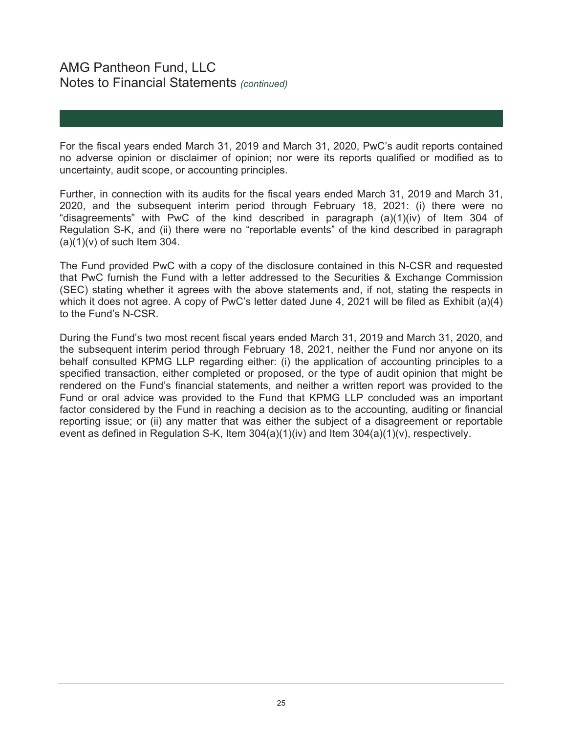For the fiscal years ended March 31, 2019 and March 31, 2020, PwC's audit reports contained no adverse opinion or disclaimer of opinion; nor were its reports qualified or modified as to uncertainty, audit scope, or accounting principles.

Further, in connection with its audits for the fiscal years ended March 31, 2019 and March 31, 2020, and the subsequent interim period through February 18, 2021: (i) there were no "disagreements" with PwC of the kind described in paragraph (a)(1)(iv) of Item 304 of Regulation S-K, and (ii) there were no "reportable events" of the kind described in paragraph (a)(1)(v) of such Item 304.

The Fund provided PwC with a copy of the disclosure contained in this N-CSR and requested that PwC furnish the Fund with a letter addressed to the Securities & Exchange Commission (SEC) stating whether it agrees with the above statements and, if not, stating the respects in which it does not agree. A copy of PwC's letter dated June 4, 2021 will be filed as Exhibit (a)(4) to the Fund's N-CSR.

During the Fund's two most recent fiscal years ended March 31, 2019 and March 31, 2020, and the subsequent interim period through February 18, 2021, neither the Fund nor anyone on its behalf consulted KPMG LLP regarding either: (i) the application of accounting principles to a specified transaction, either completed or proposed, or the type of audit opinion that might be rendered on the Fund's financial statements, and neither a written report was provided to the Fund or oral advice was provided to the Fund that KPMG LLP concluded was an important factor considered by the Fund in reaching a decision as to the accounting, auditing or financial reporting issue; or (ii) any matter that was either the subject of a disagreement or reportable event as defined in Regulation S-K, Item 304(a)(1)(iv) and Item 304(a)(1)(v), respectively.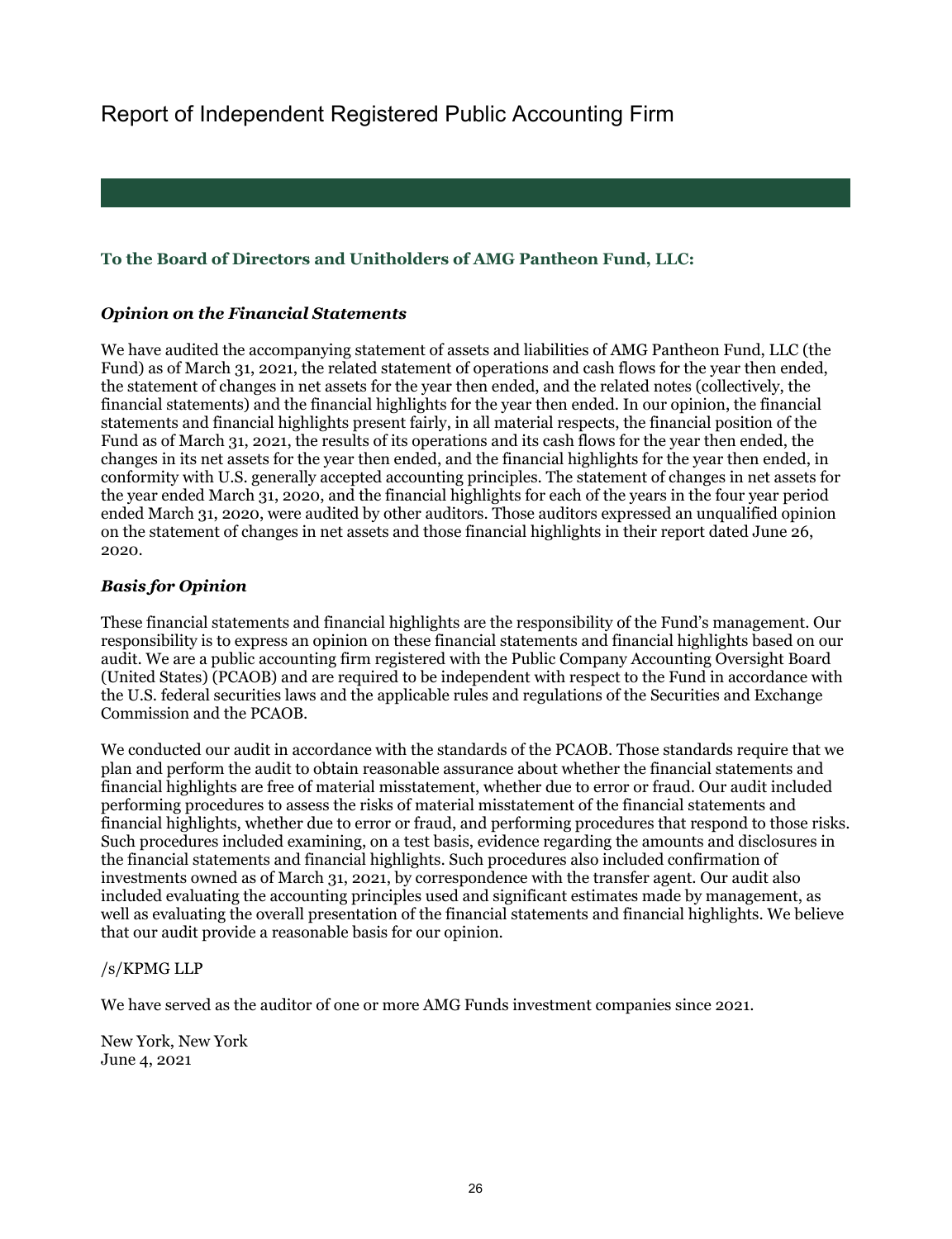# Report of Independent Registered Public Accounting Firm

**To the Board of Directors and Unitholders of AMG Pantheon Fund, LLC:**

***Opinion on the Financial Statements***

We have audited the accompanying statement of assets and liabilities of AMG Pantheon Fund, LLC (the Fund) as of March 31, 2021, the related statement of operations and cash flows for the year then ended, the statement of changes in net assets for the year then ended, and the related notes (collectively, the financial statements) and the financial highlights for the year then ended. In our opinion, the financial statements and financial highlights present fairly, in all material respects, the financial position of the Fund as of March 31, 2021, the results of its operations and its cash flows for the year then ended, the changes in its net assets for the year then ended, and the financial highlights for the year then ended, in conformity with U.S. generally accepted accounting principles. The statement of changes in net assets for the year ended March 31, 2020, and the financial highlights for each of the years in the four year period ended March 31, 2020, were audited by other auditors. Those auditors expressed an unqualified opinion on the statement of changes in net assets and those financial highlights in their report dated June 26, 2020.

***Basis for Opinion***

These financial statements and financial highlights are the responsibility of the Fund's management. Our responsibility is to express an opinion on these financial statements and financial highlights based on our audit. We are a public accounting firm registered with the Public Company Accounting Oversight Board (United States) (PCAOB) and are required to be independent with respect to the Fund in accordance with the U.S. federal securities laws and the applicable rules and regulations of the Securities and Exchange Commission and the PCAOB.

We conducted our audit in accordance with the standards of the PCAOB. Those standards require that we plan and perform the audit to obtain reasonable assurance about whether the financial statements and financial highlights are free of material misstatement, whether due to error or fraud. Our audit included performing procedures to assess the risks of material misstatement of the financial statements and financial highlights, whether due to error or fraud, and performing procedures that respond to those risks. Such procedures included examining, on a test basis, evidence regarding the amounts and disclosures in the financial statements and financial highlights. Such procedures also included confirmation of investments owned as of March 31, 2021, by correspondence with the transfer agent. Our audit also included evaluating the accounting principles used and significant estimates made by management, as well as evaluating the overall presentation of the financial statements and financial highlights. We believe that our audit provide a reasonable basis for our opinion.

/s/KPMG LLP

We have served as the auditor of one or more AMG Funds investment companies since 2021.

New York, New York
June 4, 2021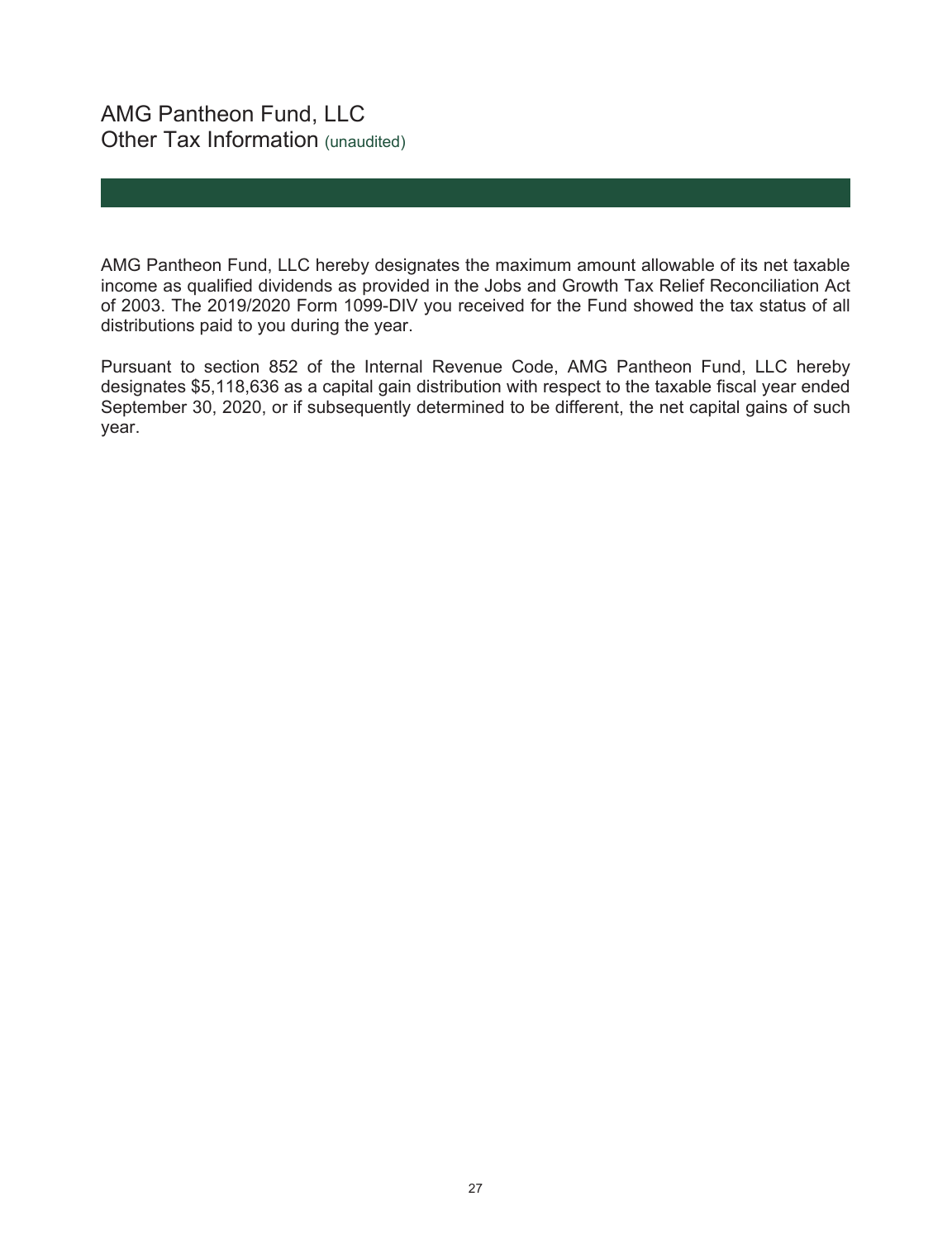# AMG Pantheon Fund, LLC
## Other Tax Information (unaudited)

AMG Pantheon Fund, LLC hereby designates the maximum amount allowable of its net taxable income as qualified dividends as provided in the Jobs and Growth Tax Relief Reconciliation Act of 2003. The 2019/2020 Form 1099-DIV you received for the Fund showed the tax status of all distributions paid to you during the year.

Pursuant to section 852 of the Internal Revenue Code, AMG Pantheon Fund, LLC hereby designates $5,118,636 as a capital gain distribution with respect to the taxable fiscal year ended September 30, 2020, or if subsequently determined to be different, the net capital gains of such year.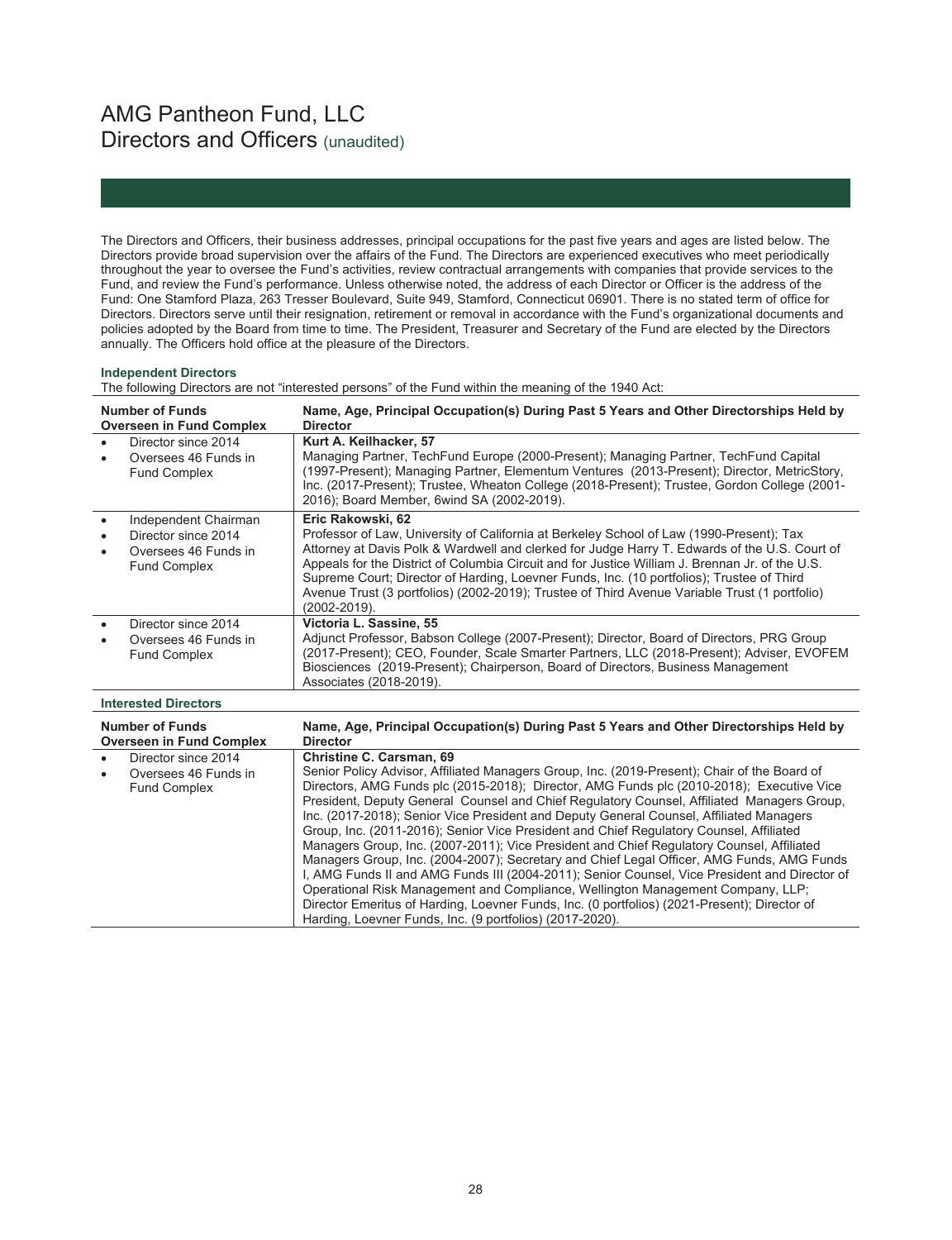# AMG Pantheon Fund, LLC
## Directors and Officers (unaudited)

The Directors and Officers, their business addresses, principal occupations for the past five years and ages are listed below. The Directors provide broad supervision over the affairs of the Fund. The Directors are experienced executives who meet periodically throughout the year to oversee the Fund's activities, review contractual arrangements with companies that provide services to the Fund, and review the Fund's performance. Unless otherwise noted, the address of each Director or Officer is the address of the Fund: One Stamford Plaza, 263 Tresser Boulevard, Suite 949, Stamford, Connecticut 06901. There is no stated term of office for Directors. Directors serve until their resignation, retirement or removal in accordance with the Fund's organizational documents and policies adopted by the Board from time to time. The President, Treasurer and Secretary of the Fund are elected by the Directors annually. The Officers hold office at the pleasure of the Directors.

### Independent Directors

The following Directors are not "interested persons" of the Fund within the meaning of the 1940 Act:

| Number of Funds Overseen in Fund Complex | Name, Age, Principal Occupation(s) During Past 5 Years and Other Directorships Held by Director |
|---|---|
| • Director since 2014<br>• Oversees 46 Funds in Fund Complex | **Kurt A. Keilhacker, 57**<br>Managing Partner, TechFund Europe (2000-Present); Managing Partner, TechFund Capital (1997-Present); Managing Partner, Elementum Ventures (2013-Present); Director, MetricStory, Inc. (2017-Present); Trustee, Wheaton College (2018-Present); Trustee, Gordon College (2001-2016); Board Member, 6wind SA (2002-2019). |
| • Independent Chairman<br>• Director since 2014<br>• Oversees 46 Funds in Fund Complex | **Eric Rakowski, 62**<br>Professor of Law, University of California at Berkeley School of Law (1990-Present); Tax Attorney at Davis Polk & Wardwell and clerked for Judge Harry T. Edwards of the U.S. Court of Appeals for the District of Columbia Circuit and for Justice William J. Brennan Jr. of the U.S. Supreme Court; Director of Harding, Loevner Funds, Inc. (10 portfolios); Trustee of Third Avenue Trust (3 portfolios) (2002-2019); Trustee of Third Avenue Variable Trust (1 portfolio) (2002-2019). |
| • Director since 2014<br>• Oversees 46 Funds in Fund Complex | **Victoria L. Sassine, 55**<br>Adjunct Professor, Babson College (2007-Present); Director, Board of Directors, PRG Group (2017-Present); CEO, Founder, Scale Smarter Partners, LLC (2018-Present); Adviser, EVOFEM Biosciences (2019-Present); Chairperson, Board of Directors, Business Management Associates (2018-2019). |

### Interested Directors

| Number of Funds Overseen in Fund Complex | Name, Age, Principal Occupation(s) During Past 5 Years and Other Directorships Held by Director |
|---|---|
| • Director since 2014<br>• Oversees 46 Funds in Fund Complex | **Christine C. Carsman, 69**<br>Senior Policy Advisor, Affiliated Managers Group, Inc. (2019-Present); Chair of the Board of Directors, AMG Funds plc (2015-2018); Director, AMG Funds plc (2010-2018); Executive Vice President, Deputy General Counsel and Chief Regulatory Counsel, Affiliated Managers Group, Inc. (2017-2018); Senior Vice President and Deputy General Counsel, Affiliated Managers Group, Inc. (2011-2016); Senior Vice President and Chief Regulatory Counsel, Affiliated Managers Group, Inc. (2007-2011); Vice President and Chief Regulatory Counsel, Affiliated Managers Group, Inc. (2004-2007); Secretary and Chief Legal Officer, AMG Funds, AMG Funds I, AMG Funds II and AMG Funds III (2004-2011); Senior Counsel, Vice President and Director of Operational Risk Management and Compliance, Wellington Management Company, LLP; Director Emeritus of Harding, Loevner Funds, Inc. (0 portfolios) (2021-Present); Director of Harding, Loevner Funds, Inc. (9 portfolios) (2017-2020). |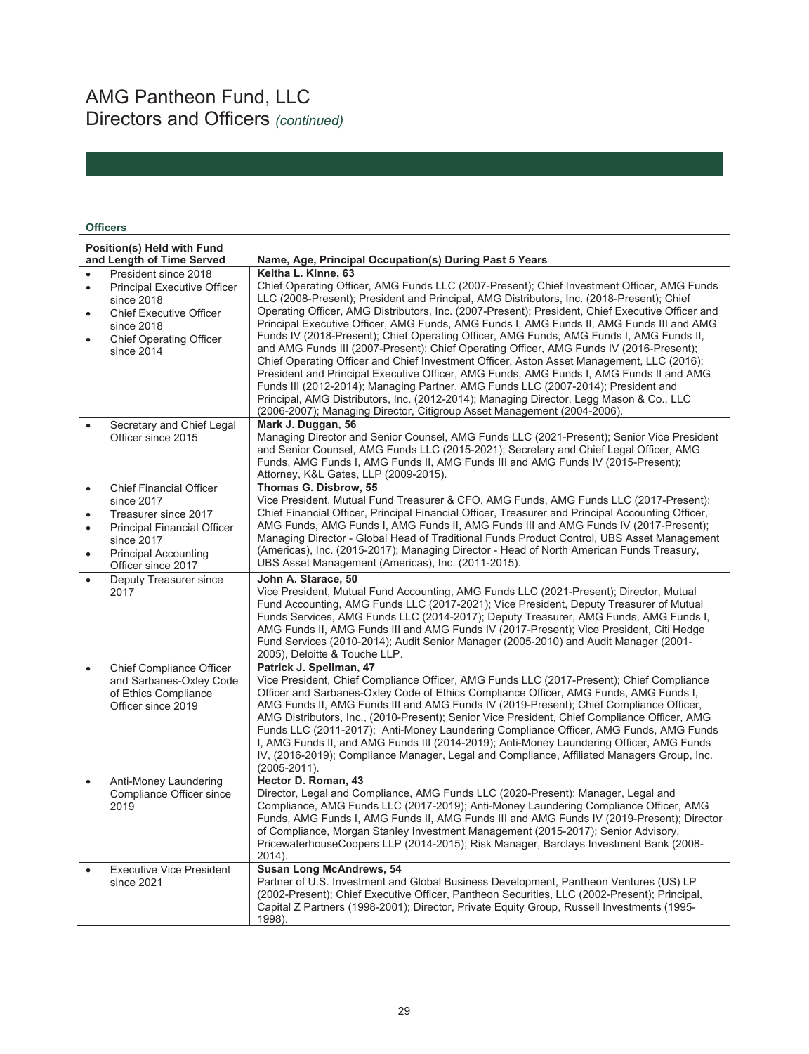# AMG Pantheon Fund, LLC
## Directors and Officers *(continued)*

**Officers**

| Position(s) Held with Fund and Length of Time Served | Name, Age, Principal Occupation(s) During Past 5 Years |
|---|---|
| • President since 2018<br>• Principal Executive Officer since 2018<br>• Chief Executive Officer since 2018<br>• Chief Operating Officer since 2014 | **Keitha L. Kinne, 63**<br>Chief Operating Officer, AMG Funds LLC (2007-Present); Chief Investment Officer, AMG Funds LLC (2008-Present); President and Principal, AMG Distributors, Inc. (2018-Present); Chief Operating Officer, AMG Distributors, Inc. (2007-Present); President, Chief Executive Officer and Principal Executive Officer, AMG Funds, AMG Funds I, AMG Funds II, AMG Funds III and AMG Funds IV (2018-Present); Chief Operating Officer, AMG Funds, AMG Funds I, AMG Funds II, and AMG Funds III (2007-Present); Chief Operating Officer, AMG Funds IV (2016-Present); Chief Operating Officer and Chief Investment Officer, Aston Asset Management, LLC (2016); President and Principal Executive Officer, AMG Funds, AMG Funds I, AMG Funds II and AMG Funds III (2012-2014); Managing Partner, AMG Funds LLC (2007-2014); President and Principal, AMG Distributors, Inc. (2012-2014); Managing Director, Legg Mason & Co., LLC (2006-2007); Managing Director, Citigroup Asset Management (2004-2006). |
| • Secretary and Chief Legal Officer since 2015 | **Mark J. Duggan, 56**<br>Managing Director and Senior Counsel, AMG Funds LLC (2021-Present); Senior Vice President and Senior Counsel, AMG Funds LLC (2015-2021); Secretary and Chief Legal Officer, AMG Funds, AMG Funds I, AMG Funds II, AMG Funds III and AMG Funds IV (2015-Present); Attorney, K&L Gates, LLP (2009-2015). |
| • Chief Financial Officer since 2017<br>• Treasurer since 2017<br>• Principal Financial Officer since 2017<br>• Principal Accounting Officer since 2017 | **Thomas G. Disbrow, 55**<br>Vice President, Mutual Fund Treasurer & CFO, AMG Funds, AMG Funds LLC (2017-Present); Chief Financial Officer, Principal Financial Officer, Treasurer and Principal Accounting Officer, AMG Funds, AMG Funds I, AMG Funds II, AMG Funds III and AMG Funds IV (2017-Present); Managing Director - Global Head of Traditional Funds Product Control, UBS Asset Management (Americas), Inc. (2015-2017); Managing Director - Head of North American Funds Treasury, UBS Asset Management (Americas), Inc. (2011-2015). |
| • Deputy Treasurer since 2017 | **John A. Starace, 50**<br>Vice President, Mutual Fund Accounting, AMG Funds LLC (2021-Present); Director, Mutual Fund Accounting, AMG Funds LLC (2017-2021); Vice President, Deputy Treasurer of Mutual Funds Services, AMG Funds LLC (2014-2017); Deputy Treasurer, AMG Funds, AMG Funds I, AMG Funds II, AMG Funds III and AMG Funds IV (2017-Present); Vice President, Citi Hedge Fund Services (2010-2014); Audit Senior Manager (2005-2010) and Audit Manager (2001-2005), Deloitte & Touche LLP. |
| • Chief Compliance Officer and Sarbanes-Oxley Code of Ethics Compliance Officer since 2019 | **Patrick J. Spellman, 47**<br>Vice President, Chief Compliance Officer, AMG Funds LLC (2017-Present); Chief Compliance Officer and Sarbanes-Oxley Code of Ethics Compliance Officer, AMG Funds, AMG Funds I, AMG Funds II, AMG Funds III and AMG Funds IV (2019-Present); Chief Compliance Officer, AMG Distributors, Inc., (2010-Present); Senior Vice President, Chief Compliance Officer, AMG Funds LLC (2011-2017); Anti-Money Laundering Compliance Officer, AMG Funds, AMG Funds I, AMG Funds II, and AMG Funds III (2014-2019); Anti-Money Laundering Officer, AMG Funds IV, (2016-2019); Compliance Manager, Legal and Compliance, Affiliated Managers Group, Inc. (2005-2011). |
| • Anti-Money Laundering Compliance Officer since 2019 | **Hector D. Roman, 43**<br>Director, Legal and Compliance, AMG Funds LLC (2020-Present); Manager, Legal and Compliance, AMG Funds LLC (2017-2019); Anti-Money Laundering Compliance Officer, AMG Funds, AMG Funds I, AMG Funds II, AMG Funds III and AMG Funds IV (2019-Present); Director of Compliance, Morgan Stanley Investment Management (2015-2017); Senior Advisory, PricewaterhouseCoopers LLP (2014-2015); Risk Manager, Barclays Investment Bank (2008-2014). |
| • Executive Vice President since 2021 | **Susan Long McAndrews, 54**<br>Partner of U.S. Investment and Global Business Development, Pantheon Ventures (US) LP (2002-Present); Chief Executive Officer, Pantheon Securities, LLC (2002-Present); Principal, Capital Z Partners (1998-2001); Director, Private Equity Group, Russell Investments (1995-1998). |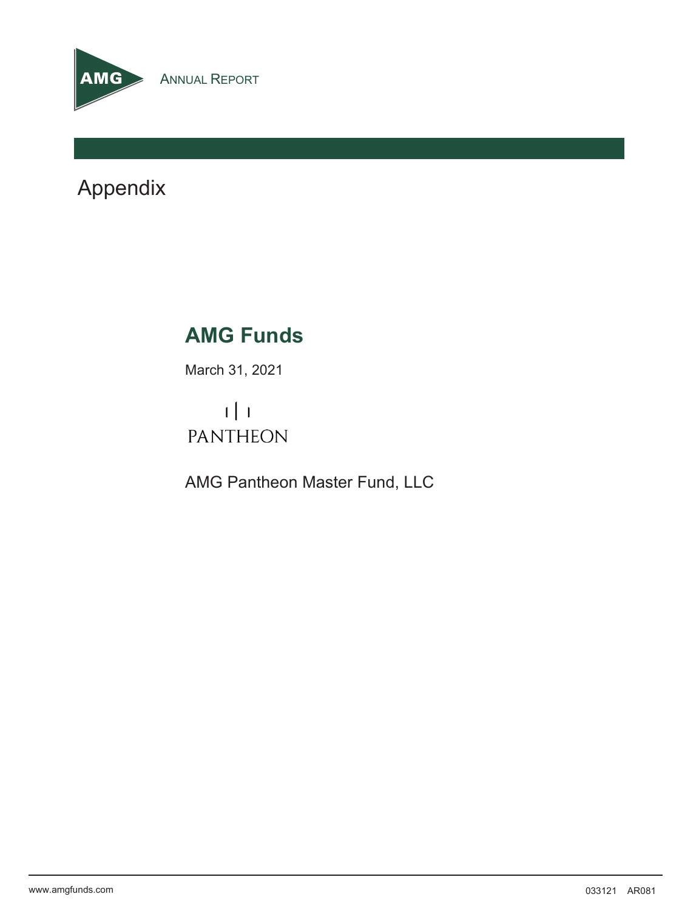AMG

ANNUAL REPORT

# Appendix

## AMG Funds

March 31, 2021

PANTHEON

AMG Pantheon Master Fund, LLC

www.amgfunds.com

033121 AR081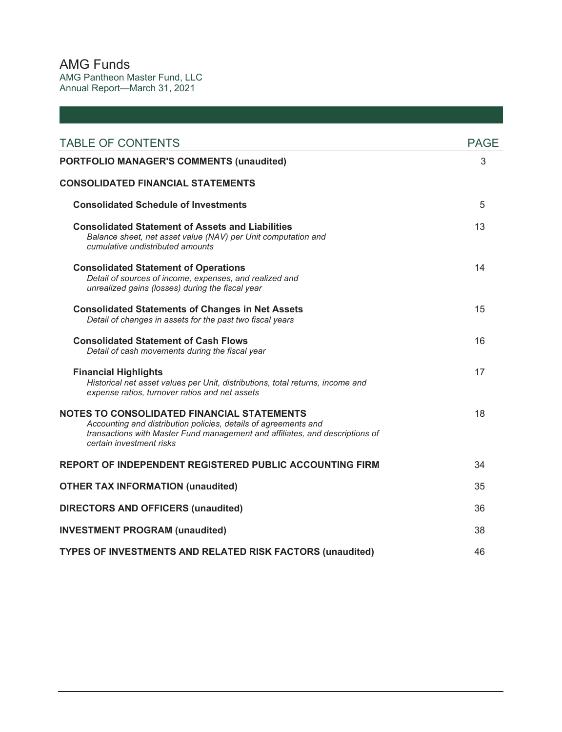# AMG Funds

AMG Pantheon Master Fund, LLC
Annual Report—March 31, 2021

| TABLE OF CONTENTS | PAGE |
|---|---|
| **PORTFOLIO MANAGER'S COMMENTS (unaudited)** | 3 |
| **CONSOLIDATED FINANCIAL STATEMENTS** | |
| **Consolidated Schedule of Investments** | 5 |
| **Consolidated Statement of Assets and Liabilities**<br>*Balance sheet, net asset value (NAV) per Unit computation and cumulative undistributed amounts* | 13 |
| **Consolidated Statement of Operations**<br>*Detail of sources of income, expenses, and realized and unrealized gains (losses) during the fiscal year* | 14 |
| **Consolidated Statements of Changes in Net Assets**<br>*Detail of changes in assets for the past two fiscal years* | 15 |
| **Consolidated Statement of Cash Flows**<br>*Detail of cash movements during the fiscal year* | 16 |
| **Financial Highlights**<br>*Historical net asset values per Unit, distributions, total returns, income and expense ratios, turnover ratios and net assets* | 17 |
| **NOTES TO CONSOLIDATED FINANCIAL STATEMENTS**<br>*Accounting and distribution policies, details of agreements and transactions with Master Fund management and affiliates, and descriptions of certain investment risks* | 18 |
| **REPORT OF INDEPENDENT REGISTERED PUBLIC ACCOUNTING FIRM** | 34 |
| **OTHER TAX INFORMATION (unaudited)** | 35 |
| **DIRECTORS AND OFFICERS (unaudited)** | 36 |
| **INVESTMENT PROGRAM (unaudited)** | 38 |
| **TYPES OF INVESTMENTS AND RELATED RISK FACTORS (unaudited)** | 46 |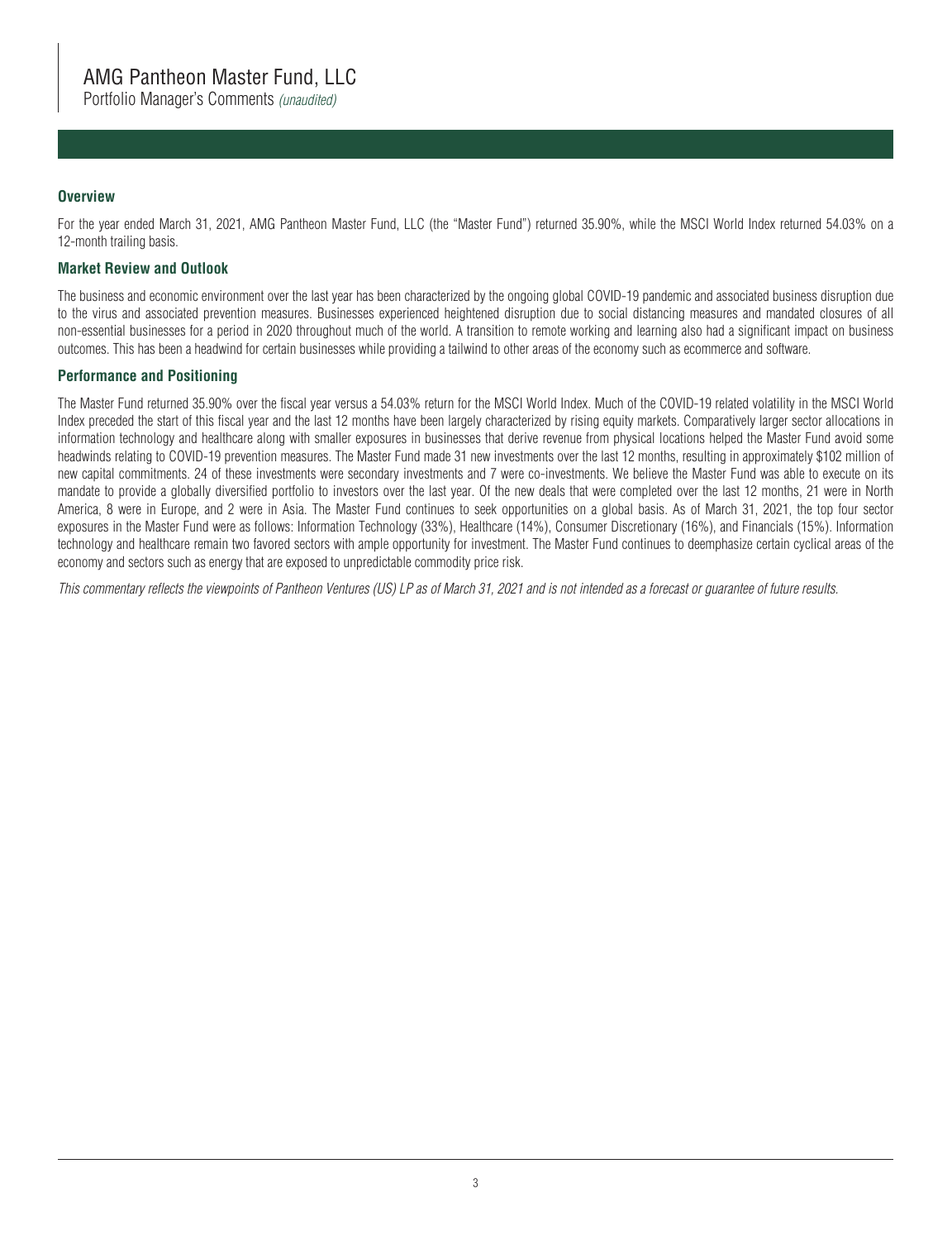# AMG Pantheon Master Fund, LLC

Portfolio Manager's Comments *(unaudited)*

## Overview

For the year ended March 31, 2021, AMG Pantheon Master Fund, LLC (the "Master Fund") returned 35.90%, while the MSCI World Index returned 54.03% on a 12-month trailing basis.

## Market Review and Outlook

The business and economic environment over the last year has been characterized by the ongoing global COVID-19 pandemic and associated business disruption due to the virus and associated prevention measures. Businesses experienced heightened disruption due to social distancing measures and mandated closures of all non-essential businesses for a period in 2020 throughout much of the world. A transition to remote working and learning also had a significant impact on business outcomes. This has been a headwind for certain businesses while providing a tailwind to other areas of the economy such as ecommerce and software.

## Performance and Positioning

The Master Fund returned 35.90% over the fiscal year versus a 54.03% return for the MSCI World Index. Much of the COVID-19 related volatility in the MSCI World Index preceded the start of this fiscal year and the last 12 months have been largely characterized by rising equity markets. Comparatively larger sector allocations in information technology and healthcare along with smaller exposures in businesses that derive revenue from physical locations helped the Master Fund avoid some headwinds relating to COVID-19 prevention measures. The Master Fund made 31 new investments over the last 12 months, resulting in approximately $102 million of new capital commitments. 24 of these investments were secondary investments and 7 were co-investments. We believe the Master Fund was able to execute on its mandate to provide a globally diversified portfolio to investors over the last year. Of the new deals that were completed over the last 12 months, 21 were in North America, 8 were in Europe, and 2 were in Asia. The Master Fund continues to seek opportunities on a global basis. As of March 31, 2021, the top four sector exposures in the Master Fund were as follows: Information Technology (33%), Healthcare (14%), Consumer Discretionary (16%), and Financials (15%). Information technology and healthcare remain two favored sectors with ample opportunity for investment. The Master Fund continues to deemphasize certain cyclical areas of the economy and sectors such as energy that are exposed to unpredictable commodity price risk.

*This commentary reflects the viewpoints of Pantheon Ventures (US) LP as of March 31, 2021 and is not intended as a forecast or guarantee of future results.*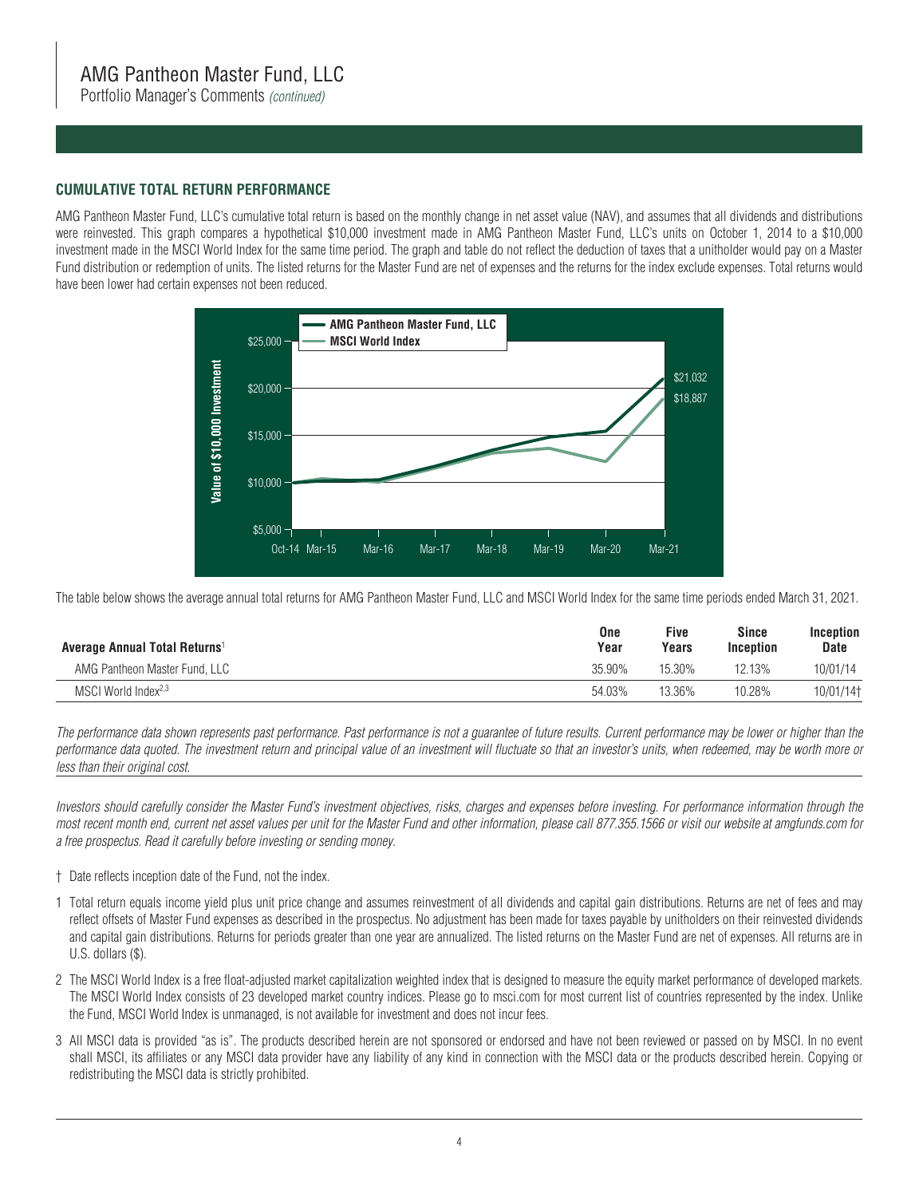## CUMULATIVE TOTAL RETURN PERFORMANCE

AMG Pantheon Master Fund, LLC's cumulative total return is based on the monthly change in net asset value (NAV), and assumes that all dividends and distributions were reinvested. This graph compares a hypothetical $10,000 investment made in AMG Pantheon Master Fund, LLC's units on October 1, 2014 to a $10,000 investment made in the MSCI World Index for the same time period. The graph and table do not reflect the deduction of taxes that a unitholder would pay on a Master Fund distribution or redemption of units. The listed returns for the Master Fund are net of expenses and the returns for the index exclude expenses. Total returns would have been lower had certain expenses not been reduced.

AMG Pantheon Master Fund, LLC
MSCI World Index

Value of $10,000 Investment

$25,000
$20,000
$15,000
$10,000
$5,000

Oct-14 Mar-15 Mar-16 Mar-17 Mar-18 Mar-19 Mar-20 Mar-21

$21,032
$18,887

The table below shows the average annual total returns for AMG Pantheon Master Fund, LLC and MSCI World Index for the same time periods ended March 31, 2021.

| Average Annual Total Returns[1] | One Year | Five Years | Since Inception | Inception Date |
|---|---|---|---|---|
| AMG Pantheon Master Fund, LLC | 35.90% | 15.30% | 12.13% | 10/01/14 |
| MSCI World Index[2,3] | 54.03% | 13.36% | 10.28% | 10/01/14† |

*The performance data shown represents past performance. Past performance is not a guarantee of future results. Current performance may be lower or higher than the performance data quoted. The investment return and principal value of an investment will fluctuate so that an investor's units, when redeemed, may be worth more or less than their original cost.*

*Investors should carefully consider the Master Fund's investment objectives, risks, charges and expenses before investing. For performance information through the most recent month end, current net asset values per unit for the Master Fund and other information, please call 877.355.1566 or visit our website at amgfunds.com for a free prospectus. Read it carefully before investing or sending money.*

† Date reflects inception date of the Fund, not the index.

1 Total return equals income yield plus unit price change and assumes reinvestment of all dividends and capital gain distributions. Returns are net of fees and may reflect offsets of Master Fund expenses as described in the prospectus. No adjustment has been made for taxes payable by unitholders on their reinvested dividends and capital gain distributions. Returns for periods greater than one year are annualized. The listed returns on the Master Fund are net of expenses. All returns are in U.S. dollars ($).

2 The MSCI World Index is a free float-adjusted market capitalization weighted index that is designed to measure the equity market performance of developed markets. The MSCI World Index consists of 23 developed market country indices. Please go to msci.com for most current list of countries represented by the index. Unlike the Fund, MSCI World Index is unmanaged, is not available for investment and does not incur fees.

3 All MSCI data is provided "as is". The products described herein are not sponsored or endorsed and have not been reviewed or passed on by MSCI. In no event shall MSCI, its affiliates or any MSCI data provider have any liability of any kind in connection with the MSCI data or the products described herein. Copying or redistributing the MSCI data is strictly prohibited.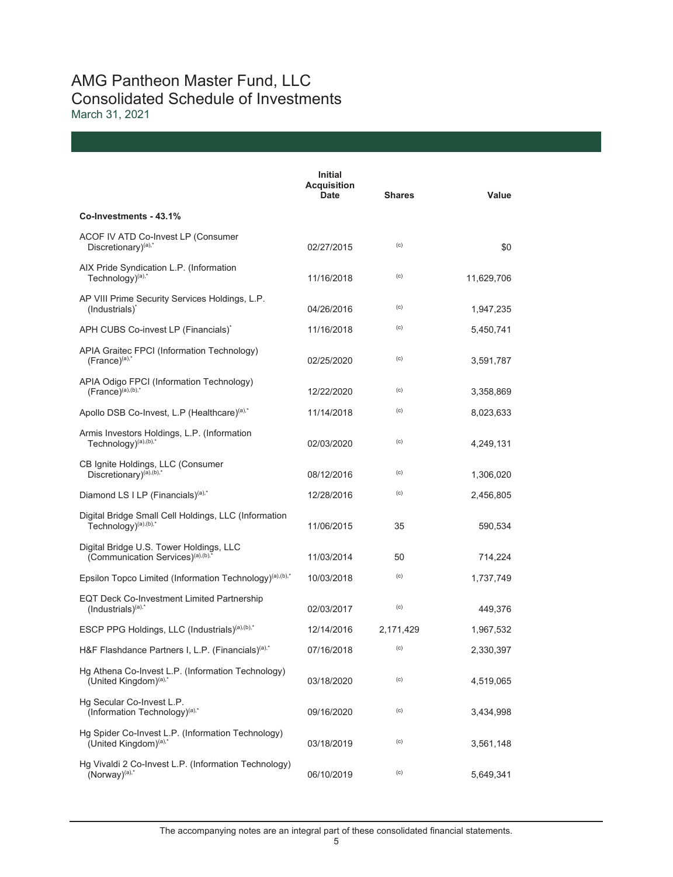# AMG Pantheon Master Fund, LLC
## Consolidated Schedule of Investments
March 31, 2021

| | Initial Acquisition Date | Shares | Value |
|---|---|---|---|
| **Co-Investments - 43.1%** | | | |
| ACOF IV ATD Co-Invest LP (Consumer Discretionary)[(a),*] | 02/27/2015 | [(c)] | $0 |
| AIX Pride Syndication L.P. (Information Technology)[(a),*] | 11/16/2018 | [(c)] | 11,629,706 |
| AP VIII Prime Security Services Holdings, L.P. (Industrials)[*] | 04/26/2016 | [(c)] | 1,947,235 |
| APH CUBS Co-invest LP (Financials)[*] | 11/16/2018 | [(c)] | 5,450,741 |
| APIA Graitec FPCI (Information Technology) (France)[(a),*] | 02/25/2020 | [(c)] | 3,591,787 |
| APIA Odigo FPCI (Information Technology) (France)[(a),(b),*] | 12/22/2020 | [(c)] | 3,358,869 |
| Apollo DSB Co-Invest, L.P (Healthcare)[(a),*] | 11/14/2018 | [(c)] | 8,023,633 |
| Armis Investors Holdings, L.P. (Information Technology)[(a),(b),*] | 02/03/2020 | [(c)] | 4,249,131 |
| CB Ignite Holdings, LLC (Consumer Discretionary)[(a),(b),*] | 08/12/2016 | [(c)] | 1,306,020 |
| Diamond LS I LP (Financials)[(a),*] | 12/28/2016 | [(c)] | 2,456,805 |
| Digital Bridge Small Cell Holdings, LLC (Information Technology)[(a),(b),*] | 11/06/2015 | 35 | 590,534 |
| Digital Bridge U.S. Tower Holdings, LLC (Communication Services)[(a),(b),*] | 11/03/2014 | 50 | 714,224 |
| Epsilon Topco Limited (Information Technology)[(a),(b),*] | 10/03/2018 | [(c)] | 1,737,749 |
| EQT Deck Co-Investment Limited Partnership (Industrials)[(a),*] | 02/03/2017 | [(c)] | 449,376 |
| ESCP PPG Holdings, LLC (Industrials)[(a),(b),*] | 12/14/2016 | 2,171,429 | 1,967,532 |
| H&F Flashdance Partners I, L.P. (Financials)[(a),*] | 07/16/2018 | [(c)] | 2,330,397 |
| Hg Athena Co-Invest L.P. (Information Technology) (United Kingdom)[(a),*] | 03/18/2020 | [(c)] | 4,519,065 |
| Hg Secular Co-Invest L.P. (Information Technology)[(a),*] | 09/16/2020 | [(c)] | 3,434,998 |
| Hg Spider Co-Invest L.P. (Information Technology) (United Kingdom)[(a),*] | 03/18/2019 | [(c)] | 3,561,148 |
| Hg Vivaldi 2 Co-Invest L.P. (Information Technology) (Norway)[(a),*] | 06/10/2019 | [(c)] | 5,649,341 |

The accompanying notes are an integral part of these consolidated financial statements.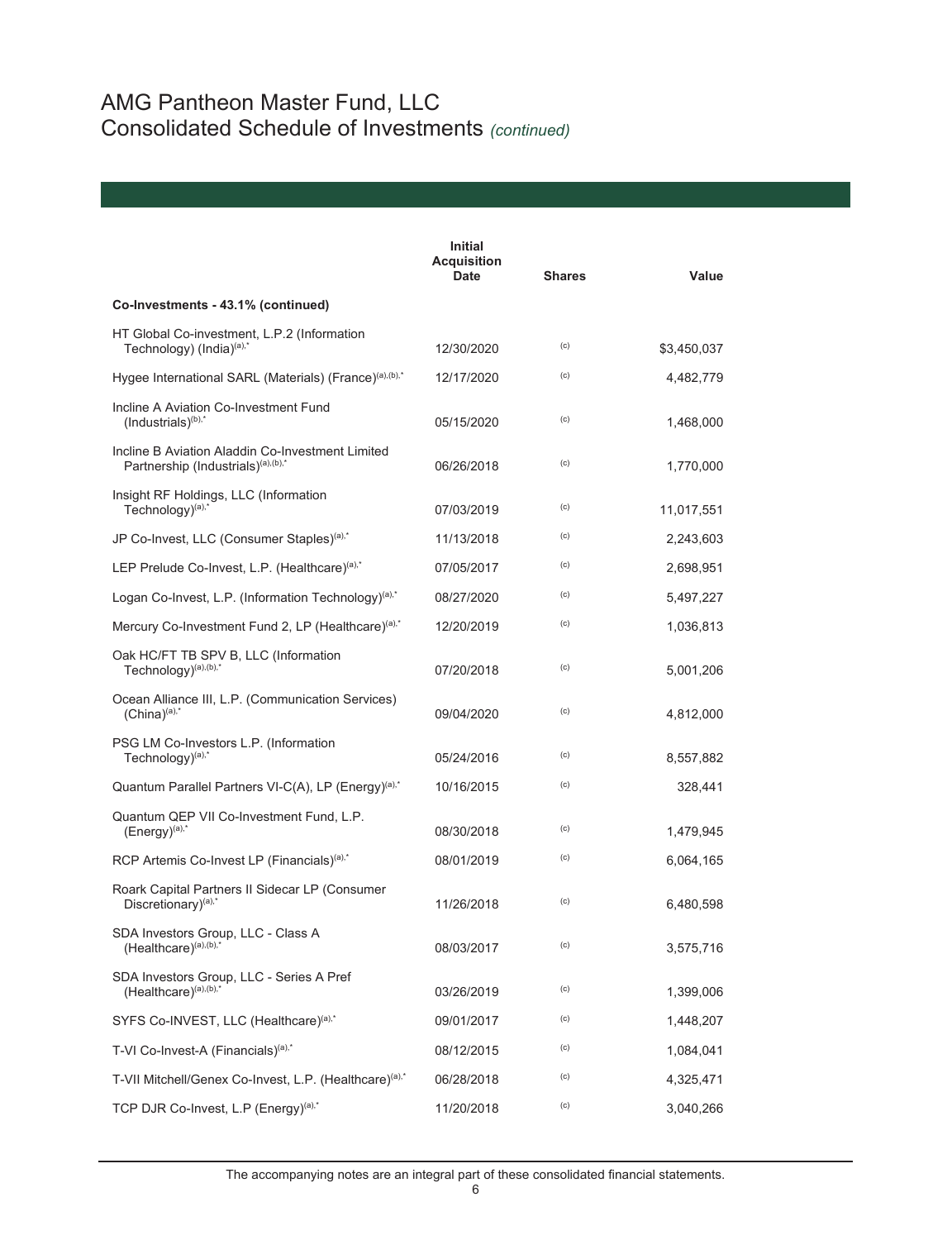# AMG Pantheon Master Fund, LLC
## Consolidated Schedule of Investments *(continued)*

| | Initial Acquisition Date | Shares | Value |
|---|---|---|---|
| **Co-Investments - 43.1% (continued)** | | | |
| HT Global Co-investment, L.P.2 (Information Technology) (India)[(a),*] | 12/30/2020 | (c) | $3,450,037 |
| Hygee International SARL (Materials) (France)[(a),(b),*] | 12/17/2020 | (c) | 4,482,779 |
| Incline A Aviation Co-Investment Fund (Industrials)[(b),*] | 05/15/2020 | (c) | 1,468,000 |
| Incline B Aviation Aladdin Co-Investment Limited Partnership (Industrials)[(a),(b),*] | 06/26/2018 | (c) | 1,770,000 |
| Insight RF Holdings, LLC (Information Technology)[(a),*] | 07/03/2019 | (c) | 11,017,551 |
| JP Co-Invest, LLC (Consumer Staples)[(a),*] | 11/13/2018 | (c) | 2,243,603 |
| LEP Prelude Co-Invest, L.P. (Healthcare)[(a),*] | 07/05/2017 | (c) | 2,698,951 |
| Logan Co-Invest, L.P. (Information Technology)[(a),*] | 08/27/2020 | (c) | 5,497,227 |
| Mercury Co-Investment Fund 2, LP (Healthcare)[(a),*] | 12/20/2019 | (c) | 1,036,813 |
| Oak HC/FT TB SPV B, LLC (Information Technology)[(a),(b),*] | 07/20/2018 | (c) | 5,001,206 |
| Ocean Alliance III, L.P. (Communication Services) (China)[(a),*] | 09/04/2020 | (c) | 4,812,000 |
| PSG LM Co-Investors L.P. (Information Technology)[(a),*] | 05/24/2016 | (c) | 8,557,882 |
| Quantum Parallel Partners VI-C(A), LP (Energy)[(a),*] | 10/16/2015 | (c) | 328,441 |
| Quantum QEP VII Co-Investment Fund, L.P. (Energy)[(a),*] | 08/30/2018 | (c) | 1,479,945 |
| RCP Artemis Co-Invest LP (Financials)[(a),*] | 08/01/2019 | (c) | 6,064,165 |
| Roark Capital Partners II Sidecar LP (Consumer Discretionary)[(a),*] | 11/26/2018 | (c) | 6,480,598 |
| SDA Investors Group, LLC - Class A (Healthcare)[(a),(b),*] | 08/03/2017 | (c) | 3,575,716 |
| SDA Investors Group, LLC - Series A Pref (Healthcare)[(a),(b),*] | 03/26/2019 | (c) | 1,399,006 |
| SYFS Co-INVEST, LLC (Healthcare)[(a),*] | 09/01/2017 | (c) | 1,448,207 |
| T-VI Co-Invest-A (Financials)[(a),*] | 08/12/2015 | (c) | 1,084,041 |
| T-VII Mitchell/Genex Co-Invest, L.P. (Healthcare)[(a),*] | 06/28/2018 | (c) | 4,325,471 |
| TCP DJR Co-Invest, L.P (Energy)[(a),*] | 11/20/2018 | (c) | 3,040,266 |

The accompanying notes are an integral part of these consolidated financial statements.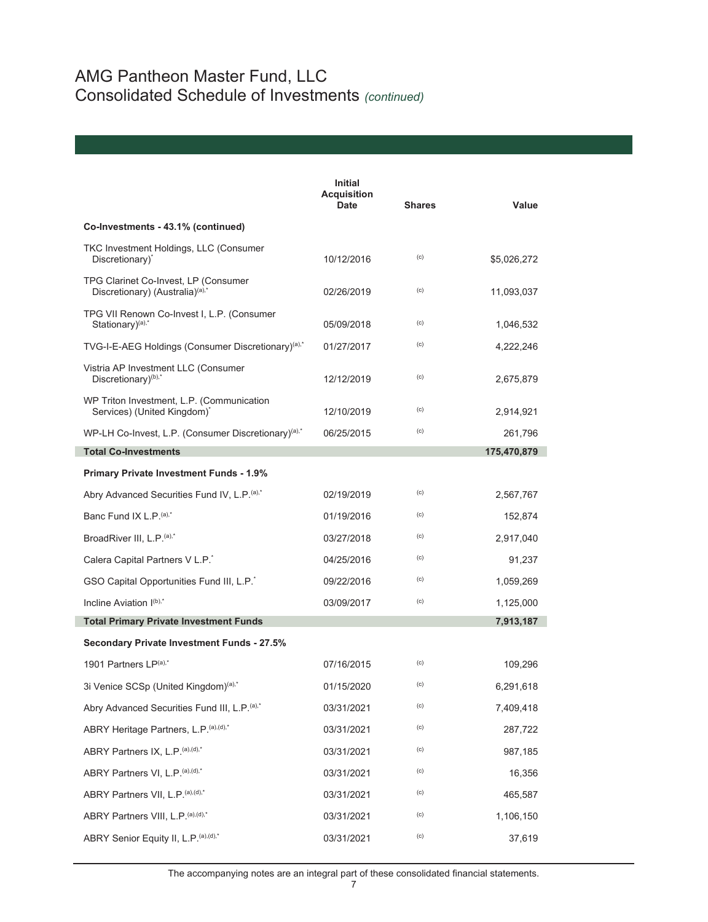# AMG Pantheon Master Fund, LLC
## Consolidated Schedule of Investments *(continued)*

| | Initial Acquisition Date | Shares | Value |
|---|---|---|---|
| **Co-Investments - 43.1% (continued)** | | | |
| TKC Investment Holdings, LLC (Consumer Discretionary)[*] | 10/12/2016 | [(c)] | $5,026,272 |
| TPG Clarinet Co-Invest, LP (Consumer Discretionary) (Australia)[(a),*] | 02/26/2019 | [(c)] | 11,093,037 |
| TPG VII Renown Co-Invest I, L.P. (Consumer Stationary)[(a),*] | 05/09/2018 | [(c)] | 1,046,532 |
| TVG-I-E-AEG Holdings (Consumer Discretionary)[(a),*] | 01/27/2017 | [(c)] | 4,222,246 |
| Vistria AP Investment LLC (Consumer Discretionary)[(b),*] | 12/12/2019 | [(c)] | 2,675,879 |
| WP Triton Investment, L.P. (Communication Services) (United Kingdom)[*] | 12/10/2019 | [(c)] | 2,914,921 |
| WP-LH Co-Invest, L.P. (Consumer Discretionary)[(a),*] | 06/25/2015 | [(c)] | 261,796 |
| **Total Co-Investments** | | | **175,470,879** |
| **Primary Private Investment Funds - 1.9%** | | | |
| Abry Advanced Securities Fund IV, L.P.[(a),*] | 02/19/2019 | [(c)] | 2,567,767 |
| Banc Fund IX L.P.[(a),*] | 01/19/2016 | [(c)] | 152,874 |
| BroadRiver III, L.P.[(a),*] | 03/27/2018 | [(c)] | 2,917,040 |
| Calera Capital Partners V L.P.[*] | 04/25/2016 | [(c)] | 91,237 |
| GSO Capital Opportunities Fund III, L.P.[*] | 09/22/2016 | [(c)] | 1,059,269 |
| Incline Aviation I[(b),*] | 03/09/2017 | [(c)] | 1,125,000 |
| **Total Primary Private Investment Funds** | | | **7,913,187** |
| **Secondary Private Investment Funds - 27.5%** | | | |
| 1901 Partners LP[(a),*] | 07/16/2015 | [(c)] | 109,296 |
| 3i Venice SCSp (United Kingdom)[(a),*] | 01/15/2020 | [(c)] | 6,291,618 |
| Abry Advanced Securities Fund III, L.P.[(a),*] | 03/31/2021 | [(c)] | 7,409,418 |
| ABRY Heritage Partners, L.P.[(a),(d),*] | 03/31/2021 | [(c)] | 287,722 |
| ABRY Partners IX, L.P.[(a),(d),*] | 03/31/2021 | [(c)] | 987,185 |
| ABRY Partners VI, L.P.[(a),(d),*] | 03/31/2021 | [(c)] | 16,356 |
| ABRY Partners VII, L.P.[(a),(d),*] | 03/31/2021 | [(c)] | 465,587 |
| ABRY Partners VIII, L.P.[(a),(d),*] | 03/31/2021 | [(c)] | 1,106,150 |
| ABRY Senior Equity II, L.P.[(a),(d),*] | 03/31/2021 | [(c)] | 37,619 |

The accompanying notes are an integral part of these consolidated financial statements.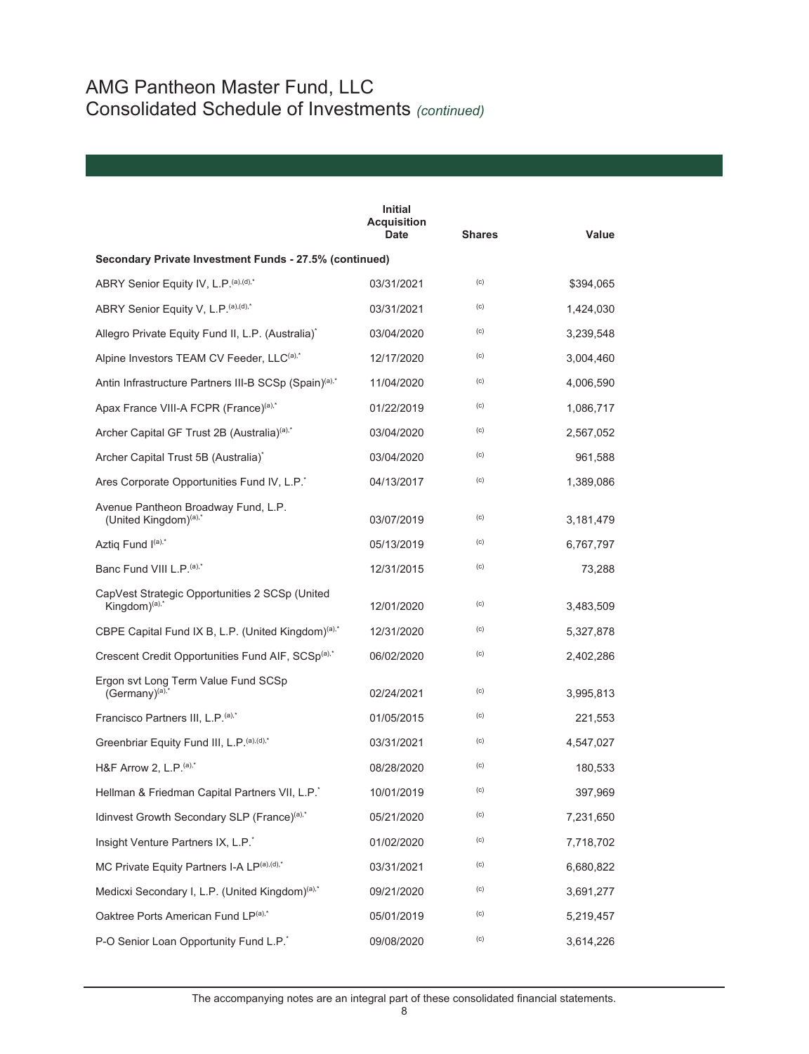# AMG Pantheon Master Fund, LLC
## Consolidated Schedule of Investments *(continued)*

| | Initial Acquisition Date | Shares | Value |
|---|---|---|---|
| **Secondary Private Investment Funds - 27.5% (continued)** | | | |
| ABRY Senior Equity IV, L.P.[(a),(d),*] | 03/31/2021 | [(c)] | $394,065 |
| ABRY Senior Equity V, L.P.[(a),(d),*] | 03/31/2021 | [(c)] | 1,424,030 |
| Allegro Private Equity Fund II, L.P. (Australia)[*] | 03/04/2020 | [(c)] | 3,239,548 |
| Alpine Investors TEAM CV Feeder, LLC[(a),*] | 12/17/2020 | [(c)] | 3,004,460 |
| Antin Infrastructure Partners III-B SCSp (Spain)[(a),*] | 11/04/2020 | [(c)] | 4,006,590 |
| Apax France VIII-A FCPR (France)[(a),*] | 01/22/2019 | [(c)] | 1,086,717 |
| Archer Capital GF Trust 2B (Australia)[(a),*] | 03/04/2020 | [(c)] | 2,567,052 |
| Archer Capital Trust 5B (Australia)[*] | 03/04/2020 | [(c)] | 961,588 |
| Ares Corporate Opportunities Fund IV, L.P.[*] | 04/13/2017 | [(c)] | 1,389,086 |
| Avenue Pantheon Broadway Fund, L.P. (United Kingdom)[(a),*] | 03/07/2019 | [(c)] | 3,181,479 |
| Aztiq Fund I[(a),*] | 05/13/2019 | [(c)] | 6,767,797 |
| Banc Fund VIII L.P.[(a),*] | 12/31/2015 | [(c)] | 73,288 |
| CapVest Strategic Opportunities 2 SCSp (United Kingdom)[(a),*] | 12/01/2020 | [(c)] | 3,483,509 |
| CBPE Capital Fund IX B, L.P. (United Kingdom)[(a),*] | 12/31/2020 | [(c)] | 5,327,878 |
| Crescent Credit Opportunities Fund AIF, SCSp[(a),*] | 06/02/2020 | [(c)] | 2,402,286 |
| Ergon svt Long Term Value Fund SCSp (Germany)[(a),*] | 02/24/2021 | [(c)] | 3,995,813 |
| Francisco Partners III, L.P.[(a),*] | 01/05/2015 | [(c)] | 221,553 |
| Greenbriar Equity Fund III, L.P.[(a),(d),*] | 03/31/2021 | [(c)] | 4,547,027 |
| H&F Arrow 2, L.P.[(a),*] | 08/28/2020 | [(c)] | 180,533 |
| Hellman & Friedman Capital Partners VII, L.P.[*] | 10/01/2019 | [(c)] | 397,969 |
| Idinvest Growth Secondary SLP (France)[(a),*] | 05/21/2020 | [(c)] | 7,231,650 |
| Insight Venture Partners IX, L.P.[*] | 01/02/2020 | [(c)] | 7,718,702 |
| MC Private Equity Partners I-A LP[(a),(d),*] | 03/31/2021 | [(c)] | 6,680,822 |
| Medicxi Secondary I, L.P. (United Kingdom)[(a),*] | 09/21/2020 | [(c)] | 3,691,277 |
| Oaktree Ports American Fund LP[(a),*] | 05/01/2019 | [(c)] | 5,219,457 |
| P-O Senior Loan Opportunity Fund L.P.[*] | 09/08/2020 | [(c)] | 3,614,226 |

The accompanying notes are an integral part of these consolidated financial statements.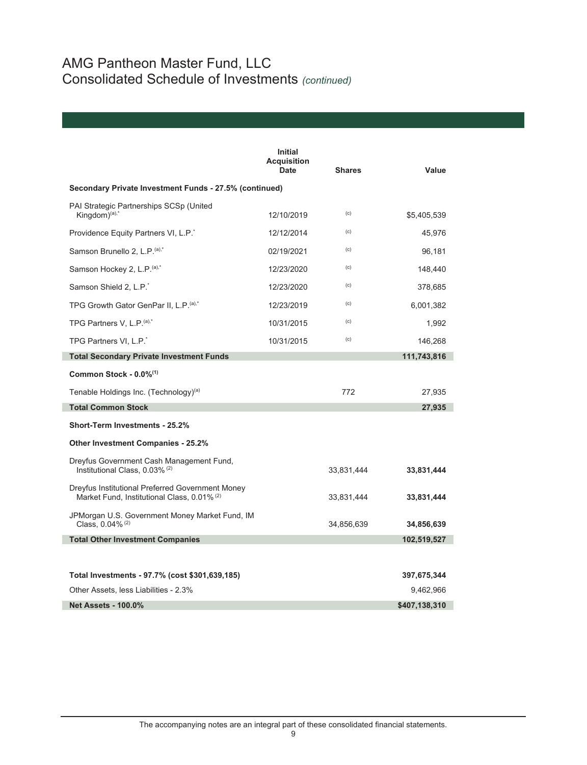# AMG Pantheon Master Fund, LLC
## Consolidated Schedule of Investments *(continued)*

| | Initial Acquisition Date | Shares | Value |
|---|---|---|---|
| **Secondary Private Investment Funds - 27.5% (continued)** | | | |
| PAI Strategic Partnerships SCSp (United Kingdom)[(a),*] | 12/10/2019 | [(c)] | $5,405,539 |
| Providence Equity Partners VI, L.P.[*] | 12/12/2014 | [(c)] | 45,976 |
| Samson Brunello 2, L.P.[(a),*] | 02/19/2021 | [(c)] | 96,181 |
| Samson Hockey 2, L.P.[(a),*] | 12/23/2020 | [(c)] | 148,440 |
| Samson Shield 2, L.P.[*] | 12/23/2020 | [(c)] | 378,685 |
| TPG Growth Gator GenPar II, L.P.[(a),*] | 12/23/2019 | [(c)] | 6,001,382 |
| TPG Partners V, L.P.[(a),*] | 10/31/2015 | [(c)] | 1,992 |
| TPG Partners VI, L.P.[*] | 10/31/2015 | [(c)] | 146,268 |
| **Total Secondary Private Investment Funds** | | | **111,743,816** |
| **Common Stock - 0.0%[(1)]** | | | |
| Tenable Holdings Inc. (Technology)[(a)] | | 772 | 27,935 |
| **Total Common Stock** | | | **27,935** |
| **Short-Term Investments - 25.2%** | | | |
| **Other Investment Companies - 25.2%** | | | |
| Dreyfus Government Cash Management Fund, Institutional Class, 0.03%[(2)] | | 33,831,444 | **33,831,444** |
| Dreyfus Institutional Preferred Government Money Market Fund, Institutional Class, 0.01%[(2)] | | 33,831,444 | **33,831,444** |
| JPMorgan U.S. Government Money Market Fund, IM Class, 0.04%[(2)] | | 34,856,639 | **34,856,639** |
| **Total Other Investment Companies** | | | **102,519,527** |
| **Total Investments - 97.7% (cost $301,639,185)** | | | **397,675,344** |
| Other Assets, less Liabilities - 2.3% | | | 9,462,966 |
| **Net Assets - 100.0%** | | | **$407,138,310** |

The accompanying notes are an integral part of these consolidated financial statements.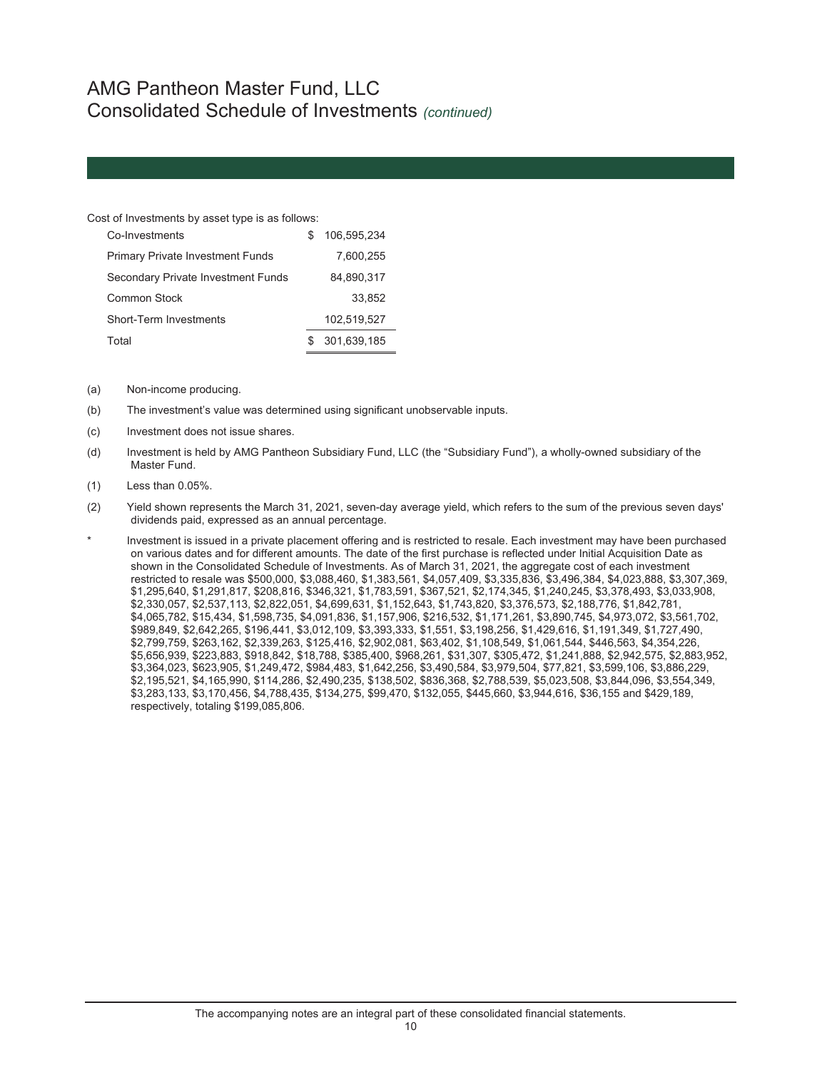# AMG Pantheon Master Fund, LLC
## Consolidated Schedule of Investments *(continued)*

Cost of Investments by asset type is as follows:

| | |
|---|---|
| Co-Investments | $ 106,595,234 |
| Primary Private Investment Funds | 7,600,255 |
| Secondary Private Investment Funds | 84,890,317 |
| Common Stock | 33,852 |
| Short-Term Investments | 102,519,527 |
| Total | $ 301,639,185 |

(a) Non-income producing.

(b) The investment's value was determined using significant unobservable inputs.

(c) Investment does not issue shares.

(d) Investment is held by AMG Pantheon Subsidiary Fund, LLC (the "Subsidiary Fund"), a wholly-owned subsidiary of the Master Fund.

(1) Less than 0.05%.

(2) Yield shown represents the March 31, 2021, seven-day average yield, which refers to the sum of the previous seven days' dividends paid, expressed as an annual percentage.

\* Investment is issued in a private placement offering and is restricted to resale. Each investment may have been purchased on various dates and for different amounts. The date of the first purchase is reflected under Initial Acquisition Date as shown in the Consolidated Schedule of Investments. As of March 31, 2021, the aggregate cost of each investment restricted to resale was $500,000, $3,088,460, $1,383,561, $4,057,409, $3,335,836, $3,496,384, $4,023,888, $3,307,369, $1,295,640, $1,291,817, $208,816, $346,321, $1,783,591, $367,521, $2,174,345, $1,240,245, $3,378,493, $3,033,908, $2,330,057, $2,537,113, $2,822,051, $4,699,631, $1,152,643, $1,743,820, $3,376,573, $2,188,776, $1,842,781, $4,065,782, $15,434, $1,598,735, $4,091,836, $1,157,906, $216,532, $1,171,261, $3,890,745, $4,973,072, $3,561,702, $989,849, $2,642,265, $196,441, $3,012,109, $3,393,333, $1,551, $3,198,256, $1,429,616, $1,191,349, $1,727,490, $2,799,759, $263,162, $2,339,263, $125,416, $2,902,081, $63,402, $1,108,549, $1,061,544, $446,563, $4,354,226, $5,656,939, $223,883, $918,842, $18,788, $385,400, $968,261, $31,307, $305,472, $1,241,888, $2,942,575, $2,883,952, $3,364,023, $623,905, $1,249,472, $984,483, $1,642,256, $3,490,584, $3,979,504, $77,821, $3,599,106, $3,886,229, $2,195,521, $4,165,990, $114,286, $2,490,235, $138,502, $836,368, $2,788,539, $5,023,508, $3,844,096, $3,554,349, $3,283,133, $3,170,456, $4,788,435, $134,275, $99,470, $132,055, $445,660, $3,944,616, $36,155 and $429,189, respectively, totaling $199,085,806.

The accompanying notes are an integral part of these consolidated financial statements.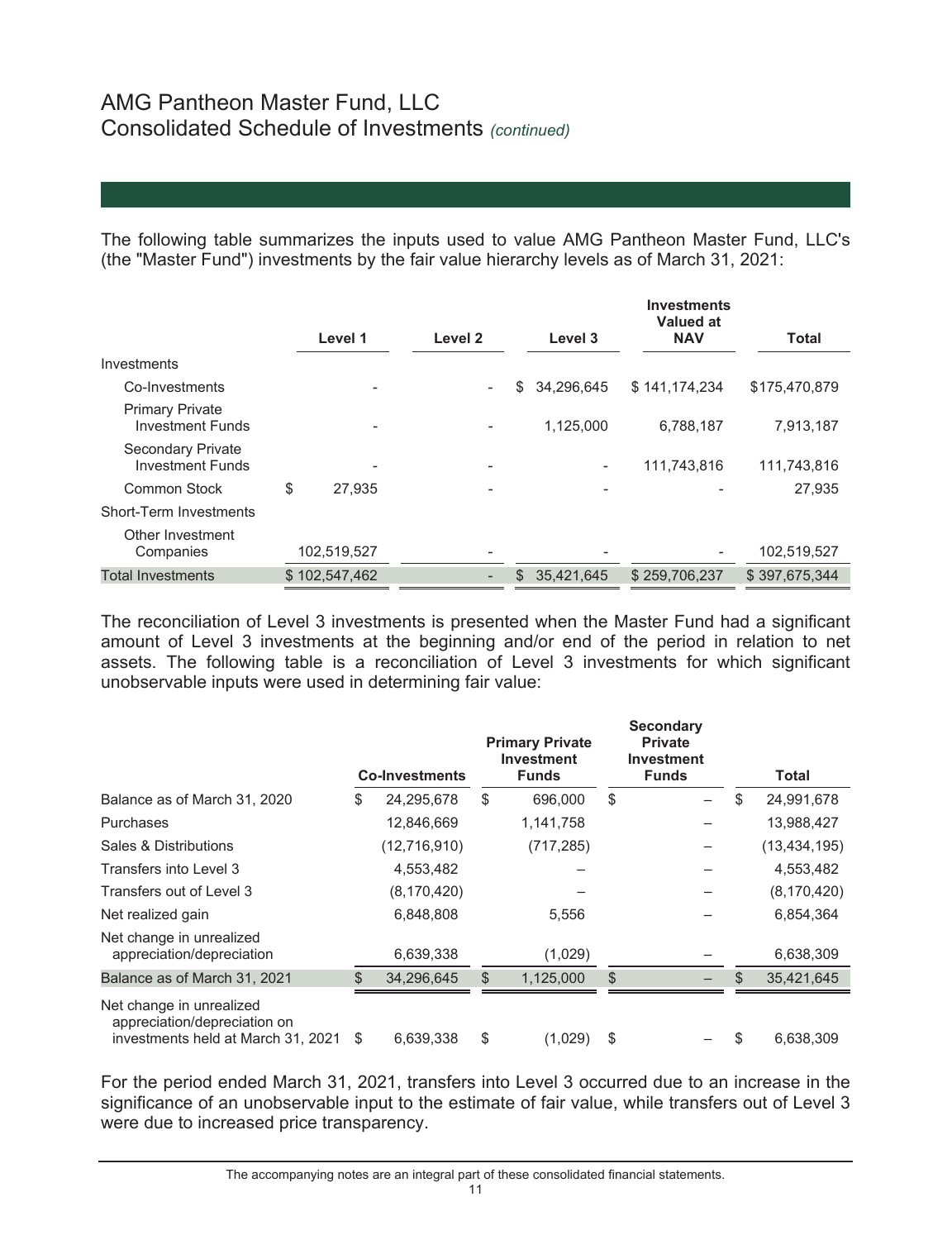# AMG Pantheon Master Fund, LLC
## Consolidated Schedule of Investments *(continued)*

The following table summarizes the inputs used to value AMG Pantheon Master Fund, LLC's (the "Master Fund") investments by the fair value hierarchy levels as of March 31, 2021:

| | Level 1 | Level 2 | Level 3 | Investments Valued at NAV | Total |
|---|---|---|---|---|---|
| Investments | | | | | |
| Co-Investments | - | - | $ 34,296,645 | $ 141,174,234 | $175,470,879 |
| Primary Private Investment Funds | - | - | 1,125,000 | 6,788,187 | 7,913,187 |
| Secondary Private Investment Funds | - | - | - | 111,743,816 | 111,743,816 |
| Common Stock | $ 27,935 | - | - | - | 27,935 |
| Short-Term Investments | | | | | |
| Other Investment Companies | 102,519,527 | - | - | - | 102,519,527 |
| Total Investments | $ 102,547,462 | - | $ 35,421,645 | $ 259,706,237 | $ 397,675,344 |

The reconciliation of Level 3 investments is presented when the Master Fund had a significant amount of Level 3 investments at the beginning and/or end of the period in relation to net assets. The following table is a reconciliation of Level 3 investments for which significant unobservable inputs were used in determining fair value:

| | Co-Investments | Primary Private Investment Funds | Secondary Private Investment Funds | Total |
|---|---|---|---|---|
| Balance as of March 31, 2020 | $ 24,295,678 | $ 696,000 | $ – | $ 24,991,678 |
| Purchases | 12,846,669 | 1,141,758 | – | 13,988,427 |
| Sales & Distributions | (12,716,910) | (717,285) | – | (13,434,195) |
| Transfers into Level 3 | 4,553,482 | – | – | 4,553,482 |
| Transfers out of Level 3 | (8,170,420) | – | – | (8,170,420) |
| Net realized gain | 6,848,808 | 5,556 | – | 6,854,364 |
| Net change in unrealized appreciation/depreciation | 6,639,338 | (1,029) | – | 6,638,309 |
| Balance as of March 31, 2021 | $ 34,296,645 | $ 1,125,000 | $ – | $ 35,421,645 |
| Net change in unrealized appreciation/depreciation on investments held at March 31, 2021 | $ 6,639,338 | $ (1,029) | $ – | $ 6,638,309 |

For the period ended March 31, 2021, transfers into Level 3 occurred due to an increase in the significance of an unobservable input to the estimate of fair value, while transfers out of Level 3 were due to increased price transparency.

The accompanying notes are an integral part of these consolidated financial statements.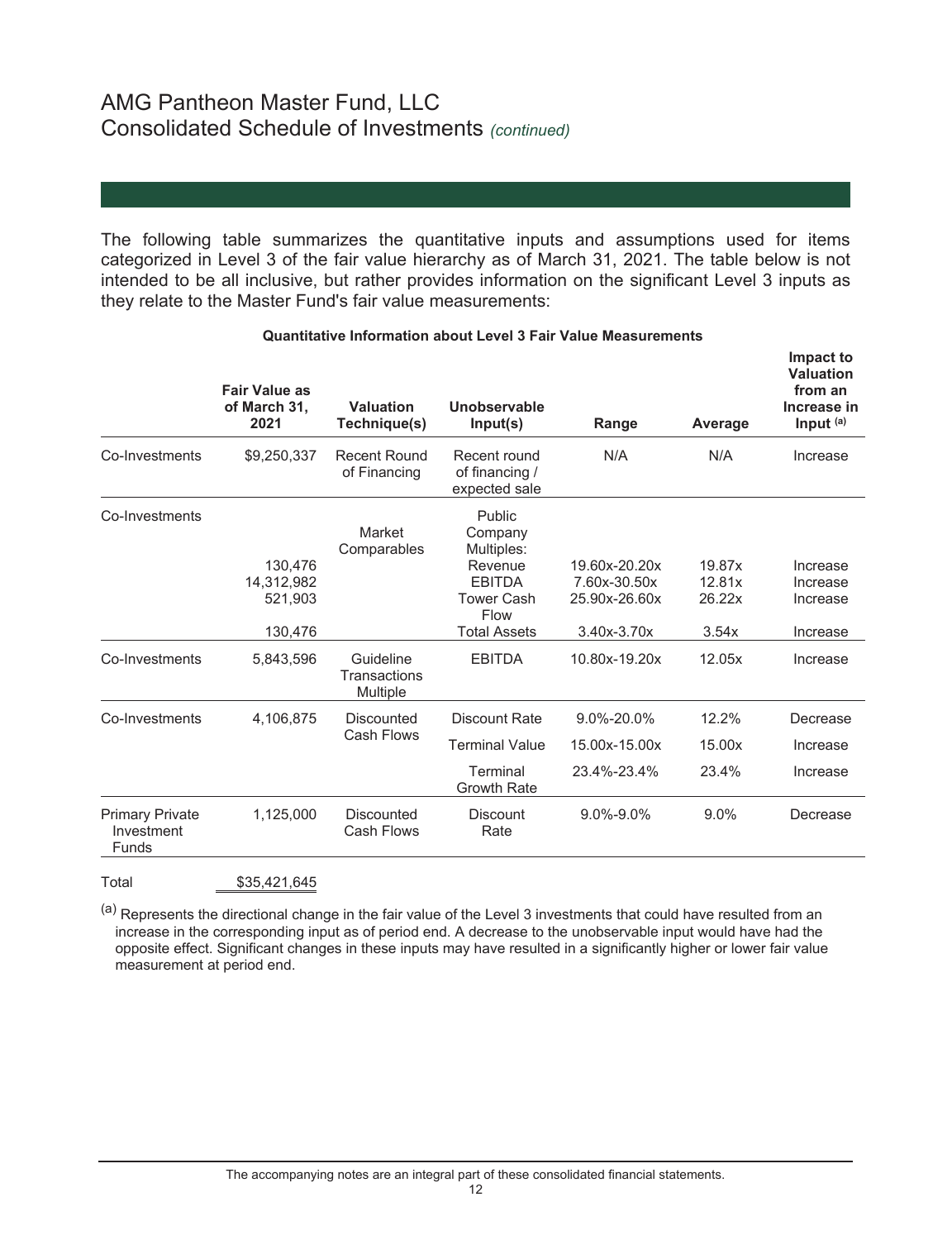# AMG Pantheon Master Fund, LLC
## Consolidated Schedule of Investments *(continued)*

The following table summarizes the quantitative inputs and assumptions used for items categorized in Level 3 of the fair value hierarchy as of March 31, 2021. The table below is not intended to be all inclusive, but rather provides information on the significant Level 3 inputs as they relate to the Master Fund's fair value measurements:

**Quantitative Information about Level 3 Fair Value Measurements**

| | Fair Value as of March 31, 2021 | Valuation Technique(s) | Unobservable Input(s) | Range | Average | Impact to Valuation from an Increase in Input [(a)] |
|---|---|---|---|---|---|---|
| Co-Investments | $9,250,337 | Recent Round of Financing | Recent round of financing / expected sale | N/A | N/A | Increase |
| Co-Investments | | Market Comparables | Public Company Multiples: | | | |
| | 130,476 | | Revenue | 19.60x-20.20x | 19.87x | Increase |
| | 14,312,982 | | EBITDA | 7.60x-30.50x | 12.81x | Increase |
| | 521,903 | | Tower Cash Flow | 25.90x-26.60x | 26.22x | Increase |
| | 130,476 | | Total Assets | 3.40x-3.70x | 3.54x | Increase |
| Co-Investments | 5,843,596 | Guideline Transactions Multiple | EBITDA | 10.80x-19.20x | 12.05x | Increase |
| Co-Investments | 4,106,875 | Discounted Cash Flows | Discount Rate | 9.0%-20.0% | 12.2% | Decrease |
| | | | Terminal Value | 15.00x-15.00x | 15.00x | Increase |
| | | | Terminal Growth Rate | 23.4%-23.4% | 23.4% | Increase |
| Primary Private Investment Funds | 1,125,000 | Discounted Cash Flows | Discount Rate | 9.0%-9.0% | 9.0% | Decrease |
| Total | $35,421,645 | | | | | |

[(a)] Represents the directional change in the fair value of the Level 3 investments that could have resulted from an increase in the corresponding input as of period end. A decrease to the unobservable input would have had the opposite effect. Significant changes in these inputs may have resulted in a significantly higher or lower fair value measurement at period end.

The accompanying notes are an integral part of these consolidated financial statements.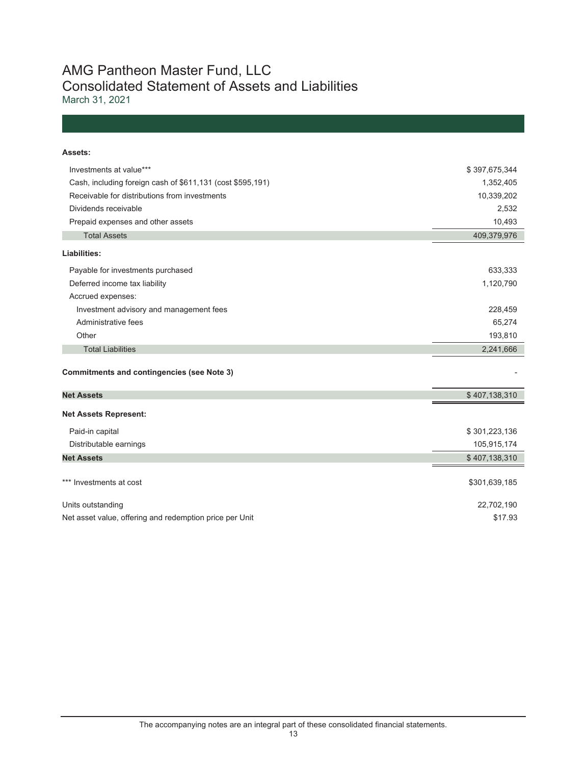# AMG Pantheon Master Fund, LLC
## Consolidated Statement of Assets and Liabilities
March 31, 2021

| | |
|---|---|
| **Assets:** | |
| Investments at value*** | $ 397,675,344 |
| Cash, including foreign cash of $611,131 (cost $595,191) | 1,352,405 |
| Receivable for distributions from investments | 10,339,202 |
| Dividends receivable | 2,532 |
| Prepaid expenses and other assets | 10,493 |
| Total Assets | 409,379,976 |
| **Liabilities:** | |
| Payable for investments purchased | 633,333 |
| Deferred income tax liability | 1,120,790 |
| Accrued expenses: | |
| Investment advisory and management fees | 228,459 |
| Administrative fees | 65,274 |
| Other | 193,810 |
| Total Liabilities | 2,241,666 |
| **Commitments and contingencies (see Note 3)** | - |
| **Net Assets** | $ 407,138,310 |
| **Net Assets Represent:** | |
| Paid-in capital | $ 301,223,136 |
| Distributable earnings | 105,915,174 |
| **Net Assets** | $ 407,138,310 |
| *** Investments at cost | $301,639,185 |
| Units outstanding | 22,702,190 |
| Net asset value, offering and redemption price per Unit | $17.93 |

The accompanying notes are an integral part of these consolidated financial statements.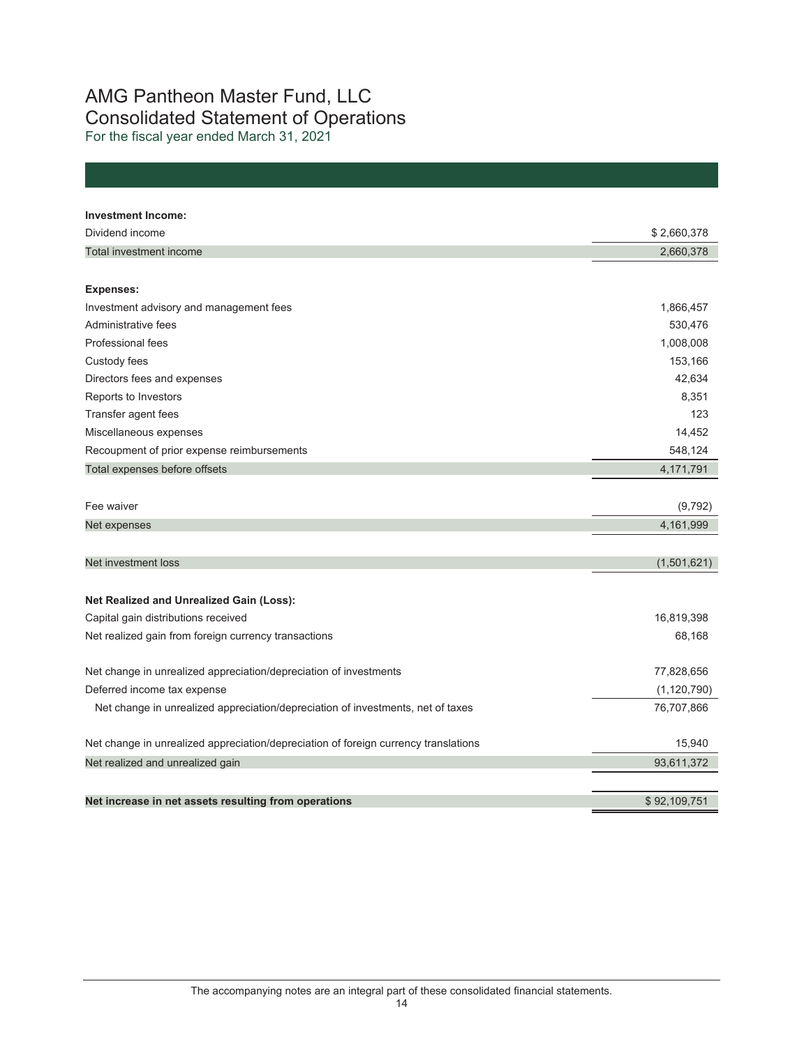# AMG Pantheon Master Fund, LLC
## Consolidated Statement of Operations
For the fiscal year ended March 31, 2021

| | |
|---|---|
| **Investment Income:** | |
| Dividend income | $ 2,660,378 |
| Total investment income | 2,660,378 |
| | |
| **Expenses:** | |
| Investment advisory and management fees | 1,866,457 |
| Administrative fees | 530,476 |
| Professional fees | 1,008,008 |
| Custody fees | 153,166 |
| Directors fees and expenses | 42,634 |
| Reports to Investors | 8,351 |
| Transfer agent fees | 123 |
| Miscellaneous expenses | 14,452 |
| Recoupment of prior expense reimbursements | 548,124 |
| Total expenses before offsets | 4,171,791 |
| | |
| Fee waiver | (9,792) |
| Net expenses | 4,161,999 |
| | |
| Net investment loss | (1,501,621) |
| | |
| **Net Realized and Unrealized Gain (Loss):** | |
| Capital gain distributions received | 16,819,398 |
| Net realized gain from foreign currency transactions | 68,168 |
| | |
| Net change in unrealized appreciation/depreciation of investments | 77,828,656 |
| Deferred income tax expense | (1,120,790) |
| Net change in unrealized appreciation/depreciation of investments, net of taxes | 76,707,866 |
| | |
| Net change in unrealized appreciation/depreciation of foreign currency translations | 15,940 |
| Net realized and unrealized gain | 93,611,372 |
| | |
| **Net increase in net assets resulting from operations** | $ 92,109,751 |

The accompanying notes are an integral part of these consolidated financial statements.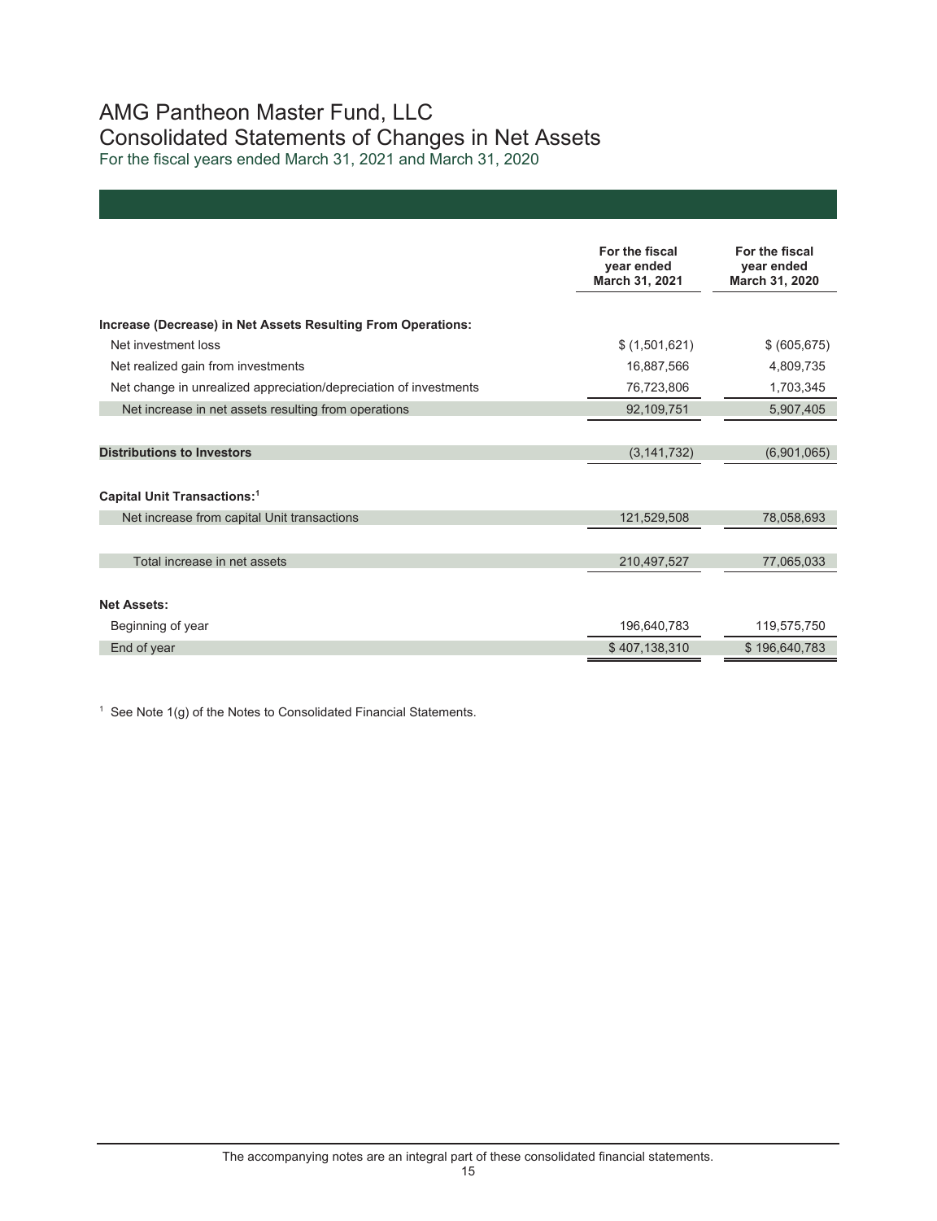# AMG Pantheon Master Fund, LLC

## Consolidated Statements of Changes in Net Assets

For the fiscal years ended March 31, 2021 and March 31, 2020

| | For the fiscal year ended March 31, 2021 | For the fiscal year ended March 31, 2020 |
|---|---|---|
| **Increase (Decrease) in Net Assets Resulting From Operations:** | | |
| Net investment loss | $ (1,501,621) | $ (605,675) |
| Net realized gain from investments | 16,887,566 | 4,809,735 |
| Net change in unrealized appreciation/depreciation of investments | 76,723,806 | 1,703,345 |
| Net increase in net assets resulting from operations | 92,109,751 | 5,907,405 |
| **Distributions to Investors** | (3,141,732) | (6,901,065) |
| **Capital Unit Transactions:**[1] | | |
| Net increase from capital Unit transactions | 121,529,508 | 78,058,693 |
| Total increase in net assets | 210,497,527 | 77,065,033 |
| **Net Assets:** | | |
| Beginning of year | 196,640,783 | 119,575,750 |
| End of year | $ 407,138,310 | $ 196,640,783 |

[1] See Note 1(g) of the Notes to Consolidated Financial Statements.

The accompanying notes are an integral part of these consolidated financial statements.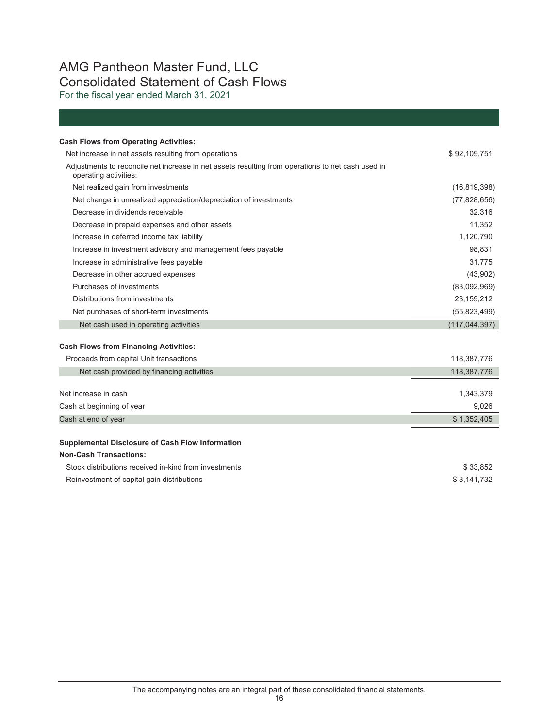# AMG Pantheon Master Fund, LLC
# Consolidated Statement of Cash Flows
For the fiscal year ended March 31, 2021

| | |
|---|---|
| **Cash Flows from Operating Activities:** | |
| Net increase in net assets resulting from operations | $ 92,109,751 |
| Adjustments to reconcile net increase in net assets resulting from operations to net cash used in operating activities: | |
| Net realized gain from investments | (16,819,398) |
| Net change in unrealized appreciation/depreciation of investments | (77,828,656) |
| Decrease in dividends receivable | 32,316 |
| Decrease in prepaid expenses and other assets | 11,352 |
| Increase in deferred income tax liability | 1,120,790 |
| Increase in investment advisory and management fees payable | 98,831 |
| Increase in administrative fees payable | 31,775 |
| Decrease in other accrued expenses | (43,902) |
| Purchases of investments | (83,092,969) |
| Distributions from investments | 23,159,212 |
| Net purchases of short-term investments | (55,823,499) |
| Net cash used in operating activities | (117,044,397) |
| **Cash Flows from Financing Activities:** | |
| Proceeds from capital Unit transactions | 118,387,776 |
| Net cash provided by financing activities | 118,387,776 |
| Net increase in cash | 1,343,379 |
| Cash at beginning of year | 9,026 |
| Cash at end of year | $ 1,352,405 |
| **Supplemental Disclosure of Cash Flow Information** | |
| **Non-Cash Transactions:** | |
| Stock distributions received in-kind from investments | $ 33,852 |
| Reinvestment of capital gain distributions | $ 3,141,732 |

The accompanying notes are an integral part of these consolidated financial statements.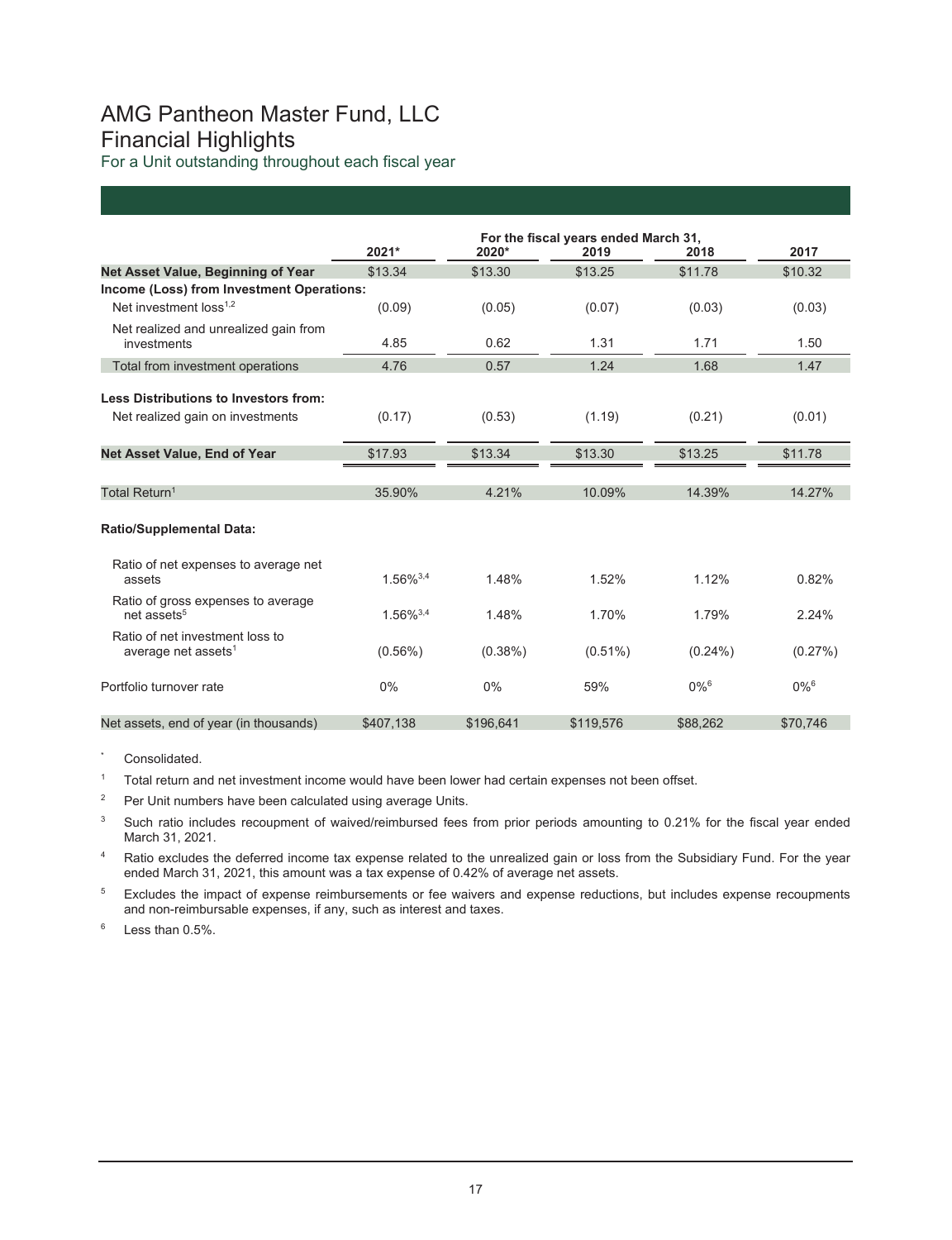# AMG Pantheon Master Fund, LLC
## Financial Highlights
For a Unit outstanding throughout each fiscal year

| | For the fiscal years ended March 31, | | | | |
|---|---|---|---|---|---|
| | 2021* | 2020* | 2019 | 2018 | 2017 |
| **Net Asset Value, Beginning of Year** | $13.34 | $13.30 | $13.25 | $11.78 | $10.32 |
| **Income (Loss) from Investment Operations:** | | | | | |
| Net investment loss[1,2] | (0.09) | (0.05) | (0.07) | (0.03) | (0.03) |
| Net realized and unrealized gain from investments | 4.85 | 0.62 | 1.31 | 1.71 | 1.50 |
| Total from investment operations | 4.76 | 0.57 | 1.24 | 1.68 | 1.47 |
| **Less Distributions to Investors from:** | | | | | |
| Net realized gain on investments | (0.17) | (0.53) | (1.19) | (0.21) | (0.01) |
| **Net Asset Value, End of Year** | $17.93 | $13.34 | $13.30 | $13.25 | $11.78 |
| Total Return[1] | 35.90% | 4.21% | 10.09% | 14.39% | 14.27% |
| **Ratio/Supplemental Data:** | | | | | |
| Ratio of net expenses to average net assets | 1.56%[3,4] | 1.48% | 1.52% | 1.12% | 0.82% |
| Ratio of gross expenses to average net assets[5] | 1.56%[3,4] | 1.48% | 1.70% | 1.79% | 2.24% |
| Ratio of net investment loss to average net assets[1] | (0.56%) | (0.38%) | (0.51%) | (0.24%) | (0.27%) |
| Portfolio turnover rate | 0% | 0% | 59% | 0%[6] | 0%[6] |
| Net assets, end of year (in thousands) | $407,138 | $196,641 | $119,576 | $88,262 | $70,746 |

\* Consolidated.

[1] Total return and net investment income would have been lower had certain expenses not been offset.

[2] Per Unit numbers have been calculated using average Units.

[3] Such ratio includes recoupment of waived/reimbursed fees from prior periods amounting to 0.21% for the fiscal year ended March 31, 2021.

[4] Ratio excludes the deferred income tax expense related to the unrealized gain or loss from the Subsidiary Fund. For the year ended March 31, 2021, this amount was a tax expense of 0.42% of average net assets.

[5] Excludes the impact of expense reimbursements or fee waivers and expense reductions, but includes expense recoupments and non-reimbursable expenses, if any, such as interest and taxes.

[6] Less than 0.5%.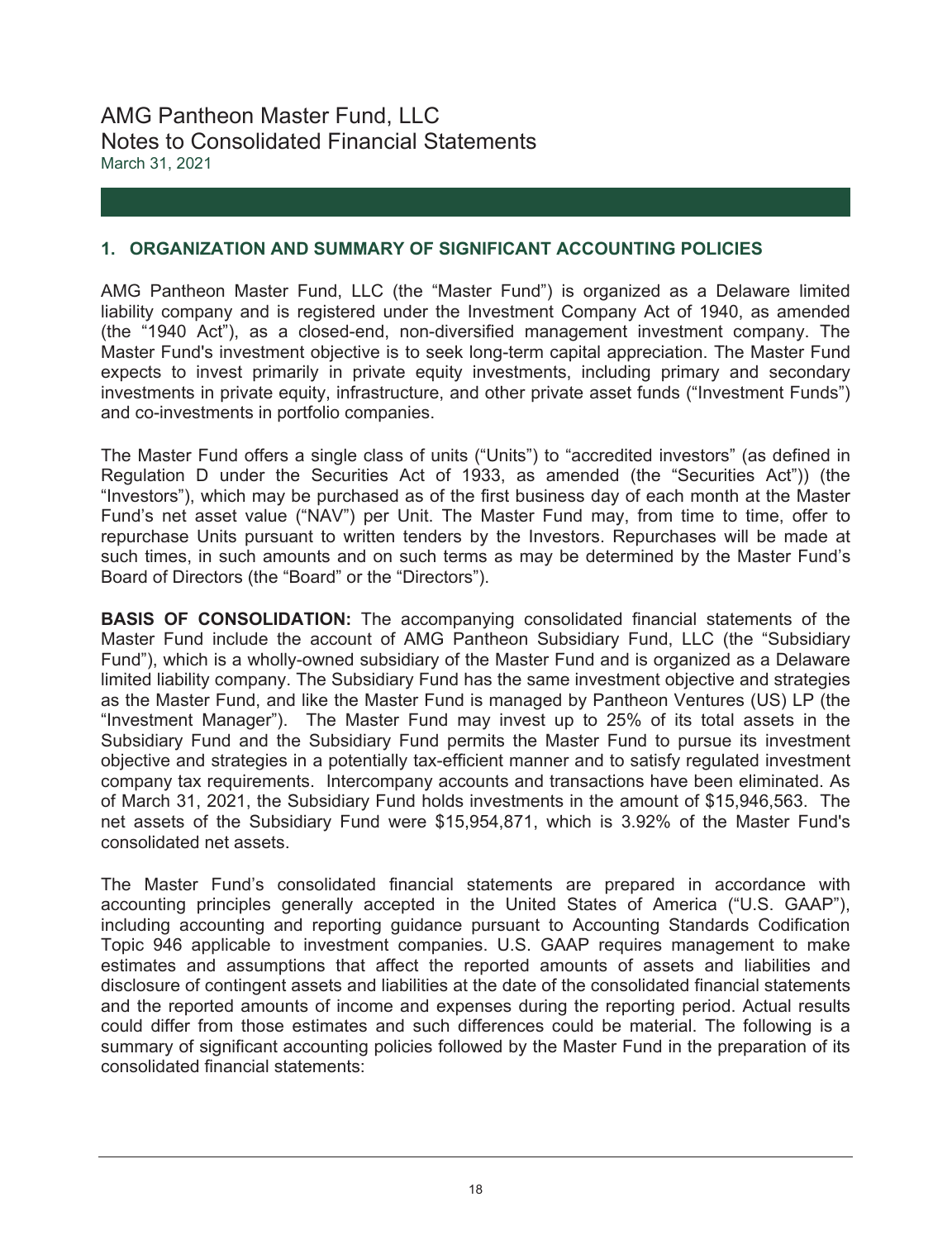# AMG Pantheon Master Fund, LLC
## Notes to Consolidated Financial Statements
March 31, 2021

### 1. ORGANIZATION AND SUMMARY OF SIGNIFICANT ACCOUNTING POLICIES

AMG Pantheon Master Fund, LLC (the "Master Fund") is organized as a Delaware limited liability company and is registered under the Investment Company Act of 1940, as amended (the "1940 Act"), as a closed-end, non-diversified management investment company. The Master Fund's investment objective is to seek long-term capital appreciation. The Master Fund expects to invest primarily in private equity investments, including primary and secondary investments in private equity, infrastructure, and other private asset funds ("Investment Funds") and co-investments in portfolio companies.

The Master Fund offers a single class of units ("Units") to "accredited investors" (as defined in Regulation D under the Securities Act of 1933, as amended (the "Securities Act")) (the "Investors"), which may be purchased as of the first business day of each month at the Master Fund's net asset value ("NAV") per Unit. The Master Fund may, from time to time, offer to repurchase Units pursuant to written tenders by the Investors. Repurchases will be made at such times, in such amounts and on such terms as may be determined by the Master Fund's Board of Directors (the "Board" or the "Directors").

**BASIS OF CONSOLIDATION:** The accompanying consolidated financial statements of the Master Fund include the account of AMG Pantheon Subsidiary Fund, LLC (the "Subsidiary Fund"), which is a wholly-owned subsidiary of the Master Fund and is organized as a Delaware limited liability company. The Subsidiary Fund has the same investment objective and strategies as the Master Fund, and like the Master Fund is managed by Pantheon Ventures (US) LP (the "Investment Manager"). The Master Fund may invest up to 25% of its total assets in the Subsidiary Fund and the Subsidiary Fund permits the Master Fund to pursue its investment objective and strategies in a potentially tax-efficient manner and to satisfy regulated investment company tax requirements. Intercompany accounts and transactions have been eliminated. As of March 31, 2021, the Subsidiary Fund holds investments in the amount of $15,946,563. The net assets of the Subsidiary Fund were $15,954,871, which is 3.92% of the Master Fund's consolidated net assets.

The Master Fund's consolidated financial statements are prepared in accordance with accounting principles generally accepted in the United States of America ("U.S. GAAP"), including accounting and reporting guidance pursuant to Accounting Standards Codification Topic 946 applicable to investment companies. U.S. GAAP requires management to make estimates and assumptions that affect the reported amounts of assets and liabilities and disclosure of contingent assets and liabilities at the date of the consolidated financial statements and the reported amounts of income and expenses during the reporting period. Actual results could differ from those estimates and such differences could be material. The following is a summary of significant accounting policies followed by the Master Fund in the preparation of its consolidated financial statements: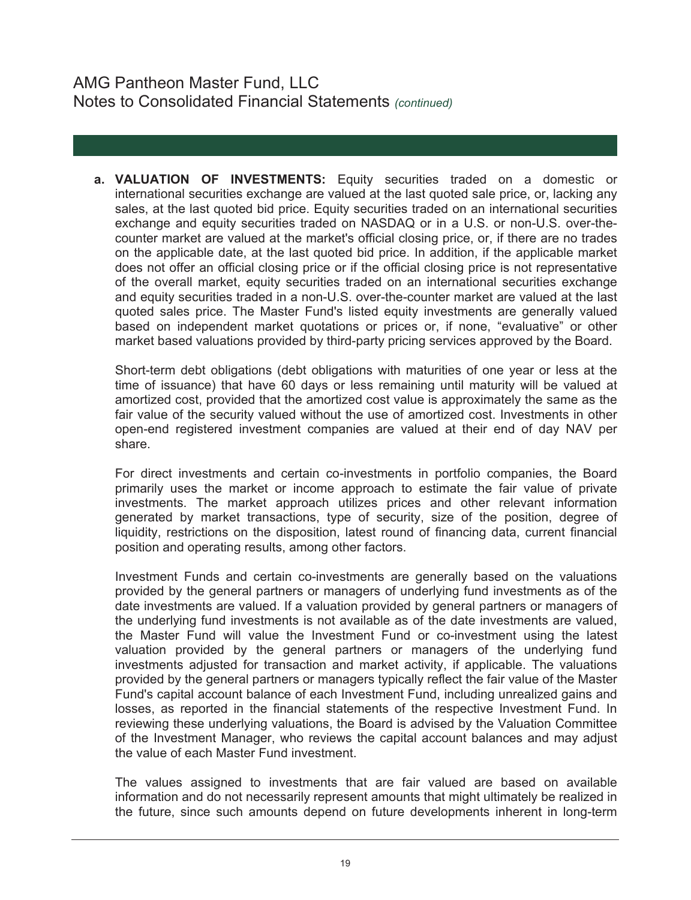**a. VALUATION OF INVESTMENTS:** Equity securities traded on a domestic or international securities exchange are valued at the last quoted sale price, or, lacking any sales, at the last quoted bid price. Equity securities traded on an international securities exchange and equity securities traded on NASDAQ or in a U.S. or non-U.S. over-the-counter market are valued at the market's official closing price, or, if there are no trades on the applicable date, at the last quoted bid price. In addition, if the applicable market does not offer an official closing price or if the official closing price is not representative of the overall market, equity securities traded on an international securities exchange and equity securities traded in a non-U.S. over-the-counter market are valued at the last quoted sales price. The Master Fund's listed equity investments are generally valued based on independent market quotations or prices or, if none, "evaluative" or other market based valuations provided by third-party pricing services approved by the Board.

Short-term debt obligations (debt obligations with maturities of one year or less at the time of issuance) that have 60 days or less remaining until maturity will be valued at amortized cost, provided that the amortized cost value is approximately the same as the fair value of the security valued without the use of amortized cost. Investments in other open-end registered investment companies are valued at their end of day NAV per share.

For direct investments and certain co-investments in portfolio companies, the Board primarily uses the market or income approach to estimate the fair value of private investments. The market approach utilizes prices and other relevant information generated by market transactions, type of security, size of the position, degree of liquidity, restrictions on the disposition, latest round of financing data, current financial position and operating results, among other factors.

Investment Funds and certain co-investments are generally based on the valuations provided by the general partners or managers of underlying fund investments as of the date investments are valued. If a valuation provided by general partners or managers of the underlying fund investments is not available as of the date investments are valued, the Master Fund will value the Investment Fund or co-investment using the latest valuation provided by the general partners or managers of the underlying fund investments adjusted for transaction and market activity, if applicable. The valuations provided by the general partners or managers typically reflect the fair value of the Master Fund's capital account balance of each Investment Fund, including unrealized gains and losses, as reported in the financial statements of the respective Investment Fund. In reviewing these underlying valuations, the Board is advised by the Valuation Committee of the Investment Manager, who reviews the capital account balances and may adjust the value of each Master Fund investment.

The values assigned to investments that are fair valued are based on available information and do not necessarily represent amounts that might ultimately be realized in the future, since such amounts depend on future developments inherent in long-term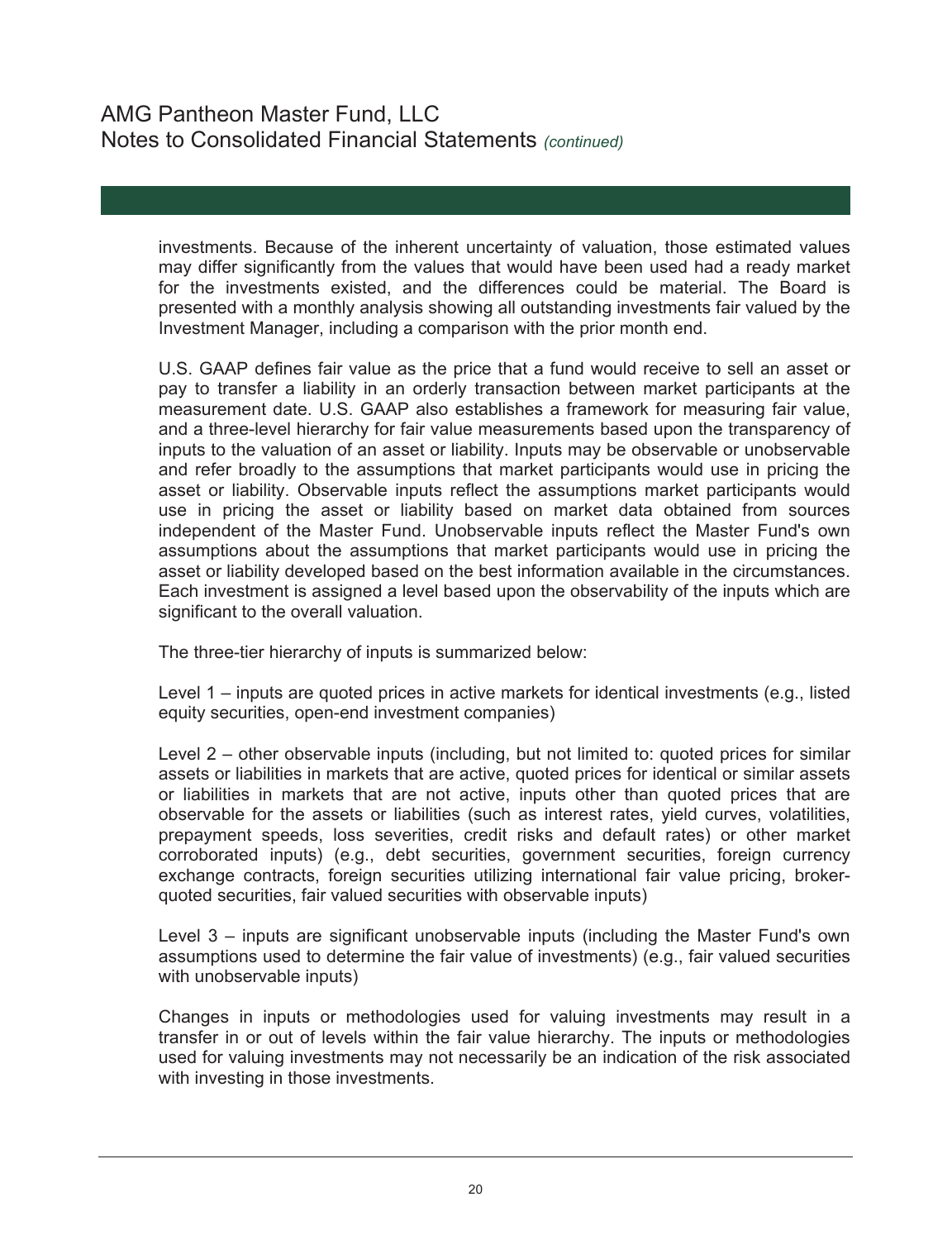investments. Because of the inherent uncertainty of valuation, those estimated values may differ significantly from the values that would have been used had a ready market for the investments existed, and the differences could be material. The Board is presented with a monthly analysis showing all outstanding investments fair valued by the Investment Manager, including a comparison with the prior month end.

U.S. GAAP defines fair value as the price that a fund would receive to sell an asset or pay to transfer a liability in an orderly transaction between market participants at the measurement date. U.S. GAAP also establishes a framework for measuring fair value, and a three-level hierarchy for fair value measurements based upon the transparency of inputs to the valuation of an asset or liability. Inputs may be observable or unobservable and refer broadly to the assumptions that market participants would use in pricing the asset or liability. Observable inputs reflect the assumptions market participants would use in pricing the asset or liability based on market data obtained from sources independent of the Master Fund. Unobservable inputs reflect the Master Fund's own assumptions about the assumptions that market participants would use in pricing the asset or liability developed based on the best information available in the circumstances. Each investment is assigned a level based upon the observability of the inputs which are significant to the overall valuation.

The three-tier hierarchy of inputs is summarized below:

Level 1 – inputs are quoted prices in active markets for identical investments (e.g., listed equity securities, open-end investment companies)

Level 2 – other observable inputs (including, but not limited to: quoted prices for similar assets or liabilities in markets that are active, quoted prices for identical or similar assets or liabilities in markets that are not active, inputs other than quoted prices that are observable for the assets or liabilities (such as interest rates, yield curves, volatilities, prepayment speeds, loss severities, credit risks and default rates) or other market corroborated inputs) (e.g., debt securities, government securities, foreign currency exchange contracts, foreign securities utilizing international fair value pricing, broker-quoted securities, fair valued securities with observable inputs)

Level 3 – inputs are significant unobservable inputs (including the Master Fund's own assumptions used to determine the fair value of investments) (e.g., fair valued securities with unobservable inputs)

Changes in inputs or methodologies used for valuing investments may result in a transfer in or out of levels within the fair value hierarchy. The inputs or methodologies used for valuing investments may not necessarily be an indication of the risk associated with investing in those investments.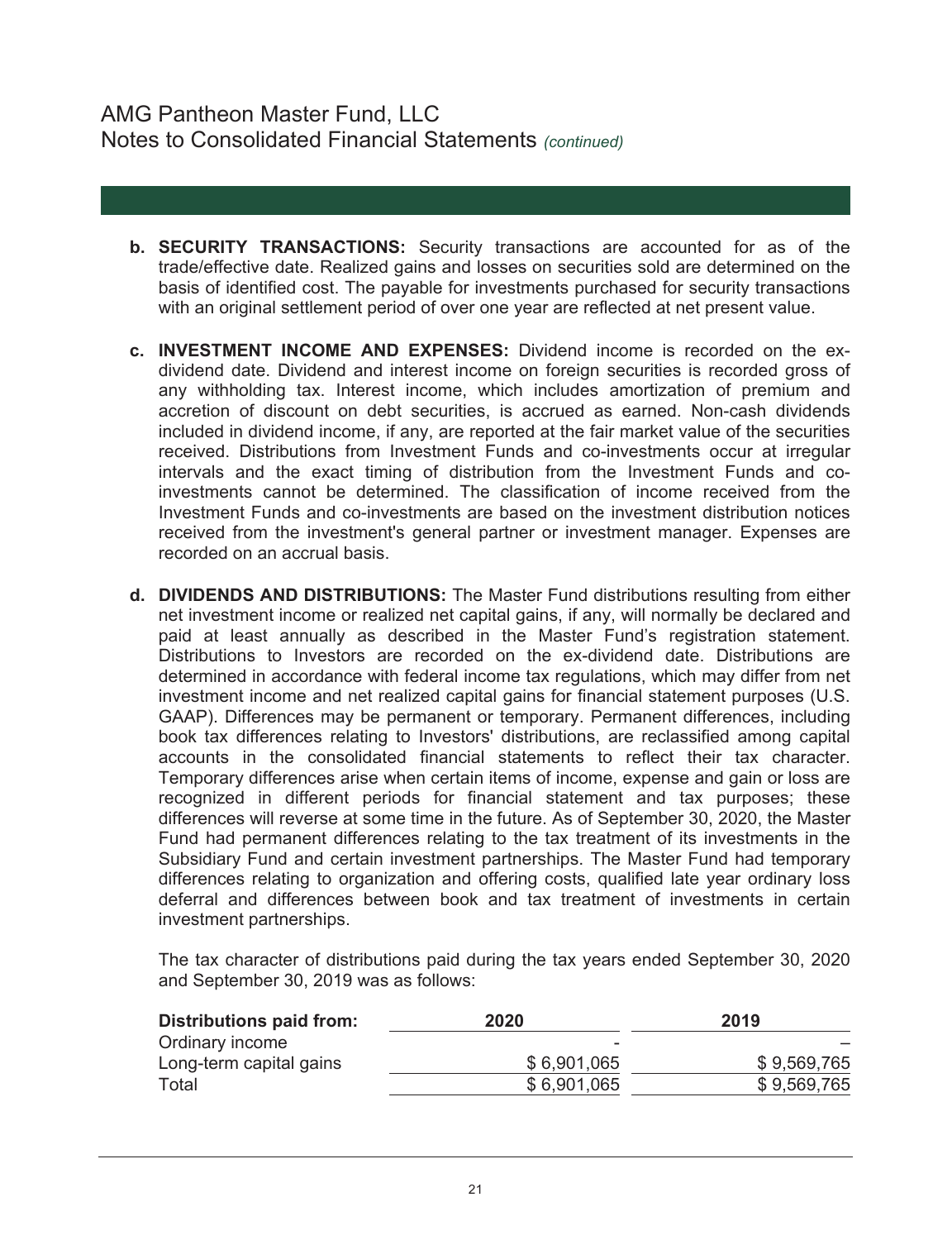**b. SECURITY TRANSACTIONS:** Security transactions are accounted for as of the trade/effective date. Realized gains and losses on securities sold are determined on the basis of identified cost. The payable for investments purchased for security transactions with an original settlement period of over one year are reflected at net present value.

**c. INVESTMENT INCOME AND EXPENSES:** Dividend income is recorded on the ex-dividend date. Dividend and interest income on foreign securities is recorded gross of any withholding tax. Interest income, which includes amortization of premium and accretion of discount on debt securities, is accrued as earned. Non-cash dividends included in dividend income, if any, are reported at the fair market value of the securities received. Distributions from Investment Funds and co-investments occur at irregular intervals and the exact timing of distribution from the Investment Funds and co-investments cannot be determined. The classification of income received from the Investment Funds and co-investments are based on the investment distribution notices received from the investment's general partner or investment manager. Expenses are recorded on an accrual basis.

**d. DIVIDENDS AND DISTRIBUTIONS:** The Master Fund distributions resulting from either net investment income or realized net capital gains, if any, will normally be declared and paid at least annually as described in the Master Fund's registration statement. Distributions to Investors are recorded on the ex-dividend date. Distributions are determined in accordance with federal income tax regulations, which may differ from net investment income and net realized capital gains for financial statement purposes (U.S. GAAP). Differences may be permanent or temporary. Permanent differences, including book tax differences relating to Investors' distributions, are reclassified among capital accounts in the consolidated financial statements to reflect their tax character. Temporary differences arise when certain items of income, expense and gain or loss are recognized in different periods for financial statement and tax purposes; these differences will reverse at some time in the future. As of September 30, 2020, the Master Fund had permanent differences relating to the tax treatment of its investments in the Subsidiary Fund and certain investment partnerships. The Master Fund had temporary differences relating to organization and offering costs, qualified late year ordinary loss deferral and differences between book and tax treatment of investments in certain investment partnerships.

The tax character of distributions paid during the tax years ended September 30, 2020 and September 30, 2019 was as follows:

| Distributions paid from: | 2020 | 2019 |
|---|---|---|
| Ordinary income | - | – |
| Long-term capital gains | $ 6,901,065 | $ 9,569,765 |
| Total | $ 6,901,065 | $ 9,569,765 |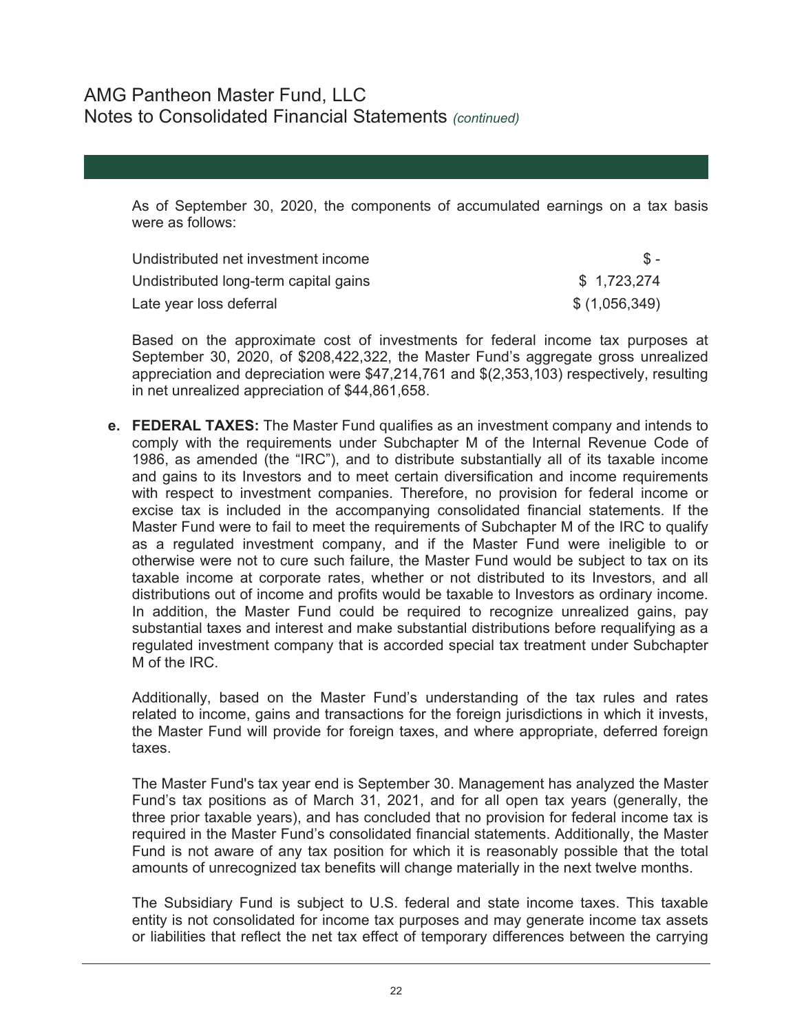As of September 30, 2020, the components of accumulated earnings on a tax basis were as follows:

| | |
|---|---|
| Undistributed net investment income | $ - |
| Undistributed long-term capital gains | $ 1,723,274 |
| Late year loss deferral | $ (1,056,349) |

Based on the approximate cost of investments for federal income tax purposes at September 30, 2020, of $208,422,322, the Master Fund's aggregate gross unrealized appreciation and depreciation were $47,214,761 and $(2,353,103) respectively, resulting in net unrealized appreciation of $44,861,658.

**e. FEDERAL TAXES:** The Master Fund qualifies as an investment company and intends to comply with the requirements under Subchapter M of the Internal Revenue Code of 1986, as amended (the "IRC"), and to distribute substantially all of its taxable income and gains to its Investors and to meet certain diversification and income requirements with respect to investment companies. Therefore, no provision for federal income or excise tax is included in the accompanying consolidated financial statements. If the Master Fund were to fail to meet the requirements of Subchapter M of the IRC to qualify as a regulated investment company, and if the Master Fund were ineligible to or otherwise were not to cure such failure, the Master Fund would be subject to tax on its taxable income at corporate rates, whether or not distributed to its Investors, and all distributions out of income and profits would be taxable to Investors as ordinary income. In addition, the Master Fund could be required to recognize unrealized gains, pay substantial taxes and interest and make substantial distributions before requalifying as a regulated investment company that is accorded special tax treatment under Subchapter M of the IRC.

Additionally, based on the Master Fund's understanding of the tax rules and rates related to income, gains and transactions for the foreign jurisdictions in which it invests, the Master Fund will provide for foreign taxes, and where appropriate, deferred foreign taxes.

The Master Fund's tax year end is September 30. Management has analyzed the Master Fund's tax positions as of March 31, 2021, and for all open tax years (generally, the three prior taxable years), and has concluded that no provision for federal income tax is required in the Master Fund's consolidated financial statements. Additionally, the Master Fund is not aware of any tax position for which it is reasonably possible that the total amounts of unrecognized tax benefits will change materially in the next twelve months.

The Subsidiary Fund is subject to U.S. federal and state income taxes. This taxable entity is not consolidated for income tax purposes and may generate income tax assets or liabilities that reflect the net tax effect of temporary differences between the carrying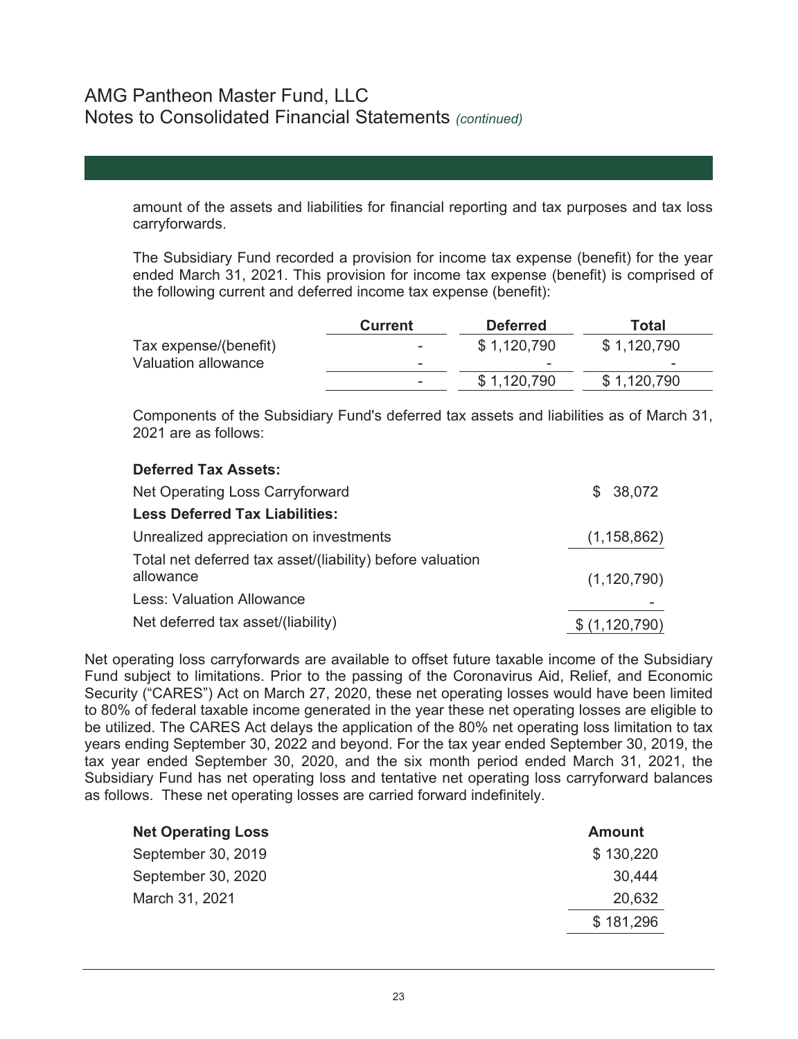amount of the assets and liabilities for financial reporting and tax purposes and tax loss carryforwards.

The Subsidiary Fund recorded a provision for income tax expense (benefit) for the year ended March 31, 2021. This provision for income tax expense (benefit) is comprised of the following current and deferred income tax expense (benefit):

| | Current | Deferred | Total |
|---|---|---|---|
| Tax expense/(benefit) | - | $ 1,120,790 | $ 1,120,790 |
| Valuation allowance | - | - | - |
| | - | $ 1,120,790 | $ 1,120,790 |

Components of the Subsidiary Fund's deferred tax assets and liabilities as of March 31, 2021 are as follows:

| | |
|---|---|
| **Deferred Tax Assets:** | |
| Net Operating Loss Carryforward | $ 38,072 |
| **Less Deferred Tax Liabilities:** | |
| Unrealized appreciation on investments | (1,158,862) |
| Total net deferred tax asset/(liability) before valuation allowance | (1,120,790) |
| Less: Valuation Allowance | - |
| Net deferred tax asset/(liability) | $ (1,120,790) |

Net operating loss carryforwards are available to offset future taxable income of the Subsidiary Fund subject to limitations. Prior to the passing of the Coronavirus Aid, Relief, and Economic Security ("CARES") Act on March 27, 2020, these net operating losses would have been limited to 80% of federal taxable income generated in the year these net operating losses are eligible to be utilized. The CARES Act delays the application of the 80% net operating loss limitation to tax years ending September 30, 2022 and beyond. For the tax year ended September 30, 2019, the tax year ended September 30, 2020, and the six month period ended March 31, 2021, the Subsidiary Fund has net operating loss and tentative net operating loss carryforward balances as follows. These net operating losses are carried forward indefinitely.

| Net Operating Loss | Amount |
|---|---|
| September 30, 2019 | $ 130,220 |
| September 30, 2020 | 30,444 |
| March 31, 2021 | 20,632 |
| | $ 181,296 |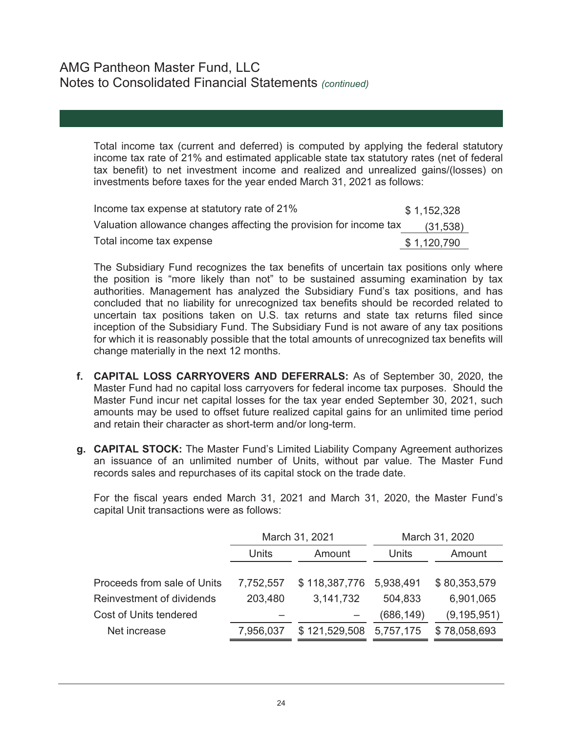Total income tax (current and deferred) is computed by applying the federal statutory income tax rate of 21% and estimated applicable state tax statutory rates (net of federal tax benefit) to net investment income and realized and unrealized gains/(losses) on investments before taxes for the year ended March 31, 2021 as follows:

| | |
|---|---|
| Income tax expense at statutory rate of 21% | $ 1,152,328 |
| Valuation allowance changes affecting the provision for income tax | (31,538) |
| Total income tax expense | $ 1,120,790 |

The Subsidiary Fund recognizes the tax benefits of uncertain tax positions only where the position is "more likely than not" to be sustained assuming examination by tax authorities. Management has analyzed the Subsidiary Fund's tax positions, and has concluded that no liability for unrecognized tax benefits should be recorded related to uncertain tax positions taken on U.S. tax returns and state tax returns filed since inception of the Subsidiary Fund. The Subsidiary Fund is not aware of any tax positions for which it is reasonably possible that the total amounts of unrecognized tax benefits will change materially in the next 12 months.

**f. CAPITAL LOSS CARRYOVERS AND DEFERRALS:** As of September 30, 2020, the Master Fund had no capital loss carryovers for federal income tax purposes. Should the Master Fund incur net capital losses for the tax year ended September 30, 2021, such amounts may be used to offset future realized capital gains for an unlimited time period and retain their character as short-term and/or long-term.

**g. CAPITAL STOCK:** The Master Fund's Limited Liability Company Agreement authorizes an issuance of an unlimited number of Units, without par value. The Master Fund records sales and repurchases of its capital stock on the trade date.

For the fiscal years ended March 31, 2021 and March 31, 2020, the Master Fund's capital Unit transactions were as follows:

| | March 31, 2021 | | March 31, 2020 | |
|---|---|---|---|---|
| | Units | Amount | Units | Amount |
| Proceeds from sale of Units | 7,752,557 | $ 118,387,776 | 5,938,491 | $ 80,353,579 |
| Reinvestment of dividends | 203,480 | 3,141,732 | 504,833 | 6,901,065 |
| Cost of Units tendered | – | – | (686,149) | (9,195,951) |
| Net increase | 7,956,037 | $ 121,529,508 | 5,757,175 | $ 78,058,693 |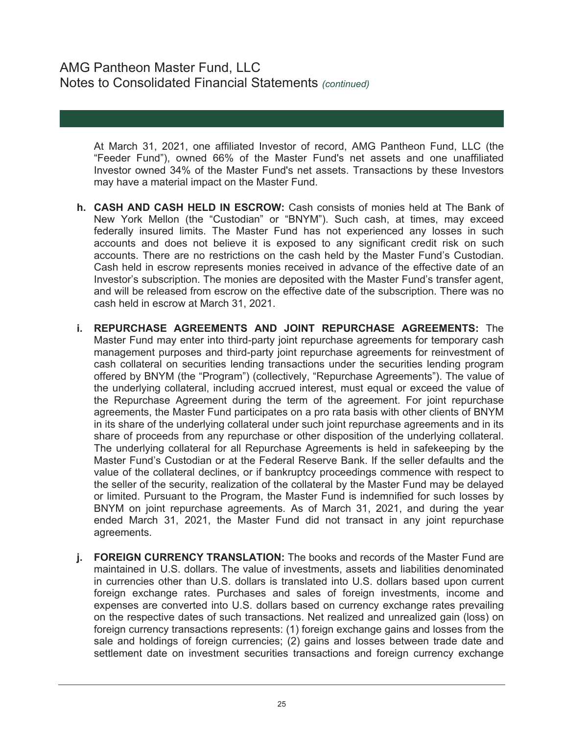At March 31, 2021, one affiliated Investor of record, AMG Pantheon Fund, LLC (the “Feeder Fund”), owned 66% of the Master Fund's net assets and one unaffiliated Investor owned 34% of the Master Fund's net assets. Transactions by these Investors may have a material impact on the Master Fund.

**h. CASH AND CASH HELD IN ESCROW:** Cash consists of monies held at The Bank of New York Mellon (the “Custodian” or “BNYM”). Such cash, at times, may exceed federally insured limits. The Master Fund has not experienced any losses in such accounts and does not believe it is exposed to any significant credit risk on such accounts. There are no restrictions on the cash held by the Master Fund’s Custodian. Cash held in escrow represents monies received in advance of the effective date of an Investor’s subscription. The monies are deposited with the Master Fund’s transfer agent, and will be released from escrow on the effective date of the subscription. There was no cash held in escrow at March 31, 2021.

**i. REPURCHASE AGREEMENTS AND JOINT REPURCHASE AGREEMENTS:** The Master Fund may enter into third-party joint repurchase agreements for temporary cash management purposes and third-party joint repurchase agreements for reinvestment of cash collateral on securities lending transactions under the securities lending program offered by BNYM (the “Program”) (collectively, “Repurchase Agreements”). The value of the underlying collateral, including accrued interest, must equal or exceed the value of the Repurchase Agreement during the term of the agreement. For joint repurchase agreements, the Master Fund participates on a pro rata basis with other clients of BNYM in its share of the underlying collateral under such joint repurchase agreements and in its share of proceeds from any repurchase or other disposition of the underlying collateral. The underlying collateral for all Repurchase Agreements is held in safekeeping by the Master Fund’s Custodian or at the Federal Reserve Bank. If the seller defaults and the value of the collateral declines, or if bankruptcy proceedings commence with respect to the seller of the security, realization of the collateral by the Master Fund may be delayed or limited. Pursuant to the Program, the Master Fund is indemnified for such losses by BNYM on joint repurchase agreements. As of March 31, 2021, and during the year ended March 31, 2021, the Master Fund did not transact in any joint repurchase agreements.

**j. FOREIGN CURRENCY TRANSLATION:** The books and records of the Master Fund are maintained in U.S. dollars. The value of investments, assets and liabilities denominated in currencies other than U.S. dollars is translated into U.S. dollars based upon current foreign exchange rates. Purchases and sales of foreign investments, income and expenses are converted into U.S. dollars based on currency exchange rates prevailing on the respective dates of such transactions. Net realized and unrealized gain (loss) on foreign currency transactions represents: (1) foreign exchange gains and losses from the sale and holdings of foreign currencies; (2) gains and losses between trade date and settlement date on investment securities transactions and foreign currency exchange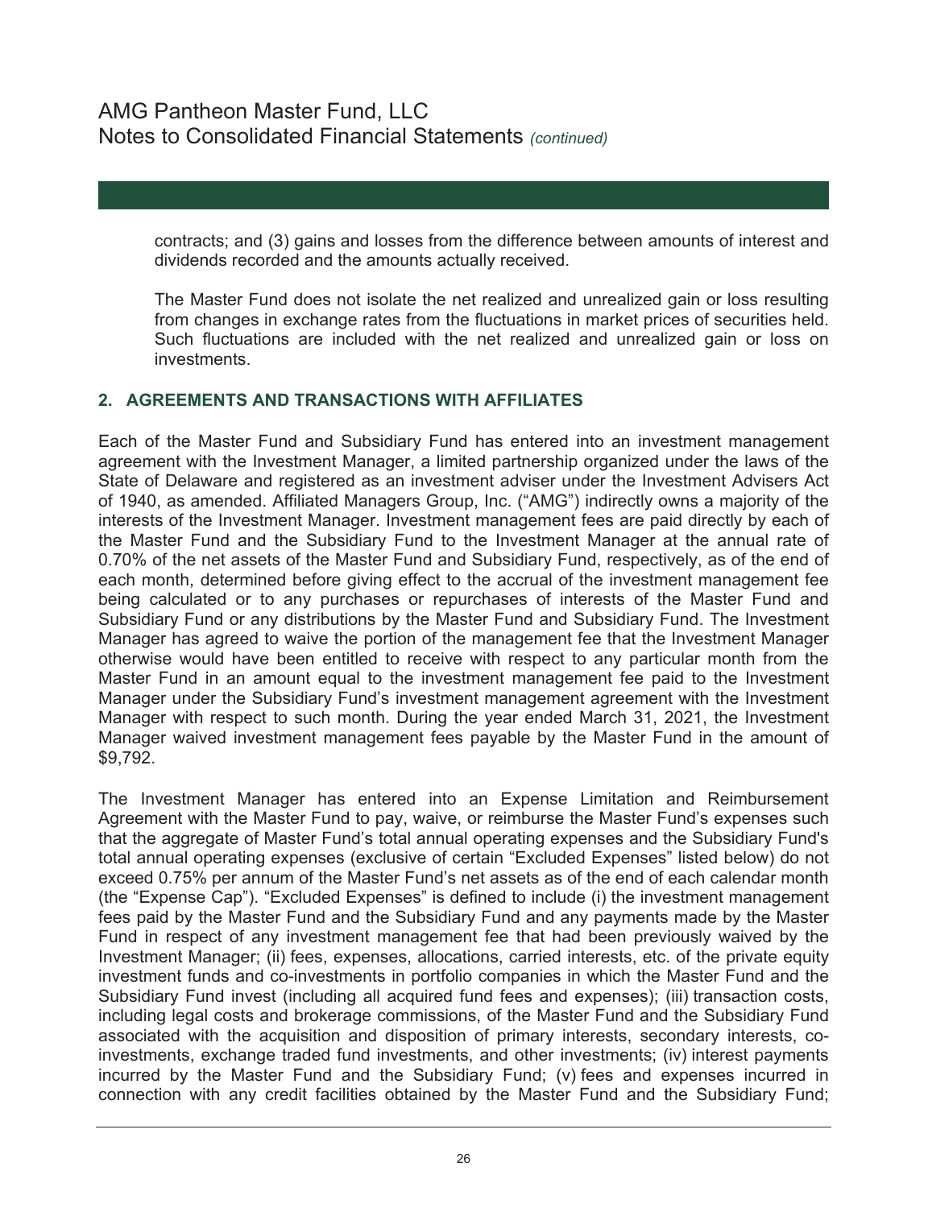contracts; and (3) gains and losses from the difference between amounts of interest and dividends recorded and the amounts actually received.

The Master Fund does not isolate the net realized and unrealized gain or loss resulting from changes in exchange rates from the fluctuations in market prices of securities held. Such fluctuations are included with the net realized and unrealized gain or loss on investments.

## 2. AGREEMENTS AND TRANSACTIONS WITH AFFILIATES

Each of the Master Fund and Subsidiary Fund has entered into an investment management agreement with the Investment Manager, a limited partnership organized under the laws of the State of Delaware and registered as an investment adviser under the Investment Advisers Act of 1940, as amended. Affiliated Managers Group, Inc. ("AMG") indirectly owns a majority of the interests of the Investment Manager. Investment management fees are paid directly by each of the Master Fund and the Subsidiary Fund to the Investment Manager at the annual rate of 0.70% of the net assets of the Master Fund and Subsidiary Fund, respectively, as of the end of each month, determined before giving effect to the accrual of the investment management fee being calculated or to any purchases or repurchases of interests of the Master Fund and Subsidiary Fund or any distributions by the Master Fund and Subsidiary Fund. The Investment Manager has agreed to waive the portion of the management fee that the Investment Manager otherwise would have been entitled to receive with respect to any particular month from the Master Fund in an amount equal to the investment management fee paid to the Investment Manager under the Subsidiary Fund's investment management agreement with the Investment Manager with respect to such month. During the year ended March 31, 2021, the Investment Manager waived investment management fees payable by the Master Fund in the amount of $9,792.

The Investment Manager has entered into an Expense Limitation and Reimbursement Agreement with the Master Fund to pay, waive, or reimburse the Master Fund's expenses such that the aggregate of Master Fund's total annual operating expenses and the Subsidiary Fund's total annual operating expenses (exclusive of certain "Excluded Expenses" listed below) do not exceed 0.75% per annum of the Master Fund's net assets as of the end of each calendar month (the "Expense Cap"). "Excluded Expenses" is defined to include (i) the investment management fees paid by the Master Fund and the Subsidiary Fund and any payments made by the Master Fund in respect of any investment management fee that had been previously waived by the Investment Manager; (ii) fees, expenses, allocations, carried interests, etc. of the private equity investment funds and co-investments in portfolio companies in which the Master Fund and the Subsidiary Fund invest (including all acquired fund fees and expenses); (iii) transaction costs, including legal costs and brokerage commissions, of the Master Fund and the Subsidiary Fund associated with the acquisition and disposition of primary interests, secondary interests, co-investments, exchange traded fund investments, and other investments; (iv) interest payments incurred by the Master Fund and the Subsidiary Fund; (v) fees and expenses incurred in connection with any credit facilities obtained by the Master Fund and the Subsidiary Fund;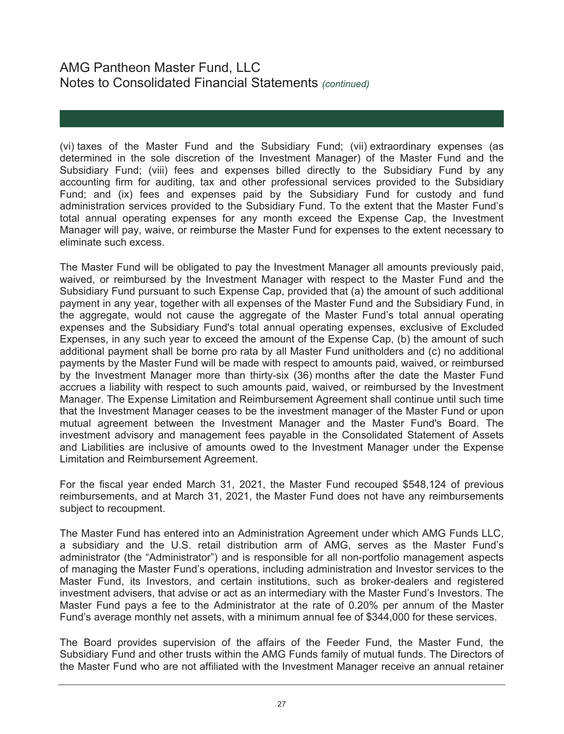(vi) taxes of the Master Fund and the Subsidiary Fund; (vii) extraordinary expenses (as determined in the sole discretion of the Investment Manager) of the Master Fund and the Subsidiary Fund; (viii) fees and expenses billed directly to the Subsidiary Fund by any accounting firm for auditing, tax and other professional services provided to the Subsidiary Fund; and (ix) fees and expenses paid by the Subsidiary Fund for custody and fund administration services provided to the Subsidiary Fund. To the extent that the Master Fund's total annual operating expenses for any month exceed the Expense Cap, the Investment Manager will pay, waive, or reimburse the Master Fund for expenses to the extent necessary to eliminate such excess.

The Master Fund will be obligated to pay the Investment Manager all amounts previously paid, waived, or reimbursed by the Investment Manager with respect to the Master Fund and the Subsidiary Fund pursuant to such Expense Cap, provided that (a) the amount of such additional payment in any year, together with all expenses of the Master Fund and the Subsidiary Fund, in the aggregate, would not cause the aggregate of the Master Fund's total annual operating expenses and the Subsidiary Fund's total annual operating expenses, exclusive of Excluded Expenses, in any such year to exceed the amount of the Expense Cap, (b) the amount of such additional payment shall be borne pro rata by all Master Fund unitholders and (c) no additional payments by the Master Fund will be made with respect to amounts paid, waived, or reimbursed by the Investment Manager more than thirty-six (36) months after the date the Master Fund accrues a liability with respect to such amounts paid, waived, or reimbursed by the Investment Manager. The Expense Limitation and Reimbursement Agreement shall continue until such time that the Investment Manager ceases to be the investment manager of the Master Fund or upon mutual agreement between the Investment Manager and the Master Fund's Board. The investment advisory and management fees payable in the Consolidated Statement of Assets and Liabilities are inclusive of amounts owed to the Investment Manager under the Expense Limitation and Reimbursement Agreement.

For the fiscal year ended March 31, 2021, the Master Fund recouped $548,124 of previous reimbursements, and at March 31, 2021, the Master Fund does not have any reimbursements subject to recoupment.

The Master Fund has entered into an Administration Agreement under which AMG Funds LLC, a subsidiary and the U.S. retail distribution arm of AMG, serves as the Master Fund's administrator (the "Administrator") and is responsible for all non-portfolio management aspects of managing the Master Fund's operations, including administration and Investor services to the Master Fund, its Investors, and certain institutions, such as broker-dealers and registered investment advisers, that advise or act as an intermediary with the Master Fund's Investors. The Master Fund pays a fee to the Administrator at the rate of 0.20% per annum of the Master Fund's average monthly net assets, with a minimum annual fee of $344,000 for these services.

The Board provides supervision of the affairs of the Feeder Fund, the Master Fund, the Subsidiary Fund and other trusts within the AMG Funds family of mutual funds. The Directors of the Master Fund who are not affiliated with the Investment Manager receive an annual retainer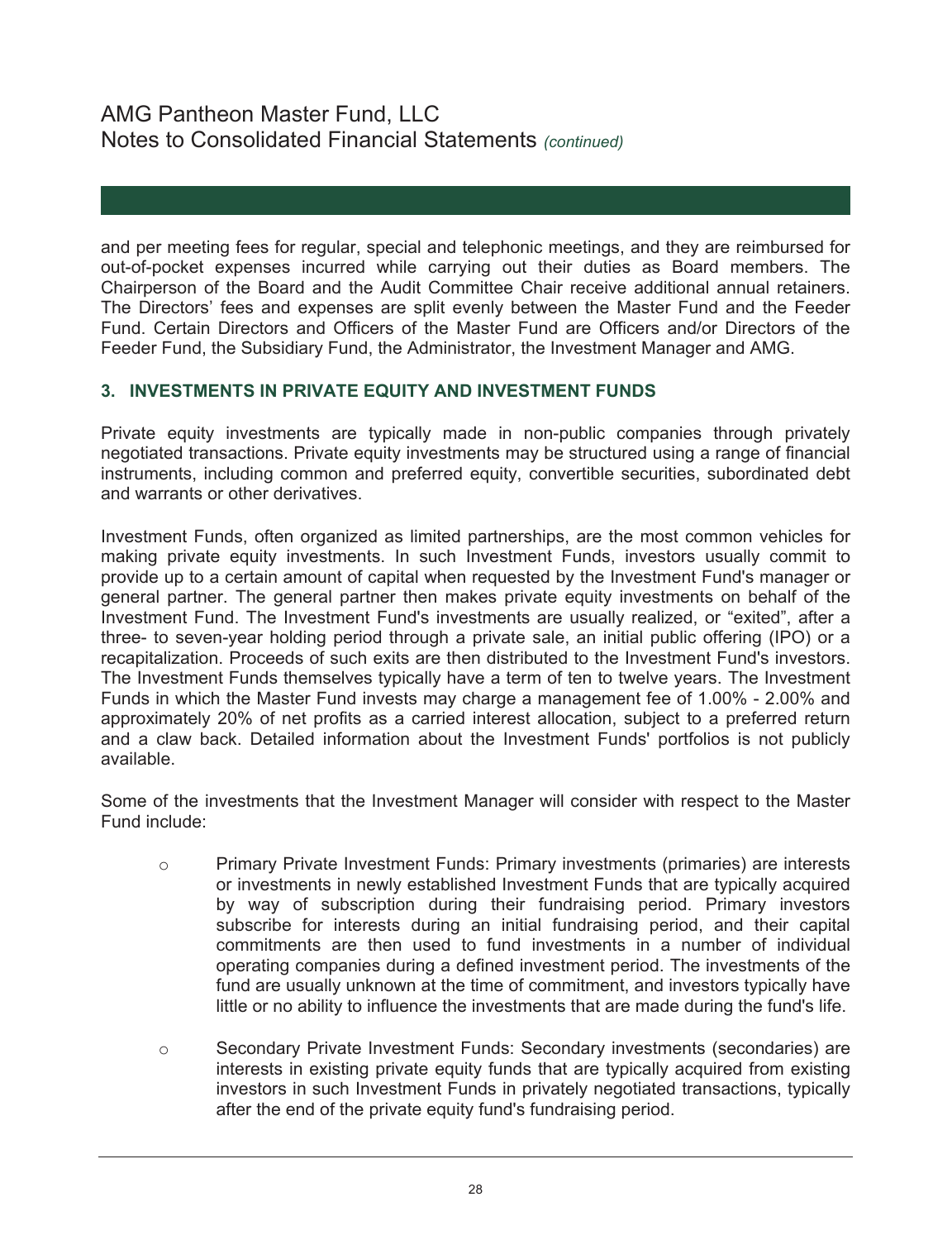and per meeting fees for regular, special and telephonic meetings, and they are reimbursed for out-of-pocket expenses incurred while carrying out their duties as Board members. The Chairperson of the Board and the Audit Committee Chair receive additional annual retainers. The Directors' fees and expenses are split evenly between the Master Fund and the Feeder Fund. Certain Directors and Officers of the Master Fund are Officers and/or Directors of the Feeder Fund, the Subsidiary Fund, the Administrator, the Investment Manager and AMG.

## 3. INVESTMENTS IN PRIVATE EQUITY AND INVESTMENT FUNDS

Private equity investments are typically made in non-public companies through privately negotiated transactions. Private equity investments may be structured using a range of financial instruments, including common and preferred equity, convertible securities, subordinated debt and warrants or other derivatives.

Investment Funds, often organized as limited partnerships, are the most common vehicles for making private equity investments. In such Investment Funds, investors usually commit to provide up to a certain amount of capital when requested by the Investment Fund's manager or general partner. The general partner then makes private equity investments on behalf of the Investment Fund. The Investment Fund's investments are usually realized, or "exited", after a three- to seven-year holding period through a private sale, an initial public offering (IPO) or a recapitalization. Proceeds of such exits are then distributed to the Investment Fund's investors. The Investment Funds themselves typically have a term of ten to twelve years. The Investment Funds in which the Master Fund invests may charge a management fee of 1.00% - 2.00% and approximately 20% of net profits as a carried interest allocation, subject to a preferred return and a claw back. Detailed information about the Investment Funds' portfolios is not publicly available.

Some of the investments that the Investment Manager will consider with respect to the Master Fund include:

- Primary Private Investment Funds: Primary investments (primaries) are interests or investments in newly established Investment Funds that are typically acquired by way of subscription during their fundraising period. Primary investors subscribe for interests during an initial fundraising period, and their capital commitments are then used to fund investments in a number of individual operating companies during a defined investment period. The investments of the fund are usually unknown at the time of commitment, and investors typically have little or no ability to influence the investments that are made during the fund's life.

- Secondary Private Investment Funds: Secondary investments (secondaries) are interests in existing private equity funds that are typically acquired from existing investors in such Investment Funds in privately negotiated transactions, typically after the end of the private equity fund's fundraising period.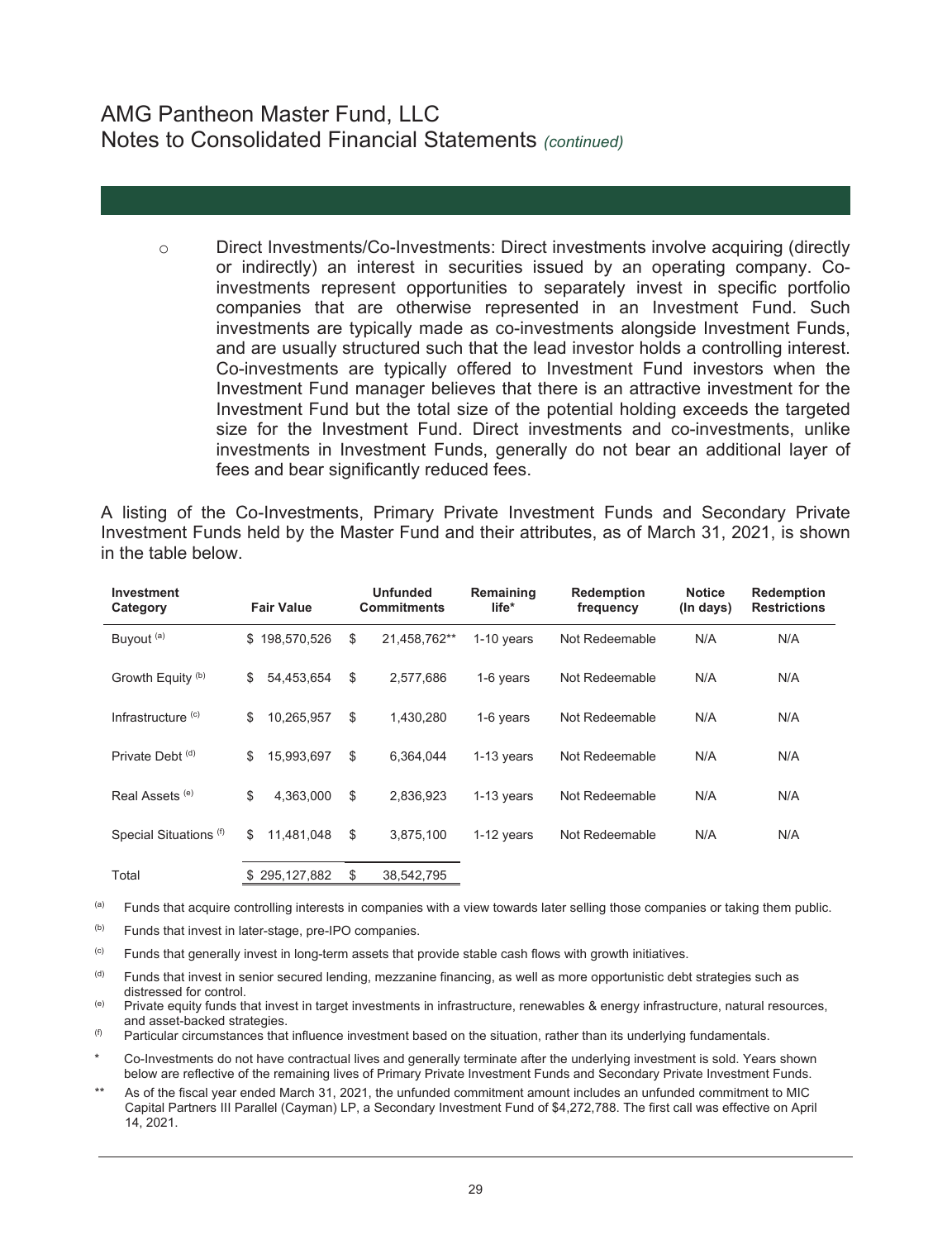- Direct Investments/Co-Investments: Direct investments involve acquiring (directly or indirectly) an interest in securities issued by an operating company. Co-investments represent opportunities to separately invest in specific portfolio companies that are otherwise represented in an Investment Fund. Such investments are typically made as co-investments alongside Investment Funds, and are usually structured such that the lead investor holds a controlling interest. Co-investments are typically offered to Investment Fund investors when the Investment Fund manager believes that there is an attractive investment for the Investment Fund but the total size of the potential holding exceeds the targeted size for the Investment Fund. Direct investments and co-investments, unlike investments in Investment Funds, generally do not bear an additional layer of fees and bear significantly reduced fees.

A listing of the Co-Investments, Primary Private Investment Funds and Secondary Private Investment Funds held by the Master Fund and their attributes, as of March 31, 2021, is shown in the table below.

| Investment Category | Fair Value | Unfunded Commitments | Remaining life* | Redemption frequency | Notice (In days) | Redemption Restrictions |
|---|---|---|---|---|---|---|
| Buyout [(a)] | $ 198,570,526 | $ 21,458,762** | 1-10 years | Not Redeemable | N/A | N/A |
| Growth Equity [(b)] | $ 54,453,654 | $ 2,577,686 | 1-6 years | Not Redeemable | N/A | N/A |
| Infrastructure [(c)] | $ 10,265,957 | $ 1,430,280 | 1-6 years | Not Redeemable | N/A | N/A |
| Private Debt [(d)] | $ 15,993,697 | $ 6,364,044 | 1-13 years | Not Redeemable | N/A | N/A |
| Real Assets [(e)] | $ 4,363,000 | $ 2,836,923 | 1-13 years | Not Redeemable | N/A | N/A |
| Special Situations [(f)] | $ 11,481,048 | $ 3,875,100 | 1-12 years | Not Redeemable | N/A | N/A |
| Total | $ 295,127,882 | $ 38,542,795 | | | | |

(a) Funds that acquire controlling interests in companies with a view towards later selling those companies or taking them public.

(b) Funds that invest in later-stage, pre-IPO companies.

(c) Funds that generally invest in long-term assets that provide stable cash flows with growth initiatives.

(d) Funds that invest in senior secured lending, mezzanine financing, as well as more opportunistic debt strategies such as distressed for control.

(e) Private equity funds that invest in target investments in infrastructure, renewables & energy infrastructure, natural resources, and asset-backed strategies.

(f) Particular circumstances that influence investment based on the situation, rather than its underlying fundamentals.

\* Co-Investments do not have contractual lives and generally terminate after the underlying investment is sold. Years shown below are reflective of the remaining lives of Primary Private Investment Funds and Secondary Private Investment Funds.

\*\* As of the fiscal year ended March 31, 2021, the unfunded commitment amount includes an unfunded commitment to MIC Capital Partners III Parallel (Cayman) LP, a Secondary Investment Fund of $4,272,788. The first call was effective on April 14, 2021.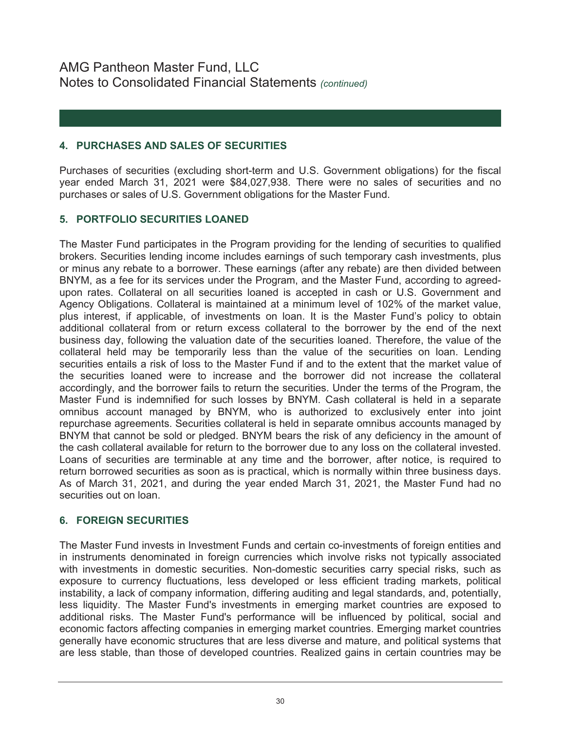## 4. PURCHASES AND SALES OF SECURITIES

Purchases of securities (excluding short-term and U.S. Government obligations) for the fiscal year ended March 31, 2021 were $84,027,938. There were no sales of securities and no purchases or sales of U.S. Government obligations for the Master Fund.

## 5. PORTFOLIO SECURITIES LOANED

The Master Fund participates in the Program providing for the lending of securities to qualified brokers. Securities lending income includes earnings of such temporary cash investments, plus or minus any rebate to a borrower. These earnings (after any rebate) are then divided between BNYM, as a fee for its services under the Program, and the Master Fund, according to agreed-upon rates. Collateral on all securities loaned is accepted in cash or U.S. Government and Agency Obligations. Collateral is maintained at a minimum level of 102% of the market value, plus interest, if applicable, of investments on loan. It is the Master Fund's policy to obtain additional collateral from or return excess collateral to the borrower by the end of the next business day, following the valuation date of the securities loaned. Therefore, the value of the collateral held may be temporarily less than the value of the securities on loan. Lending securities entails a risk of loss to the Master Fund if and to the extent that the market value of the securities loaned were to increase and the borrower did not increase the collateral accordingly, and the borrower fails to return the securities. Under the terms of the Program, the Master Fund is indemnified for such losses by BNYM. Cash collateral is held in a separate omnibus account managed by BNYM, who is authorized to exclusively enter into joint repurchase agreements. Securities collateral is held in separate omnibus accounts managed by BNYM that cannot be sold or pledged. BNYM bears the risk of any deficiency in the amount of the cash collateral available for return to the borrower due to any loss on the collateral invested. Loans of securities are terminable at any time and the borrower, after notice, is required to return borrowed securities as soon as is practical, which is normally within three business days. As of March 31, 2021, and during the year ended March 31, 2021, the Master Fund had no securities out on loan.

## 6. FOREIGN SECURITIES

The Master Fund invests in Investment Funds and certain co-investments of foreign entities and in instruments denominated in foreign currencies which involve risks not typically associated with investments in domestic securities. Non-domestic securities carry special risks, such as exposure to currency fluctuations, less developed or less efficient trading markets, political instability, a lack of company information, differing auditing and legal standards, and, potentially, less liquidity. The Master Fund's investments in emerging market countries are exposed to additional risks. The Master Fund's performance will be influenced by political, social and economic factors affecting companies in emerging market countries. Emerging market countries generally have economic structures that are less diverse and mature, and political systems that are less stable, than those of developed countries. Realized gains in certain countries may be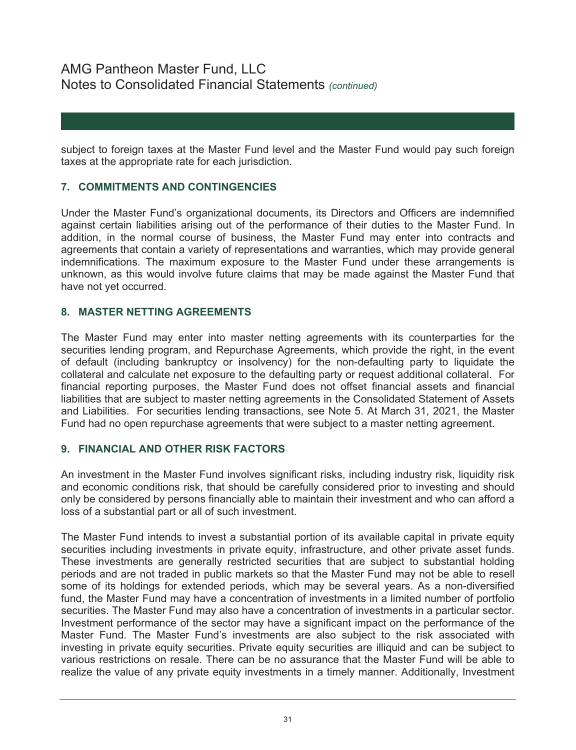subject to foreign taxes at the Master Fund level and the Master Fund would pay such foreign taxes at the appropriate rate for each jurisdiction.

## 7. COMMITMENTS AND CONTINGENCIES

Under the Master Fund's organizational documents, its Directors and Officers are indemnified against certain liabilities arising out of the performance of their duties to the Master Fund. In addition, in the normal course of business, the Master Fund may enter into contracts and agreements that contain a variety of representations and warranties, which may provide general indemnifications. The maximum exposure to the Master Fund under these arrangements is unknown, as this would involve future claims that may be made against the Master Fund that have not yet occurred.

## 8. MASTER NETTING AGREEMENTS

The Master Fund may enter into master netting agreements with its counterparties for the securities lending program, and Repurchase Agreements, which provide the right, in the event of default (including bankruptcy or insolvency) for the non-defaulting party to liquidate the collateral and calculate net exposure to the defaulting party or request additional collateral. For financial reporting purposes, the Master Fund does not offset financial assets and financial liabilities that are subject to master netting agreements in the Consolidated Statement of Assets and Liabilities. For securities lending transactions, see Note 5. At March 31, 2021, the Master Fund had no open repurchase agreements that were subject to a master netting agreement.

## 9. FINANCIAL AND OTHER RISK FACTORS

An investment in the Master Fund involves significant risks, including industry risk, liquidity risk and economic conditions risk, that should be carefully considered prior to investing and should only be considered by persons financially able to maintain their investment and who can afford a loss of a substantial part or all of such investment.

The Master Fund intends to invest a substantial portion of its available capital in private equity securities including investments in private equity, infrastructure, and other private asset funds. These investments are generally restricted securities that are subject to substantial holding periods and are not traded in public markets so that the Master Fund may not be able to resell some of its holdings for extended periods, which may be several years. As a non-diversified fund, the Master Fund may have a concentration of investments in a limited number of portfolio securities. The Master Fund may also have a concentration of investments in a particular sector. Investment performance of the sector may have a significant impact on the performance of the Master Fund. The Master Fund's investments are also subject to the risk associated with investing in private equity securities. Private equity securities are illiquid and can be subject to various restrictions on resale. There can be no assurance that the Master Fund will be able to realize the value of any private equity investments in a timely manner. Additionally, Investment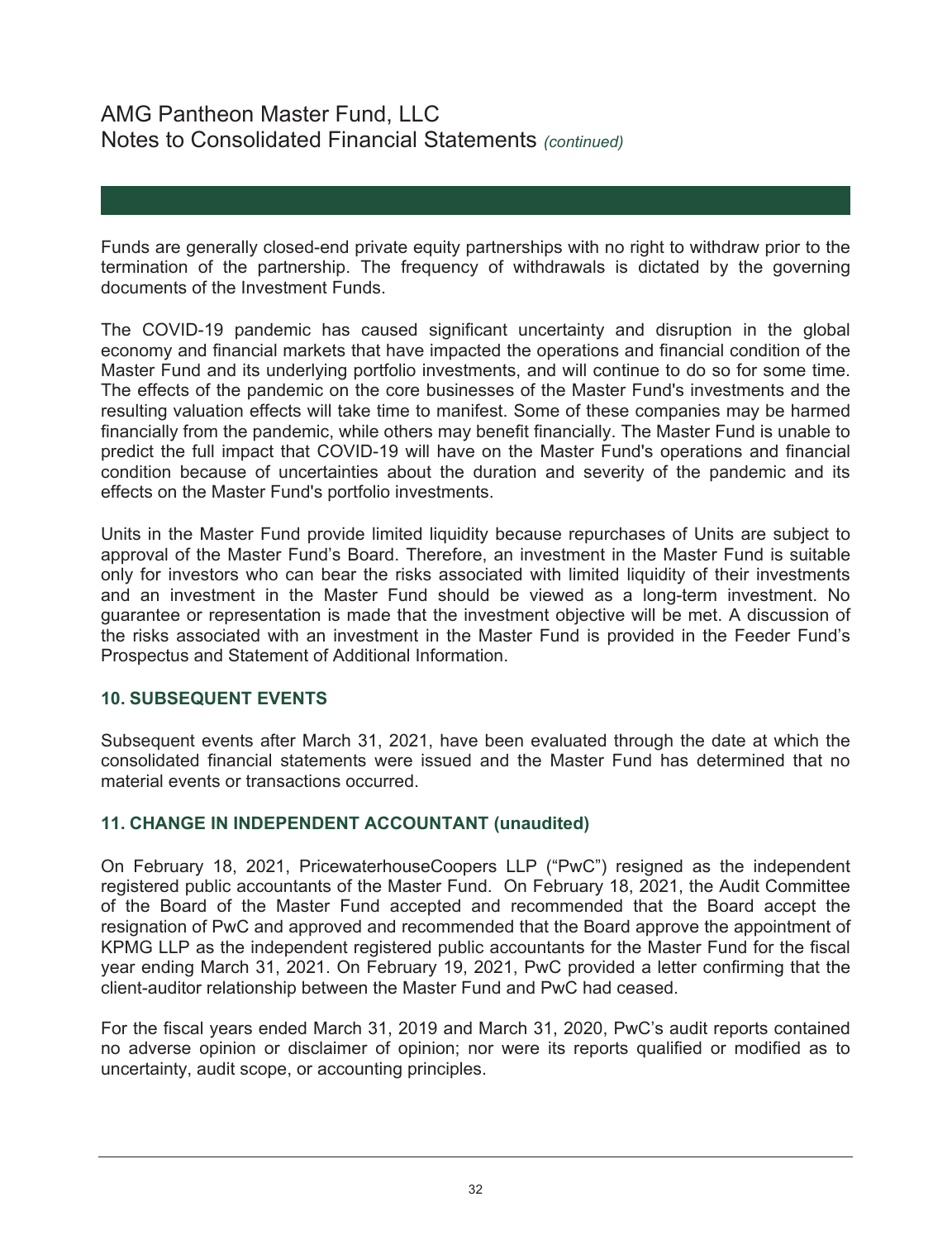Funds are generally closed-end private equity partnerships with no right to withdraw prior to the termination of the partnership. The frequency of withdrawals is dictated by the governing documents of the Investment Funds.

The COVID-19 pandemic has caused significant uncertainty and disruption in the global economy and financial markets that have impacted the operations and financial condition of the Master Fund and its underlying portfolio investments, and will continue to do so for some time. The effects of the pandemic on the core businesses of the Master Fund's investments and the resulting valuation effects will take time to manifest. Some of these companies may be harmed financially from the pandemic, while others may benefit financially. The Master Fund is unable to predict the full impact that COVID-19 will have on the Master Fund's operations and financial condition because of uncertainties about the duration and severity of the pandemic and its effects on the Master Fund's portfolio investments.

Units in the Master Fund provide limited liquidity because repurchases of Units are subject to approval of the Master Fund's Board. Therefore, an investment in the Master Fund is suitable only for investors who can bear the risks associated with limited liquidity of their investments and an investment in the Master Fund should be viewed as a long-term investment. No guarantee or representation is made that the investment objective will be met. A discussion of the risks associated with an investment in the Master Fund is provided in the Feeder Fund's Prospectus and Statement of Additional Information.

## 10. SUBSEQUENT EVENTS

Subsequent events after March 31, 2021, have been evaluated through the date at which the consolidated financial statements were issued and the Master Fund has determined that no material events or transactions occurred.

## 11. CHANGE IN INDEPENDENT ACCOUNTANT (unaudited)

On February 18, 2021, PricewaterhouseCoopers LLP ("PwC") resigned as the independent registered public accountants of the Master Fund. On February 18, 2021, the Audit Committee of the Board of the Master Fund accepted and recommended that the Board accept the resignation of PwC and approved and recommended that the Board approve the appointment of KPMG LLP as the independent registered public accountants for the Master Fund for the fiscal year ending March 31, 2021. On February 19, 2021, PwC provided a letter confirming that the client-auditor relationship between the Master Fund and PwC had ceased.

For the fiscal years ended March 31, 2019 and March 31, 2020, PwC's audit reports contained no adverse opinion or disclaimer of opinion; nor were its reports qualified or modified as to uncertainty, audit scope, or accounting principles.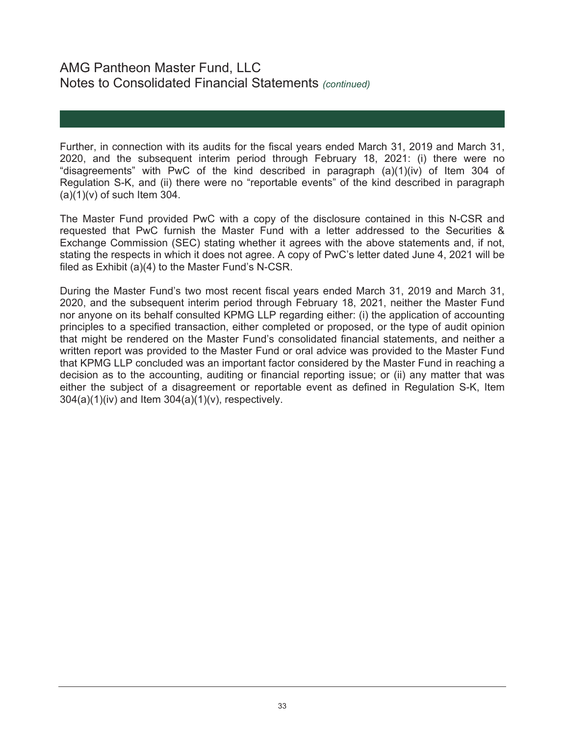Further, in connection with its audits for the fiscal years ended March 31, 2019 and March 31, 2020, and the subsequent interim period through February 18, 2021: (i) there were no "disagreements" with PwC of the kind described in paragraph (a)(1)(iv) of Item 304 of Regulation S-K, and (ii) there were no "reportable events" of the kind described in paragraph (a)(1)(v) of such Item 304.

The Master Fund provided PwC with a copy of the disclosure contained in this N-CSR and requested that PwC furnish the Master Fund with a letter addressed to the Securities & Exchange Commission (SEC) stating whether it agrees with the above statements and, if not, stating the respects in which it does not agree. A copy of PwC's letter dated June 4, 2021 will be filed as Exhibit (a)(4) to the Master Fund's N-CSR.

During the Master Fund's two most recent fiscal years ended March 31, 2019 and March 31, 2020, and the subsequent interim period through February 18, 2021, neither the Master Fund nor anyone on its behalf consulted KPMG LLP regarding either: (i) the application of accounting principles to a specified transaction, either completed or proposed, or the type of audit opinion that might be rendered on the Master Fund's consolidated financial statements, and neither a written report was provided to the Master Fund or oral advice was provided to the Master Fund that KPMG LLP concluded was an important factor considered by the Master Fund in reaching a decision as to the accounting, auditing or financial reporting issue; or (ii) any matter that was either the subject of a disagreement or reportable event as defined in Regulation S-K, Item 304(a)(1)(iv) and Item 304(a)(1)(v), respectively.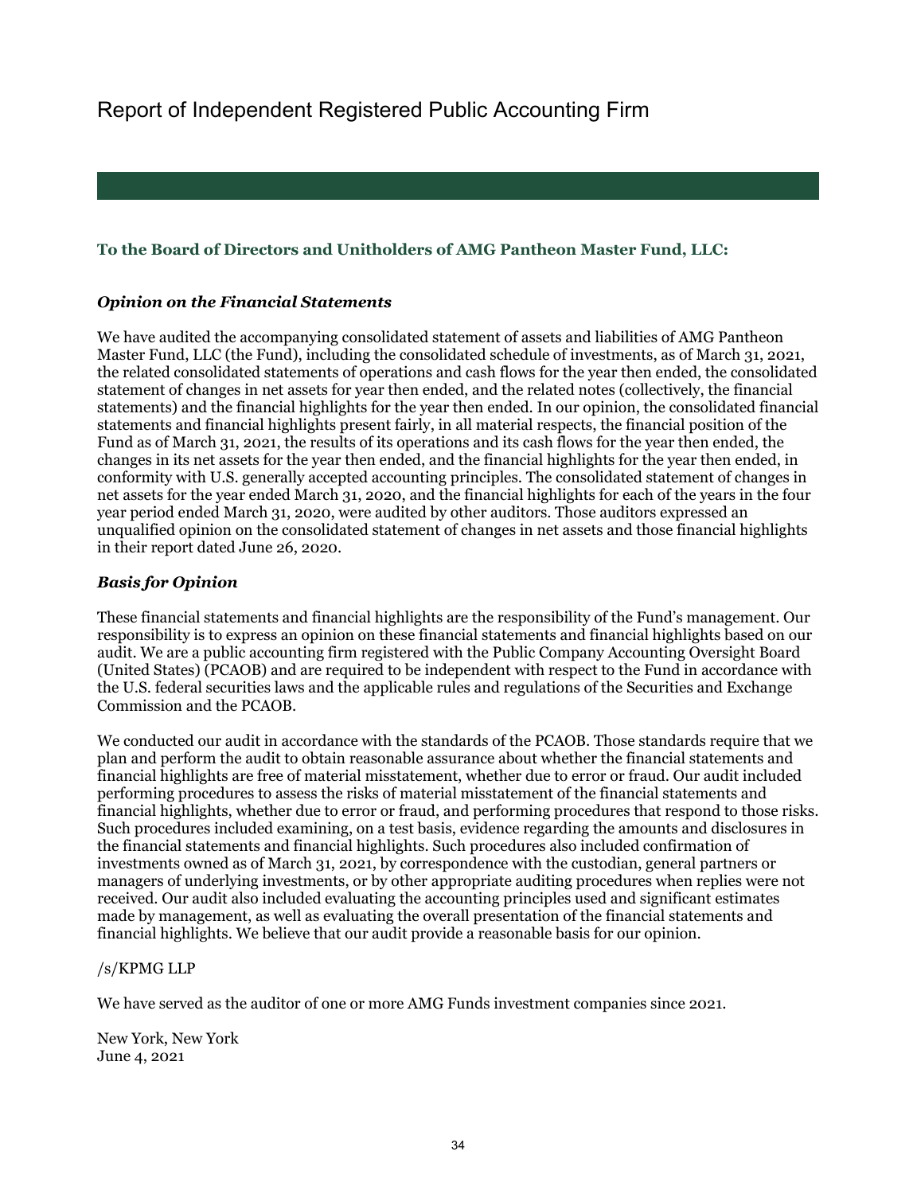# Report of Independent Registered Public Accounting Firm

**To the Board of Directors and Unitholders of AMG Pantheon Master Fund, LLC:**

***Opinion on the Financial Statements***

We have audited the accompanying consolidated statement of assets and liabilities of AMG Pantheon Master Fund, LLC (the Fund), including the consolidated schedule of investments, as of March 31, 2021, the related consolidated statements of operations and cash flows for the year then ended, the consolidated statement of changes in net assets for year then ended, and the related notes (collectively, the financial statements) and the financial highlights for the year then ended. In our opinion, the consolidated financial statements and financial highlights present fairly, in all material respects, the financial position of the Fund as of March 31, 2021, the results of its operations and its cash flows for the year then ended, the changes in its net assets for the year then ended, and the financial highlights for the year then ended, in conformity with U.S. generally accepted accounting principles. The consolidated statement of changes in net assets for the year ended March 31, 2020, and the financial highlights for each of the years in the four year period ended March 31, 2020, were audited by other auditors. Those auditors expressed an unqualified opinion on the consolidated statement of changes in net assets and those financial highlights in their report dated June 26, 2020.

***Basis for Opinion***

These financial statements and financial highlights are the responsibility of the Fund's management. Our responsibility is to express an opinion on these financial statements and financial highlights based on our audit. We are a public accounting firm registered with the Public Company Accounting Oversight Board (United States) (PCAOB) and are required to be independent with respect to the Fund in accordance with the U.S. federal securities laws and the applicable rules and regulations of the Securities and Exchange Commission and the PCAOB.

We conducted our audit in accordance with the standards of the PCAOB. Those standards require that we plan and perform the audit to obtain reasonable assurance about whether the financial statements and financial highlights are free of material misstatement, whether due to error or fraud. Our audit included performing procedures to assess the risks of material misstatement of the financial statements and financial highlights, whether due to error or fraud, and performing procedures that respond to those risks. Such procedures included examining, on a test basis, evidence regarding the amounts and disclosures in the financial statements and financial highlights. Such procedures also included confirmation of investments owned as of March 31, 2021, by correspondence with the custodian, general partners or managers of underlying investments, or by other appropriate auditing procedures when replies were not received. Our audit also included evaluating the accounting principles used and significant estimates made by management, as well as evaluating the overall presentation of the financial statements and financial highlights. We believe that our audit provide a reasonable basis for our opinion.

/s/KPMG LLP

We have served as the auditor of one or more AMG Funds investment companies since 2021.

New York, New York
June 4, 2021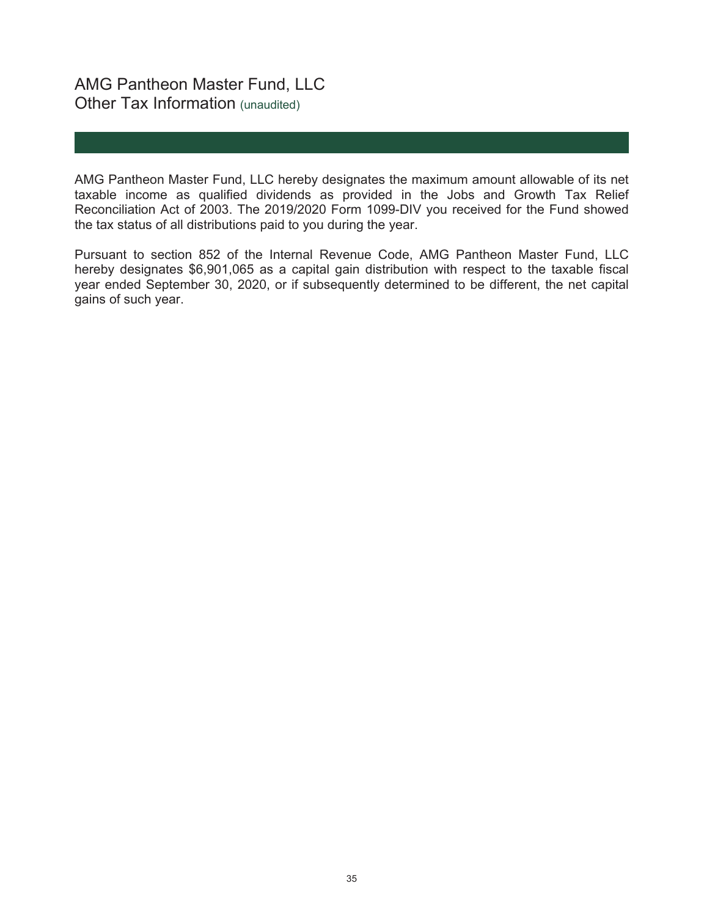# AMG Pantheon Master Fund, LLC
## Other Tax Information (unaudited)

AMG Pantheon Master Fund, LLC hereby designates the maximum amount allowable of its net taxable income as qualified dividends as provided in the Jobs and Growth Tax Relief Reconciliation Act of 2003. The 2019/2020 Form 1099-DIV you received for the Fund showed the tax status of all distributions paid to you during the year.

Pursuant to section 852 of the Internal Revenue Code, AMG Pantheon Master Fund, LLC hereby designates $6,901,065 as a capital gain distribution with respect to the taxable fiscal year ended September 30, 2020, or if subsequently determined to be different, the net capital gains of such year.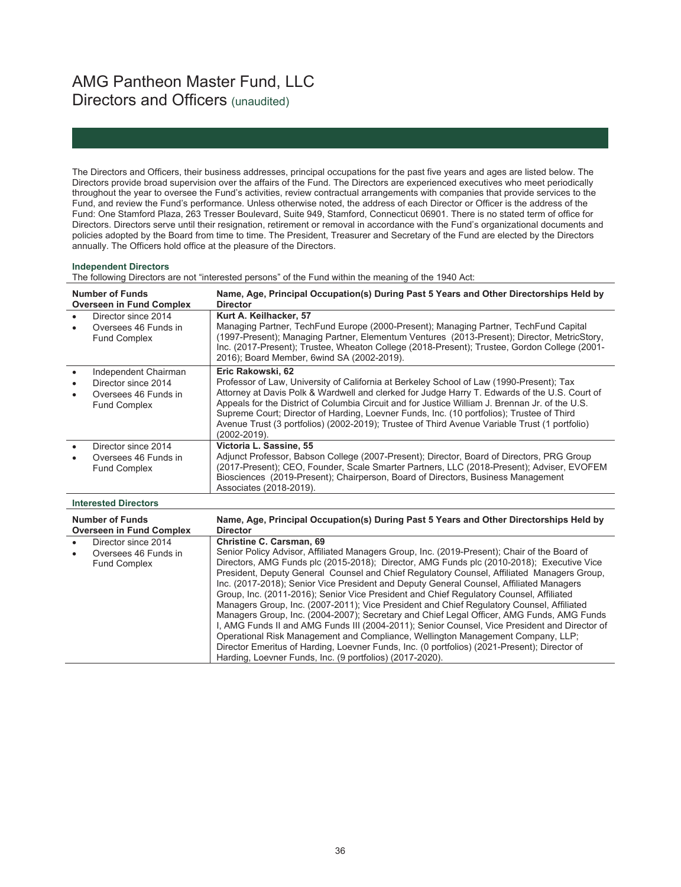# AMG Pantheon Master Fund, LLC
## Directors and Officers (unaudited)

The Directors and Officers, their business addresses, principal occupations for the past five years and ages are listed below. The Directors provide broad supervision over the affairs of the Fund. The Directors are experienced executives who meet periodically throughout the year to oversee the Fund's activities, review contractual arrangements with companies that provide services to the Fund, and review the Fund's performance. Unless otherwise noted, the address of each Director or Officer is the address of the Fund: One Stamford Plaza, 263 Tresser Boulevard, Suite 949, Stamford, Connecticut 06901. There is no stated term of office for Directors. Directors serve until their resignation, retirement or removal in accordance with the Fund's organizational documents and policies adopted by the Board from time to time. The President, Treasurer and Secretary of the Fund are elected by the Directors annually. The Officers hold office at the pleasure of the Directors.

**Independent Directors**

The following Directors are not "interested persons" of the Fund within the meaning of the 1940 Act:

| Number of Funds Overseen in Fund Complex | Name, Age, Principal Occupation(s) During Past 5 Years and Other Directorships Held by Director |
|---|---|
| • Director since 2014<br>• Oversees 46 Funds in Fund Complex | **Kurt A. Keilhacker, 57**<br>Managing Partner, TechFund Europe (2000-Present); Managing Partner, TechFund Capital (1997-Present); Managing Partner, Elementum Ventures (2013-Present); Director, MetricStory, Inc. (2017-Present); Trustee, Wheaton College (2018-Present); Trustee, Gordon College (2001-2016); Board Member, 6wind SA (2002-2019). |
| • Independent Chairman<br>• Director since 2014<br>• Oversees 46 Funds in Fund Complex | **Eric Rakowski, 62**<br>Professor of Law, University of California at Berkeley School of Law (1990-Present); Tax Attorney at Davis Polk & Wardwell and clerked for Judge Harry T. Edwards of the U.S. Court of Appeals for the District of Columbia Circuit and for Justice William J. Brennan Jr. of the U.S. Supreme Court; Director of Harding, Loevner Funds, Inc. (10 portfolios); Trustee of Third Avenue Trust (3 portfolios) (2002-2019); Trustee of Third Avenue Variable Trust (1 portfolio) (2002-2019). |
| • Director since 2014<br>• Oversees 46 Funds in Fund Complex | **Victoria L. Sassine, 55**<br>Adjunct Professor, Babson College (2007-Present); Director, Board of Directors, PRG Group (2017-Present); CEO, Founder, Scale Smarter Partners, LLC (2018-Present); Adviser, EVOFEM Biosciences (2019-Present); Chairperson, Board of Directors, Business Management Associates (2018-2019). |

**Interested Directors**

| Number of Funds Overseen in Fund Complex | Name, Age, Principal Occupation(s) During Past 5 Years and Other Directorships Held by Director |
|---|---|
| • Director since 2014<br>• Oversees 46 Funds in Fund Complex | **Christine C. Carsman, 69**<br>Senior Policy Advisor, Affiliated Managers Group, Inc. (2019-Present); Chair of the Board of Directors, AMG Funds plc (2015-2018); Director, AMG Funds plc (2010-2018); Executive Vice President, Deputy General Counsel and Chief Regulatory Counsel, Affiliated Managers Group, Inc. (2017-2018); Senior Vice President and Deputy General Counsel, Affiliated Managers Group, Inc. (2011-2016); Senior Vice President and Chief Regulatory Counsel, Affiliated Managers Group, Inc. (2007-2011); Vice President and Chief Regulatory Counsel, Affiliated Managers Group, Inc. (2004-2007); Secretary and Chief Legal Officer, AMG Funds, AMG Funds I, AMG Funds II and AMG Funds III (2004-2011); Senior Counsel, Vice President and Director of Operational Risk Management and Compliance, Wellington Management Company, LLP; Director Emeritus of Harding, Loevner Funds, Inc. (0 portfolios) (2021-Present); Director of Harding, Loevner Funds, Inc. (9 portfolios) (2017-2020). |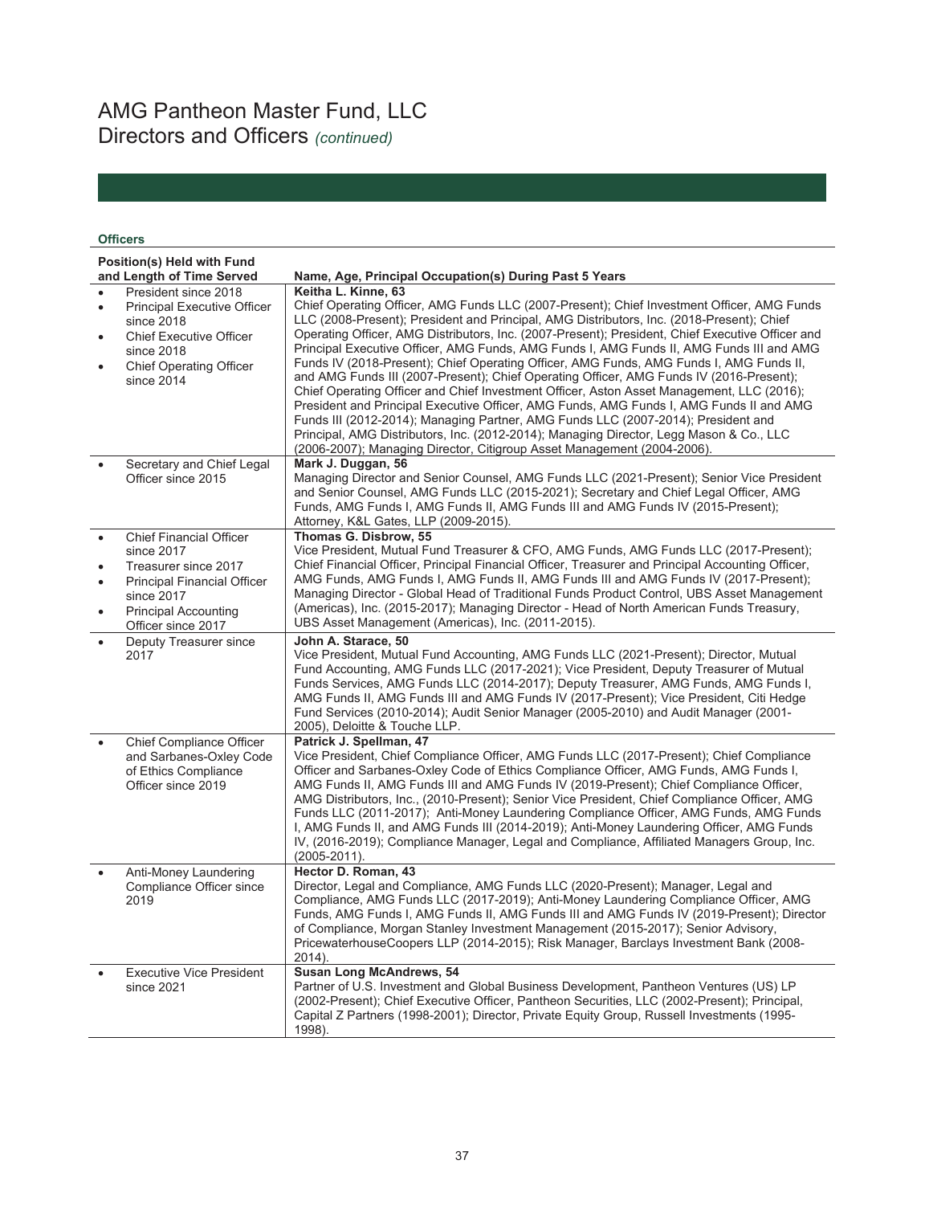# AMG Pantheon Master Fund, LLC
## Directors and Officers *(continued)*

### Officers

| Position(s) Held with Fund and Length of Time Served | Name, Age, Principal Occupation(s) During Past 5 Years |
|---|---|
| • President since 2018<br>• Principal Executive Officer since 2018<br>• Chief Executive Officer since 2018<br>• Chief Operating Officer since 2014 | **Keitha L. Kinne, 63**<br>Chief Operating Officer, AMG Funds LLC (2007-Present); Chief Investment Officer, AMG Funds LLC (2008-Present); President and Principal, AMG Distributors, Inc. (2018-Present); Chief Operating Officer, AMG Distributors, Inc. (2007-Present); President, Chief Executive Officer and Principal Executive Officer, AMG Funds, AMG Funds I, AMG Funds II, AMG Funds III and AMG Funds IV (2018-Present); Chief Operating Officer, AMG Funds, AMG Funds I, AMG Funds II, and AMG Funds III (2007-Present); Chief Operating Officer, AMG Funds IV (2016-Present); Chief Operating Officer and Chief Investment Officer, Aston Asset Management, LLC (2016); President and Principal Executive Officer, AMG Funds, AMG Funds I, AMG Funds II and AMG Funds III (2012-2014); Managing Partner, AMG Funds LLC (2007-2014); President and Principal, AMG Distributors, Inc. (2012-2014); Managing Director, Legg Mason & Co., LLC (2006-2007); Managing Director, Citigroup Asset Management (2004-2006). |
| • Secretary and Chief Legal Officer since 2015 | **Mark J. Duggan, 56**<br>Managing Director and Senior Counsel, AMG Funds LLC (2021-Present); Senior Vice President and Senior Counsel, AMG Funds LLC (2015-2021); Secretary and Chief Legal Officer, AMG Funds, AMG Funds I, AMG Funds II, AMG Funds III and AMG Funds IV (2015-Present); Attorney, K&L Gates, LLP (2009-2015). |
| • Chief Financial Officer since 2017<br>• Treasurer since 2017<br>• Principal Financial Officer since 2017<br>• Principal Accounting Officer since 2017 | **Thomas G. Disbrow, 55**<br>Vice President, Mutual Fund Treasurer & CFO, AMG Funds, AMG Funds LLC (2017-Present); Chief Financial Officer, Principal Financial Officer, Treasurer and Principal Accounting Officer, AMG Funds, AMG Funds I, AMG Funds II, AMG Funds III and AMG Funds IV (2017-Present); Managing Director - Global Head of Traditional Funds Product Control, UBS Asset Management (Americas), Inc. (2015-2017); Managing Director - Head of North American Funds Treasury, UBS Asset Management (Americas), Inc. (2011-2015). |
| • Deputy Treasurer since 2017 | **John A. Starace, 50**<br>Vice President, Mutual Fund Accounting, AMG Funds LLC (2021-Present); Director, Mutual Fund Accounting, AMG Funds LLC (2017-2021); Vice President, Deputy Treasurer of Mutual Funds Services, AMG Funds LLC (2014-2017); Deputy Treasurer, AMG Funds, AMG Funds I, AMG Funds II, AMG Funds III and AMG Funds IV (2017-Present); Vice President, Citi Hedge Fund Services (2010-2014); Audit Senior Manager (2005-2010) and Audit Manager (2001-2005), Deloitte & Touche LLP. |
| • Chief Compliance Officer and Sarbanes-Oxley Code of Ethics Compliance Officer since 2019 | **Patrick J. Spellman, 47**<br>Vice President, Chief Compliance Officer, AMG Funds LLC (2017-Present); Chief Compliance Officer and Sarbanes-Oxley Code of Ethics Compliance Officer, AMG Funds, AMG Funds I, AMG Funds II, AMG Funds III and AMG Funds IV (2019-Present); Chief Compliance Officer, AMG Distributors, Inc., (2010-Present); Senior Vice President, Chief Compliance Officer, AMG Funds LLC (2011-2017); Anti-Money Laundering Compliance Officer, AMG Funds, AMG Funds I, AMG Funds II, and AMG Funds III (2014-2019); Anti-Money Laundering Officer, AMG Funds IV, (2016-2019); Compliance Manager, Legal and Compliance, Affiliated Managers Group, Inc. (2005-2011). |
| • Anti-Money Laundering Compliance Officer since 2019 | **Hector D. Roman, 43**<br>Director, Legal and Compliance, AMG Funds LLC (2020-Present); Manager, Legal and Compliance, AMG Funds LLC (2017-2019); Anti-Money Laundering Compliance Officer, AMG Funds, AMG Funds I, AMG Funds II, AMG Funds III and AMG Funds IV (2019-Present); Director of Compliance, Morgan Stanley Investment Management (2015-2017); Senior Advisory, PricewaterhouseCoopers LLP (2014-2015); Risk Manager, Barclays Investment Bank (2008-2014). |
| • Executive Vice President since 2021 | **Susan Long McAndrews, 54**<br>Partner of U.S. Investment and Global Business Development, Pantheon Ventures (US) LP (2002-Present); Chief Executive Officer, Pantheon Securities, LLC (2002-Present); Principal, Capital Z Partners (1998-2001); Director, Private Equity Group, Russell Investments (1995-1998). |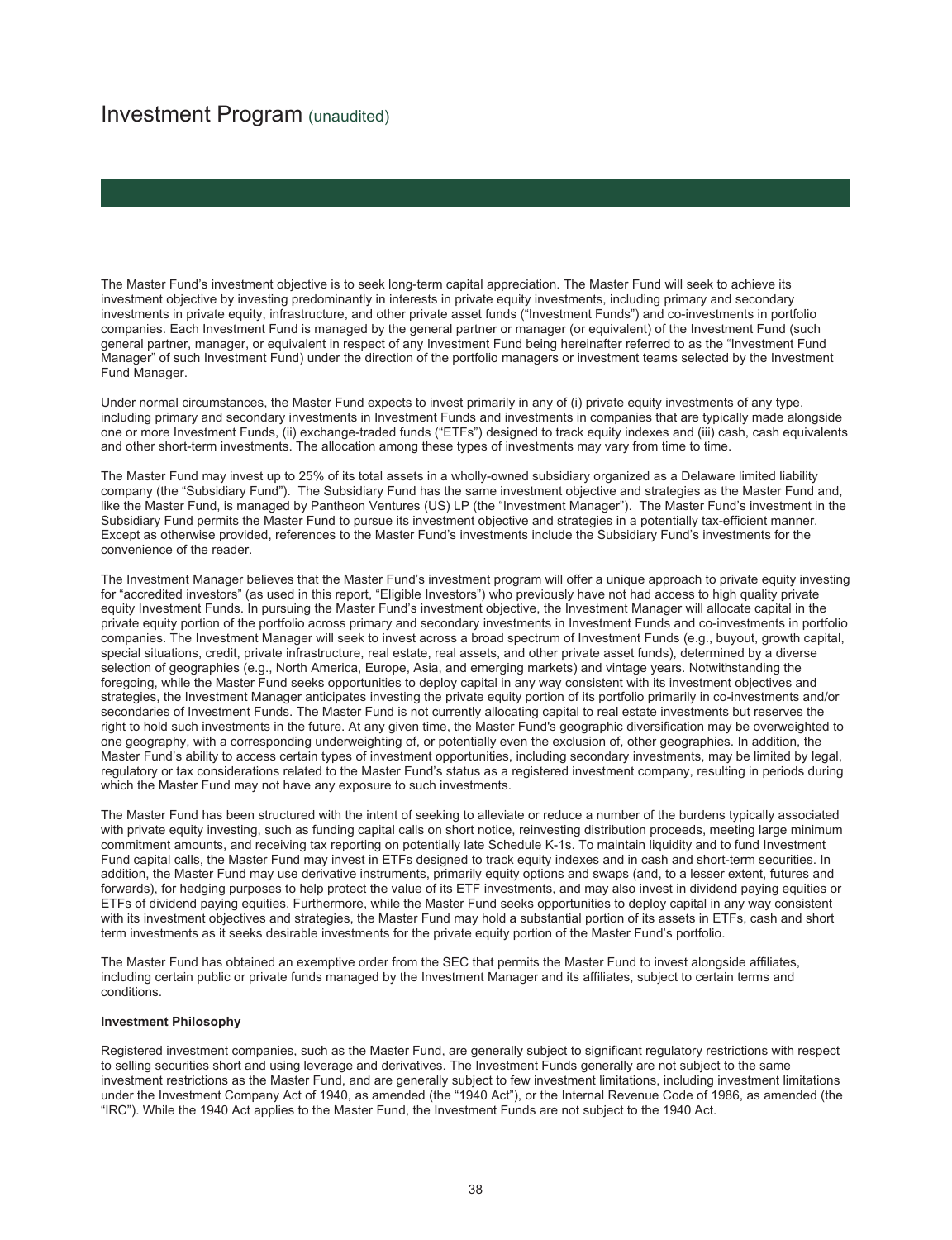# Investment Program (unaudited)

The Master Fund's investment objective is to seek long-term capital appreciation. The Master Fund will seek to achieve its investment objective by investing predominantly in interests in private equity investments, including primary and secondary investments in private equity, infrastructure, and other private asset funds ("Investment Funds") and co-investments in portfolio companies. Each Investment Fund is managed by the general partner or manager (or equivalent) of the Investment Fund (such general partner, manager, or equivalent in respect of any Investment Fund being hereinafter referred to as the "Investment Fund Manager" of such Investment Fund) under the direction of the portfolio managers or investment teams selected by the Investment Fund Manager.

Under normal circumstances, the Master Fund expects to invest primarily in any of (i) private equity investments of any type, including primary and secondary investments in Investment Funds and investments in companies that are typically made alongside one or more Investment Funds, (ii) exchange-traded funds ("ETFs") designed to track equity indexes and (iii) cash, cash equivalents and other short-term investments. The allocation among these types of investments may vary from time to time.

The Master Fund may invest up to 25% of its total assets in a wholly-owned subsidiary organized as a Delaware limited liability company (the "Subsidiary Fund"). The Subsidiary Fund has the same investment objective and strategies as the Master Fund and, like the Master Fund, is managed by Pantheon Ventures (US) LP (the "Investment Manager"). The Master Fund's investment in the Subsidiary Fund permits the Master Fund to pursue its investment objective and strategies in a potentially tax-efficient manner. Except as otherwise provided, references to the Master Fund's investments include the Subsidiary Fund's investments for the convenience of the reader.

The Investment Manager believes that the Master Fund's investment program will offer a unique approach to private equity investing for "accredited investors" (as used in this report, "Eligible Investors") who previously have not had access to high quality private equity Investment Funds. In pursuing the Master Fund's investment objective, the Investment Manager will allocate capital in the private equity portion of the portfolio across primary and secondary investments in Investment Funds and co-investments in portfolio companies. The Investment Manager will seek to invest across a broad spectrum of Investment Funds (e.g., buyout, growth capital, special situations, credit, private infrastructure, real estate, real assets, and other private asset funds), determined by a diverse selection of geographies (e.g., North America, Europe, Asia, and emerging markets) and vintage years. Notwithstanding the foregoing, while the Master Fund seeks opportunities to deploy capital in any way consistent with its investment objectives and strategies, the Investment Manager anticipates investing the private equity portion of its portfolio primarily in co-investments and/or secondaries of Investment Funds. The Master Fund is not currently allocating capital to real estate investments but reserves the right to hold such investments in the future. At any given time, the Master Fund's geographic diversification may be overweighted to one geography, with a corresponding underweighting of, or potentially even the exclusion of, other geographies. In addition, the Master Fund's ability to access certain types of investment opportunities, including secondary investments, may be limited by legal, regulatory or tax considerations related to the Master Fund's status as a registered investment company, resulting in periods during which the Master Fund may not have any exposure to such investments.

The Master Fund has been structured with the intent of seeking to alleviate or reduce a number of the burdens typically associated with private equity investing, such as funding capital calls on short notice, reinvesting distribution proceeds, meeting large minimum commitment amounts, and receiving tax reporting on potentially late Schedule K-1s. To maintain liquidity and to fund Investment Fund capital calls, the Master Fund may invest in ETFs designed to track equity indexes and in cash and short-term securities. In addition, the Master Fund may use derivative instruments, primarily equity options and swaps (and, to a lesser extent, futures and forwards), for hedging purposes to help protect the value of its ETF investments, and may also invest in dividend paying equities or ETFs of dividend paying equities. Furthermore, while the Master Fund seeks opportunities to deploy capital in any way consistent with its investment objectives and strategies, the Master Fund may hold a substantial portion of its assets in ETFs, cash and short term investments as it seeks desirable investments for the private equity portion of the Master Fund's portfolio.

The Master Fund has obtained an exemptive order from the SEC that permits the Master Fund to invest alongside affiliates, including certain public or private funds managed by the Investment Manager and its affiliates, subject to certain terms and conditions.

**Investment Philosophy**

Registered investment companies, such as the Master Fund, are generally subject to significant regulatory restrictions with respect to selling securities short and using leverage and derivatives. The Investment Funds generally are not subject to the same investment restrictions as the Master Fund, and are generally subject to few investment limitations, including investment limitations under the Investment Company Act of 1940, as amended (the "1940 Act"), or the Internal Revenue Code of 1986, as amended (the "IRC"). While the 1940 Act applies to the Master Fund, the Investment Funds are not subject to the 1940 Act.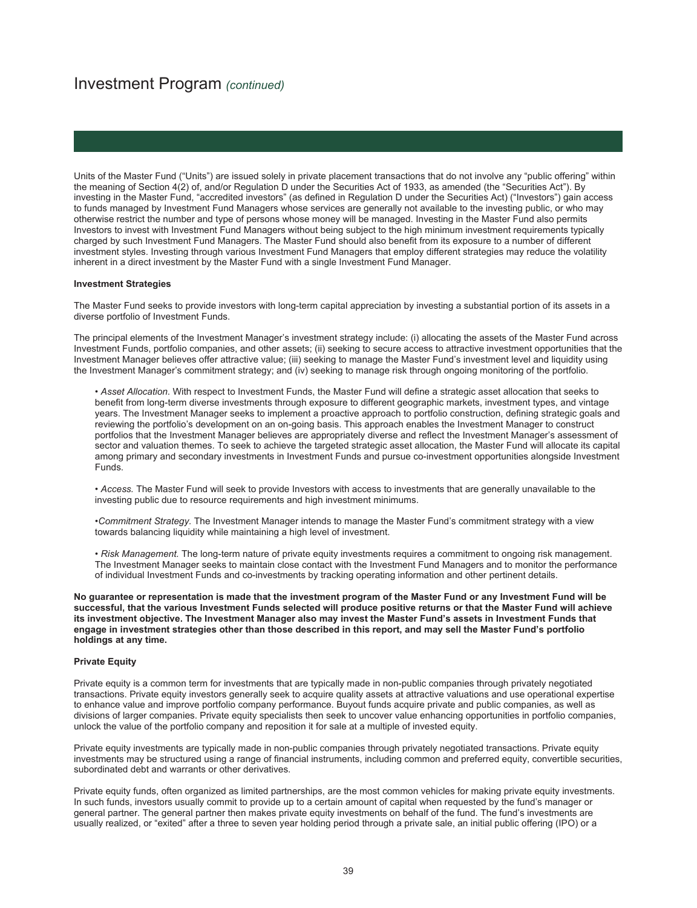# Investment Program *(continued)*

Units of the Master Fund ("Units") are issued solely in private placement transactions that do not involve any "public offering" within the meaning of Section 4(2) of, and/or Regulation D under the Securities Act of 1933, as amended (the "Securities Act"). By investing in the Master Fund, "accredited investors" (as defined in Regulation D under the Securities Act) ("Investors") gain access to funds managed by Investment Fund Managers whose services are generally not available to the investing public, or who may otherwise restrict the number and type of persons whose money will be managed. Investing in the Master Fund also permits Investors to invest with Investment Fund Managers without being subject to the high minimum investment requirements typically charged by such Investment Fund Managers. The Master Fund should also benefit from its exposure to a number of different investment styles. Investing through various Investment Fund Managers that employ different strategies may reduce the volatility inherent in a direct investment by the Master Fund with a single Investment Fund Manager.

**Investment Strategies**

The Master Fund seeks to provide investors with long-term capital appreciation by investing a substantial portion of its assets in a diverse portfolio of Investment Funds.

The principal elements of the Investment Manager's investment strategy include: (i) allocating the assets of the Master Fund across Investment Funds, portfolio companies, and other assets; (ii) seeking to secure access to attractive investment opportunities that the Investment Manager believes offer attractive value; (iii) seeking to manage the Master Fund's investment level and liquidity using the Investment Manager's commitment strategy; and (iv) seeking to manage risk through ongoing monitoring of the portfolio.

- *Asset Allocation*. With respect to Investment Funds, the Master Fund will define a strategic asset allocation that seeks to benefit from long-term diverse investments through exposure to different geographic markets, investment types, and vintage years. The Investment Manager seeks to implement a proactive approach to portfolio construction, defining strategic goals and reviewing the portfolio's development on an on-going basis. This approach enables the Investment Manager to construct portfolios that the Investment Manager believes are appropriately diverse and reflect the Investment Manager's assessment of sector and valuation themes. To seek to achieve the targeted strategic asset allocation, the Master Fund will allocate its capital among primary and secondary investments in Investment Funds and pursue co-investment opportunities alongside Investment Funds.

- *Access.* The Master Fund will seek to provide Investors with access to investments that are generally unavailable to the investing public due to resource requirements and high investment minimums.

- *Commitment Strategy*. The Investment Manager intends to manage the Master Fund's commitment strategy with a view towards balancing liquidity while maintaining a high level of investment.

- *Risk Management.* The long-term nature of private equity investments requires a commitment to ongoing risk management. The Investment Manager seeks to maintain close contact with the Investment Fund Managers and to monitor the performance of individual Investment Funds and co-investments by tracking operating information and other pertinent details.

**No guarantee or representation is made that the investment program of the Master Fund or any Investment Fund will be successful, that the various Investment Funds selected will produce positive returns or that the Master Fund will achieve its investment objective. The Investment Manager also may invest the Master Fund's assets in Investment Funds that engage in investment strategies other than those described in this report, and may sell the Master Fund's portfolio holdings at any time.**

**Private Equity**

Private equity is a common term for investments that are typically made in non-public companies through privately negotiated transactions. Private equity investors generally seek to acquire quality assets at attractive valuations and use operational expertise to enhance value and improve portfolio company performance. Buyout funds acquire private and public companies, as well as divisions of larger companies. Private equity specialists then seek to uncover value enhancing opportunities in portfolio companies, unlock the value of the portfolio company and reposition it for sale at a multiple of invested equity.

Private equity investments are typically made in non-public companies through privately negotiated transactions. Private equity investments may be structured using a range of financial instruments, including common and preferred equity, convertible securities, subordinated debt and warrants or other derivatives.

Private equity funds, often organized as limited partnerships, are the most common vehicles for making private equity investments. In such funds, investors usually commit to provide up to a certain amount of capital when requested by the fund's manager or general partner. The general partner then makes private equity investments on behalf of the fund. The fund's investments are usually realized, or "exited" after a three to seven year holding period through a private sale, an initial public offering (IPO) or a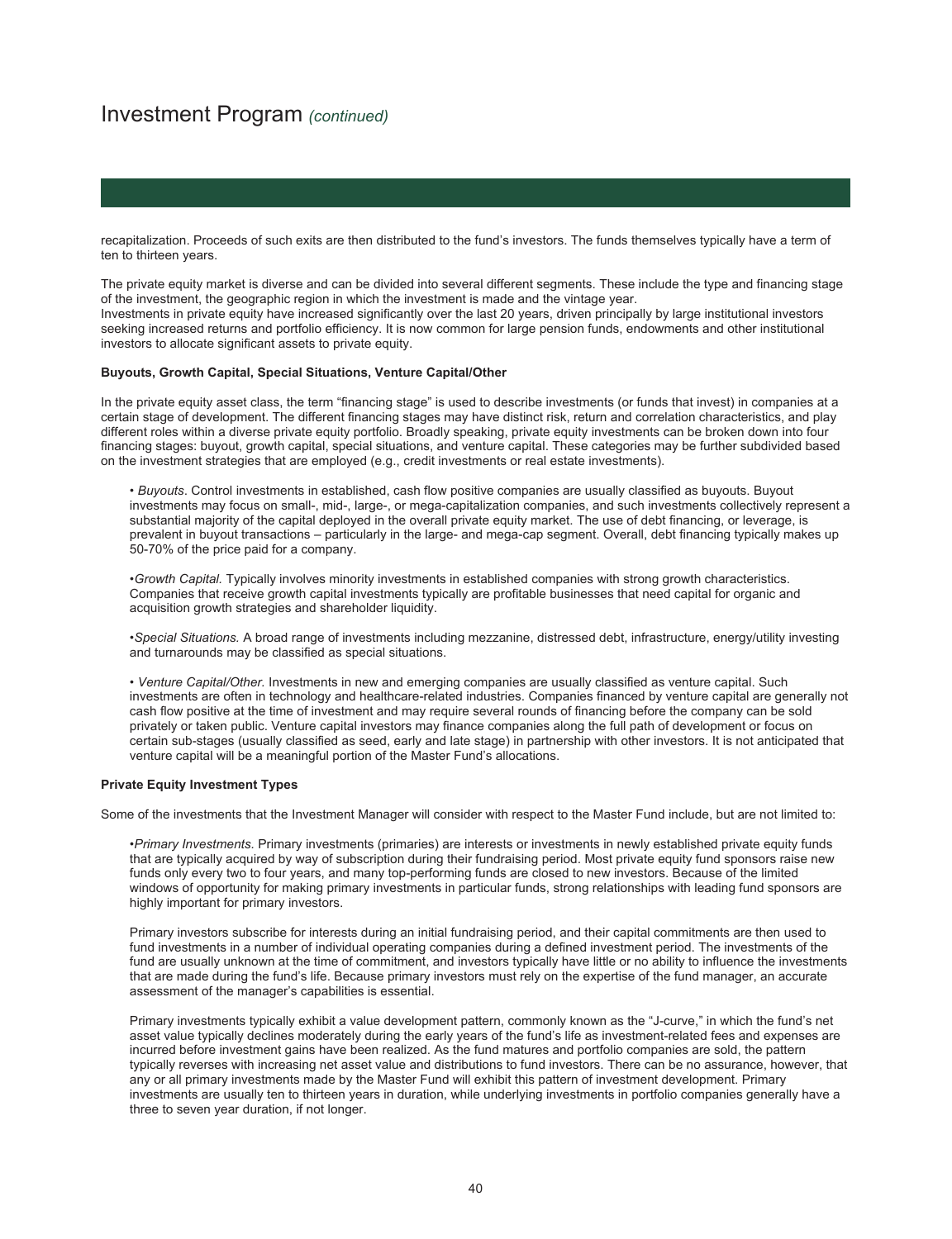# Investment Program *(continued)*

recapitalization. Proceeds of such exits are then distributed to the fund's investors. The funds themselves typically have a term of ten to thirteen years.

The private equity market is diverse and can be divided into several different segments. These include the type and financing stage of the investment, the geographic region in which the investment is made and the vintage year.
Investments in private equity have increased significantly over the last 20 years, driven principally by large institutional investors seeking increased returns and portfolio efficiency. It is now common for large pension funds, endowments and other institutional investors to allocate significant assets to private equity.

**Buyouts, Growth Capital, Special Situations, Venture Capital/Other**

In the private equity asset class, the term "financing stage" is used to describe investments (or funds that invest) in companies at a certain stage of development. The different financing stages may have distinct risk, return and correlation characteristics, and play different roles within a diverse private equity portfolio. Broadly speaking, private equity investments can be broken down into four financing stages: buyout, growth capital, special situations, and venture capital. These categories may be further subdivided based on the investment strategies that are employed (e.g., credit investments or real estate investments).

- *Buyouts*. Control investments in established, cash flow positive companies are usually classified as buyouts. Buyout investments may focus on small-, mid-, large-, or mega-capitalization companies, and such investments collectively represent a substantial majority of the capital deployed in the overall private equity market. The use of debt financing, or leverage, is prevalent in buyout transactions – particularly in the large- and mega-cap segment. Overall, debt financing typically makes up 50-70% of the price paid for a company.

- *Growth Capital.* Typically involves minority investments in established companies with strong growth characteristics. Companies that receive growth capital investments typically are profitable businesses that need capital for organic and acquisition growth strategies and shareholder liquidity.

- *Special Situations.* A broad range of investments including mezzanine, distressed debt, infrastructure, energy/utility investing and turnarounds may be classified as special situations.

- *Venture Capital/Other.* Investments in new and emerging companies are usually classified as venture capital. Such investments are often in technology and healthcare-related industries. Companies financed by venture capital are generally not cash flow positive at the time of investment and may require several rounds of financing before the company can be sold privately or taken public. Venture capital investors may finance companies along the full path of development or focus on certain sub-stages (usually classified as seed, early and late stage) in partnership with other investors. It is not anticipated that venture capital will be a meaningful portion of the Master Fund's allocations.

**Private Equity Investment Types**

Some of the investments that the Investment Manager will consider with respect to the Master Fund include, but are not limited to:

- *Primary Investments.* Primary investments (primaries) are interests or investments in newly established private equity funds that are typically acquired by way of subscription during their fundraising period. Most private equity fund sponsors raise new funds only every two to four years, and many top-performing funds are closed to new investors. Because of the limited windows of opportunity for making primary investments in particular funds, strong relationships with leading fund sponsors are highly important for primary investors.

  Primary investors subscribe for interests during an initial fundraising period, and their capital commitments are then used to fund investments in a number of individual operating companies during a defined investment period. The investments of the fund are usually unknown at the time of commitment, and investors typically have little or no ability to influence the investments that are made during the fund's life. Because primary investors must rely on the expertise of the fund manager, an accurate assessment of the manager's capabilities is essential.

  Primary investments typically exhibit a value development pattern, commonly known as the "J-curve," in which the fund's net asset value typically declines moderately during the early years of the fund's life as investment-related fees and expenses are incurred before investment gains have been realized. As the fund matures and portfolio companies are sold, the pattern typically reverses with increasing net asset value and distributions to fund investors. There can be no assurance, however, that any or all primary investments made by the Master Fund will exhibit this pattern of investment development. Primary investments are usually ten to thirteen years in duration, while underlying investments in portfolio companies generally have a three to seven year duration, if not longer.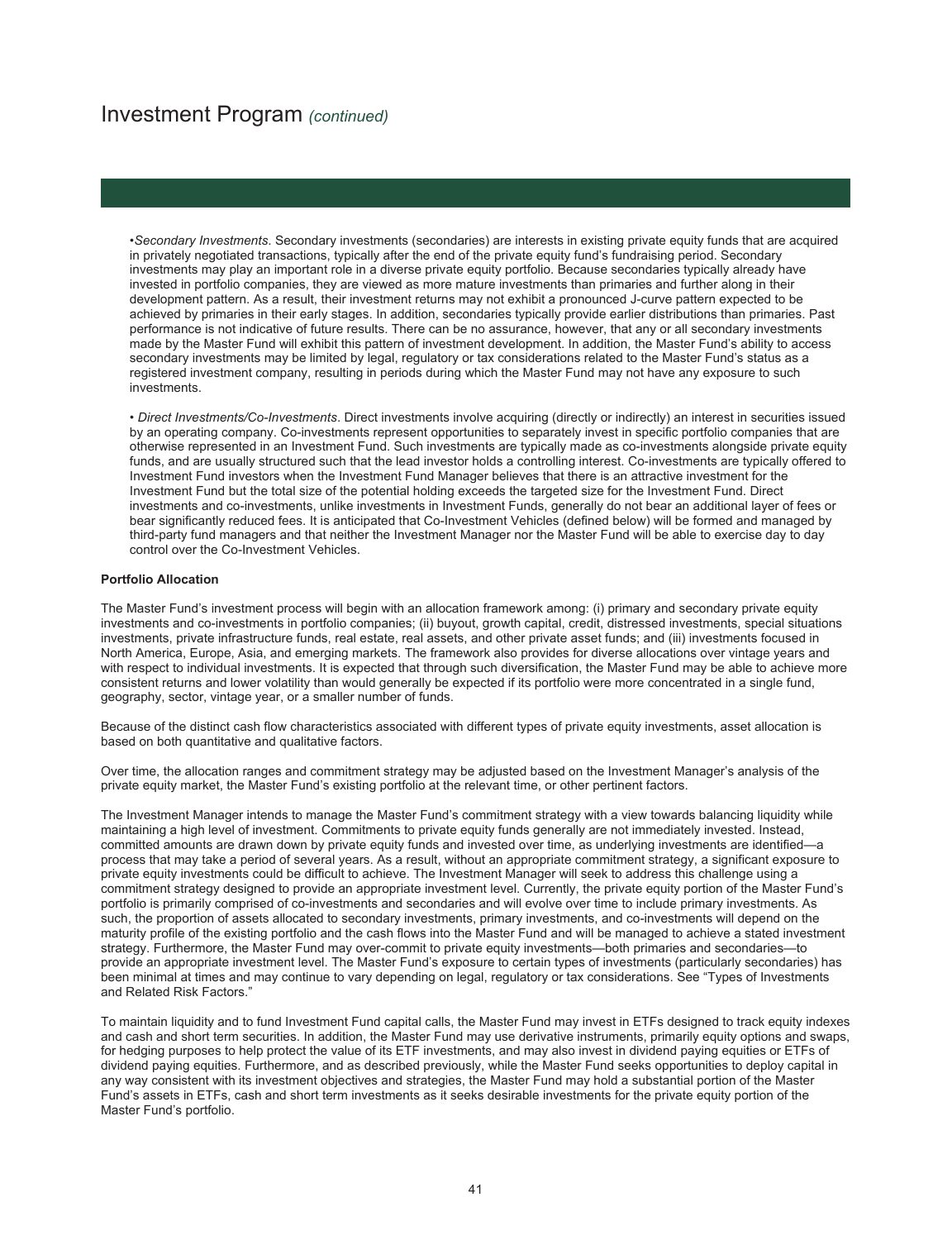# Investment Program *(continued)*

- *Secondary Investments*. Secondary investments (secondaries) are interests in existing private equity funds that are acquired in privately negotiated transactions, typically after the end of the private equity fund's fundraising period. Secondary investments may play an important role in a diverse private equity portfolio. Because secondaries typically already have invested in portfolio companies, they are viewed as more mature investments than primaries and further along in their development pattern. As a result, their investment returns may not exhibit a pronounced J-curve pattern expected to be achieved by primaries in their early stages. In addition, secondaries typically provide earlier distributions than primaries. Past performance is not indicative of future results. There can be no assurance, however, that any or all secondary investments made by the Master Fund will exhibit this pattern of investment development. In addition, the Master Fund's ability to access secondary investments may be limited by legal, regulatory or tax considerations related to the Master Fund's status as a registered investment company, resulting in periods during which the Master Fund may not have any exposure to such investments.

- *Direct Investments/Co-Investments*. Direct investments involve acquiring (directly or indirectly) an interest in securities issued by an operating company. Co-investments represent opportunities to separately invest in specific portfolio companies that are otherwise represented in an Investment Fund. Such investments are typically made as co-investments alongside private equity funds, and are usually structured such that the lead investor holds a controlling interest. Co-investments are typically offered to Investment Fund investors when the Investment Fund Manager believes that there is an attractive investment for the Investment Fund but the total size of the potential holding exceeds the targeted size for the Investment Fund. Direct investments and co-investments, unlike investments in Investment Funds, generally do not bear an additional layer of fees or bear significantly reduced fees. It is anticipated that Co-Investment Vehicles (defined below) will be formed and managed by third-party fund managers and that neither the Investment Manager nor the Master Fund will be able to exercise day to day control over the Co-Investment Vehicles.

**Portfolio Allocation**

The Master Fund's investment process will begin with an allocation framework among: (i) primary and secondary private equity investments and co-investments in portfolio companies; (ii) buyout, growth capital, credit, distressed investments, special situations investments, private infrastructure funds, real estate, real assets, and other private asset funds; and (iii) investments focused in North America, Europe, Asia, and emerging markets. The framework also provides for diverse allocations over vintage years and with respect to individual investments. It is expected that through such diversification, the Master Fund may be able to achieve more consistent returns and lower volatility than would generally be expected if its portfolio were more concentrated in a single fund, geography, sector, vintage year, or a smaller number of funds.

Because of the distinct cash flow characteristics associated with different types of private equity investments, asset allocation is based on both quantitative and qualitative factors.

Over time, the allocation ranges and commitment strategy may be adjusted based on the Investment Manager's analysis of the private equity market, the Master Fund's existing portfolio at the relevant time, or other pertinent factors.

The Investment Manager intends to manage the Master Fund's commitment strategy with a view towards balancing liquidity while maintaining a high level of investment. Commitments to private equity funds generally are not immediately invested. Instead, committed amounts are drawn down by private equity funds and invested over time, as underlying investments are identified—a process that may take a period of several years. As a result, without an appropriate commitment strategy, a significant exposure to private equity investments could be difficult to achieve. The Investment Manager will seek to address this challenge using a commitment strategy designed to provide an appropriate investment level. Currently, the private equity portion of the Master Fund's portfolio is primarily comprised of co-investments and secondaries and will evolve over time to include primary investments. As such, the proportion of assets allocated to secondary investments, primary investments, and co-investments will depend on the maturity profile of the existing portfolio and the cash flows into the Master Fund and will be managed to achieve a stated investment strategy. Furthermore, the Master Fund may over-commit to private equity investments—both primaries and secondaries—to provide an appropriate investment level. The Master Fund's exposure to certain types of investments (particularly secondaries) has been minimal at times and may continue to vary depending on legal, regulatory or tax considerations. See "Types of Investments and Related Risk Factors."

To maintain liquidity and to fund Investment Fund capital calls, the Master Fund may invest in ETFs designed to track equity indexes and cash and short term securities. In addition, the Master Fund may use derivative instruments, primarily equity options and swaps, for hedging purposes to help protect the value of its ETF investments, and may also invest in dividend paying equities or ETFs of dividend paying equities. Furthermore, and as described previously, while the Master Fund seeks opportunities to deploy capital in any way consistent with its investment objectives and strategies, the Master Fund may hold a substantial portion of the Master Fund's assets in ETFs, cash and short term investments as it seeks desirable investments for the private equity portion of the Master Fund's portfolio.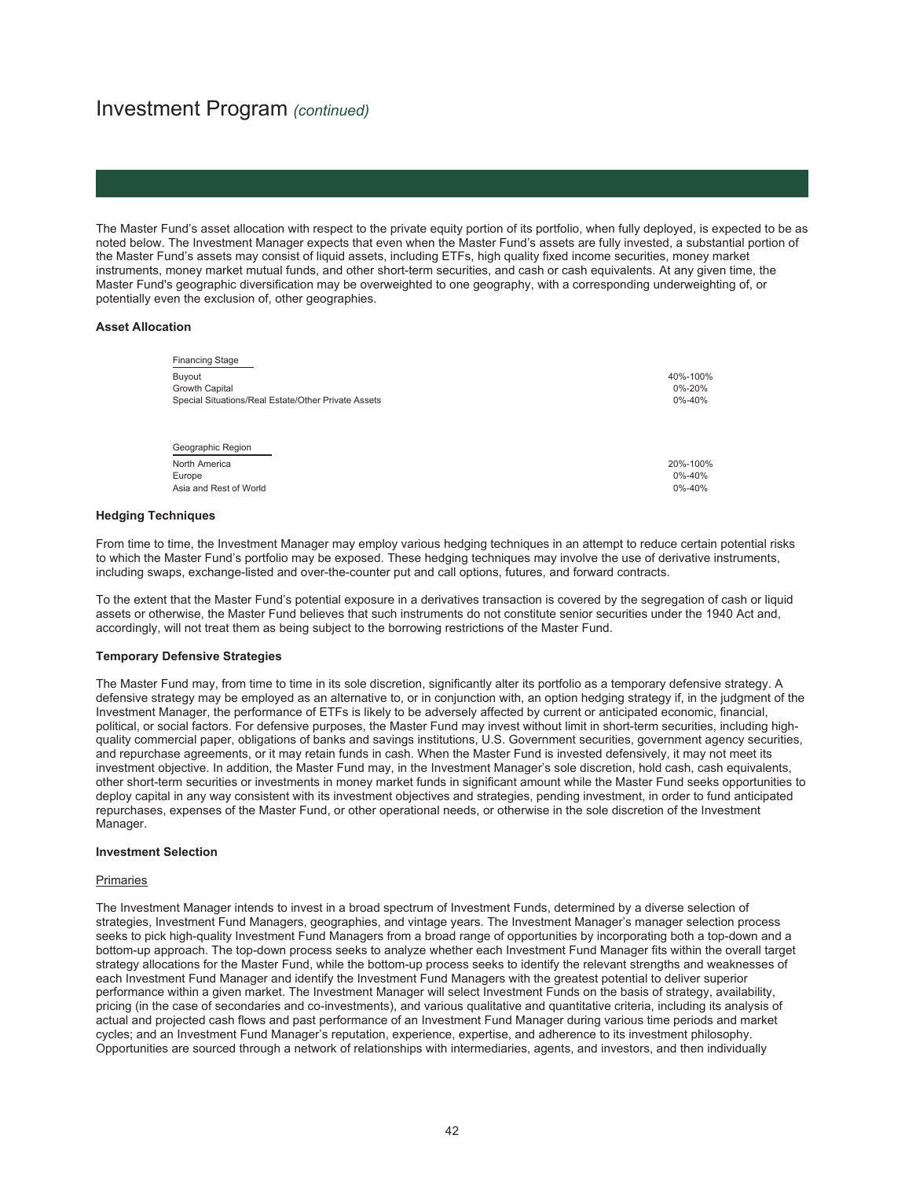# Investment Program *(continued)*

The Master Fund's asset allocation with respect to the private equity portion of its portfolio, when fully deployed, is expected to be as noted below. The Investment Manager expects that even when the Master Fund's assets are fully invested, a substantial portion of the Master Fund's assets may consist of liquid assets, including ETFs, high quality fixed income securities, money market instruments, money market mutual funds, and other short-term securities, and cash or cash equivalents. At any given time, the Master Fund's geographic diversification may be overweighted to one geography, with a corresponding underweighting of, or potentially even the exclusion of, other geographies.

**Asset Allocation**

| Financing Stage | |
|---|---|
| Buyout | 40%-100% |
| Growth Capital | 0%-20% |
| Special Situations/Real Estate/Other Private Assets | 0%-40% |

| Geographic Region | |
|---|---|
| North America | 20%-100% |
| Europe | 0%-40% |
| Asia and Rest of World | 0%-40% |

**Hedging Techniques**

From time to time, the Investment Manager may employ various hedging techniques in an attempt to reduce certain potential risks to which the Master Fund's portfolio may be exposed. These hedging techniques may involve the use of derivative instruments, including swaps, exchange-listed and over-the-counter put and call options, futures, and forward contracts.

To the extent that the Master Fund's potential exposure in a derivatives transaction is covered by the segregation of cash or liquid assets or otherwise, the Master Fund believes that such instruments do not constitute senior securities under the 1940 Act and, accordingly, will not treat them as being subject to the borrowing restrictions of the Master Fund.

**Temporary Defensive Strategies**

The Master Fund may, from time to time in its sole discretion, significantly alter its portfolio as a temporary defensive strategy. A defensive strategy may be employed as an alternative to, or in conjunction with, an option hedging strategy if, in the judgment of the Investment Manager, the performance of ETFs is likely to be adversely affected by current or anticipated economic, financial, political, or social factors. For defensive purposes, the Master Fund may invest without limit in short-term securities, including high-quality commercial paper, obligations of banks and savings institutions, U.S. Government securities, government agency securities, and repurchase agreements, or it may retain funds in cash. When the Master Fund is invested defensively, it may not meet its investment objective. In addition, the Master Fund may, in the Investment Manager's sole discretion, hold cash, cash equivalents, other short-term securities or investments in money market funds in significant amount while the Master Fund seeks opportunities to deploy capital in any way consistent with its investment objectives and strategies, pending investment, in order to fund anticipated repurchases, expenses of the Master Fund, or other operational needs, or otherwise in the sole discretion of the Investment Manager.

**Investment Selection**

Primaries

The Investment Manager intends to invest in a broad spectrum of Investment Funds, determined by a diverse selection of strategies, Investment Fund Managers, geographies, and vintage years. The Investment Manager's manager selection process seeks to pick high-quality Investment Fund Managers from a broad range of opportunities by incorporating both a top-down and a bottom-up approach. The top-down process seeks to analyze whether each Investment Fund Manager fits within the overall target strategy allocations for the Master Fund, while the bottom-up process seeks to identify the relevant strengths and weaknesses of each Investment Fund Manager and identify the Investment Fund Managers with the greatest potential to deliver superior performance within a given market. The Investment Manager will select Investment Funds on the basis of strategy, availability, pricing (in the case of secondaries and co-investments), and various qualitative and quantitative criteria, including its analysis of actual and projected cash flows and past performance of an Investment Fund Manager during various time periods and market cycles; and an Investment Fund Manager's reputation, experience, expertise, and adherence to its investment philosophy. Opportunities are sourced through a network of relationships with intermediaries, agents, and investors, and then individually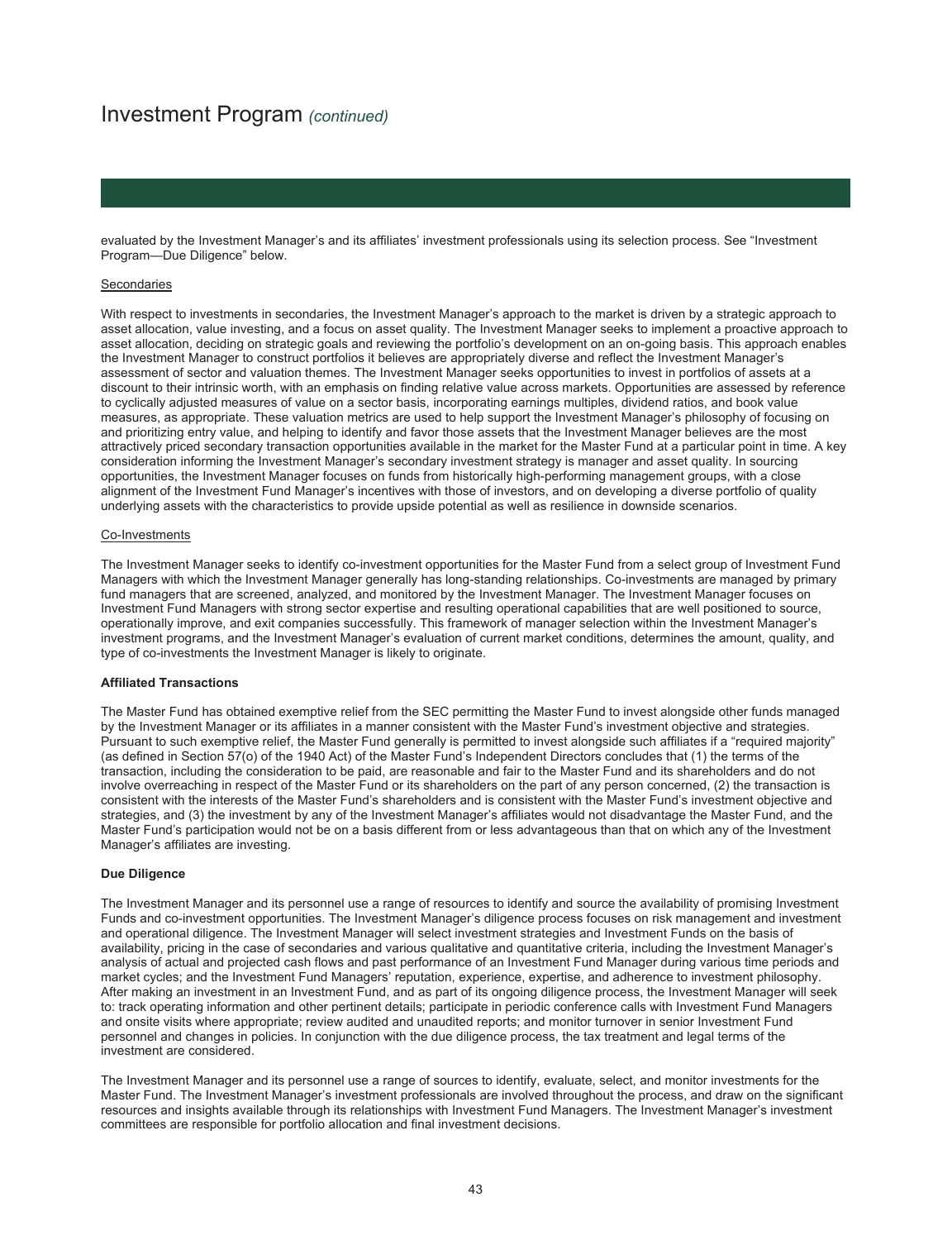evaluated by the Investment Manager's and its affiliates' investment professionals using its selection process. See "Investment Program—Due Diligence" below.

Secondaries

With respect to investments in secondaries, the Investment Manager's approach to the market is driven by a strategic approach to asset allocation, value investing, and a focus on asset quality. The Investment Manager seeks to implement a proactive approach to asset allocation, deciding on strategic goals and reviewing the portfolio's development on an on-going basis. This approach enables the Investment Manager to construct portfolios it believes are appropriately diverse and reflect the Investment Manager's assessment of sector and valuation themes. The Investment Manager seeks opportunities to invest in portfolios of assets at a discount to their intrinsic worth, with an emphasis on finding relative value across markets. Opportunities are assessed by reference to cyclically adjusted measures of value on a sector basis, incorporating earnings multiples, dividend ratios, and book value measures, as appropriate. These valuation metrics are used to help support the Investment Manager's philosophy of focusing on and prioritizing entry value, and helping to identify and favor those assets that the Investment Manager believes are the most attractively priced secondary transaction opportunities available in the market for the Master Fund at a particular point in time. A key consideration informing the Investment Manager's secondary investment strategy is manager and asset quality. In sourcing opportunities, the Investment Manager focuses on funds from historically high-performing management groups, with a close alignment of the Investment Fund Manager's incentives with those of investors, and on developing a diverse portfolio of quality underlying assets with the characteristics to provide upside potential as well as resilience in downside scenarios.

Co-Investments

The Investment Manager seeks to identify co-investment opportunities for the Master Fund from a select group of Investment Fund Managers with which the Investment Manager generally has long-standing relationships. Co-investments are managed by primary fund managers that are screened, analyzed, and monitored by the Investment Manager. The Investment Manager focuses on Investment Fund Managers with strong sector expertise and resulting operational capabilities that are well positioned to source, operationally improve, and exit companies successfully. This framework of manager selection within the Investment Manager's investment programs, and the Investment Manager's evaluation of current market conditions, determines the amount, quality, and type of co-investments the Investment Manager is likely to originate.

**Affiliated Transactions**

The Master Fund has obtained exemptive relief from the SEC permitting the Master Fund to invest alongside other funds managed by the Investment Manager or its affiliates in a manner consistent with the Master Fund's investment objective and strategies. Pursuant to such exemptive relief, the Master Fund generally is permitted to invest alongside such affiliates if a "required majority" (as defined in Section 57(o) of the 1940 Act) of the Master Fund's Independent Directors concludes that (1) the terms of the transaction, including the consideration to be paid, are reasonable and fair to the Master Fund and its shareholders and do not involve overreaching in respect of the Master Fund or its shareholders on the part of any person concerned, (2) the transaction is consistent with the interests of the Master Fund's shareholders and is consistent with the Master Fund's investment objective and strategies, and (3) the investment by any of the Investment Manager's affiliates would not disadvantage the Master Fund, and the Master Fund's participation would not be on a basis different from or less advantageous than that on which any of the Investment Manager's affiliates are investing.

**Due Diligence**

The Investment Manager and its personnel use a range of resources to identify and source the availability of promising Investment Funds and co-investment opportunities. The Investment Manager's diligence process focuses on risk management and investment and operational diligence. The Investment Manager will select investment strategies and Investment Funds on the basis of availability, pricing in the case of secondaries and various qualitative and quantitative criteria, including the Investment Manager's analysis of actual and projected cash flows and past performance of an Investment Fund Manager during various time periods and market cycles; and the Investment Fund Managers' reputation, experience, expertise, and adherence to investment philosophy. After making an investment in an Investment Fund, and as part of its ongoing diligence process, the Investment Manager will seek to: track operating information and other pertinent details; participate in periodic conference calls with Investment Fund Managers and onsite visits where appropriate; review audited and unaudited reports; and monitor turnover in senior Investment Fund personnel and changes in policies. In conjunction with the due diligence process, the tax treatment and legal terms of the investment are considered.

The Investment Manager and its personnel use a range of sources to identify, evaluate, select, and monitor investments for the Master Fund. The Investment Manager's investment professionals are involved throughout the process, and draw on the significant resources and insights available through its relationships with Investment Fund Managers. The Investment Manager's investment committees are responsible for portfolio allocation and final investment decisions.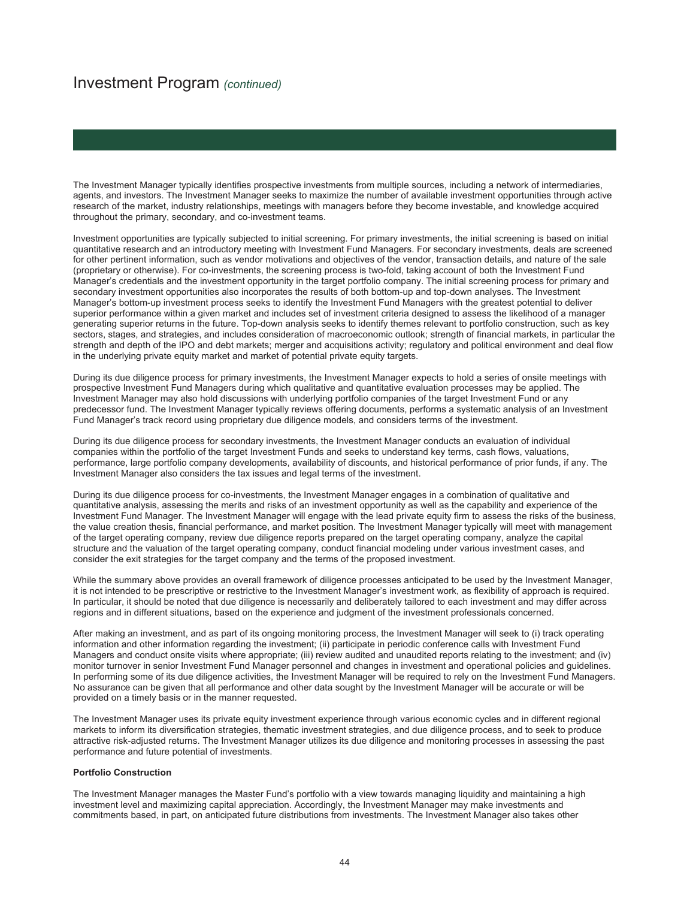# Investment Program *(continued)*

The Investment Manager typically identifies prospective investments from multiple sources, including a network of intermediaries, agents, and investors. The Investment Manager seeks to maximize the number of available investment opportunities through active research of the market, industry relationships, meetings with managers before they become investable, and knowledge acquired throughout the primary, secondary, and co-investment teams.

Investment opportunities are typically subjected to initial screening. For primary investments, the initial screening is based on initial quantitative research and an introductory meeting with Investment Fund Managers. For secondary investments, deals are screened for other pertinent information, such as vendor motivations and objectives of the vendor, transaction details, and nature of the sale (proprietary or otherwise). For co-investments, the screening process is two-fold, taking account of both the Investment Fund Manager's credentials and the investment opportunity in the target portfolio company. The initial screening process for primary and secondary investment opportunities also incorporates the results of both bottom-up and top-down analyses. The Investment Manager's bottom-up investment process seeks to identify the Investment Fund Managers with the greatest potential to deliver superior performance within a given market and includes set of investment criteria designed to assess the likelihood of a manager generating superior returns in the future. Top-down analysis seeks to identify themes relevant to portfolio construction, such as key sectors, stages, and strategies, and includes consideration of macroeconomic outlook; strength of financial markets, in particular the strength and depth of the IPO and debt markets; merger and acquisitions activity; regulatory and political environment and deal flow in the underlying private equity market and market of potential private equity targets.

During its due diligence process for primary investments, the Investment Manager expects to hold a series of onsite meetings with prospective Investment Fund Managers during which qualitative and quantitative evaluation processes may be applied. The Investment Manager may also hold discussions with underlying portfolio companies of the target Investment Fund or any predecessor fund. The Investment Manager typically reviews offering documents, performs a systematic analysis of an Investment Fund Manager's track record using proprietary due diligence models, and considers terms of the investment.

During its due diligence process for secondary investments, the Investment Manager conducts an evaluation of individual companies within the portfolio of the target Investment Funds and seeks to understand key terms, cash flows, valuations, performance, large portfolio company developments, availability of discounts, and historical performance of prior funds, if any. The Investment Manager also considers the tax issues and legal terms of the investment.

During its due diligence process for co-investments, the Investment Manager engages in a combination of qualitative and quantitative analysis, assessing the merits and risks of an investment opportunity as well as the capability and experience of the Investment Fund Manager. The Investment Manager will engage with the lead private equity firm to assess the risks of the business, the value creation thesis, financial performance, and market position. The Investment Manager typically will meet with management of the target operating company, review due diligence reports prepared on the target operating company, analyze the capital structure and the valuation of the target operating company, conduct financial modeling under various investment cases, and consider the exit strategies for the target company and the terms of the proposed investment.

While the summary above provides an overall framework of diligence processes anticipated to be used by the Investment Manager, it is not intended to be prescriptive or restrictive to the Investment Manager's investment work, as flexibility of approach is required. In particular, it should be noted that due diligence is necessarily and deliberately tailored to each investment and may differ across regions and in different situations, based on the experience and judgment of the investment professionals concerned.

After making an investment, and as part of its ongoing monitoring process, the Investment Manager will seek to (i) track operating information and other information regarding the investment; (ii) participate in periodic conference calls with Investment Fund Managers and conduct onsite visits where appropriate; (iii) review audited and unaudited reports relating to the investment; and (iv) monitor turnover in senior Investment Fund Manager personnel and changes in investment and operational policies and guidelines. In performing some of its due diligence activities, the Investment Manager will be required to rely on the Investment Fund Managers. No assurance can be given that all performance and other data sought by the Investment Manager will be accurate or will be provided on a timely basis or in the manner requested.

The Investment Manager uses its private equity investment experience through various economic cycles and in different regional markets to inform its diversification strategies, thematic investment strategies, and due diligence process, and to seek to produce attractive risk-adjusted returns. The Investment Manager utilizes its due diligence and monitoring processes in assessing the past performance and future potential of investments.

**Portfolio Construction**

The Investment Manager manages the Master Fund's portfolio with a view towards managing liquidity and maintaining a high investment level and maximizing capital appreciation. Accordingly, the Investment Manager may make investments and commitments based, in part, on anticipated future distributions from investments. The Investment Manager also takes other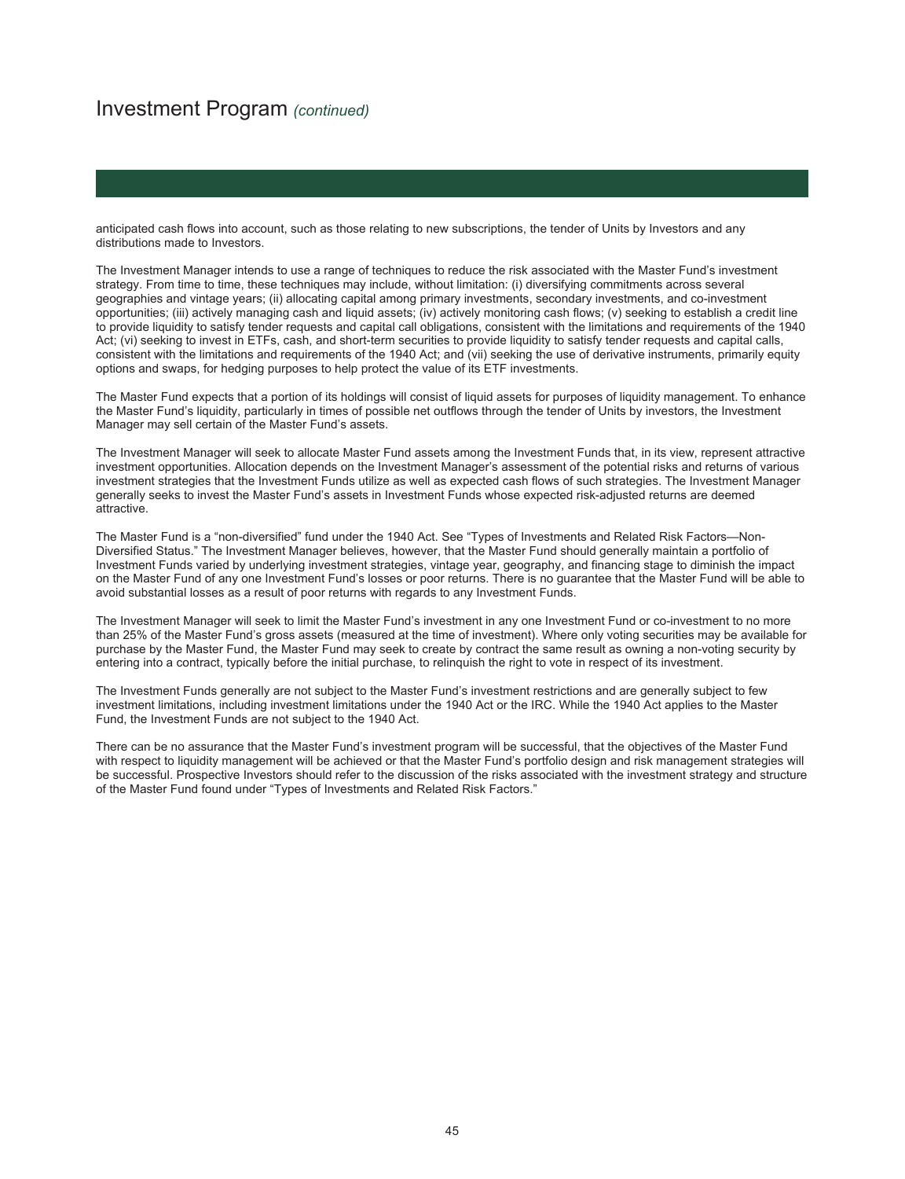# Investment Program *(continued)*

anticipated cash flows into account, such as those relating to new subscriptions, the tender of Units by Investors and any distributions made to Investors.

The Investment Manager intends to use a range of techniques to reduce the risk associated with the Master Fund's investment strategy. From time to time, these techniques may include, without limitation: (i) diversifying commitments across several geographies and vintage years; (ii) allocating capital among primary investments, secondary investments, and co-investment opportunities; (iii) actively managing cash and liquid assets; (iv) actively monitoring cash flows; (v) seeking to establish a credit line to provide liquidity to satisfy tender requests and capital call obligations, consistent with the limitations and requirements of the 1940 Act; (vi) seeking to invest in ETFs, cash, and short-term securities to provide liquidity to satisfy tender requests and capital calls, consistent with the limitations and requirements of the 1940 Act; and (vii) seeking the use of derivative instruments, primarily equity options and swaps, for hedging purposes to help protect the value of its ETF investments.

The Master Fund expects that a portion of its holdings will consist of liquid assets for purposes of liquidity management. To enhance the Master Fund's liquidity, particularly in times of possible net outflows through the tender of Units by investors, the Investment Manager may sell certain of the Master Fund's assets.

The Investment Manager will seek to allocate Master Fund assets among the Investment Funds that, in its view, represent attractive investment opportunities. Allocation depends on the Investment Manager's assessment of the potential risks and returns of various investment strategies that the Investment Funds utilize as well as expected cash flows of such strategies. The Investment Manager generally seeks to invest the Master Fund's assets in Investment Funds whose expected risk-adjusted returns are deemed attractive.

The Master Fund is a "non-diversified" fund under the 1940 Act. See "Types of Investments and Related Risk Factors—Non-Diversified Status." The Investment Manager believes, however, that the Master Fund should generally maintain a portfolio of Investment Funds varied by underlying investment strategies, vintage year, geography, and financing stage to diminish the impact on the Master Fund of any one Investment Fund's losses or poor returns. There is no guarantee that the Master Fund will be able to avoid substantial losses as a result of poor returns with regards to any Investment Funds.

The Investment Manager will seek to limit the Master Fund's investment in any one Investment Fund or co-investment to no more than 25% of the Master Fund's gross assets (measured at the time of investment). Where only voting securities may be available for purchase by the Master Fund, the Master Fund may seek to create by contract the same result as owning a non-voting security by entering into a contract, typically before the initial purchase, to relinquish the right to vote in respect of its investment.

The Investment Funds generally are not subject to the Master Fund's investment restrictions and are generally subject to few investment limitations, including investment limitations under the 1940 Act or the IRC. While the 1940 Act applies to the Master Fund, the Investment Funds are not subject to the 1940 Act.

There can be no assurance that the Master Fund's investment program will be successful, that the objectives of the Master Fund with respect to liquidity management will be achieved or that the Master Fund's portfolio design and risk management strategies will be successful. Prospective Investors should refer to the discussion of the risks associated with the investment strategy and structure of the Master Fund found under "Types of Investments and Related Risk Factors."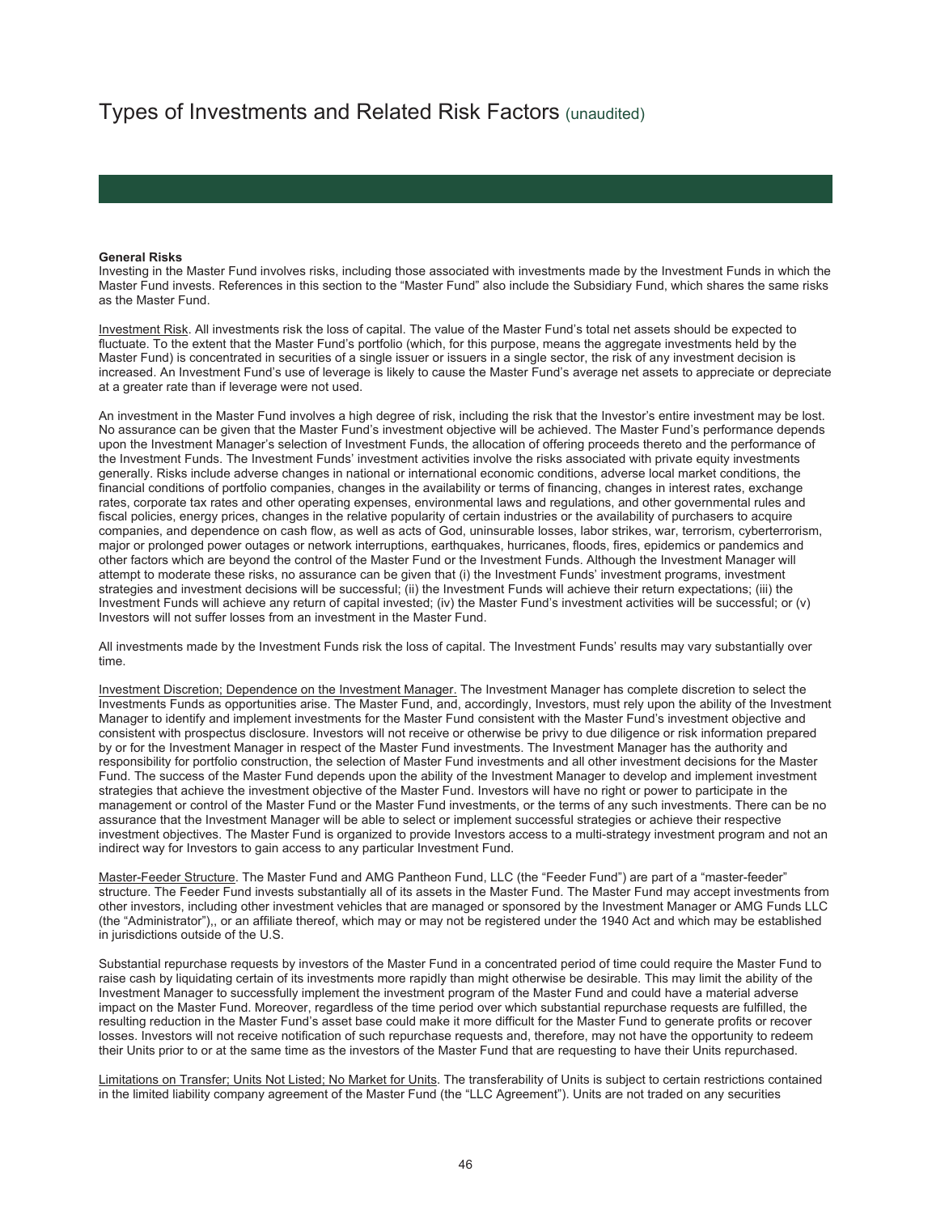# Types of Investments and Related Risk Factors (unaudited)

**General Risks**

Investing in the Master Fund involves risks, including those associated with investments made by the Investment Funds in which the Master Fund invests. References in this section to the "Master Fund" also include the Subsidiary Fund, which shares the same risks as the Master Fund.

Investment Risk. All investments risk the loss of capital. The value of the Master Fund's total net assets should be expected to fluctuate. To the extent that the Master Fund's portfolio (which, for this purpose, means the aggregate investments held by the Master Fund) is concentrated in securities of a single issuer or issuers in a single sector, the risk of any investment decision is increased. An Investment Fund's use of leverage is likely to cause the Master Fund's average net assets to appreciate or depreciate at a greater rate than if leverage were not used.

An investment in the Master Fund involves a high degree of risk, including the risk that the Investor's entire investment may be lost. No assurance can be given that the Master Fund's investment objective will be achieved. The Master Fund's performance depends upon the Investment Manager's selection of Investment Funds, the allocation of offering proceeds thereto and the performance of the Investment Funds. The Investment Funds' investment activities involve the risks associated with private equity investments generally. Risks include adverse changes in national or international economic conditions, adverse local market conditions, the financial conditions of portfolio companies, changes in the availability or terms of financing, changes in interest rates, exchange rates, corporate tax rates and other operating expenses, environmental laws and regulations, and other governmental rules and fiscal policies, energy prices, changes in the relative popularity of certain industries or the availability of purchasers to acquire companies, and dependence on cash flow, as well as acts of God, uninsurable losses, labor strikes, war, terrorism, cyberterrorism, major or prolonged power outages or network interruptions, earthquakes, hurricanes, floods, fires, epidemics or pandemics and other factors which are beyond the control of the Master Fund or the Investment Funds. Although the Investment Manager will attempt to moderate these risks, no assurance can be given that (i) the Investment Funds' investment programs, investment strategies and investment decisions will be successful; (ii) the Investment Funds will achieve their return expectations; (iii) the Investment Funds will achieve any return of capital invested; (iv) the Master Fund's investment activities will be successful; or (v) Investors will not suffer losses from an investment in the Master Fund.

All investments made by the Investment Funds risk the loss of capital. The Investment Funds' results may vary substantially over time.

Investment Discretion; Dependence on the Investment Manager. The Investment Manager has complete discretion to select the Investments Funds as opportunities arise. The Master Fund, and, accordingly, Investors, must rely upon the ability of the Investment Manager to identify and implement investments for the Master Fund consistent with the Master Fund's investment objective and consistent with prospectus disclosure. Investors will not receive or otherwise be privy to due diligence or risk information prepared by or for the Investment Manager in respect of the Master Fund investments. The Investment Manager has the authority and responsibility for portfolio construction, the selection of Master Fund investments and all other investment decisions for the Master Fund. The success of the Master Fund depends upon the ability of the Investment Manager to develop and implement investment strategies that achieve the investment objective of the Master Fund. Investors will have no right or power to participate in the management or control of the Master Fund or the Master Fund investments, or the terms of any such investments. There can be no assurance that the Investment Manager will be able to select or implement successful strategies or achieve their respective investment objectives. The Master Fund is organized to provide Investors access to a multi-strategy investment program and not an indirect way for Investors to gain access to any particular Investment Fund.

Master-Feeder Structure. The Master Fund and AMG Pantheon Fund, LLC (the "Feeder Fund") are part of a "master-feeder" structure. The Feeder Fund invests substantially all of its assets in the Master Fund. The Master Fund may accept investments from other investors, including other investment vehicles that are managed or sponsored by the Investment Manager or AMG Funds LLC (the "Administrator"),, or an affiliate thereof, which may or may not be registered under the 1940 Act and which may be established in jurisdictions outside of the U.S.

Substantial repurchase requests by investors of the Master Fund in a concentrated period of time could require the Master Fund to raise cash by liquidating certain of its investments more rapidly than might otherwise be desirable. This may limit the ability of the Investment Manager to successfully implement the investment program of the Master Fund and could have a material adverse impact on the Master Fund. Moreover, regardless of the time period over which substantial repurchase requests are fulfilled, the resulting reduction in the Master Fund's asset base could make it more difficult for the Master Fund to generate profits or recover losses. Investors will not receive notification of such repurchase requests and, therefore, may not have the opportunity to redeem their Units prior to or at the same time as the investors of the Master Fund that are requesting to have their Units repurchased.

Limitations on Transfer; Units Not Listed; No Market for Units. The transferability of Units is subject to certain restrictions contained in the limited liability company agreement of the Master Fund (the "LLC Agreement"). Units are not traded on any securities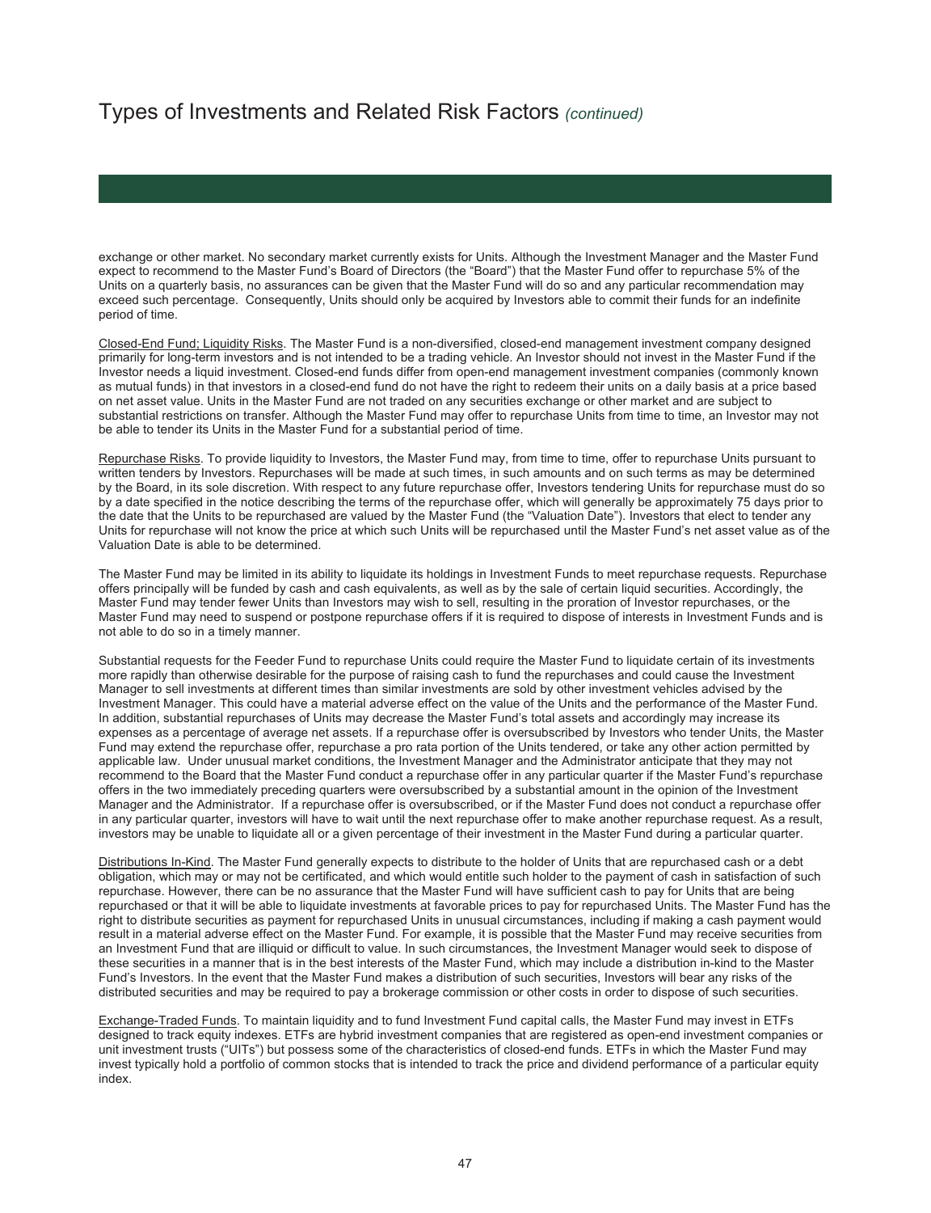# Types of Investments and Related Risk Factors *(continued)*

exchange or other market. No secondary market currently exists for Units. Although the Investment Manager and the Master Fund expect to recommend to the Master Fund's Board of Directors (the "Board") that the Master Fund offer to repurchase 5% of the Units on a quarterly basis, no assurances can be given that the Master Fund will do so and any particular recommendation may exceed such percentage. Consequently, Units should only be acquired by Investors able to commit their funds for an indefinite period of time.

Closed-End Fund; Liquidity Risks. The Master Fund is a non-diversified, closed-end management investment company designed primarily for long-term investors and is not intended to be a trading vehicle. An Investor should not invest in the Master Fund if the Investor needs a liquid investment. Closed-end funds differ from open-end management investment companies (commonly known as mutual funds) in that investors in a closed-end fund do not have the right to redeem their units on a daily basis at a price based on net asset value. Units in the Master Fund are not traded on any securities exchange or other market and are subject to substantial restrictions on transfer. Although the Master Fund may offer to repurchase Units from time to time, an Investor may not be able to tender its Units in the Master Fund for a substantial period of time.

Repurchase Risks. To provide liquidity to Investors, the Master Fund may, from time to time, offer to repurchase Units pursuant to written tenders by Investors. Repurchases will be made at such times, in such amounts and on such terms as may be determined by the Board, in its sole discretion. With respect to any future repurchase offer, Investors tendering Units for repurchase must do so by a date specified in the notice describing the terms of the repurchase offer, which will generally be approximately 75 days prior to the date that the Units to be repurchased are valued by the Master Fund (the "Valuation Date"). Investors that elect to tender any Units for repurchase will not know the price at which such Units will be repurchased until the Master Fund's net asset value as of the Valuation Date is able to be determined.

The Master Fund may be limited in its ability to liquidate its holdings in Investment Funds to meet repurchase requests. Repurchase offers principally will be funded by cash and cash equivalents, as well as by the sale of certain liquid securities. Accordingly, the Master Fund may tender fewer Units than Investors may wish to sell, resulting in the proration of Investor repurchases, or the Master Fund may need to suspend or postpone repurchase offers if it is required to dispose of interests in Investment Funds and is not able to do so in a timely manner.

Substantial requests for the Feeder Fund to repurchase Units could require the Master Fund to liquidate certain of its investments more rapidly than otherwise desirable for the purpose of raising cash to fund the repurchases and could cause the Investment Manager to sell investments at different times than similar investments are sold by other investment vehicles advised by the Investment Manager. This could have a material adverse effect on the value of the Units and the performance of the Master Fund. In addition, substantial repurchases of Units may decrease the Master Fund's total assets and accordingly may increase its expenses as a percentage of average net assets. If a repurchase offer is oversubscribed by Investors who tender Units, the Master Fund may extend the repurchase offer, repurchase a pro rata portion of the Units tendered, or take any other action permitted by applicable law. Under unusual market conditions, the Investment Manager and the Administrator anticipate that they may not recommend to the Board that the Master Fund conduct a repurchase offer in any particular quarter if the Master Fund's repurchase offers in the two immediately preceding quarters were oversubscribed by a substantial amount in the opinion of the Investment Manager and the Administrator. If a repurchase offer is oversubscribed, or if the Master Fund does not conduct a repurchase offer in any particular quarter, investors will have to wait until the next repurchase offer to make another repurchase request. As a result, investors may be unable to liquidate all or a given percentage of their investment in the Master Fund during a particular quarter.

Distributions In-Kind. The Master Fund generally expects to distribute to the holder of Units that are repurchased cash or a debt obligation, which may or may not be certificated, and which would entitle such holder to the payment of cash in satisfaction of such repurchase. However, there can be no assurance that the Master Fund will have sufficient cash to pay for Units that are being repurchased or that it will be able to liquidate investments at favorable prices to pay for repurchased Units. The Master Fund has the right to distribute securities as payment for repurchased Units in unusual circumstances, including if making a cash payment would result in a material adverse effect on the Master Fund. For example, it is possible that the Master Fund may receive securities from an Investment Fund that are illiquid or difficult to value. In such circumstances, the Investment Manager would seek to dispose of these securities in a manner that is in the best interests of the Master Fund, which may include a distribution in-kind to the Master Fund's Investors. In the event that the Master Fund makes a distribution of such securities, Investors will bear any risks of the distributed securities and may be required to pay a brokerage commission or other costs in order to dispose of such securities.

Exchange-Traded Funds. To maintain liquidity and to fund Investment Fund capital calls, the Master Fund may invest in ETFs designed to track equity indexes. ETFs are hybrid investment companies that are registered as open-end investment companies or unit investment trusts ("UITs") but possess some of the characteristics of closed-end funds. ETFs in which the Master Fund may invest typically hold a portfolio of common stocks that is intended to track the price and dividend performance of a particular equity index.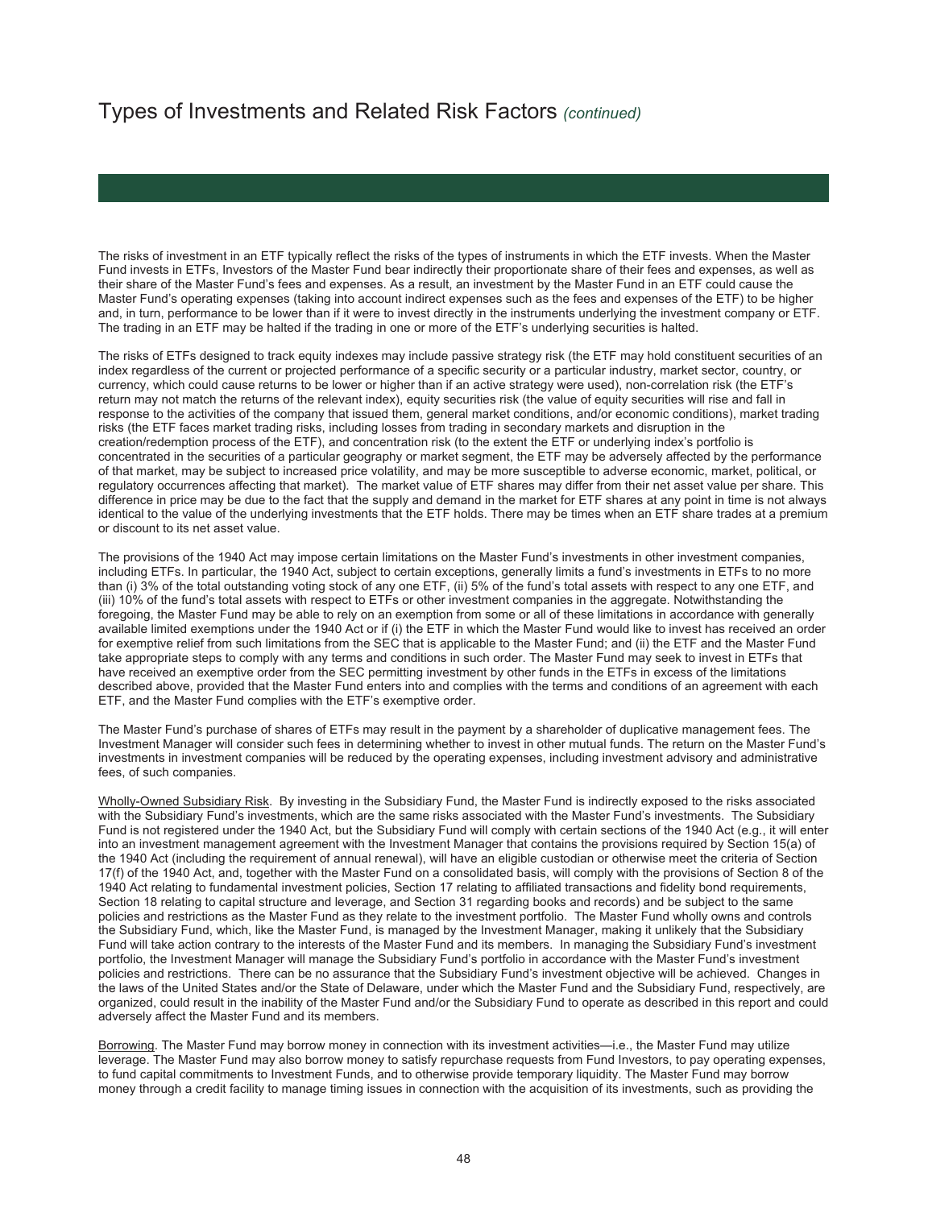# Types of Investments and Related Risk Factors *(continued)*

The risks of investment in an ETF typically reflect the risks of the types of instruments in which the ETF invests. When the Master Fund invests in ETFs, Investors of the Master Fund bear indirectly their proportionate share of their fees and expenses, as well as their share of the Master Fund's fees and expenses. As a result, an investment by the Master Fund in an ETF could cause the Master Fund's operating expenses (taking into account indirect expenses such as the fees and expenses of the ETF) to be higher and, in turn, performance to be lower than if it were to invest directly in the instruments underlying the investment company or ETF. The trading in an ETF may be halted if the trading in one or more of the ETF's underlying securities is halted.

The risks of ETFs designed to track equity indexes may include passive strategy risk (the ETF may hold constituent securities of an index regardless of the current or projected performance of a specific security or a particular industry, market sector, country, or currency, which could cause returns to be lower or higher than if an active strategy were used), non-correlation risk (the ETF's return may not match the returns of the relevant index), equity securities risk (the value of equity securities will rise and fall in response to the activities of the company that issued them, general market conditions, and/or economic conditions), market trading risks (the ETF faces market trading risks, including losses from trading in secondary markets and disruption in the creation/redemption process of the ETF), and concentration risk (to the extent the ETF or underlying index's portfolio is concentrated in the securities of a particular geography or market segment, the ETF may be adversely affected by the performance of that market, may be subject to increased price volatility, and may be more susceptible to adverse economic, market, political, or regulatory occurrences affecting that market). The market value of ETF shares may differ from their net asset value per share. This difference in price may be due to the fact that the supply and demand in the market for ETF shares at any point in time is not always identical to the value of the underlying investments that the ETF holds. There may be times when an ETF share trades at a premium or discount to its net asset value.

The provisions of the 1940 Act may impose certain limitations on the Master Fund's investments in other investment companies, including ETFs. In particular, the 1940 Act, subject to certain exceptions, generally limits a fund's investments in ETFs to no more than (i) 3% of the total outstanding voting stock of any one ETF, (ii) 5% of the fund's total assets with respect to any one ETF, and (iii) 10% of the fund's total assets with respect to ETFs or other investment companies in the aggregate. Notwithstanding the foregoing, the Master Fund may be able to rely on an exemption from some or all of these limitations in accordance with generally available limited exemptions under the 1940 Act or if (i) the ETF in which the Master Fund would like to invest has received an order for exemptive relief from such limitations from the SEC that is applicable to the Master Fund; and (ii) the ETF and the Master Fund take appropriate steps to comply with any terms and conditions in such order. The Master Fund may seek to invest in ETFs that have received an exemptive order from the SEC permitting investment by other funds in the ETFs in excess of the limitations described above, provided that the Master Fund enters into and complies with the terms and conditions of an agreement with each ETF, and the Master Fund complies with the ETF's exemptive order.

The Master Fund's purchase of shares of ETFs may result in the payment by a shareholder of duplicative management fees. The Investment Manager will consider such fees in determining whether to invest in other mutual funds. The return on the Master Fund's investments in investment companies will be reduced by the operating expenses, including investment advisory and administrative fees, of such companies.

Wholly-Owned Subsidiary Risk. By investing in the Subsidiary Fund, the Master Fund is indirectly exposed to the risks associated with the Subsidiary Fund's investments, which are the same risks associated with the Master Fund's investments. The Subsidiary Fund is not registered under the 1940 Act, but the Subsidiary Fund will comply with certain sections of the 1940 Act (e.g., it will enter into an investment management agreement with the Investment Manager that contains the provisions required by Section 15(a) of the 1940 Act (including the requirement of annual renewal), will have an eligible custodian or otherwise meet the criteria of Section 17(f) of the 1940 Act, and, together with the Master Fund on a consolidated basis, will comply with the provisions of Section 8 of the 1940 Act relating to fundamental investment policies, Section 17 relating to affiliated transactions and fidelity bond requirements, Section 18 relating to capital structure and leverage, and Section 31 regarding books and records) and be subject to the same policies and restrictions as the Master Fund as they relate to the investment portfolio. The Master Fund wholly owns and controls the Subsidiary Fund, which, like the Master Fund, is managed by the Investment Manager, making it unlikely that the Subsidiary Fund will take action contrary to the interests of the Master Fund and its members. In managing the Subsidiary Fund's investment portfolio, the Investment Manager will manage the Subsidiary Fund's portfolio in accordance with the Master Fund's investment policies and restrictions. There can be no assurance that the Subsidiary Fund's investment objective will be achieved. Changes in the laws of the United States and/or the State of Delaware, under which the Master Fund and the Subsidiary Fund, respectively, are organized, could result in the inability of the Master Fund and/or the Subsidiary Fund to operate as described in this report and could adversely affect the Master Fund and its members.

Borrowing. The Master Fund may borrow money in connection with its investment activities—i.e., the Master Fund may utilize leverage. The Master Fund may also borrow money to satisfy repurchase requests from Fund Investors, to pay operating expenses, to fund capital commitments to Investment Funds, and to otherwise provide temporary liquidity. The Master Fund may borrow money through a credit facility to manage timing issues in connection with the acquisition of its investments, such as providing the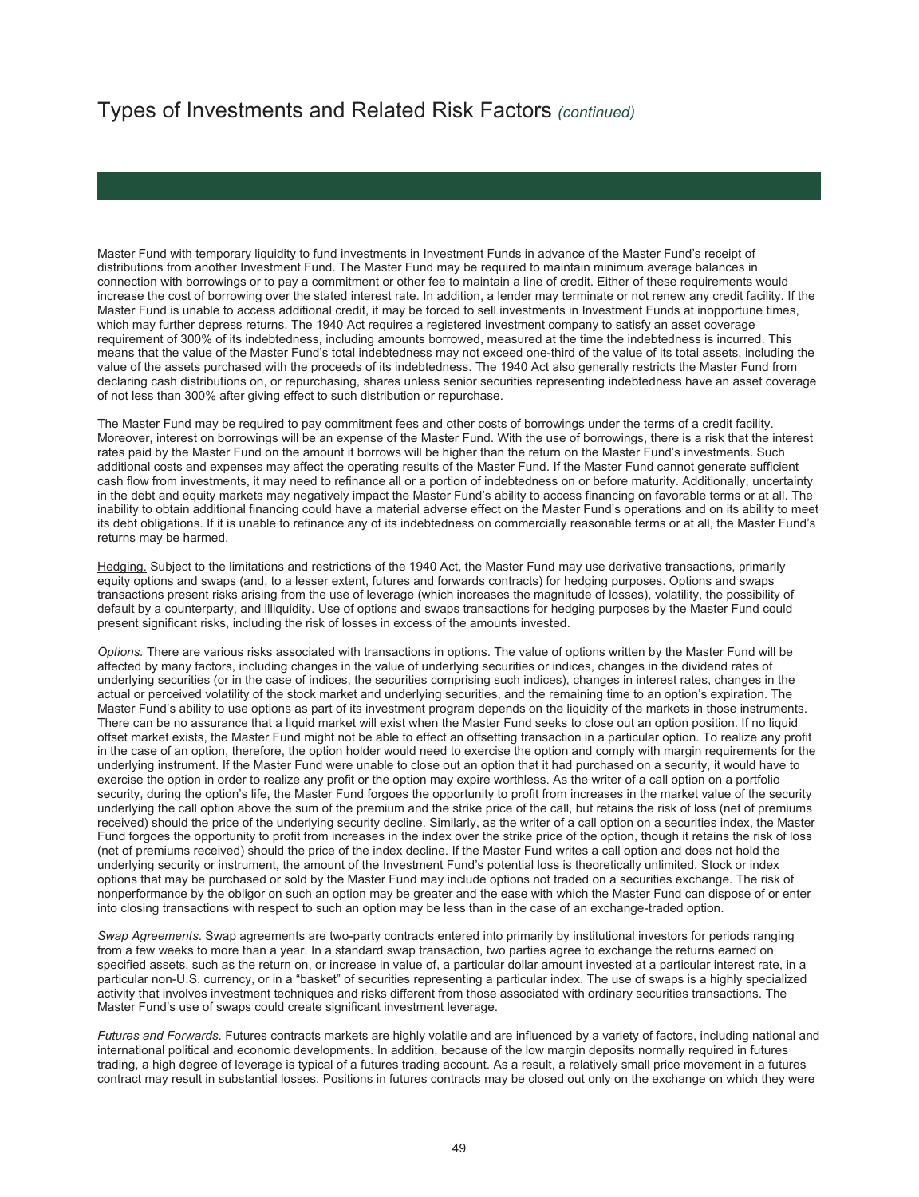# Types of Investments and Related Risk Factors *(continued)*

Master Fund with temporary liquidity to fund investments in Investment Funds in advance of the Master Fund's receipt of distributions from another Investment Fund. The Master Fund may be required to maintain minimum average balances in connection with borrowings or to pay a commitment or other fee to maintain a line of credit. Either of these requirements would increase the cost of borrowing over the stated interest rate. In addition, a lender may terminate or not renew any credit facility. If the Master Fund is unable to access additional credit, it may be forced to sell investments in Investment Funds at inopportune times, which may further depress returns. The 1940 Act requires a registered investment company to satisfy an asset coverage requirement of 300% of its indebtedness, including amounts borrowed, measured at the time the indebtedness is incurred. This means that the value of the Master Fund's total indebtedness may not exceed one-third of the value of its total assets, including the value of the assets purchased with the proceeds of its indebtedness. The 1940 Act also generally restricts the Master Fund from declaring cash distributions on, or repurchasing, shares unless senior securities representing indebtedness have an asset coverage of not less than 300% after giving effect to such distribution or repurchase.

The Master Fund may be required to pay commitment fees and other costs of borrowings under the terms of a credit facility. Moreover, interest on borrowings will be an expense of the Master Fund. With the use of borrowings, there is a risk that the interest rates paid by the Master Fund on the amount it borrows will be higher than the return on the Master Fund's investments. Such additional costs and expenses may affect the operating results of the Master Fund. If the Master Fund cannot generate sufficient cash flow from investments, it may need to refinance all or a portion of indebtedness on or before maturity. Additionally, uncertainty in the debt and equity markets may negatively impact the Master Fund's ability to access financing on favorable terms or at all. The inability to obtain additional financing could have a material adverse effect on the Master Fund's operations and on its ability to meet its debt obligations. If it is unable to refinance any of its indebtedness on commercially reasonable terms or at all, the Master Fund's returns may be harmed.

Hedging. Subject to the limitations and restrictions of the 1940 Act, the Master Fund may use derivative transactions, primarily equity options and swaps (and, to a lesser extent, futures and forwards contracts) for hedging purposes. Options and swaps transactions present risks arising from the use of leverage (which increases the magnitude of losses), volatility, the possibility of default by a counterparty, and illiquidity. Use of options and swaps transactions for hedging purposes by the Master Fund could present significant risks, including the risk of losses in excess of the amounts invested.

*Options.* There are various risks associated with transactions in options. The value of options written by the Master Fund will be affected by many factors, including changes in the value of underlying securities or indices, changes in the dividend rates of underlying securities (or in the case of indices, the securities comprising such indices), changes in interest rates, changes in the actual or perceived volatility of the stock market and underlying securities, and the remaining time to an option's expiration. The Master Fund's ability to use options as part of its investment program depends on the liquidity of the markets in those instruments. There can be no assurance that a liquid market will exist when the Master Fund seeks to close out an option position. If no liquid offset market exists, the Master Fund might not be able to effect an offsetting transaction in a particular option. To realize any profit in the case of an option, therefore, the option holder would need to exercise the option and comply with margin requirements for the underlying instrument. If the Master Fund were unable to close out an option that it had purchased on a security, it would have to exercise the option in order to realize any profit or the option may expire worthless. As the writer of a call option on a portfolio security, during the option's life, the Master Fund forgoes the opportunity to profit from increases in the market value of the security underlying the call option above the sum of the premium and the strike price of the call, but retains the risk of loss (net of premiums received) should the price of the underlying security decline. Similarly, as the writer of a call option on a securities index, the Master Fund forgoes the opportunity to profit from increases in the index over the strike price of the option, though it retains the risk of loss (net of premiums received) should the price of the index decline. If the Master Fund writes a call option and does not hold the underlying security or instrument, the amount of the Investment Fund's potential loss is theoretically unlimited. Stock or index options that may be purchased or sold by the Master Fund may include options not traded on a securities exchange. The risk of nonperformance by the obligor on such an option may be greater and the ease with which the Master Fund can dispose of or enter into closing transactions with respect to such an option may be less than in the case of an exchange-traded option.

*Swap Agreements*. Swap agreements are two-party contracts entered into primarily by institutional investors for periods ranging from a few weeks to more than a year. In a standard swap transaction, two parties agree to exchange the returns earned on specified assets, such as the return on, or increase in value of, a particular dollar amount invested at a particular interest rate, in a particular non-U.S. currency, or in a "basket" of securities representing a particular index. The use of swaps is a highly specialized activity that involves investment techniques and risks different from those associated with ordinary securities transactions. The Master Fund's use of swaps could create significant investment leverage.

*Futures and Forwards*. Futures contracts markets are highly volatile and are influenced by a variety of factors, including national and international political and economic developments. In addition, because of the low margin deposits normally required in futures trading, a high degree of leverage is typical of a futures trading account. As a result, a relatively small price movement in a futures contract may result in substantial losses. Positions in futures contracts may be closed out only on the exchange on which they were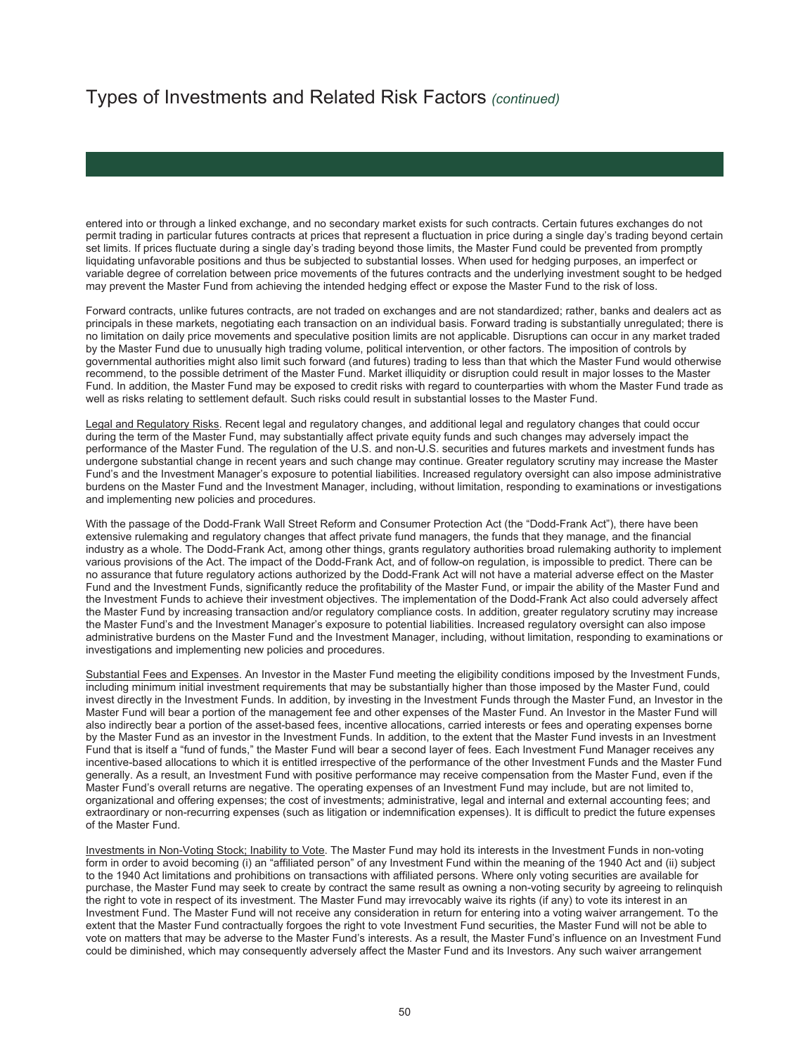# Types of Investments and Related Risk Factors *(continued)*

entered into or through a linked exchange, and no secondary market exists for such contracts. Certain futures exchanges do not permit trading in particular futures contracts at prices that represent a fluctuation in price during a single day's trading beyond certain set limits. If prices fluctuate during a single day's trading beyond those limits, the Master Fund could be prevented from promptly liquidating unfavorable positions and thus be subjected to substantial losses. When used for hedging purposes, an imperfect or variable degree of correlation between price movements of the futures contracts and the underlying investment sought to be hedged may prevent the Master Fund from achieving the intended hedging effect or expose the Master Fund to the risk of loss.

Forward contracts, unlike futures contracts, are not traded on exchanges and are not standardized; rather, banks and dealers act as principals in these markets, negotiating each transaction on an individual basis. Forward trading is substantially unregulated; there is no limitation on daily price movements and speculative position limits are not applicable. Disruptions can occur in any market traded by the Master Fund due to unusually high trading volume, political intervention, or other factors. The imposition of controls by governmental authorities might also limit such forward (and futures) trading to less than that which the Master Fund would otherwise recommend, to the possible detriment of the Master Fund. Market illiquidity or disruption could result in major losses to the Master Fund. In addition, the Master Fund may be exposed to credit risks with regard to counterparties with whom the Master Fund trade as well as risks relating to settlement default. Such risks could result in substantial losses to the Master Fund.

Legal and Regulatory Risks. Recent legal and regulatory changes, and additional legal and regulatory changes that could occur during the term of the Master Fund, may substantially affect private equity funds and such changes may adversely impact the performance of the Master Fund. The regulation of the U.S. and non-U.S. securities and futures markets and investment funds has undergone substantial change in recent years and such change may continue. Greater regulatory scrutiny may increase the Master Fund's and the Investment Manager's exposure to potential liabilities. Increased regulatory oversight can also impose administrative burdens on the Master Fund and the Investment Manager, including, without limitation, responding to examinations or investigations and implementing new policies and procedures.

With the passage of the Dodd-Frank Wall Street Reform and Consumer Protection Act (the "Dodd-Frank Act"), there have been extensive rulemaking and regulatory changes that affect private fund managers, the funds that they manage, and the financial industry as a whole. The Dodd-Frank Act, among other things, grants regulatory authorities broad rulemaking authority to implement various provisions of the Act. The impact of the Dodd-Frank Act, and of follow-on regulation, is impossible to predict. There can be no assurance that future regulatory actions authorized by the Dodd-Frank Act will not have a material adverse effect on the Master Fund and the Investment Funds, significantly reduce the profitability of the Master Fund, or impair the ability of the Master Fund and the Investment Funds to achieve their investment objectives. The implementation of the Dodd-Frank Act also could adversely affect the Master Fund by increasing transaction and/or regulatory compliance costs. In addition, greater regulatory scrutiny may increase the Master Fund's and the Investment Manager's exposure to potential liabilities. Increased regulatory oversight can also impose administrative burdens on the Master Fund and the Investment Manager, including, without limitation, responding to examinations or investigations and implementing new policies and procedures.

Substantial Fees and Expenses. An Investor in the Master Fund meeting the eligibility conditions imposed by the Investment Funds, including minimum initial investment requirements that may be substantially higher than those imposed by the Master Fund, could invest directly in the Investment Funds. In addition, by investing in the Investment Funds through the Master Fund, an Investor in the Master Fund will bear a portion of the management fee and other expenses of the Master Fund. An Investor in the Master Fund will also indirectly bear a portion of the asset-based fees, incentive allocations, carried interests or fees and operating expenses borne by the Master Fund as an investor in the Investment Funds. In addition, to the extent that the Master Fund invests in an Investment Fund that is itself a "fund of funds," the Master Fund will bear a second layer of fees. Each Investment Fund Manager receives any incentive-based allocations to which it is entitled irrespective of the performance of the other Investment Funds and the Master Fund generally. As a result, an Investment Fund with positive performance may receive compensation from the Master Fund, even if the Master Fund's overall returns are negative. The operating expenses of an Investment Fund may include, but are not limited to, organizational and offering expenses; the cost of investments; administrative, legal and internal and external accounting fees; and extraordinary or non-recurring expenses (such as litigation or indemnification expenses). It is difficult to predict the future expenses of the Master Fund.

Investments in Non-Voting Stock; Inability to Vote. The Master Fund may hold its interests in the Investment Funds in non-voting form in order to avoid becoming (i) an "affiliated person" of any Investment Fund within the meaning of the 1940 Act and (ii) subject to the 1940 Act limitations and prohibitions on transactions with affiliated persons. Where only voting securities are available for purchase, the Master Fund may seek to create by contract the same result as owning a non-voting security by agreeing to relinquish the right to vote in respect of its investment. The Master Fund may irrevocably waive its rights (if any) to vote its interest in an Investment Fund. The Master Fund will not receive any consideration in return for entering into a voting waiver arrangement. To the extent that the Master Fund contractually forgoes the right to vote Investment Fund securities, the Master Fund will not be able to vote on matters that may be adverse to the Master Fund's interests. As a result, the Master Fund's influence on an Investment Fund could be diminished, which may consequently adversely affect the Master Fund and its Investors. Any such waiver arrangement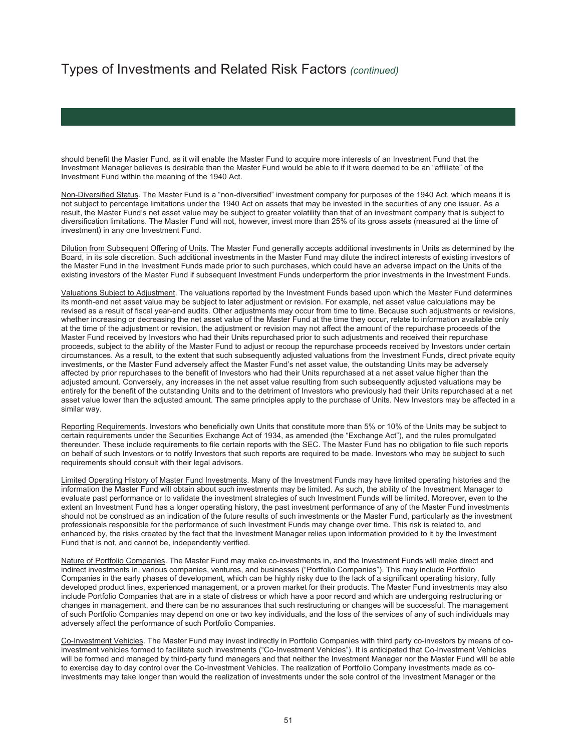should benefit the Master Fund, as it will enable the Master Fund to acquire more interests of an Investment Fund that the Investment Manager believes is desirable than the Master Fund would be able to if it were deemed to be an "affiliate" of the Investment Fund within the meaning of the 1940 Act.

Non-Diversified Status. The Master Fund is a "non-diversified" investment company for purposes of the 1940 Act, which means it is not subject to percentage limitations under the 1940 Act on assets that may be invested in the securities of any one issuer. As a result, the Master Fund's net asset value may be subject to greater volatility than that of an investment company that is subject to diversification limitations. The Master Fund will not, however, invest more than 25% of its gross assets (measured at the time of investment) in any one Investment Fund.

Dilution from Subsequent Offering of Units. The Master Fund generally accepts additional investments in Units as determined by the Board, in its sole discretion. Such additional investments in the Master Fund may dilute the indirect interests of existing investors of the Master Fund in the Investment Funds made prior to such purchases, which could have an adverse impact on the Units of the existing investors of the Master Fund if subsequent Investment Funds underperform the prior investments in the Investment Funds.

Valuations Subject to Adjustment. The valuations reported by the Investment Funds based upon which the Master Fund determines its month-end net asset value may be subject to later adjustment or revision. For example, net asset value calculations may be revised as a result of fiscal year-end audits. Other adjustments may occur from time to time. Because such adjustments or revisions, whether increasing or decreasing the net asset value of the Master Fund at the time they occur, relate to information available only at the time of the adjustment or revision, the adjustment or revision may not affect the amount of the repurchase proceeds of the Master Fund received by Investors who had their Units repurchased prior to such adjustments and received their repurchase proceeds, subject to the ability of the Master Fund to adjust or recoup the repurchase proceeds received by Investors under certain circumstances. As a result, to the extent that such subsequently adjusted valuations from the Investment Funds, direct private equity investments, or the Master Fund adversely affect the Master Fund's net asset value, the outstanding Units may be adversely affected by prior repurchases to the benefit of Investors who had their Units repurchased at a net asset value higher than the adjusted amount. Conversely, any increases in the net asset value resulting from such subsequently adjusted valuations may be entirely for the benefit of the outstanding Units and to the detriment of Investors who previously had their Units repurchased at a net asset value lower than the adjusted amount. The same principles apply to the purchase of Units. New Investors may be affected in a similar way.

Reporting Requirements. Investors who beneficially own Units that constitute more than 5% or 10% of the Units may be subject to certain requirements under the Securities Exchange Act of 1934, as amended (the "Exchange Act"), and the rules promulgated thereunder. These include requirements to file certain reports with the SEC. The Master Fund has no obligation to file such reports on behalf of such Investors or to notify Investors that such reports are required to be made. Investors who may be subject to such requirements should consult with their legal advisors.

Limited Operating History of Master Fund Investments. Many of the Investment Funds may have limited operating histories and the information the Master Fund will obtain about such investments may be limited. As such, the ability of the Investment Manager to evaluate past performance or to validate the investment strategies of such Investment Funds will be limited. Moreover, even to the extent an Investment Fund has a longer operating history, the past investment performance of any of the Master Fund investments should not be construed as an indication of the future results of such investments or the Master Fund, particularly as the investment professionals responsible for the performance of such Investment Funds may change over time. This risk is related to, and enhanced by, the risks created by the fact that the Investment Manager relies upon information provided to it by the Investment Fund that is not, and cannot be, independently verified.

Nature of Portfolio Companies. The Master Fund may make co-investments in, and the Investment Funds will make direct and indirect investments in, various companies, ventures, and businesses ("Portfolio Companies"). This may include Portfolio Companies in the early phases of development, which can be highly risky due to the lack of a significant operating history, fully developed product lines, experienced management, or a proven market for their products. The Master Fund investments may also include Portfolio Companies that are in a state of distress or which have a poor record and which are undergoing restructuring or changes in management, and there can be no assurances that such restructuring or changes will be successful. The management of such Portfolio Companies may depend on one or two key individuals, and the loss of the services of any of such individuals may adversely affect the performance of such Portfolio Companies.

Co-Investment Vehicles. The Master Fund may invest indirectly in Portfolio Companies with third party co-investors by means of co-investment vehicles formed to facilitate such investments ("Co-Investment Vehicles"). It is anticipated that Co-Investment Vehicles will be formed and managed by third-party fund managers and that neither the Investment Manager nor the Master Fund will be able to exercise day to day control over the Co-Investment Vehicles. The realization of Portfolio Company investments made as co-investments may take longer than would the realization of investments under the sole control of the Investment Manager or the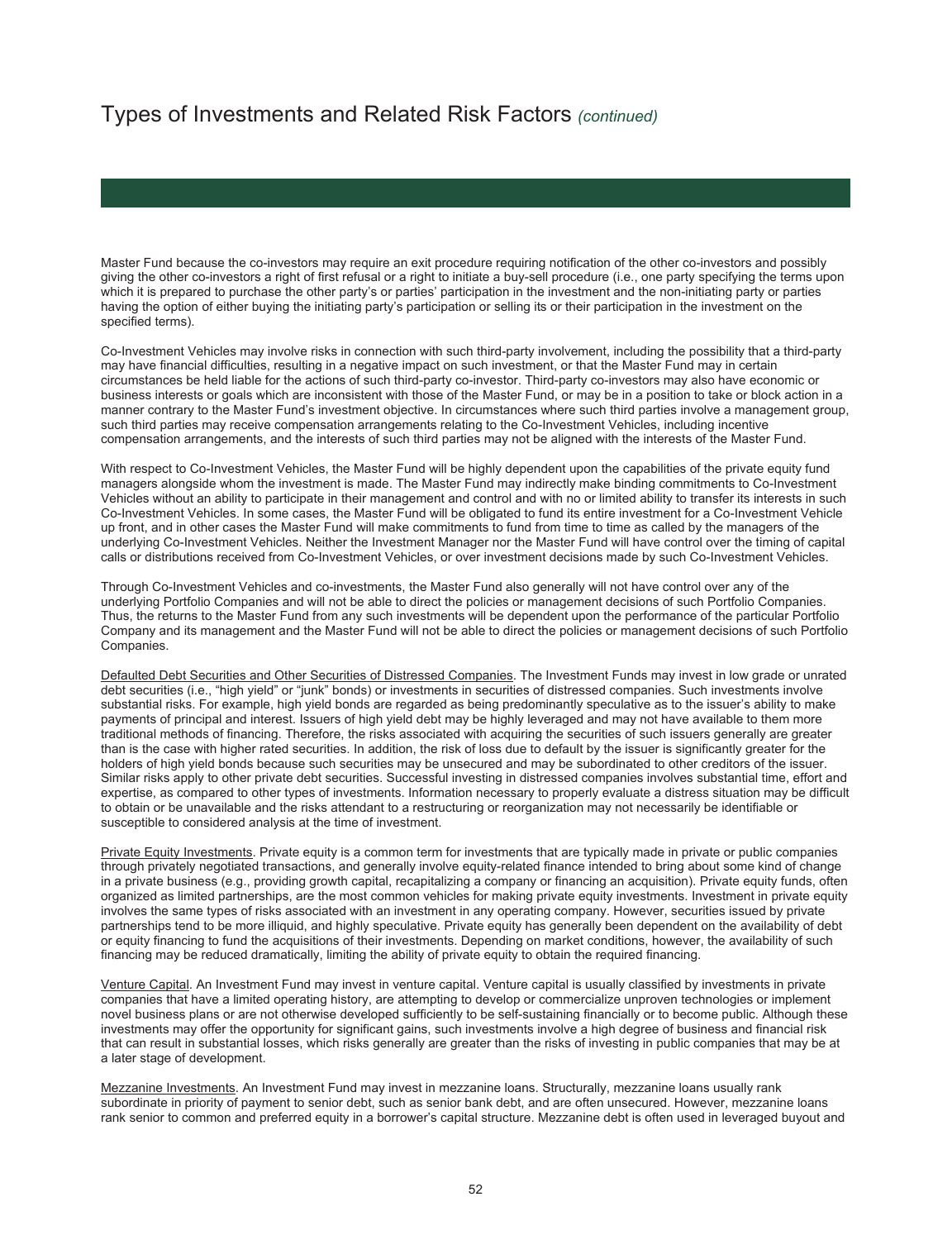Master Fund because the co-investors may require an exit procedure requiring notification of the other co-investors and possibly giving the other co-investors a right of first refusal or a right to initiate a buy-sell procedure (i.e., one party specifying the terms upon which it is prepared to purchase the other party's or parties' participation in the investment and the non-initiating party or parties having the option of either buying the initiating party's participation or selling its or their participation in the investment on the specified terms).

Co-Investment Vehicles may involve risks in connection with such third-party involvement, including the possibility that a third-party may have financial difficulties, resulting in a negative impact on such investment, or that the Master Fund may in certain circumstances be held liable for the actions of such third-party co-investor. Third-party co-investors may also have economic or business interests or goals which are inconsistent with those of the Master Fund, or may be in a position to take or block action in a manner contrary to the Master Fund's investment objective. In circumstances where such third parties involve a management group, such third parties may receive compensation arrangements relating to the Co-Investment Vehicles, including incentive compensation arrangements, and the interests of such third parties may not be aligned with the interests of the Master Fund.

With respect to Co-Investment Vehicles, the Master Fund will be highly dependent upon the capabilities of the private equity fund managers alongside whom the investment is made. The Master Fund may indirectly make binding commitments to Co-Investment Vehicles without an ability to participate in their management and control and with no or limited ability to transfer its interests in such Co-Investment Vehicles. In some cases, the Master Fund will be obligated to fund its entire investment for a Co-Investment Vehicle up front, and in other cases the Master Fund will make commitments to fund from time to time as called by the managers of the underlying Co-Investment Vehicles. Neither the Investment Manager nor the Master Fund will have control over the timing of capital calls or distributions received from Co-Investment Vehicles, or over investment decisions made by such Co-Investment Vehicles.

Through Co-Investment Vehicles and co-investments, the Master Fund also generally will not have control over any of the underlying Portfolio Companies and will not be able to direct the policies or management decisions of such Portfolio Companies. Thus, the returns to the Master Fund from any such investments will be dependent upon the performance of the particular Portfolio Company and its management and the Master Fund will not be able to direct the policies or management decisions of such Portfolio Companies.

Defaulted Debt Securities and Other Securities of Distressed Companies. The Investment Funds may invest in low grade or unrated debt securities (i.e., "high yield" or "junk" bonds) or investments in securities of distressed companies. Such investments involve substantial risks. For example, high yield bonds are regarded as being predominantly speculative as to the issuer's ability to make payments of principal and interest. Issuers of high yield debt may be highly leveraged and may not have available to them more traditional methods of financing. Therefore, the risks associated with acquiring the securities of such issuers generally are greater than is the case with higher rated securities. In addition, the risk of loss due to default by the issuer is significantly greater for the holders of high yield bonds because such securities may be unsecured and may be subordinated to other creditors of the issuer. Similar risks apply to other private debt securities. Successful investing in distressed companies involves substantial time, effort and expertise, as compared to other types of investments. Information necessary to properly evaluate a distress situation may be difficult to obtain or be unavailable and the risks attendant to a restructuring or reorganization may not necessarily be identifiable or susceptible to considered analysis at the time of investment.

Private Equity Investments. Private equity is a common term for investments that are typically made in private or public companies through privately negotiated transactions, and generally involve equity-related finance intended to bring about some kind of change in a private business (e.g., providing growth capital, recapitalizing a company or financing an acquisition). Private equity funds, often organized as limited partnerships, are the most common vehicles for making private equity investments. Investment in private equity involves the same types of risks associated with an investment in any operating company. However, securities issued by private partnerships tend to be more illiquid, and highly speculative. Private equity has generally been dependent on the availability of debt or equity financing to fund the acquisitions of their investments. Depending on market conditions, however, the availability of such financing may be reduced dramatically, limiting the ability of private equity to obtain the required financing.

Venture Capital. An Investment Fund may invest in venture capital. Venture capital is usually classified by investments in private companies that have a limited operating history, are attempting to develop or commercialize unproven technologies or implement novel business plans or are not otherwise developed sufficiently to be self-sustaining financially or to become public. Although these investments may offer the opportunity for significant gains, such investments involve a high degree of business and financial risk that can result in substantial losses, which risks generally are greater than the risks of investing in public companies that may be at a later stage of development.

Mezzanine Investments. An Investment Fund may invest in mezzanine loans. Structurally, mezzanine loans usually rank subordinate in priority of payment to senior debt, such as senior bank debt, and are often unsecured. However, mezzanine loans rank senior to common and preferred equity in a borrower's capital structure. Mezzanine debt is often used in leveraged buyout and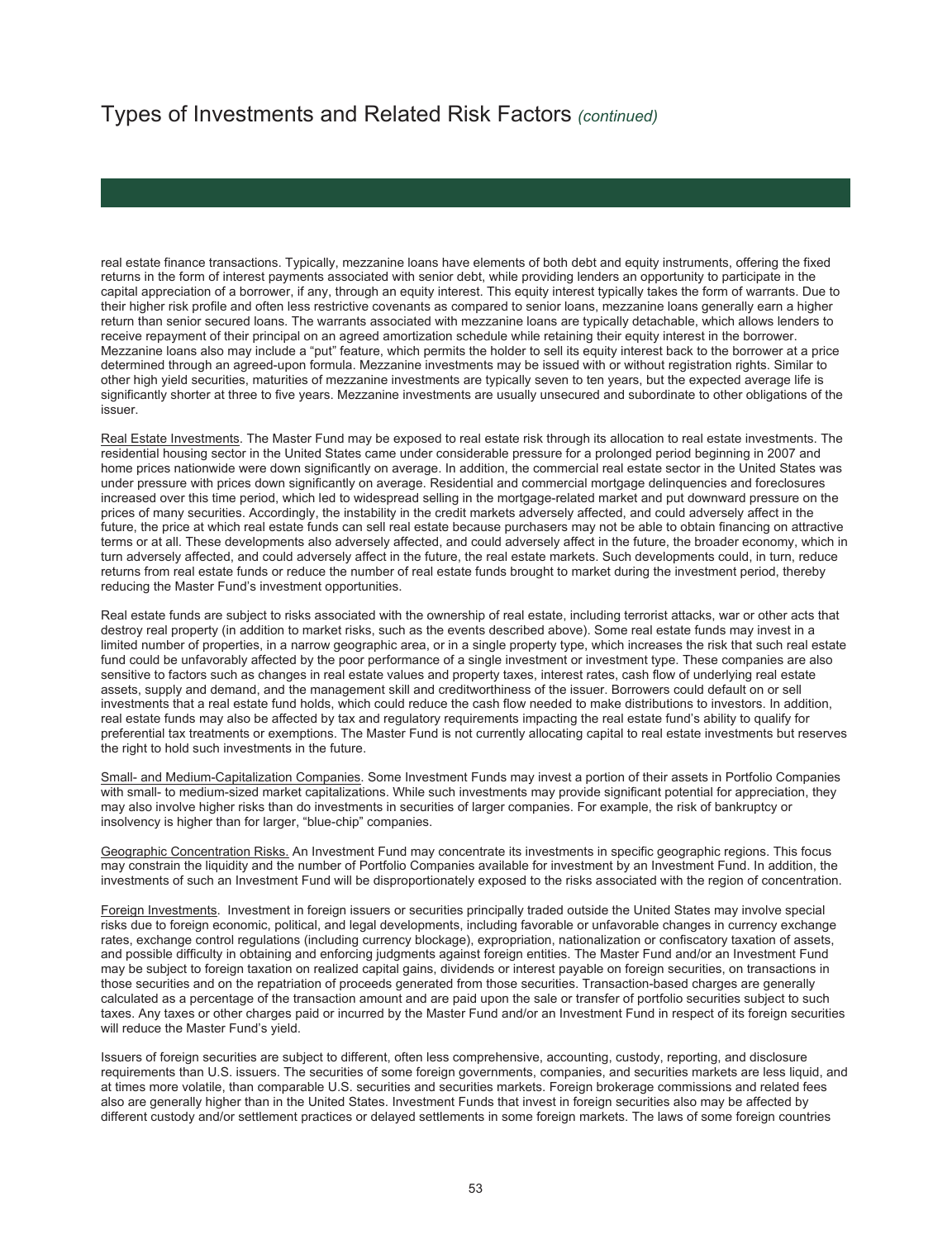# Types of Investments and Related Risk Factors *(continued)*

real estate finance transactions. Typically, mezzanine loans have elements of both debt and equity instruments, offering the fixed returns in the form of interest payments associated with senior debt, while providing lenders an opportunity to participate in the capital appreciation of a borrower, if any, through an equity interest. This equity interest typically takes the form of warrants. Due to their higher risk profile and often less restrictive covenants as compared to senior loans, mezzanine loans generally earn a higher return than senior secured loans. The warrants associated with mezzanine loans are typically detachable, which allows lenders to receive repayment of their principal on an agreed amortization schedule while retaining their equity interest in the borrower. Mezzanine loans also may include a "put" feature, which permits the holder to sell its equity interest back to the borrower at a price determined through an agreed-upon formula. Mezzanine investments may be issued with or without registration rights. Similar to other high yield securities, maturities of mezzanine investments are typically seven to ten years, but the expected average life is significantly shorter at three to five years. Mezzanine investments are usually unsecured and subordinate to other obligations of the issuer.

Real Estate Investments. The Master Fund may be exposed to real estate risk through its allocation to real estate investments. The residential housing sector in the United States came under considerable pressure for a prolonged period beginning in 2007 and home prices nationwide were down significantly on average. In addition, the commercial real estate sector in the United States was under pressure with prices down significantly on average. Residential and commercial mortgage delinquencies and foreclosures increased over this time period, which led to widespread selling in the mortgage-related market and put downward pressure on the prices of many securities. Accordingly, the instability in the credit markets adversely affected, and could adversely affect in the future, the price at which real estate funds can sell real estate because purchasers may not be able to obtain financing on attractive terms or at all. These developments also adversely affected, and could adversely affect in the future, the broader economy, which in turn adversely affected, and could adversely affect in the future, the real estate markets. Such developments could, in turn, reduce returns from real estate funds or reduce the number of real estate funds brought to market during the investment period, thereby reducing the Master Fund's investment opportunities.

Real estate funds are subject to risks associated with the ownership of real estate, including terrorist attacks, war or other acts that destroy real property (in addition to market risks, such as the events described above). Some real estate funds may invest in a limited number of properties, in a narrow geographic area, or in a single property type, which increases the risk that such real estate fund could be unfavorably affected by the poor performance of a single investment or investment type. These companies are also sensitive to factors such as changes in real estate values and property taxes, interest rates, cash flow of underlying real estate assets, supply and demand, and the management skill and creditworthiness of the issuer. Borrowers could default on or sell investments that a real estate fund holds, which could reduce the cash flow needed to make distributions to investors. In addition, real estate funds may also be affected by tax and regulatory requirements impacting the real estate fund's ability to qualify for preferential tax treatments or exemptions. The Master Fund is not currently allocating capital to real estate investments but reserves the right to hold such investments in the future.

Small- and Medium-Capitalization Companies. Some Investment Funds may invest a portion of their assets in Portfolio Companies with small- to medium-sized market capitalizations. While such investments may provide significant potential for appreciation, they may also involve higher risks than do investments in securities of larger companies. For example, the risk of bankruptcy or insolvency is higher than for larger, "blue-chip" companies.

Geographic Concentration Risks. An Investment Fund may concentrate its investments in specific geographic regions. This focus may constrain the liquidity and the number of Portfolio Companies available for investment by an Investment Fund. In addition, the investments of such an Investment Fund will be disproportionately exposed to the risks associated with the region of concentration.

Foreign Investments. Investment in foreign issuers or securities principally traded outside the United States may involve special risks due to foreign economic, political, and legal developments, including favorable or unfavorable changes in currency exchange rates, exchange control regulations (including currency blockage), expropriation, nationalization or confiscatory taxation of assets, and possible difficulty in obtaining and enforcing judgments against foreign entities. The Master Fund and/or an Investment Fund may be subject to foreign taxation on realized capital gains, dividends or interest payable on foreign securities, on transactions in those securities and on the repatriation of proceeds generated from those securities. Transaction-based charges are generally calculated as a percentage of the transaction amount and are paid upon the sale or transfer of portfolio securities subject to such taxes. Any taxes or other charges paid or incurred by the Master Fund and/or an Investment Fund in respect of its foreign securities will reduce the Master Fund's yield.

Issuers of foreign securities are subject to different, often less comprehensive, accounting, custody, reporting, and disclosure requirements than U.S. issuers. The securities of some foreign governments, companies, and securities markets are less liquid, and at times more volatile, than comparable U.S. securities and securities markets. Foreign brokerage commissions and related fees also are generally higher than in the United States. Investment Funds that invest in foreign securities also may be affected by different custody and/or settlement practices or delayed settlements in some foreign markets. The laws of some foreign countries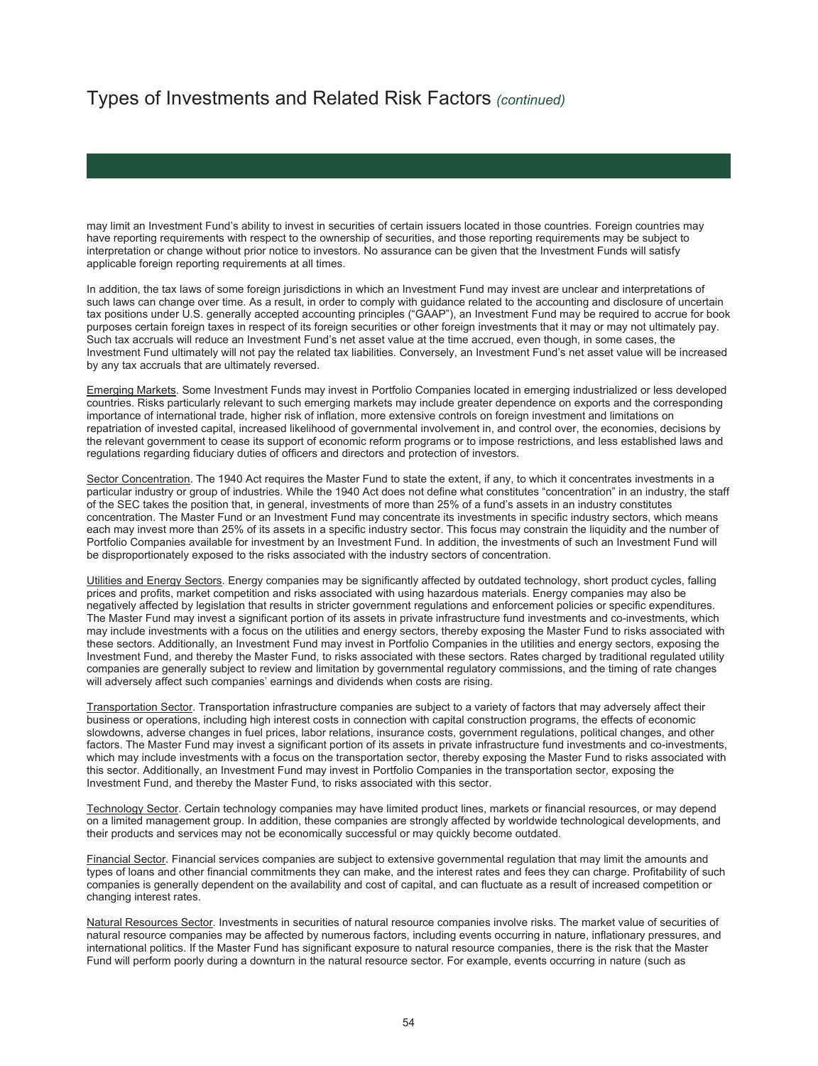# Types of Investments and Related Risk Factors *(continued)*

may limit an Investment Fund's ability to invest in securities of certain issuers located in those countries. Foreign countries may have reporting requirements with respect to the ownership of securities, and those reporting requirements may be subject to interpretation or change without prior notice to investors. No assurance can be given that the Investment Funds will satisfy applicable foreign reporting requirements at all times.

In addition, the tax laws of some foreign jurisdictions in which an Investment Fund may invest are unclear and interpretations of such laws can change over time. As a result, in order to comply with guidance related to the accounting and disclosure of uncertain tax positions under U.S. generally accepted accounting principles ("GAAP"), an Investment Fund may be required to accrue for book purposes certain foreign taxes in respect of its foreign securities or other foreign investments that it may or may not ultimately pay. Such tax accruals will reduce an Investment Fund's net asset value at the time accrued, even though, in some cases, the Investment Fund ultimately will not pay the related tax liabilities. Conversely, an Investment Fund's net asset value will be increased by any tax accruals that are ultimately reversed.

Emerging Markets. Some Investment Funds may invest in Portfolio Companies located in emerging industrialized or less developed countries. Risks particularly relevant to such emerging markets may include greater dependence on exports and the corresponding importance of international trade, higher risk of inflation, more extensive controls on foreign investment and limitations on repatriation of invested capital, increased likelihood of governmental involvement in, and control over, the economies, decisions by the relevant government to cease its support of economic reform programs or to impose restrictions, and less established laws and regulations regarding fiduciary duties of officers and directors and protection of investors.

Sector Concentration. The 1940 Act requires the Master Fund to state the extent, if any, to which it concentrates investments in a particular industry or group of industries. While the 1940 Act does not define what constitutes "concentration" in an industry, the staff of the SEC takes the position that, in general, investments of more than 25% of a fund's assets in an industry constitutes concentration. The Master Fund or an Investment Fund may concentrate its investments in specific industry sectors, which means each may invest more than 25% of its assets in a specific industry sector. This focus may constrain the liquidity and the number of Portfolio Companies available for investment by an Investment Fund. In addition, the investments of such an Investment Fund will be disproportionately exposed to the risks associated with the industry sectors of concentration.

Utilities and Energy Sectors. Energy companies may be significantly affected by outdated technology, short product cycles, falling prices and profits, market competition and risks associated with using hazardous materials. Energy companies may also be negatively affected by legislation that results in stricter government regulations and enforcement policies or specific expenditures. The Master Fund may invest a significant portion of its assets in private infrastructure fund investments and co-investments, which may include investments with a focus on the utilities and energy sectors, thereby exposing the Master Fund to risks associated with these sectors. Additionally, an Investment Fund may invest in Portfolio Companies in the utilities and energy sectors, exposing the Investment Fund, and thereby the Master Fund, to risks associated with these sectors. Rates charged by traditional regulated utility companies are generally subject to review and limitation by governmental regulatory commissions, and the timing of rate changes will adversely affect such companies' earnings and dividends when costs are rising.

Transportation Sector. Transportation infrastructure companies are subject to a variety of factors that may adversely affect their business or operations, including high interest costs in connection with capital construction programs, the effects of economic slowdowns, adverse changes in fuel prices, labor relations, insurance costs, government regulations, political changes, and other factors. The Master Fund may invest a significant portion of its assets in private infrastructure fund investments and co-investments, which may include investments with a focus on the transportation sector, thereby exposing the Master Fund to risks associated with this sector. Additionally, an Investment Fund may invest in Portfolio Companies in the transportation sector, exposing the Investment Fund, and thereby the Master Fund, to risks associated with this sector.

Technology Sector. Certain technology companies may have limited product lines, markets or financial resources, or may depend on a limited management group. In addition, these companies are strongly affected by worldwide technological developments, and their products and services may not be economically successful or may quickly become outdated.

Financial Sector. Financial services companies are subject to extensive governmental regulation that may limit the amounts and types of loans and other financial commitments they can make, and the interest rates and fees they can charge. Profitability of such companies is generally dependent on the availability and cost of capital, and can fluctuate as a result of increased competition or changing interest rates.

Natural Resources Sector. Investments in securities of natural resource companies involve risks. The market value of securities of natural resource companies may be affected by numerous factors, including events occurring in nature, inflationary pressures, and international politics. If the Master Fund has significant exposure to natural resource companies, there is the risk that the Master Fund will perform poorly during a downturn in the natural resource sector. For example, events occurring in nature (such as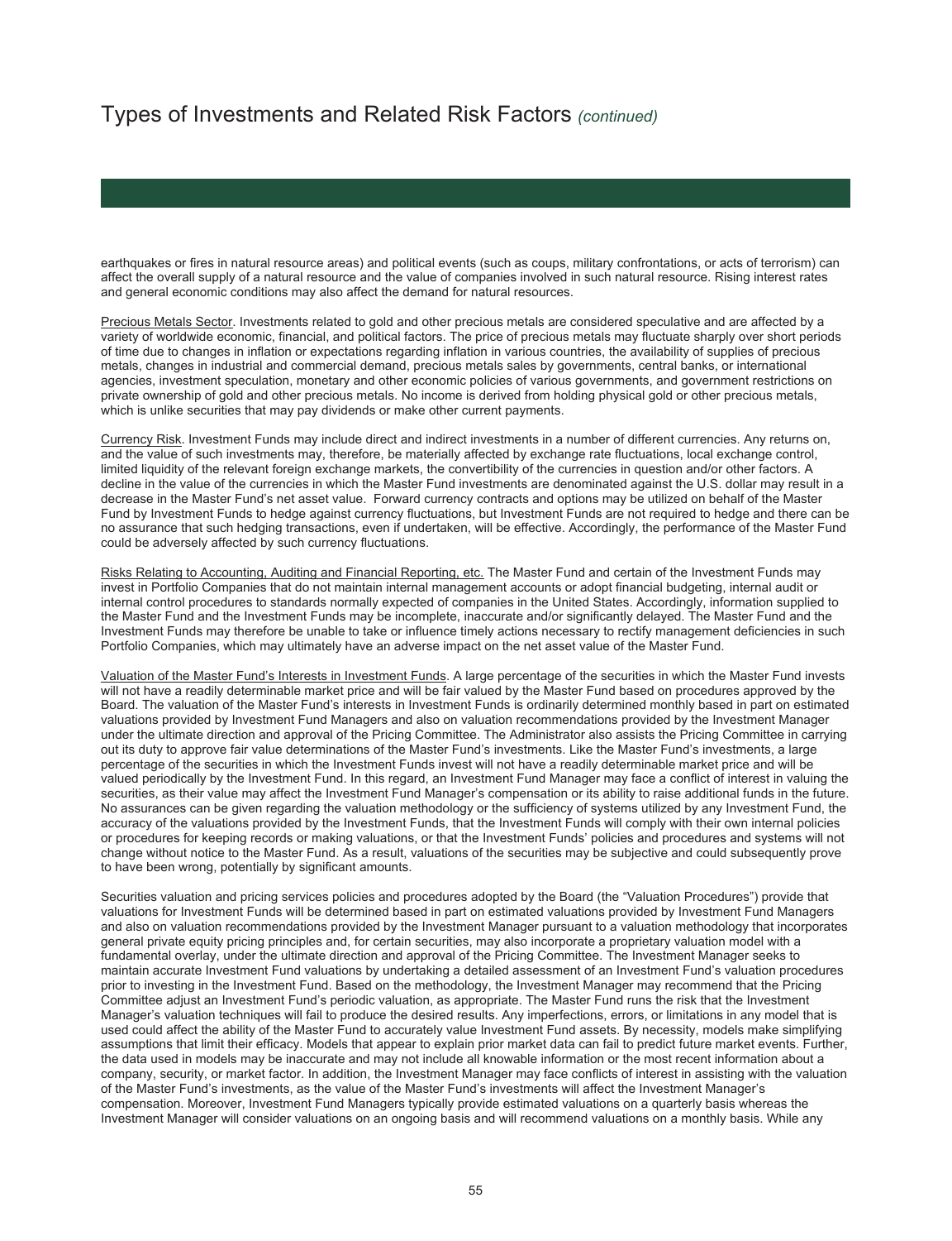# Types of Investments and Related Risk Factors *(continued)*

earthquakes or fires in natural resource areas) and political events (such as coups, military confrontations, or acts of terrorism) can affect the overall supply of a natural resource and the value of companies involved in such natural resource. Rising interest rates and general economic conditions may also affect the demand for natural resources.

Precious Metals Sector. Investments related to gold and other precious metals are considered speculative and are affected by a variety of worldwide economic, financial, and political factors. The price of precious metals may fluctuate sharply over short periods of time due to changes in inflation or expectations regarding inflation in various countries, the availability of supplies of precious metals, changes in industrial and commercial demand, precious metals sales by governments, central banks, or international agencies, investment speculation, monetary and other economic policies of various governments, and government restrictions on private ownership of gold and other precious metals. No income is derived from holding physical gold or other precious metals, which is unlike securities that may pay dividends or make other current payments.

Currency Risk. Investment Funds may include direct and indirect investments in a number of different currencies. Any returns on, and the value of such investments may, therefore, be materially affected by exchange rate fluctuations, local exchange control, limited liquidity of the relevant foreign exchange markets, the convertibility of the currencies in question and/or other factors. A decline in the value of the currencies in which the Master Fund investments are denominated against the U.S. dollar may result in a decrease in the Master Fund's net asset value. Forward currency contracts and options may be utilized on behalf of the Master Fund by Investment Funds to hedge against currency fluctuations, but Investment Funds are not required to hedge and there can be no assurance that such hedging transactions, even if undertaken, will be effective. Accordingly, the performance of the Master Fund could be adversely affected by such currency fluctuations.

Risks Relating to Accounting, Auditing and Financial Reporting, etc. The Master Fund and certain of the Investment Funds may invest in Portfolio Companies that do not maintain internal management accounts or adopt financial budgeting, internal audit or internal control procedures to standards normally expected of companies in the United States. Accordingly, information supplied to the Master Fund and the Investment Funds may be incomplete, inaccurate and/or significantly delayed. The Master Fund and the Investment Funds may therefore be unable to take or influence timely actions necessary to rectify management deficiencies in such Portfolio Companies, which may ultimately have an adverse impact on the net asset value of the Master Fund.

Valuation of the Master Fund's Interests in Investment Funds. A large percentage of the securities in which the Master Fund invests will not have a readily determinable market price and will be fair valued by the Master Fund based on procedures approved by the Board. The valuation of the Master Fund's interests in Investment Funds is ordinarily determined monthly based in part on estimated valuations provided by Investment Fund Managers and also on valuation recommendations provided by the Investment Manager under the ultimate direction and approval of the Pricing Committee. The Administrator also assists the Pricing Committee in carrying out its duty to approve fair value determinations of the Master Fund's investments. Like the Master Fund's investments, a large percentage of the securities in which the Investment Funds invest will not have a readily determinable market price and will be valued periodically by the Investment Fund. In this regard, an Investment Fund Manager may face a conflict of interest in valuing the securities, as their value may affect the Investment Fund Manager's compensation or its ability to raise additional funds in the future. No assurances can be given regarding the valuation methodology or the sufficiency of systems utilized by any Investment Fund, the accuracy of the valuations provided by the Investment Funds, that the Investment Funds will comply with their own internal policies or procedures for keeping records or making valuations, or that the Investment Funds' policies and procedures and systems will not change without notice to the Master Fund. As a result, valuations of the securities may be subjective and could subsequently prove to have been wrong, potentially by significant amounts.

Securities valuation and pricing services policies and procedures adopted by the Board (the "Valuation Procedures") provide that valuations for Investment Funds will be determined based in part on estimated valuations provided by Investment Fund Managers and also on valuation recommendations provided by the Investment Manager pursuant to a valuation methodology that incorporates general private equity pricing principles and, for certain securities, may also incorporate a proprietary valuation model with a fundamental overlay, under the ultimate direction and approval of the Pricing Committee. The Investment Manager seeks to maintain accurate Investment Fund valuations by undertaking a detailed assessment of an Investment Fund's valuation procedures prior to investing in the Investment Fund. Based on the methodology, the Investment Manager may recommend that the Pricing Committee adjust an Investment Fund's periodic valuation, as appropriate. The Master Fund runs the risk that the Investment Manager's valuation techniques will fail to produce the desired results. Any imperfections, errors, or limitations in any model that is used could affect the ability of the Master Fund to accurately value Investment Fund assets. By necessity, models make simplifying assumptions that limit their efficacy. Models that appear to explain prior market data can fail to predict future market events. Further, the data used in models may be inaccurate and may not include all knowable information or the most recent information about a company, security, or market factor. In addition, the Investment Manager may face conflicts of interest in assisting with the valuation of the Master Fund's investments, as the value of the Master Fund's investments will affect the Investment Manager's compensation. Moreover, Investment Fund Managers typically provide estimated valuations on a quarterly basis whereas the Investment Manager will consider valuations on an ongoing basis and will recommend valuations on a monthly basis. While any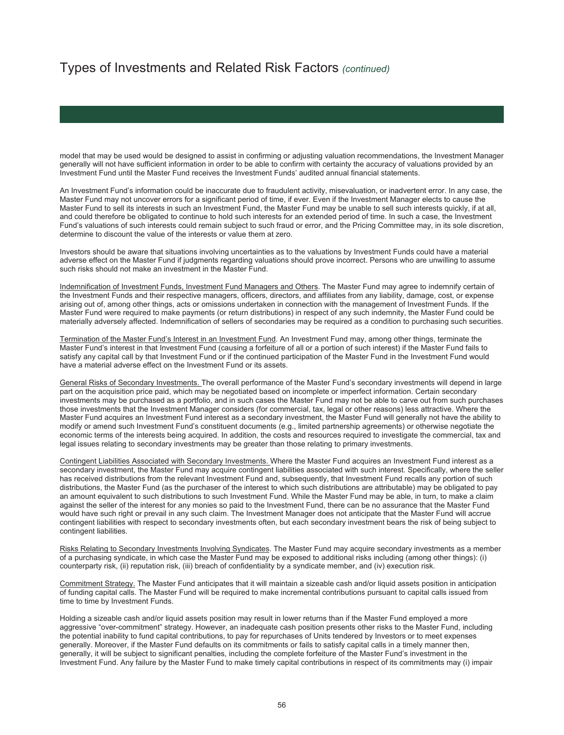model that may be used would be designed to assist in confirming or adjusting valuation recommendations, the Investment Manager generally will not have sufficient information in order to be able to confirm with certainty the accuracy of valuations provided by an Investment Fund until the Master Fund receives the Investment Funds' audited annual financial statements.

An Investment Fund's information could be inaccurate due to fraudulent activity, misevaluation, or inadvertent error. In any case, the Master Fund may not uncover errors for a significant period of time, if ever. Even if the Investment Manager elects to cause the Master Fund to sell its interests in such an Investment Fund, the Master Fund may be unable to sell such interests quickly, if at all, and could therefore be obligated to continue to hold such interests for an extended period of time. In such a case, the Investment Fund's valuations of such interests could remain subject to such fraud or error, and the Pricing Committee may, in its sole discretion, determine to discount the value of the interests or value them at zero.

Investors should be aware that situations involving uncertainties as to the valuations by Investment Funds could have a material adverse effect on the Master Fund if judgments regarding valuations should prove incorrect. Persons who are unwilling to assume such risks should not make an investment in the Master Fund.

Indemnification of Investment Funds, Investment Fund Managers and Others. The Master Fund may agree to indemnify certain of the Investment Funds and their respective managers, officers, directors, and affiliates from any liability, damage, cost, or expense arising out of, among other things, acts or omissions undertaken in connection with the management of Investment Funds. If the Master Fund were required to make payments (or return distributions) in respect of any such indemnity, the Master Fund could be materially adversely affected. Indemnification of sellers of secondaries may be required as a condition to purchasing such securities.

Termination of the Master Fund's Interest in an Investment Fund. An Investment Fund may, among other things, terminate the Master Fund's interest in that Investment Fund (causing a forfeiture of all or a portion of such interest) if the Master Fund fails to satisfy any capital call by that Investment Fund or if the continued participation of the Master Fund in the Investment Fund would have a material adverse effect on the Investment Fund or its assets.

General Risks of Secondary Investments. The overall performance of the Master Fund's secondary investments will depend in large part on the acquisition price paid, which may be negotiated based on incomplete or imperfect information. Certain secondary investments may be purchased as a portfolio, and in such cases the Master Fund may not be able to carve out from such purchases those investments that the Investment Manager considers (for commercial, tax, legal or other reasons) less attractive. Where the Master Fund acquires an Investment Fund interest as a secondary investment, the Master Fund will generally not have the ability to modify or amend such Investment Fund's constituent documents (e.g., limited partnership agreements) or otherwise negotiate the economic terms of the interests being acquired. In addition, the costs and resources required to investigate the commercial, tax and legal issues relating to secondary investments may be greater than those relating to primary investments.

Contingent Liabilities Associated with Secondary Investments. Where the Master Fund acquires an Investment Fund interest as a secondary investment, the Master Fund may acquire contingent liabilities associated with such interest. Specifically, where the seller has received distributions from the relevant Investment Fund and, subsequently, that Investment Fund recalls any portion of such distributions, the Master Fund (as the purchaser of the interest to which such distributions are attributable) may be obligated to pay an amount equivalent to such distributions to such Investment Fund. While the Master Fund may be able, in turn, to make a claim against the seller of the interest for any monies so paid to the Investment Fund, there can be no assurance that the Master Fund would have such right or prevail in any such claim. The Investment Manager does not anticipate that the Master Fund will accrue contingent liabilities with respect to secondary investments often, but each secondary investment bears the risk of being subject to contingent liabilities.

Risks Relating to Secondary Investments Involving Syndicates. The Master Fund may acquire secondary investments as a member of a purchasing syndicate, in which case the Master Fund may be exposed to additional risks including (among other things): (i) counterparty risk, (ii) reputation risk, (iii) breach of confidentiality by a syndicate member, and (iv) execution risk.

Commitment Strategy. The Master Fund anticipates that it will maintain a sizeable cash and/or liquid assets position in anticipation of funding capital calls. The Master Fund will be required to make incremental contributions pursuant to capital calls issued from time to time by Investment Funds.

Holding a sizeable cash and/or liquid assets position may result in lower returns than if the Master Fund employed a more aggressive "over-commitment" strategy. However, an inadequate cash position presents other risks to the Master Fund, including the potential inability to fund capital contributions, to pay for repurchases of Units tendered by Investors or to meet expenses generally. Moreover, if the Master Fund defaults on its commitments or fails to satisfy capital calls in a timely manner then, generally, it will be subject to significant penalties, including the complete forfeiture of the Master Fund's investment in the Investment Fund. Any failure by the Master Fund to make timely capital contributions in respect of its commitments may (i) impair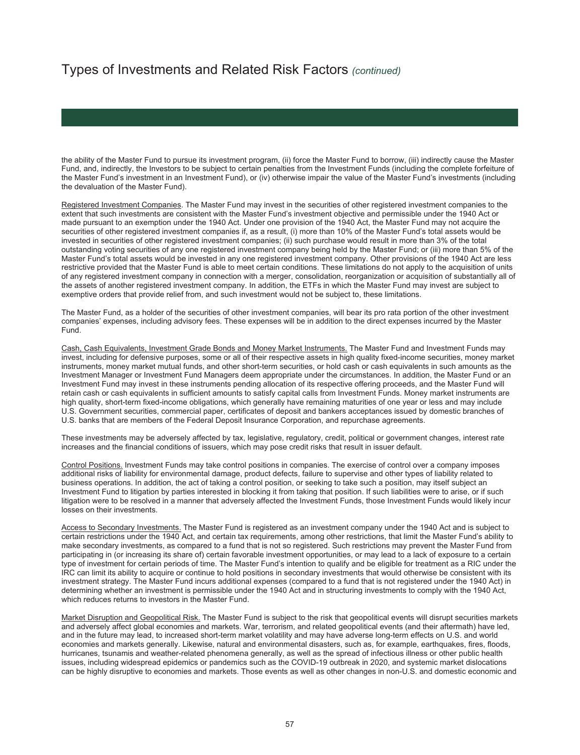# Types of Investments and Related Risk Factors *(continued)*

the ability of the Master Fund to pursue its investment program, (ii) force the Master Fund to borrow, (iii) indirectly cause the Master Fund, and, indirectly, the Investors to be subject to certain penalties from the Investment Funds (including the complete forfeiture of the Master Fund's investment in an Investment Fund), or (iv) otherwise impair the value of the Master Fund's investments (including the devaluation of the Master Fund).

Registered Investment Companies. The Master Fund may invest in the securities of other registered investment companies to the extent that such investments are consistent with the Master Fund's investment objective and permissible under the 1940 Act or made pursuant to an exemption under the 1940 Act. Under one provision of the 1940 Act, the Master Fund may not acquire the securities of other registered investment companies if, as a result, (i) more than 10% of the Master Fund's total assets would be invested in securities of other registered investment companies; (ii) such purchase would result in more than 3% of the total outstanding voting securities of any one registered investment company being held by the Master Fund; or (iii) more than 5% of the Master Fund's total assets would be invested in any one registered investment company. Other provisions of the 1940 Act are less restrictive provided that the Master Fund is able to meet certain conditions. These limitations do not apply to the acquisition of units of any registered investment company in connection with a merger, consolidation, reorganization or acquisition of substantially all of the assets of another registered investment company. In addition, the ETFs in which the Master Fund may invest are subject to exemptive orders that provide relief from, and such investment would not be subject to, these limitations.

The Master Fund, as a holder of the securities of other investment companies, will bear its pro rata portion of the other investment companies' expenses, including advisory fees. These expenses will be in addition to the direct expenses incurred by the Master Fund.

Cash, Cash Equivalents, Investment Grade Bonds and Money Market Instruments. The Master Fund and Investment Funds may invest, including for defensive purposes, some or all of their respective assets in high quality fixed-income securities, money market instruments, money market mutual funds, and other short-term securities, or hold cash or cash equivalents in such amounts as the Investment Manager or Investment Fund Managers deem appropriate under the circumstances. In addition, the Master Fund or an Investment Fund may invest in these instruments pending allocation of its respective offering proceeds, and the Master Fund will retain cash or cash equivalents in sufficient amounts to satisfy capital calls from Investment Funds. Money market instruments are high quality, short-term fixed-income obligations, which generally have remaining maturities of one year or less and may include U.S. Government securities, commercial paper, certificates of deposit and bankers acceptances issued by domestic branches of U.S. banks that are members of the Federal Deposit Insurance Corporation, and repurchase agreements.

These investments may be adversely affected by tax, legislative, regulatory, credit, political or government changes, interest rate increases and the financial conditions of issuers, which may pose credit risks that result in issuer default.

Control Positions. Investment Funds may take control positions in companies. The exercise of control over a company imposes additional risks of liability for environmental damage, product defects, failure to supervise and other types of liability related to business operations. In addition, the act of taking a control position, or seeking to take such a position, may itself subject an Investment Fund to litigation by parties interested in blocking it from taking that position. If such liabilities were to arise, or if such litigation were to be resolved in a manner that adversely affected the Investment Funds, those Investment Funds would likely incur losses on their investments.

Access to Secondary Investments. The Master Fund is registered as an investment company under the 1940 Act and is subject to certain restrictions under the 1940 Act, and certain tax requirements, among other restrictions, that limit the Master Fund's ability to make secondary investments, as compared to a fund that is not so registered. Such restrictions may prevent the Master Fund from participating in (or increasing its share of) certain favorable investment opportunities, or may lead to a lack of exposure to a certain type of investment for certain periods of time. The Master Fund's intention to qualify and be eligible for treatment as a RIC under the IRC can limit its ability to acquire or continue to hold positions in secondary investments that would otherwise be consistent with its investment strategy. The Master Fund incurs additional expenses (compared to a fund that is not registered under the 1940 Act) in determining whether an investment is permissible under the 1940 Act and in structuring investments to comply with the 1940 Act, which reduces returns to investors in the Master Fund.

Market Disruption and Geopolitical Risk. The Master Fund is subject to the risk that geopolitical events will disrupt securities markets and adversely affect global economies and markets. War, terrorism, and related geopolitical events (and their aftermath) have led, and in the future may lead, to increased short-term market volatility and may have adverse long-term effects on U.S. and world economies and markets generally. Likewise, natural and environmental disasters, such as, for example, earthquakes, fires, floods, hurricanes, tsunamis and weather-related phenomena generally, as well as the spread of infectious illness or other public health issues, including widespread epidemics or pandemics such as the COVID-19 outbreak in 2020, and systemic market dislocations can be highly disruptive to economies and markets. Those events as well as other changes in non-U.S. and domestic economic and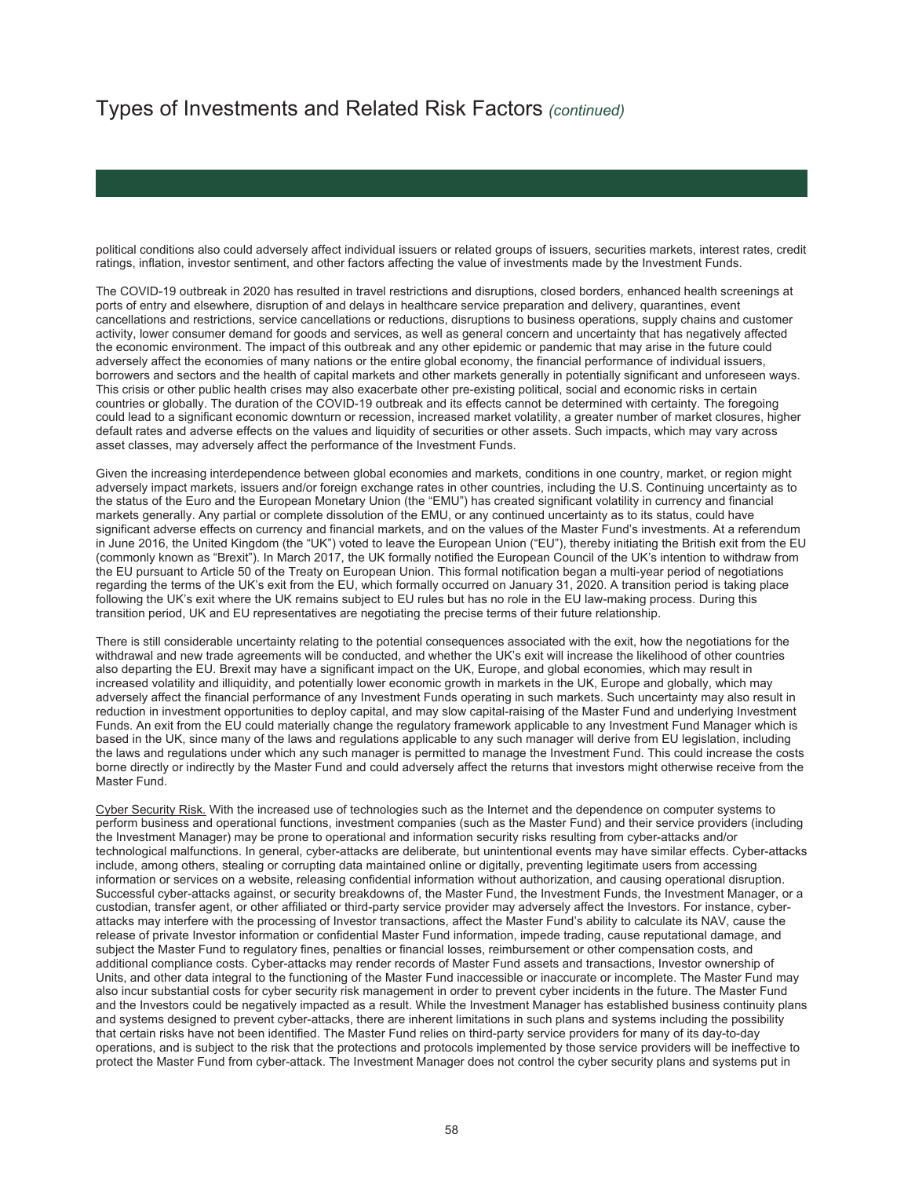# Types of Investments and Related Risk Factors *(continued)*

political conditions also could adversely affect individual issuers or related groups of issuers, securities markets, interest rates, credit ratings, inflation, investor sentiment, and other factors affecting the value of investments made by the Investment Funds.

The COVID-19 outbreak in 2020 has resulted in travel restrictions and disruptions, closed borders, enhanced health screenings at ports of entry and elsewhere, disruption of and delays in healthcare service preparation and delivery, quarantines, event cancellations and restrictions, service cancellations or reductions, disruptions to business operations, supply chains and customer activity, lower consumer demand for goods and services, as well as general concern and uncertainty that has negatively affected the economic environment. The impact of this outbreak and any other epidemic or pandemic that may arise in the future could adversely affect the economies of many nations or the entire global economy, the financial performance of individual issuers, borrowers and sectors and the health of capital markets and other markets generally in potentially significant and unforeseen ways. This crisis or other public health crises may also exacerbate other pre-existing political, social and economic risks in certain countries or globally. The duration of the COVID-19 outbreak and its effects cannot be determined with certainty. The foregoing could lead to a significant economic downturn or recession, increased market volatility, a greater number of market closures, higher default rates and adverse effects on the values and liquidity of securities or other assets. Such impacts, which may vary across asset classes, may adversely affect the performance of the Investment Funds.

Given the increasing interdependence between global economies and markets, conditions in one country, market, or region might adversely impact markets, issuers and/or foreign exchange rates in other countries, including the U.S. Continuing uncertainty as to the status of the Euro and the European Monetary Union (the "EMU") has created significant volatility in currency and financial markets generally. Any partial or complete dissolution of the EMU, or any continued uncertainty as to its status, could have significant adverse effects on currency and financial markets, and on the values of the Master Fund's investments. At a referendum in June 2016, the United Kingdom (the "UK") voted to leave the European Union ("EU"), thereby initiating the British exit from the EU (commonly known as "Brexit"). In March 2017, the UK formally notified the European Council of the UK's intention to withdraw from the EU pursuant to Article 50 of the Treaty on European Union. This formal notification began a multi-year period of negotiations regarding the terms of the UK's exit from the EU, which formally occurred on January 31, 2020. A transition period is taking place following the UK's exit where the UK remains subject to EU rules but has no role in the EU law-making process. During this transition period, UK and EU representatives are negotiating the precise terms of their future relationship.

There is still considerable uncertainty relating to the potential consequences associated with the exit, how the negotiations for the withdrawal and new trade agreements will be conducted, and whether the UK's exit will increase the likelihood of other countries also departing the EU. Brexit may have a significant impact on the UK, Europe, and global economies, which may result in increased volatility and illiquidity, and potentially lower economic growth in markets in the UK, Europe and globally, which may adversely affect the financial performance of any Investment Funds operating in such markets. Such uncertainty may also result in reduction in investment opportunities to deploy capital, and may slow capital-raising of the Master Fund and underlying Investment Funds. An exit from the EU could materially change the regulatory framework applicable to any Investment Fund Manager which is based in the UK, since many of the laws and regulations applicable to any such manager will derive from EU legislation, including the laws and regulations under which any such manager is permitted to manage the Investment Fund. This could increase the costs borne directly or indirectly by the Master Fund and could adversely affect the returns that investors might otherwise receive from the Master Fund.

Cyber Security Risk. With the increased use of technologies such as the Internet and the dependence on computer systems to perform business and operational functions, investment companies (such as the Master Fund) and their service providers (including the Investment Manager) may be prone to operational and information security risks resulting from cyber-attacks and/or technological malfunctions. In general, cyber-attacks are deliberate, but unintentional events may have similar effects. Cyber-attacks include, among others, stealing or corrupting data maintained online or digitally, preventing legitimate users from accessing information or services on a website, releasing confidential information without authorization, and causing operational disruption. Successful cyber-attacks against, or security breakdowns of, the Master Fund, the Investment Funds, the Investment Manager, or a custodian, transfer agent, or other affiliated or third-party service provider may adversely affect the Investors. For instance, cyber-attacks may interfere with the processing of Investor transactions, affect the Master Fund's ability to calculate its NAV, cause the release of private Investor information or confidential Master Fund information, impede trading, cause reputational damage, and subject the Master Fund to regulatory fines, penalties or financial losses, reimbursement or other compensation costs, and additional compliance costs. Cyber-attacks may render records of Master Fund assets and transactions, Investor ownership of Units, and other data integral to the functioning of the Master Fund inaccessible or inaccurate or incomplete. The Master Fund may also incur substantial costs for cyber security risk management in order to prevent cyber incidents in the future. The Master Fund and the Investors could be negatively impacted as a result. While the Investment Manager has established business continuity plans and systems designed to prevent cyber-attacks, there are inherent limitations in such plans and systems including the possibility that certain risks have not been identified. The Master Fund relies on third-party service providers for many of its day-to-day operations, and is subject to the risk that the protections and protocols implemented by those service providers will be ineffective to protect the Master Fund from cyber-attack. The Investment Manager does not control the cyber security plans and systems put in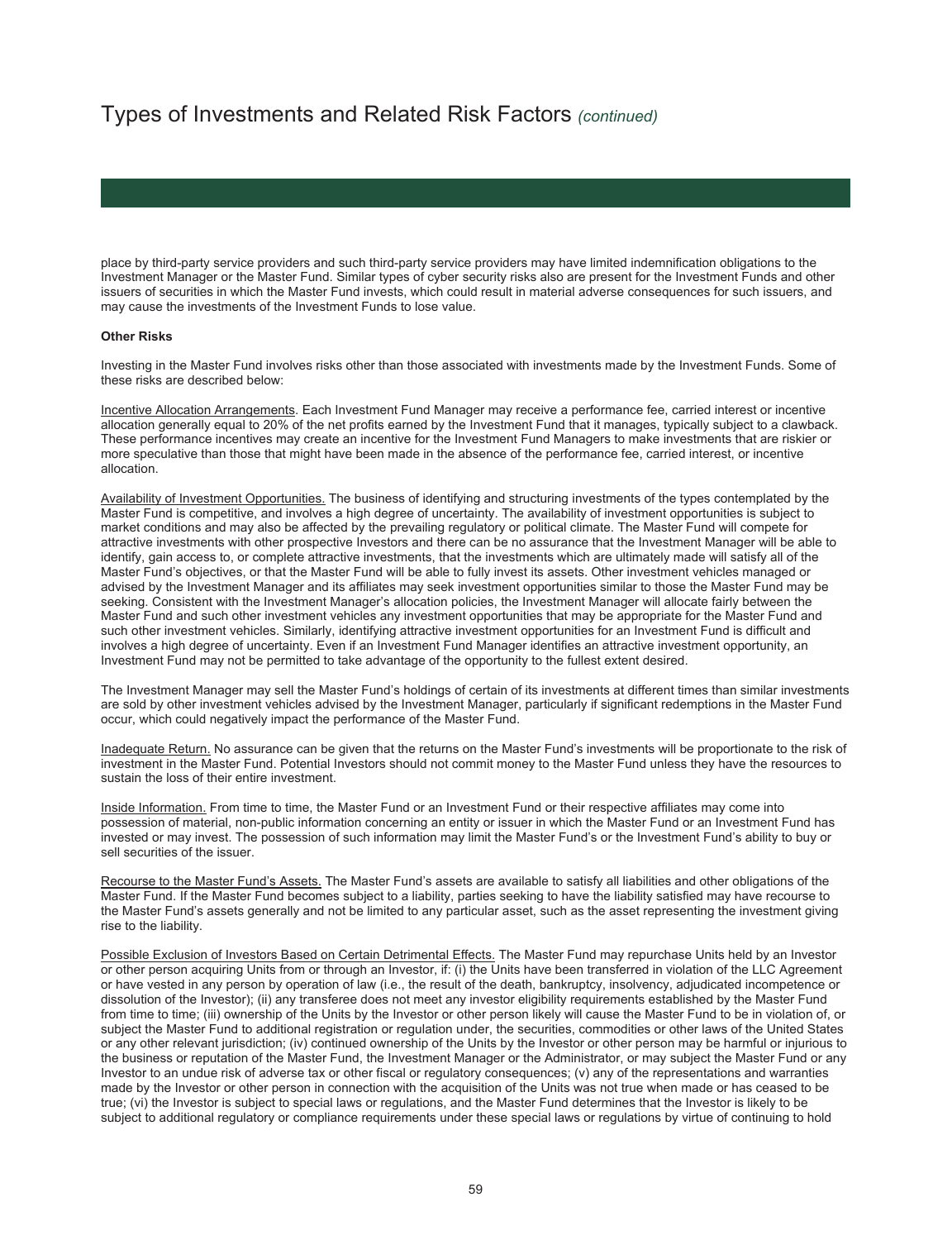place by third-party service providers and such third-party service providers may have limited indemnification obligations to the Investment Manager or the Master Fund. Similar types of cyber security risks also are present for the Investment Funds and other issuers of securities in which the Master Fund invests, which could result in material adverse consequences for such issuers, and may cause the investments of the Investment Funds to lose value.

**Other Risks**

Investing in the Master Fund involves risks other than those associated with investments made by the Investment Funds. Some of these risks are described below:

Incentive Allocation Arrangements. Each Investment Fund Manager may receive a performance fee, carried interest or incentive allocation generally equal to 20% of the net profits earned by the Investment Fund that it manages, typically subject to a clawback. These performance incentives may create an incentive for the Investment Fund Managers to make investments that are riskier or more speculative than those that might have been made in the absence of the performance fee, carried interest, or incentive allocation.

Availability of Investment Opportunities. The business of identifying and structuring investments of the types contemplated by the Master Fund is competitive, and involves a high degree of uncertainty. The availability of investment opportunities is subject to market conditions and may also be affected by the prevailing regulatory or political climate. The Master Fund will compete for attractive investments with other prospective Investors and there can be no assurance that the Investment Manager will be able to identify, gain access to, or complete attractive investments, that the investments which are ultimately made will satisfy all of the Master Fund's objectives, or that the Master Fund will be able to fully invest its assets. Other investment vehicles managed or advised by the Investment Manager and its affiliates may seek investment opportunities similar to those the Master Fund may be seeking. Consistent with the Investment Manager's allocation policies, the Investment Manager will allocate fairly between the Master Fund and such other investment vehicles any investment opportunities that may be appropriate for the Master Fund and such other investment vehicles. Similarly, identifying attractive investment opportunities for an Investment Fund is difficult and involves a high degree of uncertainty. Even if an Investment Fund Manager identifies an attractive investment opportunity, an Investment Fund may not be permitted to take advantage of the opportunity to the fullest extent desired.

The Investment Manager may sell the Master Fund's holdings of certain of its investments at different times than similar investments are sold by other investment vehicles advised by the Investment Manager, particularly if significant redemptions in the Master Fund occur, which could negatively impact the performance of the Master Fund.

Inadequate Return. No assurance can be given that the returns on the Master Fund's investments will be proportionate to the risk of investment in the Master Fund. Potential Investors should not commit money to the Master Fund unless they have the resources to sustain the loss of their entire investment.

Inside Information. From time to time, the Master Fund or an Investment Fund or their respective affiliates may come into possession of material, non-public information concerning an entity or issuer in which the Master Fund or an Investment Fund has invested or may invest. The possession of such information may limit the Master Fund's or the Investment Fund's ability to buy or sell securities of the issuer.

Recourse to the Master Fund's Assets. The Master Fund's assets are available to satisfy all liabilities and other obligations of the Master Fund. If the Master Fund becomes subject to a liability, parties seeking to have the liability satisfied may have recourse to the Master Fund's assets generally and not be limited to any particular asset, such as the asset representing the investment giving rise to the liability.

Possible Exclusion of Investors Based on Certain Detrimental Effects. The Master Fund may repurchase Units held by an Investor or other person acquiring Units from or through an Investor, if: (i) the Units have been transferred in violation of the LLC Agreement or have vested in any person by operation of law (i.e., the result of the death, bankruptcy, insolvency, adjudicated incompetence or dissolution of the Investor); (ii) any transferee does not meet any investor eligibility requirements established by the Master Fund from time to time; (iii) ownership of the Units by the Investor or other person likely will cause the Master Fund to be in violation of, or subject the Master Fund to additional registration or regulation under, the securities, commodities or other laws of the United States or any other relevant jurisdiction; (iv) continued ownership of the Units by the Investor or other person may be harmful or injurious to the business or reputation of the Master Fund, the Investment Manager or the Administrator, or may subject the Master Fund or any Investor to an undue risk of adverse tax or other fiscal or regulatory consequences; (v) any of the representations and warranties made by the Investor or other person in connection with the acquisition of the Units was not true when made or has ceased to be true; (vi) the Investor is subject to special laws or regulations, and the Master Fund determines that the Investor is likely to be subject to additional regulatory or compliance requirements under these special laws or regulations by virtue of continuing to hold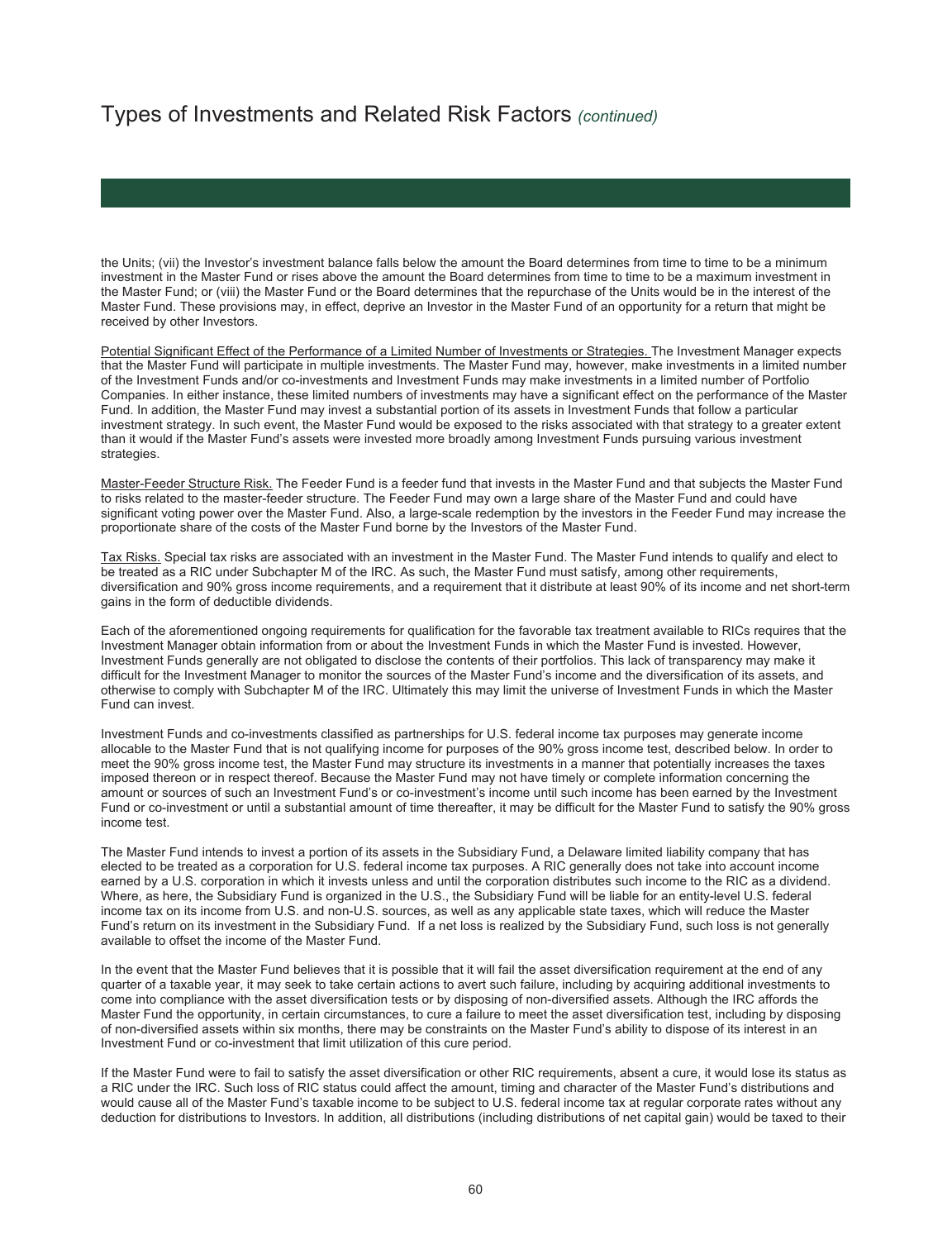the Units; (vii) the Investor's investment balance falls below the amount the Board determines from time to time to be a minimum investment in the Master Fund or rises above the amount the Board determines from time to time to be a maximum investment in the Master Fund; or (viii) the Master Fund or the Board determines that the repurchase of the Units would be in the interest of the Master Fund. These provisions may, in effect, deprive an Investor in the Master Fund of an opportunity for a return that might be received by other Investors.

Potential Significant Effect of the Performance of a Limited Number of Investments or Strategies. The Investment Manager expects that the Master Fund will participate in multiple investments. The Master Fund may, however, make investments in a limited number of the Investment Funds and/or co-investments and Investment Funds may make investments in a limited number of Portfolio Companies. In either instance, these limited numbers of investments may have a significant effect on the performance of the Master Fund. In addition, the Master Fund may invest a substantial portion of its assets in Investment Funds that follow a particular investment strategy. In such event, the Master Fund would be exposed to the risks associated with that strategy to a greater extent than it would if the Master Fund's assets were invested more broadly among Investment Funds pursuing various investment strategies.

Master-Feeder Structure Risk. The Feeder Fund is a feeder fund that invests in the Master Fund and that subjects the Master Fund to risks related to the master-feeder structure. The Feeder Fund may own a large share of the Master Fund and could have significant voting power over the Master Fund. Also, a large-scale redemption by the investors in the Feeder Fund may increase the proportionate share of the costs of the Master Fund borne by the Investors of the Master Fund.

Tax Risks. Special tax risks are associated with an investment in the Master Fund. The Master Fund intends to qualify and elect to be treated as a RIC under Subchapter M of the IRC. As such, the Master Fund must satisfy, among other requirements, diversification and 90% gross income requirements, and a requirement that it distribute at least 90% of its income and net short-term gains in the form of deductible dividends.

Each of the aforementioned ongoing requirements for qualification for the favorable tax treatment available to RICs requires that the Investment Manager obtain information from or about the Investment Funds in which the Master Fund is invested. However, Investment Funds generally are not obligated to disclose the contents of their portfolios. This lack of transparency may make it difficult for the Investment Manager to monitor the sources of the Master Fund's income and the diversification of its assets, and otherwise to comply with Subchapter M of the IRC. Ultimately this may limit the universe of Investment Funds in which the Master Fund can invest.

Investment Funds and co-investments classified as partnerships for U.S. federal income tax purposes may generate income allocable to the Master Fund that is not qualifying income for purposes of the 90% gross income test, described below. In order to meet the 90% gross income test, the Master Fund may structure its investments in a manner that potentially increases the taxes imposed thereon or in respect thereof. Because the Master Fund may not have timely or complete information concerning the amount or sources of such an Investment Fund's or co-investment's income until such income has been earned by the Investment Fund or co-investment or until a substantial amount of time thereafter, it may be difficult for the Master Fund to satisfy the 90% gross income test.

The Master Fund intends to invest a portion of its assets in the Subsidiary Fund, a Delaware limited liability company that has elected to be treated as a corporation for U.S. federal income tax purposes. A RIC generally does not take into account income earned by a U.S. corporation in which it invests unless and until the corporation distributes such income to the RIC as a dividend. Where, as here, the Subsidiary Fund is organized in the U.S., the Subsidiary Fund will be liable for an entity-level U.S. federal income tax on its income from U.S. and non-U.S. sources, as well as any applicable state taxes, which will reduce the Master Fund's return on its investment in the Subsidiary Fund. If a net loss is realized by the Subsidiary Fund, such loss is not generally available to offset the income of the Master Fund.

In the event that the Master Fund believes that it is possible that it will fail the asset diversification requirement at the end of any quarter of a taxable year, it may seek to take certain actions to avert such failure, including by acquiring additional investments to come into compliance with the asset diversification tests or by disposing of non-diversified assets. Although the IRC affords the Master Fund the opportunity, in certain circumstances, to cure a failure to meet the asset diversification test, including by disposing of non-diversified assets within six months, there may be constraints on the Master Fund's ability to dispose of its interest in an Investment Fund or co-investment that limit utilization of this cure period.

If the Master Fund were to fail to satisfy the asset diversification or other RIC requirements, absent a cure, it would lose its status as a RIC under the IRC. Such loss of RIC status could affect the amount, timing and character of the Master Fund's distributions and would cause all of the Master Fund's taxable income to be subject to U.S. federal income tax at regular corporate rates without any deduction for distributions to Investors. In addition, all distributions (including distributions of net capital gain) would be taxed to their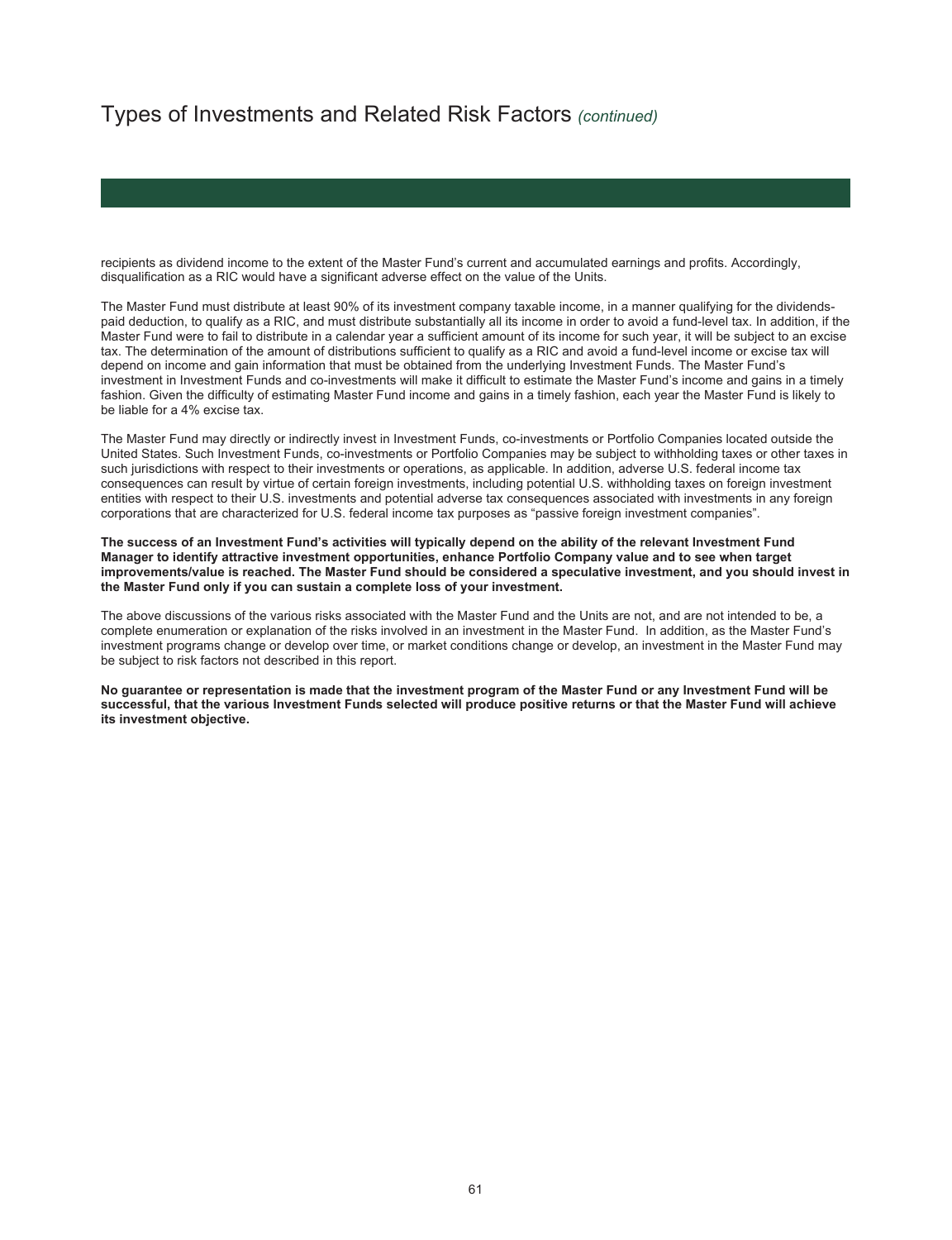# Types of Investments and Related Risk Factors *(continued)*

recipients as dividend income to the extent of the Master Fund's current and accumulated earnings and profits. Accordingly, disqualification as a RIC would have a significant adverse effect on the value of the Units.

The Master Fund must distribute at least 90% of its investment company taxable income, in a manner qualifying for the dividends-paid deduction, to qualify as a RIC, and must distribute substantially all its income in order to avoid a fund-level tax. In addition, if the Master Fund were to fail to distribute in a calendar year a sufficient amount of its income for such year, it will be subject to an excise tax. The determination of the amount of distributions sufficient to qualify as a RIC and avoid a fund-level income or excise tax will depend on income and gain information that must be obtained from the underlying Investment Funds. The Master Fund's investment in Investment Funds and co-investments will make it difficult to estimate the Master Fund's income and gains in a timely fashion. Given the difficulty of estimating Master Fund income and gains in a timely fashion, each year the Master Fund is likely to be liable for a 4% excise tax.

The Master Fund may directly or indirectly invest in Investment Funds, co-investments or Portfolio Companies located outside the United States. Such Investment Funds, co-investments or Portfolio Companies may be subject to withholding taxes or other taxes in such jurisdictions with respect to their investments or operations, as applicable. In addition, adverse U.S. federal income tax consequences can result by virtue of certain foreign investments, including potential U.S. withholding taxes on foreign investment entities with respect to their U.S. investments and potential adverse tax consequences associated with investments in any foreign corporations that are characterized for U.S. federal income tax purposes as "passive foreign investment companies".

**The success of an Investment Fund's activities will typically depend on the ability of the relevant Investment Fund Manager to identify attractive investment opportunities, enhance Portfolio Company value and to see when target improvements/value is reached. The Master Fund should be considered a speculative investment, and you should invest in the Master Fund only if you can sustain a complete loss of your investment.**

The above discussions of the various risks associated with the Master Fund and the Units are not, and are not intended to be, a complete enumeration or explanation of the risks involved in an investment in the Master Fund. In addition, as the Master Fund's investment programs change or develop over time, or market conditions change or develop, an investment in the Master Fund may be subject to risk factors not described in this report.

**No guarantee or representation is made that the investment program of the Master Fund or any Investment Fund will be successful, that the various Investment Funds selected will produce positive returns or that the Master Fund will achieve its investment objective.**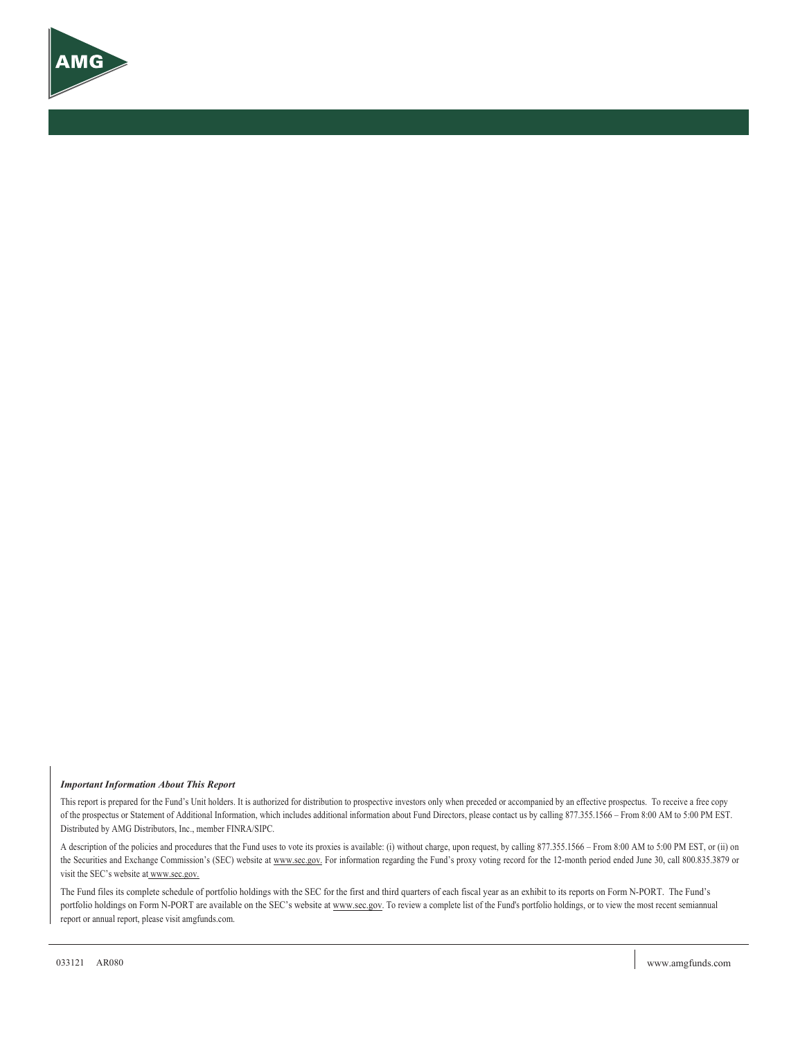AMG

***Important Information About This Report***

This report is prepared for the Fund's Unit holders. It is authorized for distribution to prospective investors only when preceded or accompanied by an effective prospectus. To receive a free copy of the prospectus or Statement of Additional Information, which includes additional information about Fund Directors, please contact us by calling 877.355.1566 – From 8:00 AM to 5:00 PM EST. Distributed by AMG Distributors, Inc., member FINRA/SIPC.

A description of the policies and procedures that the Fund uses to vote its proxies is available: (i) without charge, upon request, by calling 877.355.1566 – From 8:00 AM to 5:00 PM EST, or (ii) on the Securities and Exchange Commission's (SEC) website at www.sec.gov. For information regarding the Fund's proxy voting record for the 12-month period ended June 30, call 800.835.3879 or visit the SEC's website at www.sec.gov.

The Fund files its complete schedule of portfolio holdings with the SEC for the first and third quarters of each fiscal year as an exhibit to its reports on Form N-PORT. The Fund's portfolio holdings on Form N-PORT are available on the SEC's website at www.sec.gov. To review a complete list of the Fund's portfolio holdings, or to view the most recent semiannual report or annual report, please visit amgfunds.com.

033121 AR080

www.amgfunds.com